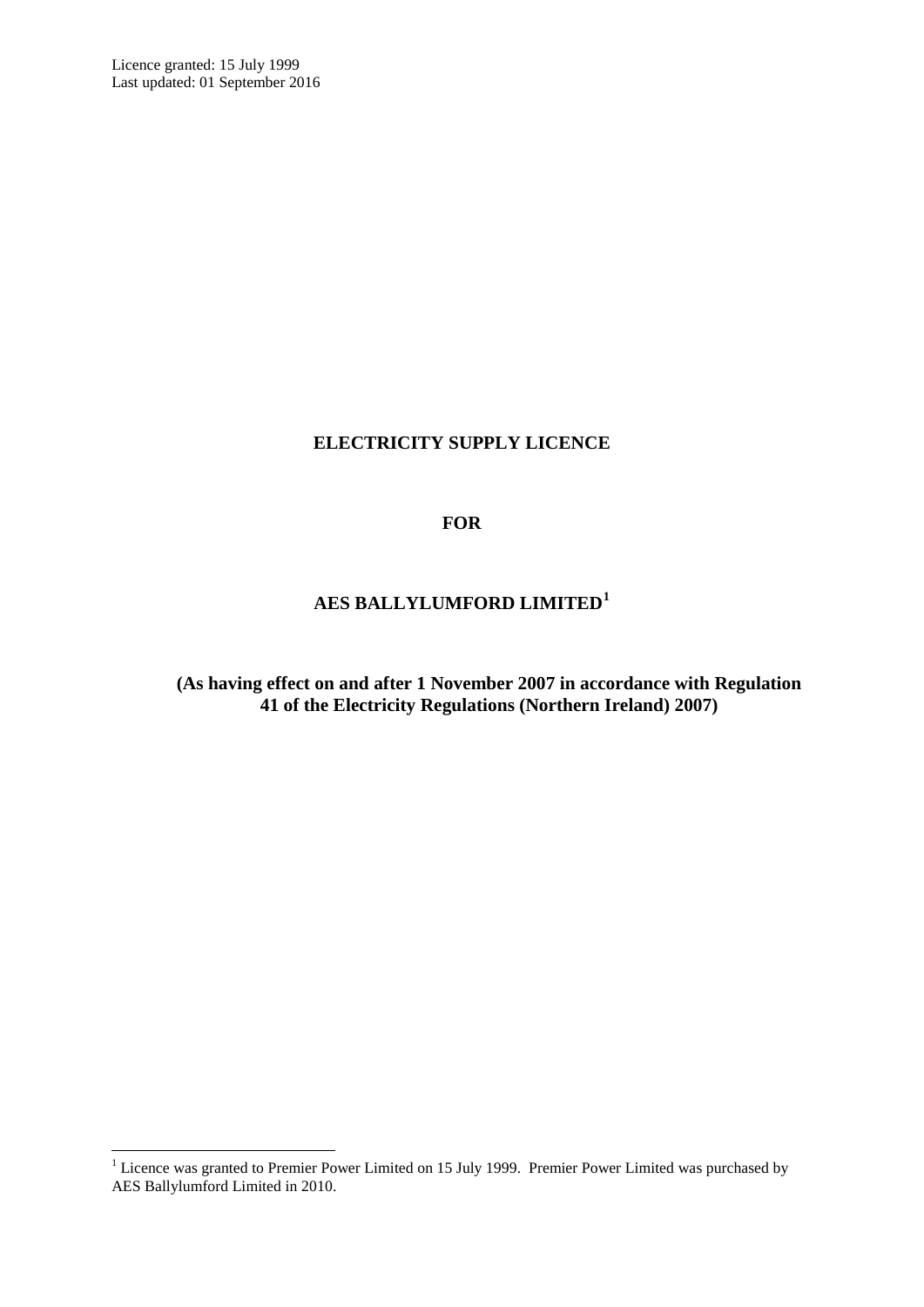Licence granted: 15 July 1999
Last updated: 01 September 2016

# ELECTRICITY SUPPLY LICENCE

# FOR

# AES BALLYLUMFORD LIMITED[1]

**(As having effect on and after 1 November 2007 in accordance with Regulation 41 of the Electricity Regulations (Northern Ireland) 2007)**

[1] Licence was granted to Premier Power Limited on 15 July 1999. Premier Power Limited was purchased by AES Ballylumford Limited in 2010.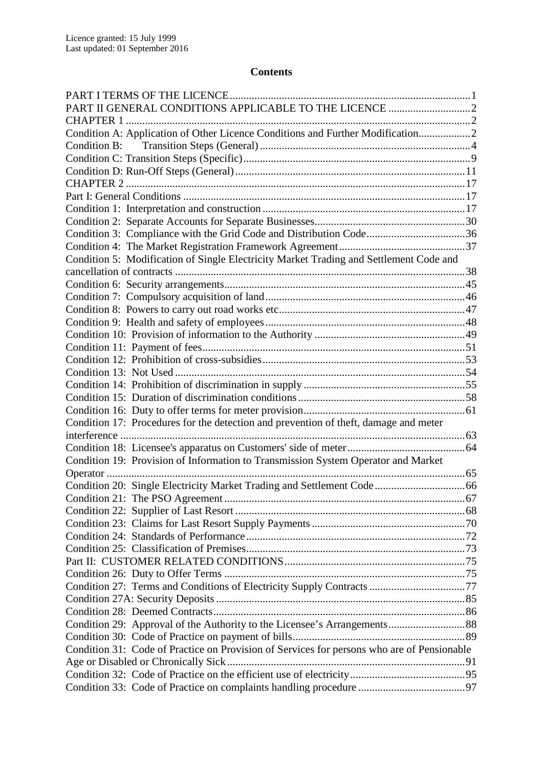Licence granted: 15 July 1999
Last updated: 01 September 2016

## Contents

PART I TERMS OF THE LICENCE ........ 1
PART II GENERAL CONDITIONS APPLICABLE TO THE LICENCE ........ 2
CHAPTER 1 ........ 2
Condition A: Application of Other Licence Conditions and Further Modification ........ 2
Condition B: Transition Steps (General) ........ 4
Condition C: Transition Steps (Specific) ........ 9
Condition D: Run-Off Steps (General) ........ 11
CHAPTER 2 ........ 17
Part I: General Conditions ........ 17
Condition 1: Interpretation and construction ........ 17
Condition 2: Separate Accounts for Separate Businesses ........ 30
Condition 3: Compliance with the Grid Code and Distribution Code ........ 36
Condition 4: The Market Registration Framework Agreement ........ 37
Condition 5: Modification of Single Electricity Market Trading and Settlement Code and cancellation of contracts ........ 38
Condition 6: Security arrangements ........ 45
Condition 7: Compulsory acquisition of land ........ 46
Condition 8: Powers to carry out road works etc ........ 47
Condition 9: Health and safety of employees ........ 48
Condition 10: Provision of information to the Authority ........ 49
Condition 11: Payment of fees ........ 51
Condition 12: Prohibition of cross-subsidies ........ 53
Condition 13: Not Used ........ 54
Condition 14: Prohibition of discrimination in supply ........ 55
Condition 15: Duration of discrimination conditions ........ 58
Condition 16: Duty to offer terms for meter provision ........ 61
Condition 17: Procedures for the detection and prevention of theft, damage and meter interference ........ 63
Condition 18: Licensee's apparatus on Customers' side of meter ........ 64
Condition 19: Provision of Information to Transmission System Operator and Market Operator ........ 65
Condition 20: Single Electricity Market Trading and Settlement Code ........ 66
Condition 21: The PSO Agreement ........ 67
Condition 22: Supplier of Last Resort ........ 68
Condition 23: Claims for Last Resort Supply Payments ........ 70
Condition 24: Standards of Performance ........ 72
Condition 25: Classification of Premises ........ 73
Part II: CUSTOMER RELATED CONDITIONS ........ 75
Condition 26: Duty to Offer Terms ........ 75
Condition 27: Terms and Conditions of Electricity Supply Contracts ........ 77
Condition 27A: Security Deposits ........ 85
Condition 28: Deemed Contracts ........ 86
Condition 29: Approval of the Authority to the Licensee's Arrangements ........ 88
Condition 30: Code of Practice on payment of bills ........ 89
Condition 31: Code of Practice on Provision of Services for persons who are of Pensionable Age or Disabled or Chronically Sick ........ 91
Condition 32: Code of Practice on the efficient use of electricity ........ 95
Condition 33: Code of Practice on complaints handling procedure ........ 97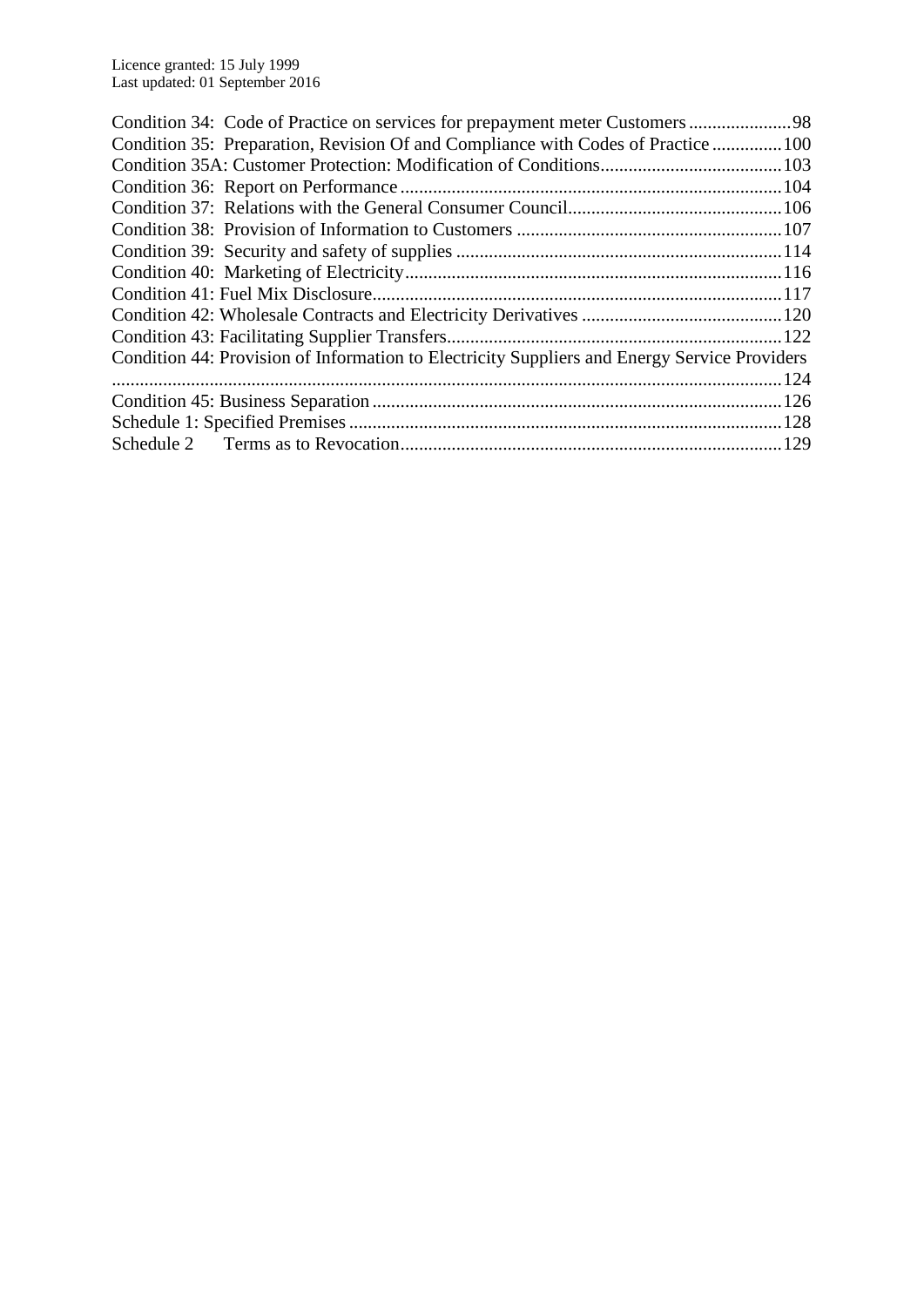Condition 34: Code of Practice on services for prepayment meter Customers ... 98
Condition 35: Preparation, Revision Of and Compliance with Codes of Practice ... 100
Condition 35A: Customer Protection: Modification of Conditions ... 103
Condition 36: Report on Performance ... 104
Condition 37: Relations with the General Consumer Council ... 106
Condition 38: Provision of Information to Customers ... 107
Condition 39: Security and safety of supplies ... 114
Condition 40: Marketing of Electricity ... 116
Condition 41: Fuel Mix Disclosure ... 117
Condition 42: Wholesale Contracts and Electricity Derivatives ... 120
Condition 43: Facilitating Supplier Transfers ... 122
Condition 44: Provision of Information to Electricity Suppliers and Energy Service Providers ... 124
Condition 45: Business Separation ... 126
Schedule 1: Specified Premises ... 128
Schedule 2 Terms as to Revocation ... 129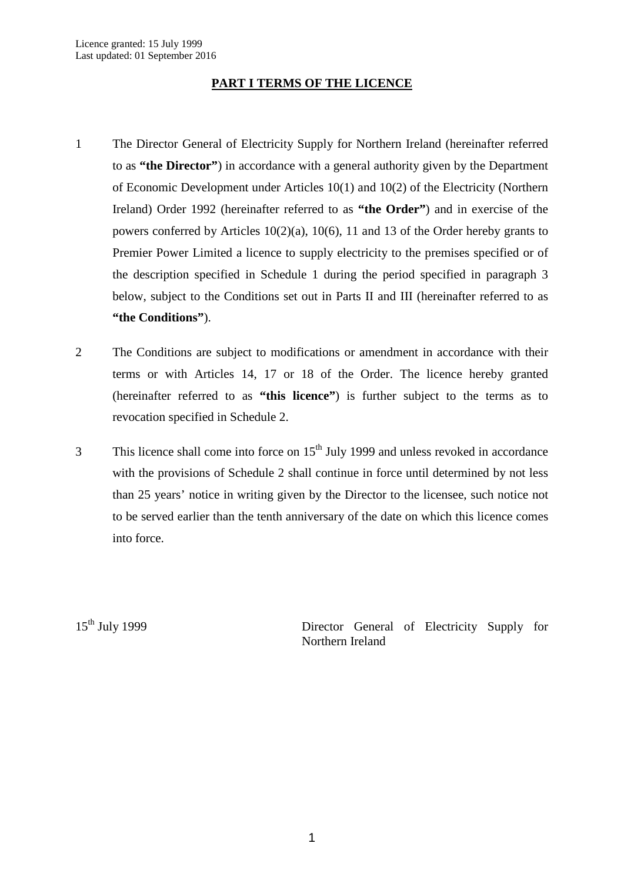Licence granted: 15 July 1999
Last updated: 01 September 2016

## PART I TERMS OF THE LICENCE

1 The Director General of Electricity Supply for Northern Ireland (hereinafter referred to as **"the Director"**) in accordance with a general authority given by the Department of Economic Development under Articles 10(1) and 10(2) of the Electricity (Northern Ireland) Order 1992 (hereinafter referred to as **"the Order"**) and in exercise of the powers conferred by Articles 10(2)(a), 10(6), 11 and 13 of the Order hereby grants to Premier Power Limited a licence to supply electricity to the premises specified or of the description specified in Schedule 1 during the period specified in paragraph 3 below, subject to the Conditions set out in Parts II and III (hereinafter referred to as **"the Conditions"**).

2 The Conditions are subject to modifications or amendment in accordance with their terms or with Articles 14, 17 or 18 of the Order. The licence hereby granted (hereinafter referred to as **"this licence"**) is further subject to the terms as to revocation specified in Schedule 2.

3 This licence shall come into force on 15th July 1999 and unless revoked in accordance with the provisions of Schedule 2 shall continue in force until determined by not less than 25 years' notice in writing given by the Director to the licensee, such notice not to be served earlier than the tenth anniversary of the date on which this licence comes into force.

15th July 1999

Director General of Electricity Supply for Northern Ireland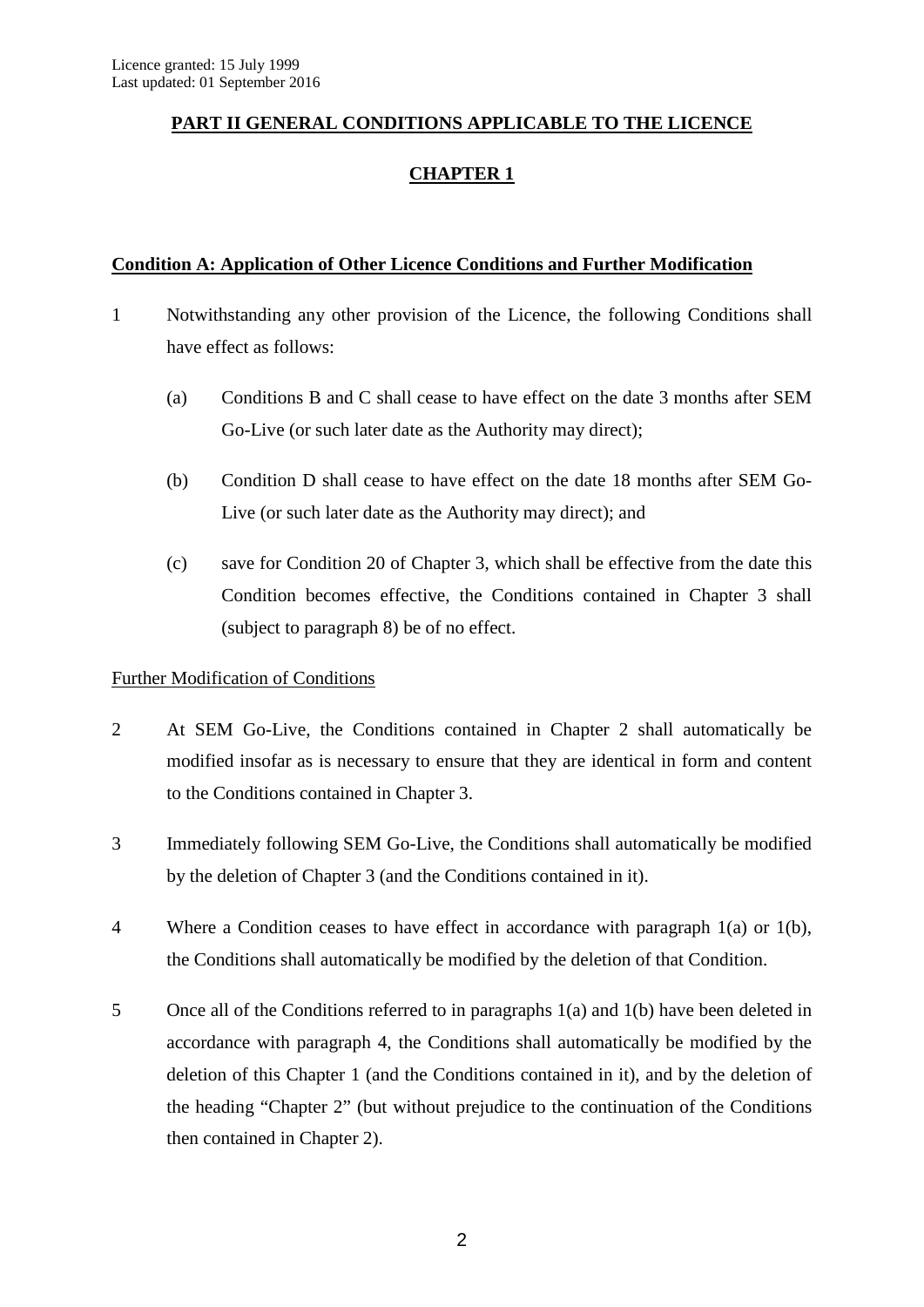Licence granted: 15 July 1999
Last updated: 01 September 2016

## PART II GENERAL CONDITIONS APPLICABLE TO THE LICENCE

## CHAPTER 1

### Condition A: Application of Other Licence Conditions and Further Modification

1 Notwithstanding any other provision of the Licence, the following Conditions shall have effect as follows:

  (a) Conditions B and C shall cease to have effect on the date 3 months after SEM Go-Live (or such later date as the Authority may direct);

  (b) Condition D shall cease to have effect on the date 18 months after SEM Go-Live (or such later date as the Authority may direct); and

  (c) save for Condition 20 of Chapter 3, which shall be effective from the date this Condition becomes effective, the Conditions contained in Chapter 3 shall (subject to paragraph 8) be of no effect.

Further Modification of Conditions

2 At SEM Go-Live, the Conditions contained in Chapter 2 shall automatically be modified insofar as is necessary to ensure that they are identical in form and content to the Conditions contained in Chapter 3.

3 Immediately following SEM Go-Live, the Conditions shall automatically be modified by the deletion of Chapter 3 (and the Conditions contained in it).

4 Where a Condition ceases to have effect in accordance with paragraph 1(a) or 1(b), the Conditions shall automatically be modified by the deletion of that Condition.

5 Once all of the Conditions referred to in paragraphs 1(a) and 1(b) have been deleted in accordance with paragraph 4, the Conditions shall automatically be modified by the deletion of this Chapter 1 (and the Conditions contained in it), and by the deletion of the heading "Chapter 2" (but without prejudice to the continuation of the Conditions then contained in Chapter 2).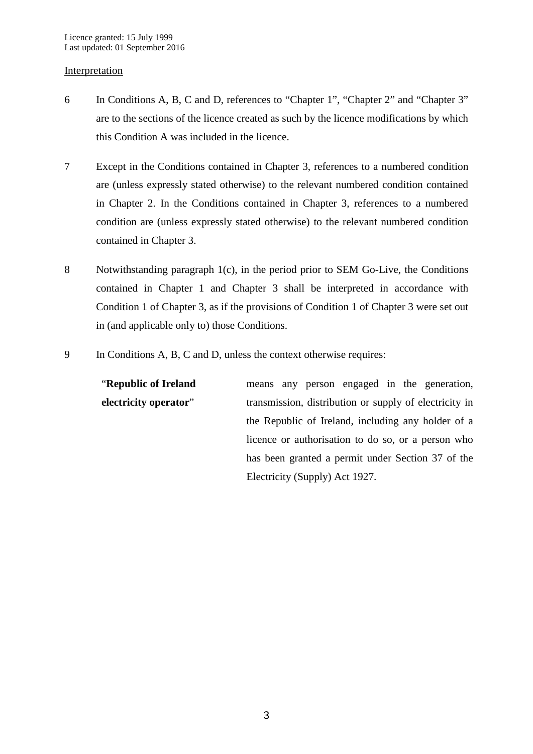Interpretation

6 In Conditions A, B, C and D, references to "Chapter 1", "Chapter 2" and "Chapter 3" are to the sections of the licence created as such by the licence modifications by which this Condition A was included in the licence.

7 Except in the Conditions contained in Chapter 3, references to a numbered condition are (unless expressly stated otherwise) to the relevant numbered condition contained in Chapter 2. In the Conditions contained in Chapter 3, references to a numbered condition are (unless expressly stated otherwise) to the relevant numbered condition contained in Chapter 3.

8 Notwithstanding paragraph 1(c), in the period prior to SEM Go-Live, the Conditions contained in Chapter 1 and Chapter 3 shall be interpreted in accordance with Condition 1 of Chapter 3, as if the provisions of Condition 1 of Chapter 3 were set out in (and applicable only to) those Conditions.

9 In Conditions A, B, C and D, unless the context otherwise requires:

| | |
|---|---|
| "**Republic of Ireland electricity operator**" | means any person engaged in the generation, transmission, distribution or supply of electricity in the Republic of Ireland, including any holder of a licence or authorisation to do so, or a person who has been granted a permit under Section 37 of the Electricity (Supply) Act 1927. |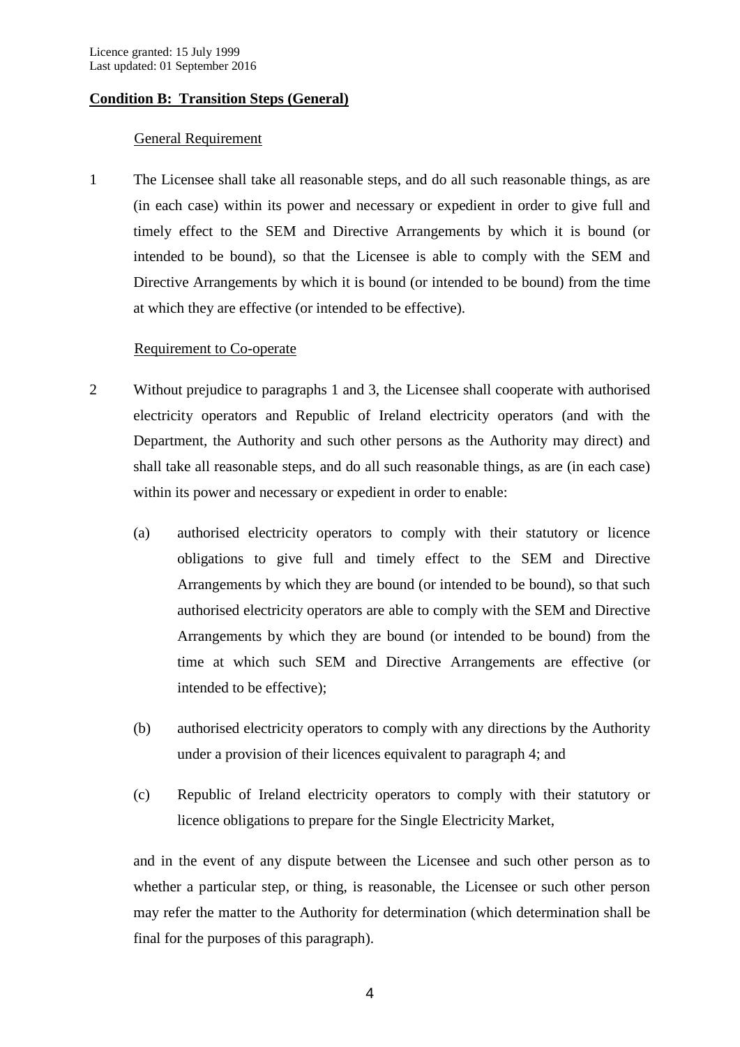**Condition B: Transition Steps (General)**

General Requirement

1 The Licensee shall take all reasonable steps, and do all such reasonable things, as are (in each case) within its power and necessary or expedient in order to give full and timely effect to the SEM and Directive Arrangements by which it is bound (or intended to be bound), so that the Licensee is able to comply with the SEM and Directive Arrangements by which it is bound (or intended to be bound) from the time at which they are effective (or intended to be effective).

Requirement to Co-operate

2 Without prejudice to paragraphs 1 and 3, the Licensee shall cooperate with authorised electricity operators and Republic of Ireland electricity operators (and with the Department, the Authority and such other persons as the Authority may direct) and shall take all reasonable steps, and do all such reasonable things, as are (in each case) within its power and necessary or expedient in order to enable:

(a) authorised electricity operators to comply with their statutory or licence obligations to give full and timely effect to the SEM and Directive Arrangements by which they are bound (or intended to be bound), so that such authorised electricity operators are able to comply with the SEM and Directive Arrangements by which they are bound (or intended to be bound) from the time at which such SEM and Directive Arrangements are effective (or intended to be effective);

(b) authorised electricity operators to comply with any directions by the Authority under a provision of their licences equivalent to paragraph 4; and

(c) Republic of Ireland electricity operators to comply with their statutory or licence obligations to prepare for the Single Electricity Market,

and in the event of any dispute between the Licensee and such other person as to whether a particular step, or thing, is reasonable, the Licensee or such other person may refer the matter to the Authority for determination (which determination shall be final for the purposes of this paragraph).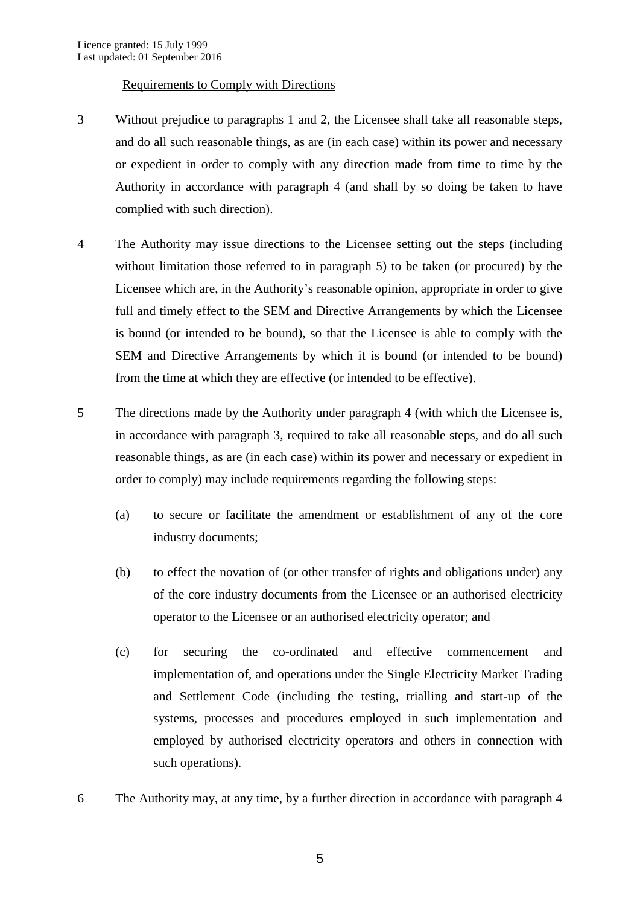Licence granted: 15 July 1999
Last updated: 01 September 2016

Requirements to Comply with Directions

3 Without prejudice to paragraphs 1 and 2, the Licensee shall take all reasonable steps, and do all such reasonable things, as are (in each case) within its power and necessary or expedient in order to comply with any direction made from time to time by the Authority in accordance with paragraph 4 (and shall by so doing be taken to have complied with such direction).

4 The Authority may issue directions to the Licensee setting out the steps (including without limitation those referred to in paragraph 5) to be taken (or procured) by the Licensee which are, in the Authority's reasonable opinion, appropriate in order to give full and timely effect to the SEM and Directive Arrangements by which the Licensee is bound (or intended to be bound), so that the Licensee is able to comply with the SEM and Directive Arrangements by which it is bound (or intended to be bound) from the time at which they are effective (or intended to be effective).

5 The directions made by the Authority under paragraph 4 (with which the Licensee is, in accordance with paragraph 3, required to take all reasonable steps, and do all such reasonable things, as are (in each case) within its power and necessary or expedient in order to comply) may include requirements regarding the following steps:

(a) to secure or facilitate the amendment or establishment of any of the core industry documents;

(b) to effect the novation of (or other transfer of rights and obligations under) any of the core industry documents from the Licensee or an authorised electricity operator to the Licensee or an authorised electricity operator; and

(c) for securing the co-ordinated and effective commencement and implementation of, and operations under the Single Electricity Market Trading and Settlement Code (including the testing, trialling and start-up of the systems, processes and procedures employed in such implementation and employed by authorised electricity operators and others in connection with such operations).

6 The Authority may, at any time, by a further direction in accordance with paragraph 4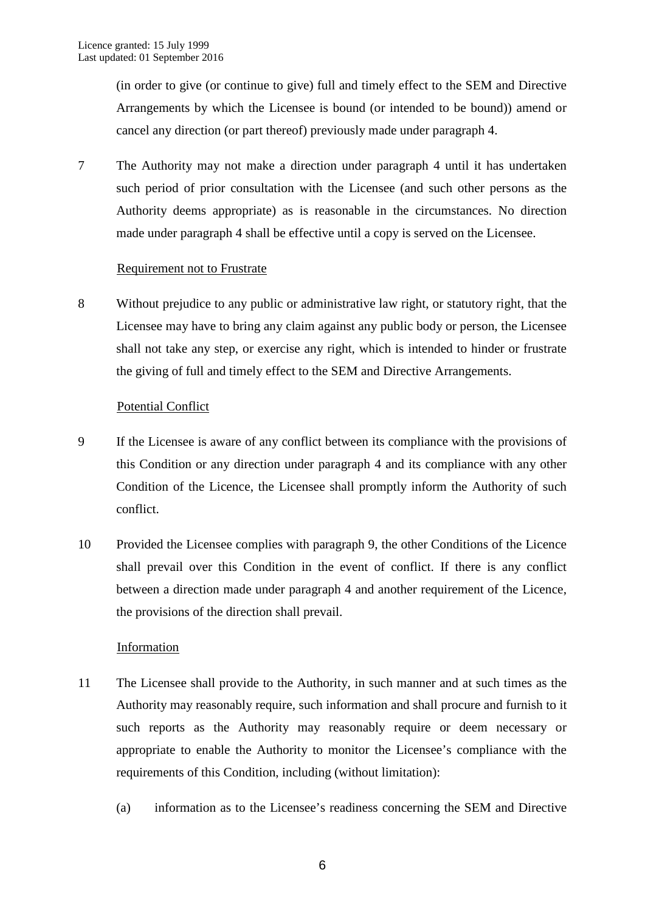(in order to give (or continue to give) full and timely effect to the SEM and Directive Arrangements by which the Licensee is bound (or intended to be bound)) amend or cancel any direction (or part thereof) previously made under paragraph 4.

7 The Authority may not make a direction under paragraph 4 until it has undertaken such period of prior consultation with the Licensee (and such other persons as the Authority deems appropriate) as is reasonable in the circumstances. No direction made under paragraph 4 shall be effective until a copy is served on the Licensee.

Requirement not to Frustrate

8 Without prejudice to any public or administrative law right, or statutory right, that the Licensee may have to bring any claim against any public body or person, the Licensee shall not take any step, or exercise any right, which is intended to hinder or frustrate the giving of full and timely effect to the SEM and Directive Arrangements.

Potential Conflict

9 If the Licensee is aware of any conflict between its compliance with the provisions of this Condition or any direction under paragraph 4 and its compliance with any other Condition of the Licence, the Licensee shall promptly inform the Authority of such conflict.

10 Provided the Licensee complies with paragraph 9, the other Conditions of the Licence shall prevail over this Condition in the event of conflict. If there is any conflict between a direction made under paragraph 4 and another requirement of the Licence, the provisions of the direction shall prevail.

Information

11 The Licensee shall provide to the Authority, in such manner and at such times as the Authority may reasonably require, such information and shall procure and furnish to it such reports as the Authority may reasonably require or deem necessary or appropriate to enable the Authority to monitor the Licensee's compliance with the requirements of this Condition, including (without limitation):

(a) information as to the Licensee's readiness concerning the SEM and Directive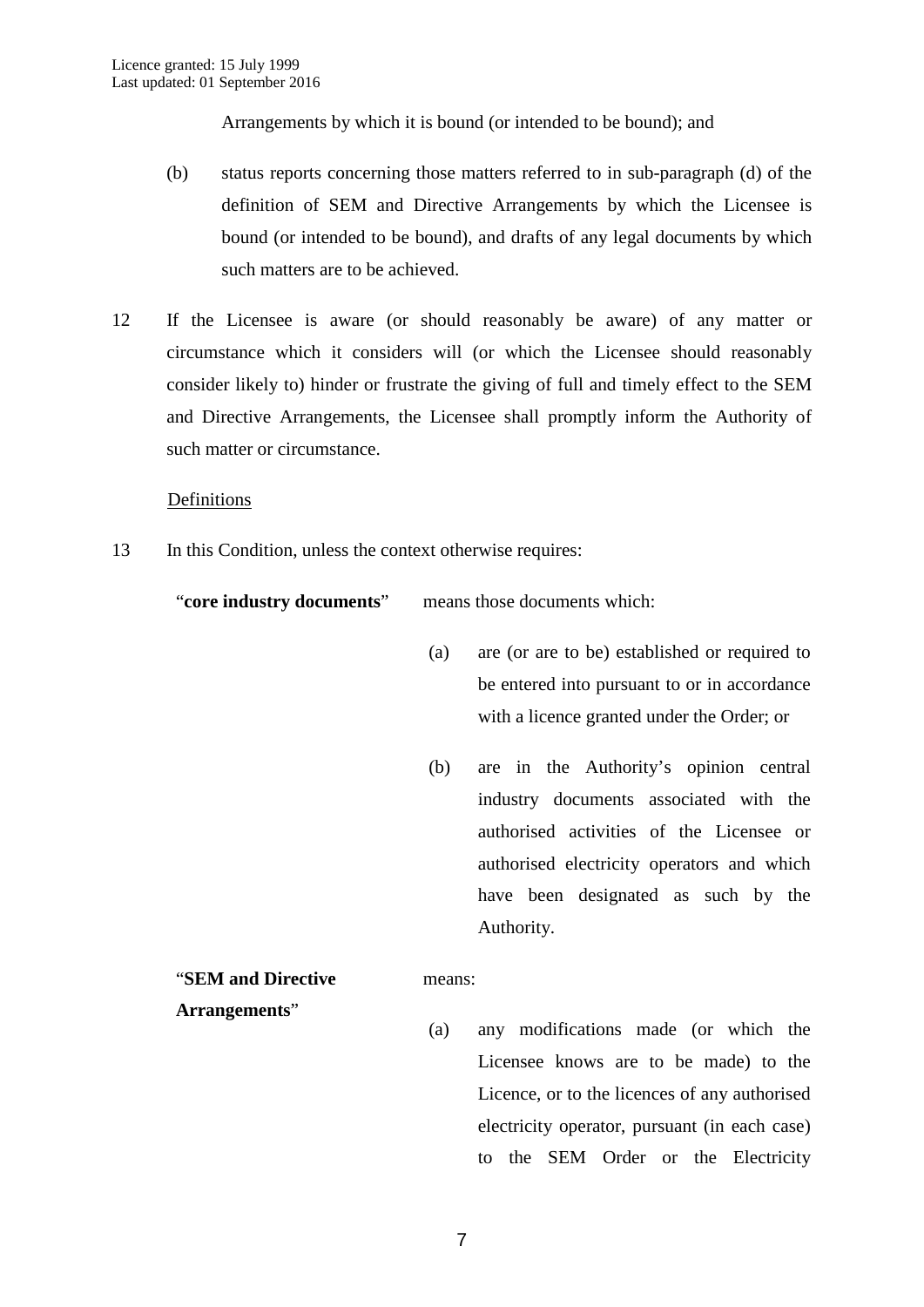Arrangements by which it is bound (or intended to be bound); and

(b) status reports concerning those matters referred to in sub-paragraph (d) of the definition of SEM and Directive Arrangements by which the Licensee is bound (or intended to be bound), and drafts of any legal documents by which such matters are to be achieved.

12 If the Licensee is aware (or should reasonably be aware) of any matter or circumstance which it considers will (or which the Licensee should reasonably consider likely to) hinder or frustrate the giving of full and timely effect to the SEM and Directive Arrangements, the Licensee shall promptly inform the Authority of such matter or circumstance.

Definitions

13 In this Condition, unless the context otherwise requires:

"**core industry documents**" means those documents which:

(a) are (or are to be) established or required to be entered into pursuant to or in accordance with a licence granted under the Order; or

(b) are in the Authority's opinion central industry documents associated with the authorised activities of the Licensee or authorised electricity operators and which have been designated as such by the Authority.

"**SEM and Directive Arrangements**" means:

(a) any modifications made (or which the Licensee knows are to be made) to the Licence, or to the licences of any authorised electricity operator, pursuant (in each case) to the SEM Order or the Electricity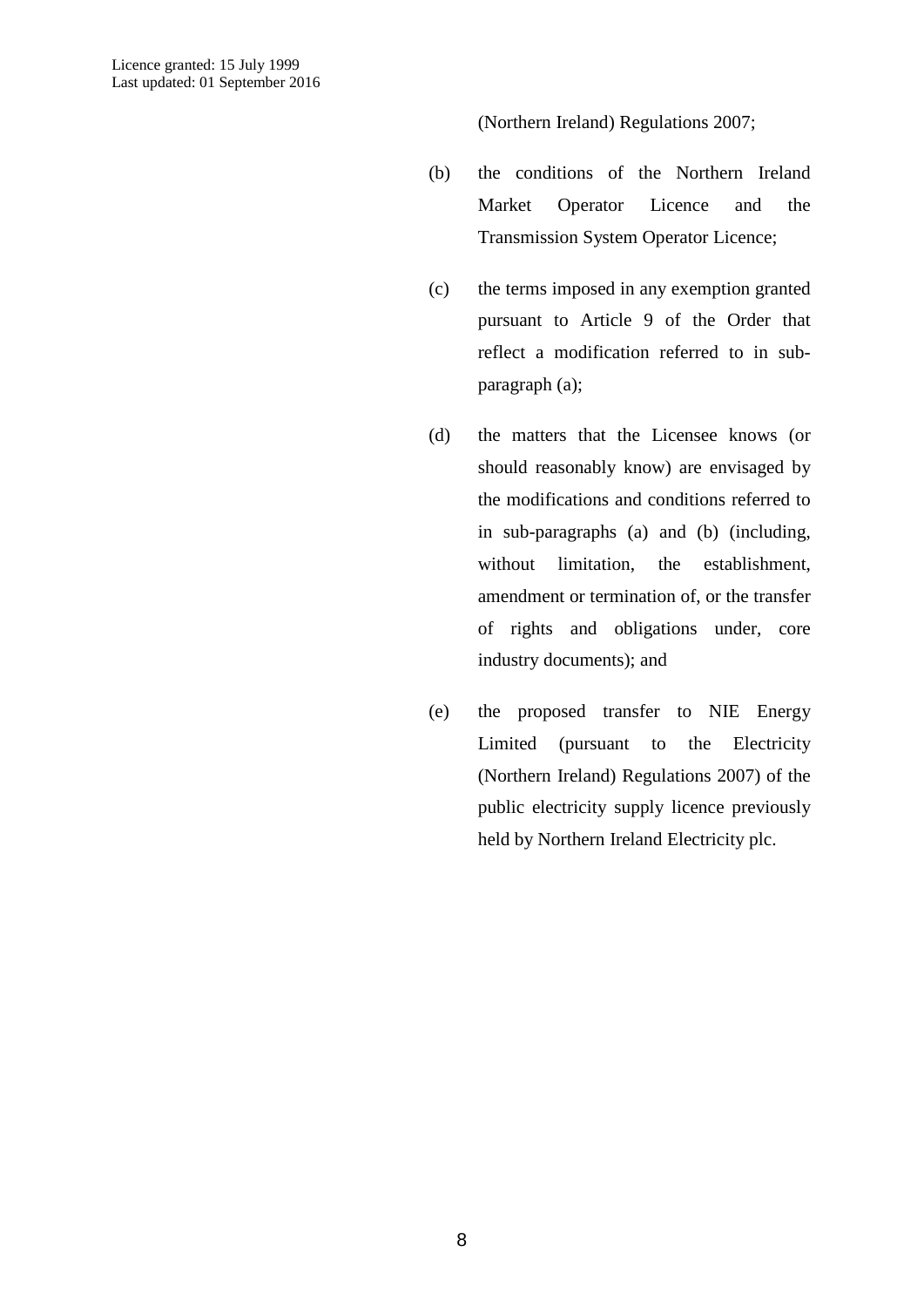(Northern Ireland) Regulations 2007;

(b) the conditions of the Northern Ireland Market Operator Licence and the Transmission System Operator Licence;

(c) the terms imposed in any exemption granted pursuant to Article 9 of the Order that reflect a modification referred to in sub-paragraph (a);

(d) the matters that the Licensee knows (or should reasonably know) are envisaged by the modifications and conditions referred to in sub-paragraphs (a) and (b) (including, without limitation, the establishment, amendment or termination of, or the transfer of rights and obligations under, core industry documents); and

(e) the proposed transfer to NIE Energy Limited (pursuant to the Electricity (Northern Ireland) Regulations 2007) of the public electricity supply licence previously held by Northern Ireland Electricity plc.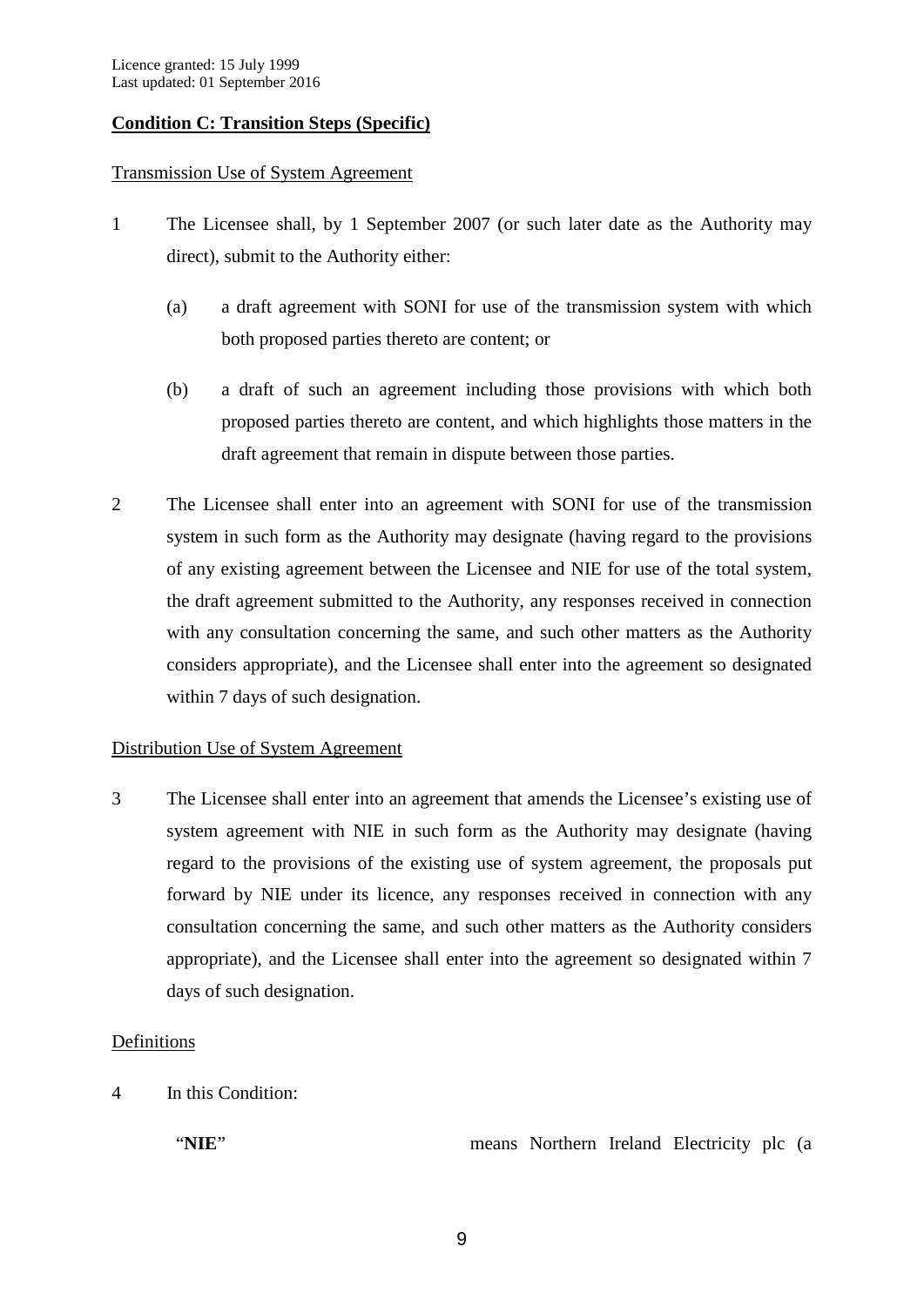Licence granted: 15 July 1999
Last updated: 01 September 2016

**Condition C: Transition Steps (Specific)**

Transmission Use of System Agreement

1 The Licensee shall, by 1 September 2007 (or such later date as the Authority may direct), submit to the Authority either:

(a) a draft agreement with SONI for use of the transmission system with which both proposed parties thereto are content; or

(b) a draft of such an agreement including those provisions with which both proposed parties thereto are content, and which highlights those matters in the draft agreement that remain in dispute between those parties.

2 The Licensee shall enter into an agreement with SONI for use of the transmission system in such form as the Authority may designate (having regard to the provisions of any existing agreement between the Licensee and NIE for use of the total system, the draft agreement submitted to the Authority, any responses received in connection with any consultation concerning the same, and such other matters as the Authority considers appropriate), and the Licensee shall enter into the agreement so designated within 7 days of such designation.

Distribution Use of System Agreement

3 The Licensee shall enter into an agreement that amends the Licensee's existing use of system agreement with NIE in such form as the Authority may designate (having regard to the provisions of the existing use of system agreement, the proposals put forward by NIE under its licence, any responses received in connection with any consultation concerning the same, and such other matters as the Authority considers appropriate), and the Licensee shall enter into the agreement so designated within 7 days of such designation.

Definitions

4 In this Condition:

"**NIE**" means Northern Ireland Electricity plc (a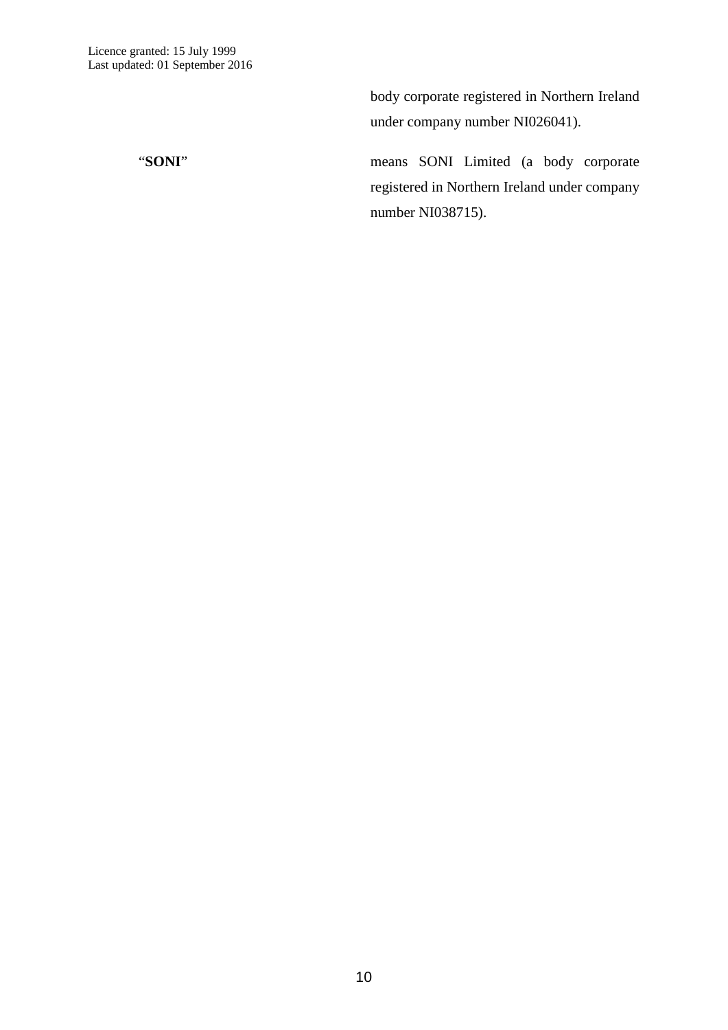body corporate registered in Northern Ireland under company number NI026041).

| | |
|---|---|
| "**SONI**" | means SONI Limited (a body corporate registered in Northern Ireland under company number NI038715). |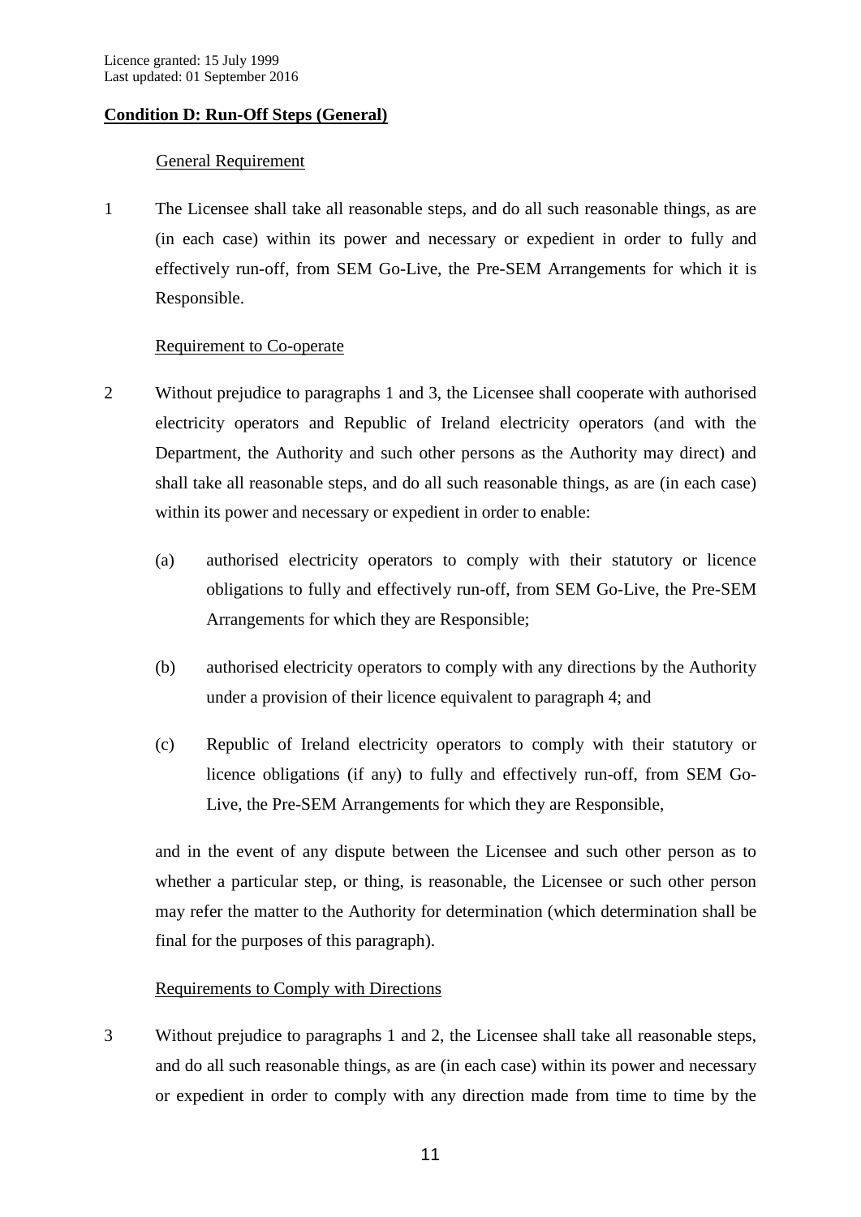## Condition D: Run-Off Steps (General)

### General Requirement

1 The Licensee shall take all reasonable steps, and do all such reasonable things, as are (in each case) within its power and necessary or expedient in order to fully and effectively run-off, from SEM Go-Live, the Pre-SEM Arrangements for which it is Responsible.

### Requirement to Co-operate

2 Without prejudice to paragraphs 1 and 3, the Licensee shall cooperate with authorised electricity operators and Republic of Ireland electricity operators (and with the Department, the Authority and such other persons as the Authority may direct) and shall take all reasonable steps, and do all such reasonable things, as are (in each case) within its power and necessary or expedient in order to enable:

(a) authorised electricity operators to comply with their statutory or licence obligations to fully and effectively run-off, from SEM Go-Live, the Pre-SEM Arrangements for which they are Responsible;

(b) authorised electricity operators to comply with any directions by the Authority under a provision of their licence equivalent to paragraph 4; and

(c) Republic of Ireland electricity operators to comply with their statutory or licence obligations (if any) to fully and effectively run-off, from SEM Go-Live, the Pre-SEM Arrangements for which they are Responsible,

and in the event of any dispute between the Licensee and such other person as to whether a particular step, or thing, is reasonable, the Licensee or such other person may refer the matter to the Authority for determination (which determination shall be final for the purposes of this paragraph).

### Requirements to Comply with Directions

3 Without prejudice to paragraphs 1 and 2, the Licensee shall take all reasonable steps, and do all such reasonable things, as are (in each case) within its power and necessary or expedient in order to comply with any direction made from time to time by the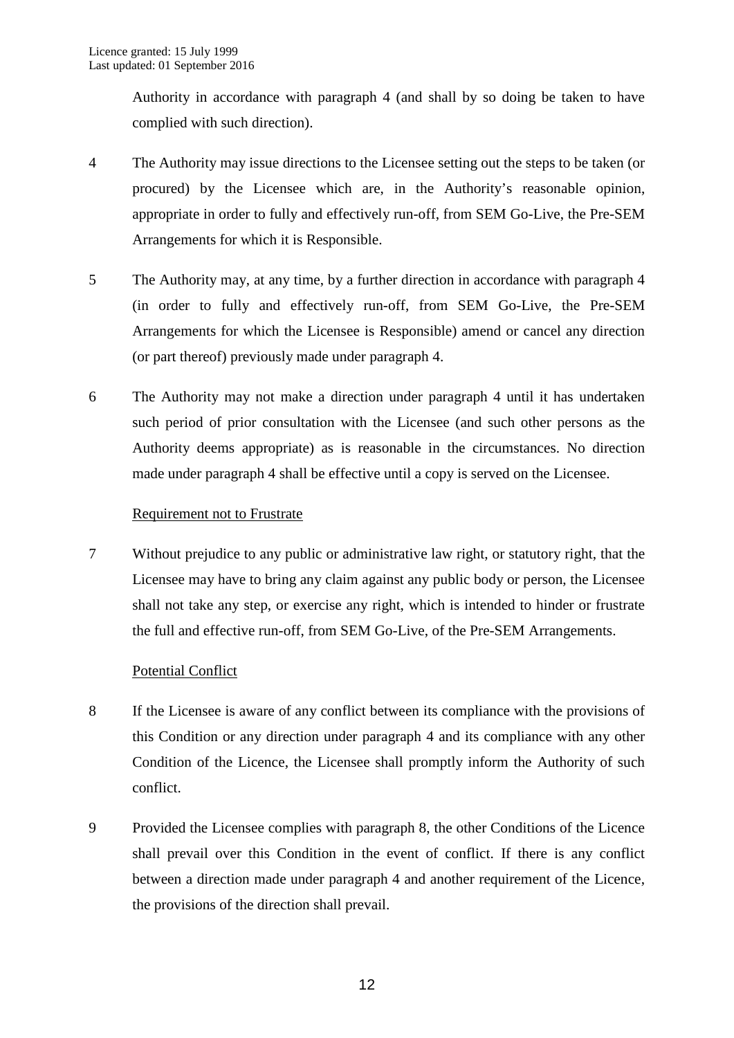Authority in accordance with paragraph 4 (and shall by so doing be taken to have complied with such direction).

4 The Authority may issue directions to the Licensee setting out the steps to be taken (or procured) by the Licensee which are, in the Authority's reasonable opinion, appropriate in order to fully and effectively run-off, from SEM Go-Live, the Pre-SEM Arrangements for which it is Responsible.

5 The Authority may, at any time, by a further direction in accordance with paragraph 4 (in order to fully and effectively run-off, from SEM Go-Live, the Pre-SEM Arrangements for which the Licensee is Responsible) amend or cancel any direction (or part thereof) previously made under paragraph 4.

6 The Authority may not make a direction under paragraph 4 until it has undertaken such period of prior consultation with the Licensee (and such other persons as the Authority deems appropriate) as is reasonable in the circumstances. No direction made under paragraph 4 shall be effective until a copy is served on the Licensee.

Requirement not to Frustrate

7 Without prejudice to any public or administrative law right, or statutory right, that the Licensee may have to bring any claim against any public body or person, the Licensee shall not take any step, or exercise any right, which is intended to hinder or frustrate the full and effective run-off, from SEM Go-Live, of the Pre-SEM Arrangements.

Potential Conflict

8 If the Licensee is aware of any conflict between its compliance with the provisions of this Condition or any direction under paragraph 4 and its compliance with any other Condition of the Licence, the Licensee shall promptly inform the Authority of such conflict.

9 Provided the Licensee complies with paragraph 8, the other Conditions of the Licence shall prevail over this Condition in the event of conflict. If there is any conflict between a direction made under paragraph 4 and another requirement of the Licence, the provisions of the direction shall prevail.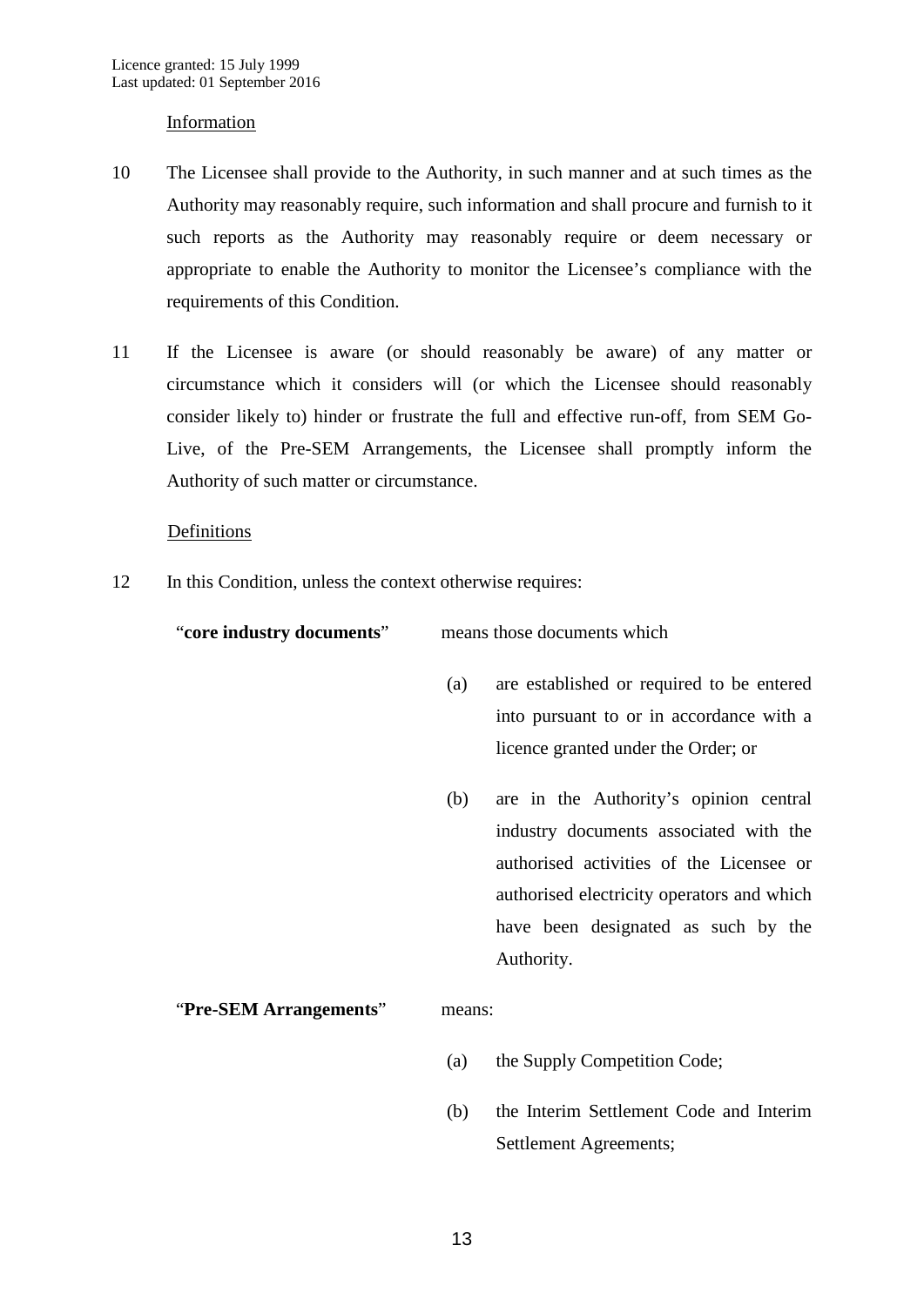Information

10 The Licensee shall provide to the Authority, in such manner and at such times as the Authority may reasonably require, such information and shall procure and furnish to it such reports as the Authority may reasonably require or deem necessary or appropriate to enable the Authority to monitor the Licensee's compliance with the requirements of this Condition.

11 If the Licensee is aware (or should reasonably be aware) of any matter or circumstance which it considers will (or which the Licensee should reasonably consider likely to) hinder or frustrate the full and effective run-off, from SEM Go-Live, of the Pre-SEM Arrangements, the Licensee shall promptly inform the Authority of such matter or circumstance.

Definitions

12 In this Condition, unless the context otherwise requires:

"**core industry documents**" means those documents which

(a) are established or required to be entered into pursuant to or in accordance with a licence granted under the Order; or

(b) are in the Authority's opinion central industry documents associated with the authorised activities of the Licensee or authorised electricity operators and which have been designated as such by the Authority.

"**Pre-SEM Arrangements**" means:

(a) the Supply Competition Code;

(b) the Interim Settlement Code and Interim Settlement Agreements;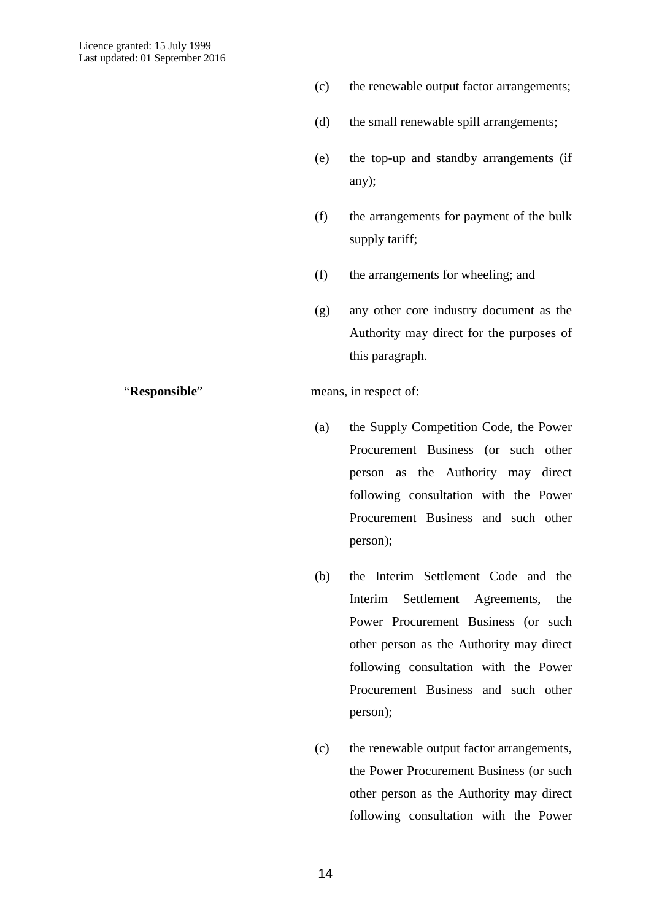(c) the renewable output factor arrangements;

(d) the small renewable spill arrangements;

(e) the top-up and standby arrangements (if any);

(f) the arrangements for payment of the bulk supply tariff;

(f) the arrangements for wheeling; and

(g) any other core industry document as the Authority may direct for the purposes of this paragraph.

"**Responsible**" means, in respect of:

(a) the Supply Competition Code, the Power Procurement Business (or such other person as the Authority may direct following consultation with the Power Procurement Business and such other person);

(b) the Interim Settlement Code and the Interim Settlement Agreements, the Power Procurement Business (or such other person as the Authority may direct following consultation with the Power Procurement Business and such other person);

(c) the renewable output factor arrangements, the Power Procurement Business (or such other person as the Authority may direct following consultation with the Power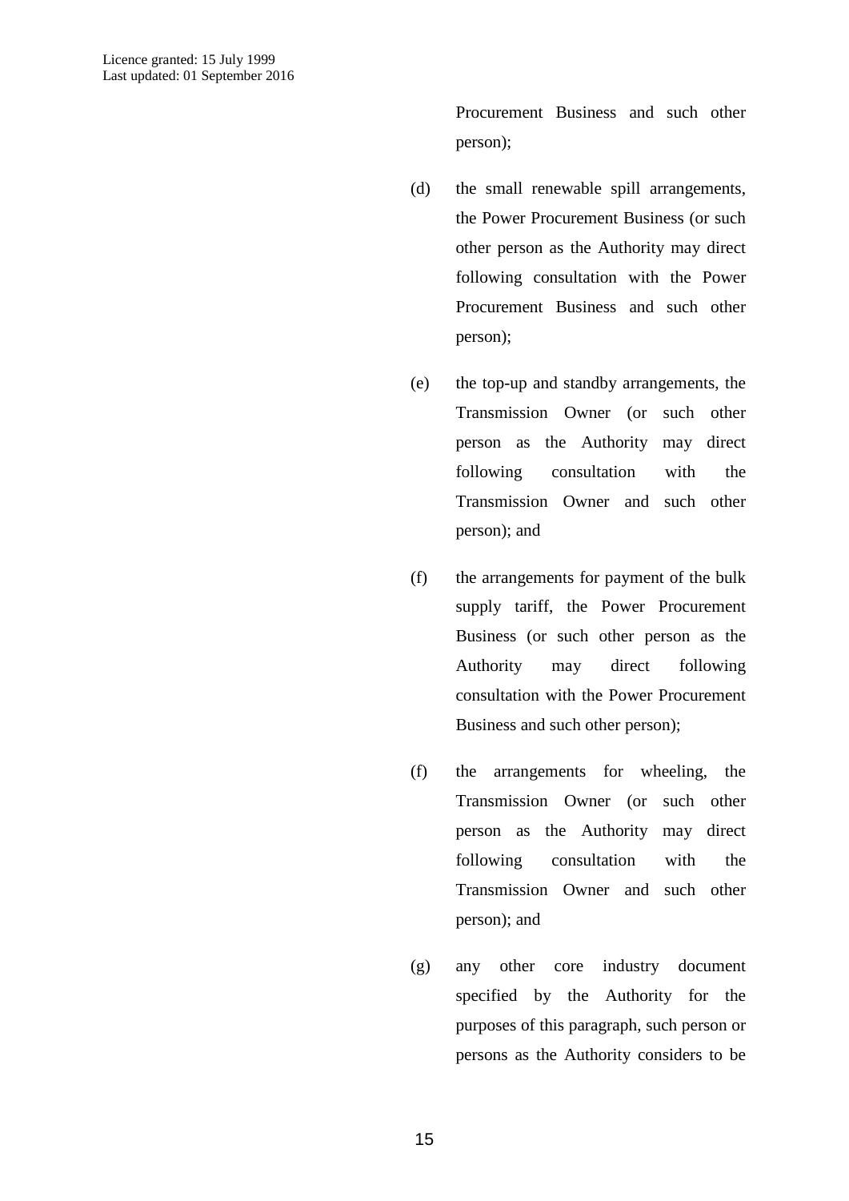Procurement Business and such other person);

(d) the small renewable spill arrangements, the Power Procurement Business (or such other person as the Authority may direct following consultation with the Power Procurement Business and such other person);

(e) the top-up and standby arrangements, the Transmission Owner (or such other person as the Authority may direct following consultation with the Transmission Owner and such other person); and

(f) the arrangements for payment of the bulk supply tariff, the Power Procurement Business (or such other person as the Authority may direct following consultation with the Power Procurement Business and such other person);

(f) the arrangements for wheeling, the Transmission Owner (or such other person as the Authority may direct following consultation with the Transmission Owner and such other person); and

(g) any other core industry document specified by the Authority for the purposes of this paragraph, such person or persons as the Authority considers to be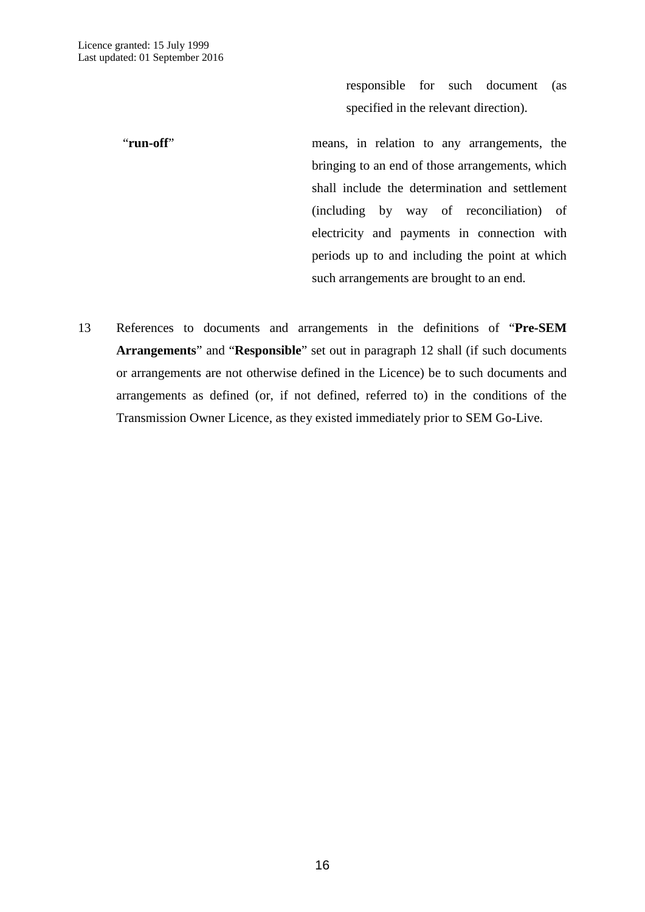responsible for such document (as specified in the relevant direction).

| | |
|---|---|
| "**run-off**" | means, in relation to any arrangements, the bringing to an end of those arrangements, which shall include the determination and settlement (including by way of reconciliation) of electricity and payments in connection with periods up to and including the point at which such arrangements are brought to an end. |

13 References to documents and arrangements in the definitions of "**Pre-SEM Arrangements**" and "**Responsible**" set out in paragraph 12 shall (if such documents or arrangements are not otherwise defined in the Licence) be to such documents and arrangements as defined (or, if not defined, referred to) in the conditions of the Transmission Owner Licence, as they existed immediately prior to SEM Go-Live.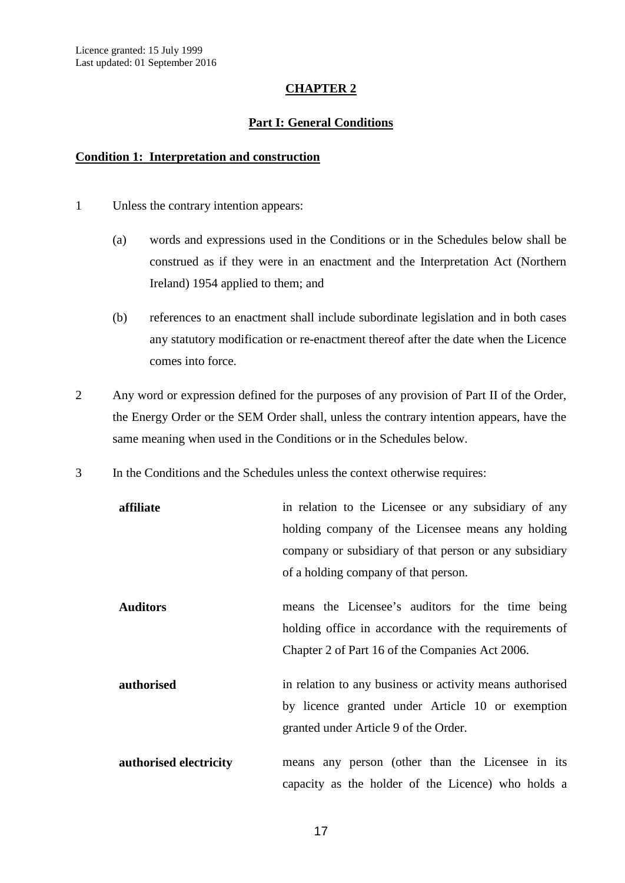Licence granted: 15 July 1999
Last updated: 01 September 2016

## CHAPTER 2

### Part I: General Conditions

#### Condition 1: Interpretation and construction

1 Unless the contrary intention appears:

(a) words and expressions used in the Conditions or in the Schedules below shall be construed as if they were in an enactment and the Interpretation Act (Northern Ireland) 1954 applied to them; and

(b) references to an enactment shall include subordinate legislation and in both cases any statutory modification or re-enactment thereof after the date when the Licence comes into force.

2 Any word or expression defined for the purposes of any provision of Part II of the Order, the Energy Order or the SEM Order shall, unless the contrary intention appears, have the same meaning when used in the Conditions or in the Schedules below.

3 In the Conditions and the Schedules unless the context otherwise requires:

**affiliate** in relation to the Licensee or any subsidiary of any holding company of the Licensee means any holding company or subsidiary of that person or any subsidiary of a holding company of that person.

**Auditors** means the Licensee's auditors for the time being holding office in accordance with the requirements of Chapter 2 of Part 16 of the Companies Act 2006.

**authorised** in relation to any business or activity means authorised by licence granted under Article 10 or exemption granted under Article 9 of the Order.

**authorised electricity** means any person (other than the Licensee in its capacity as the holder of the Licence) who holds a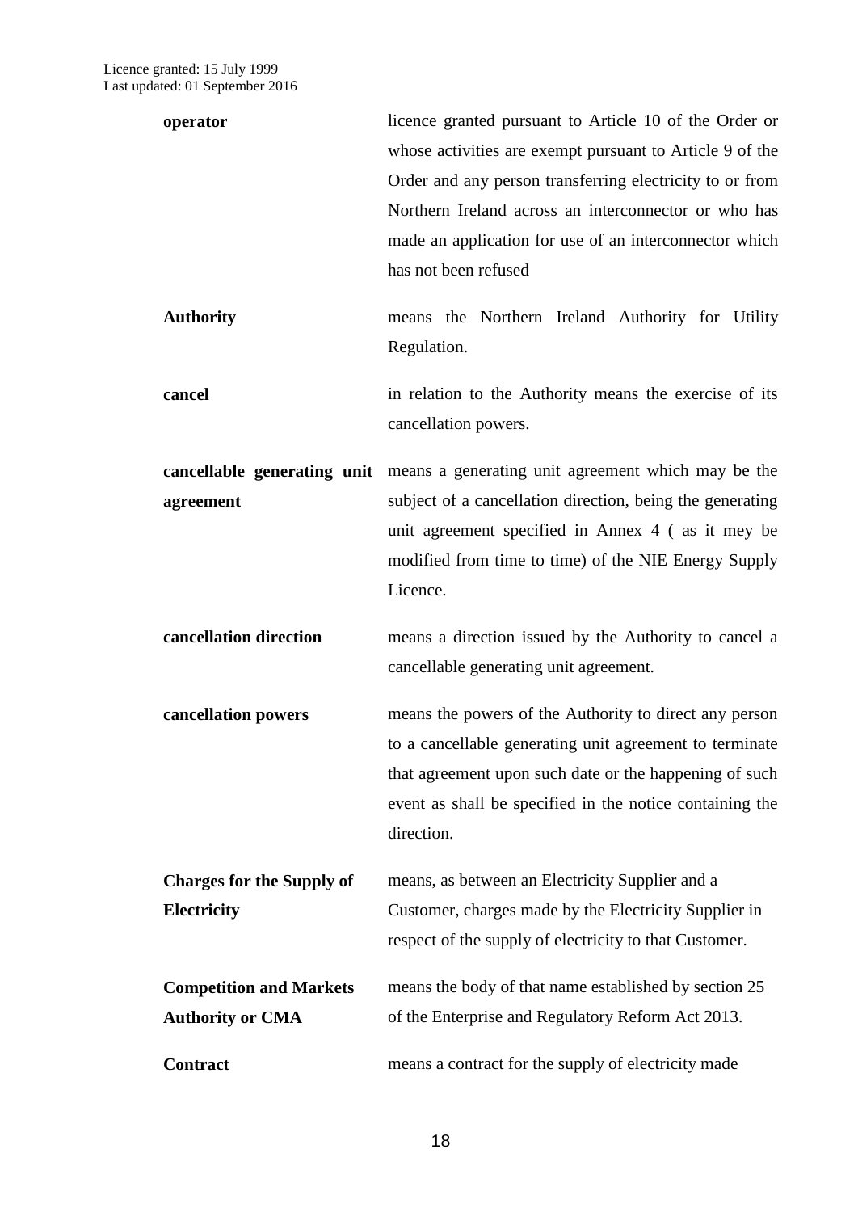| | |
|---|---|
| **operator** | licence granted pursuant to Article 10 of the Order or whose activities are exempt pursuant to Article 9 of the Order and any person transferring electricity to or from Northern Ireland across an interconnector or who has made an application for use of an interconnector which has not been refused |
| **Authority** | means the Northern Ireland Authority for Utility Regulation. |
| **cancel** | in relation to the Authority means the exercise of its cancellation powers. |
| **cancellable generating unit agreement** | means a generating unit agreement which may be the subject of a cancellation direction, being the generating unit agreement specified in Annex 4 ( as it mey be modified from time to time) of the NIE Energy Supply Licence. |
| **cancellation direction** | means a direction issued by the Authority to cancel a cancellable generating unit agreement. |
| **cancellation powers** | means the powers of the Authority to direct any person to a cancellable generating unit agreement to terminate that agreement upon such date or the happening of such event as shall be specified in the notice containing the direction. |
| **Charges for the Supply of Electricity** | means, as between an Electricity Supplier and a Customer, charges made by the Electricity Supplier in respect of the supply of electricity to that Customer. |
| **Competition and Markets Authority or CMA** | means the body of that name established by section 25 of the Enterprise and Regulatory Reform Act 2013. |
| **Contract** | means a contract for the supply of electricity made |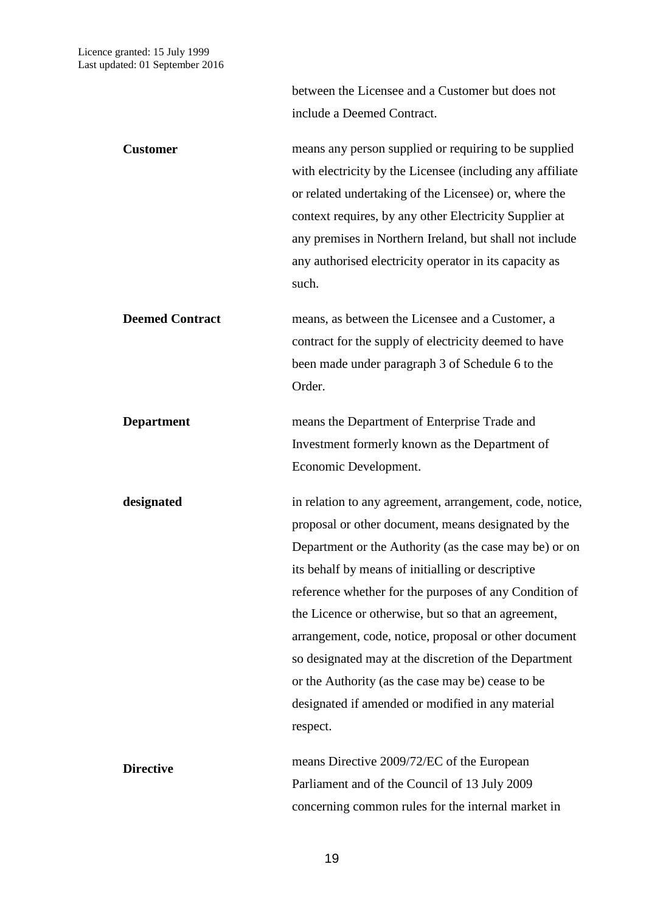between the Licensee and a Customer but does not include a Deemed Contract.

| | |
|---|---|
| **Customer** | means any person supplied or requiring to be supplied with electricity by the Licensee (including any affiliate or related undertaking of the Licensee) or, where the context requires, by any other Electricity Supplier at any premises in Northern Ireland, but shall not include any authorised electricity operator in its capacity as such. |
| **Deemed Contract** | means, as between the Licensee and a Customer, a contract for the supply of electricity deemed to have been made under paragraph 3 of Schedule 6 to the Order. |
| **Department** | means the Department of Enterprise Trade and Investment formerly known as the Department of Economic Development. |
| **designated** | in relation to any agreement, arrangement, code, notice, proposal or other document, means designated by the Department or the Authority (as the case may be) or on its behalf by means of initialling or descriptive reference whether for the purposes of any Condition of the Licence or otherwise, but so that an agreement, arrangement, code, notice, proposal or other document so designated may at the discretion of the Department or the Authority (as the case may be) cease to be designated if amended or modified in any material respect. |
| **Directive** | means Directive 2009/72/EC of the European Parliament and of the Council of 13 July 2009 concerning common rules for the internal market in |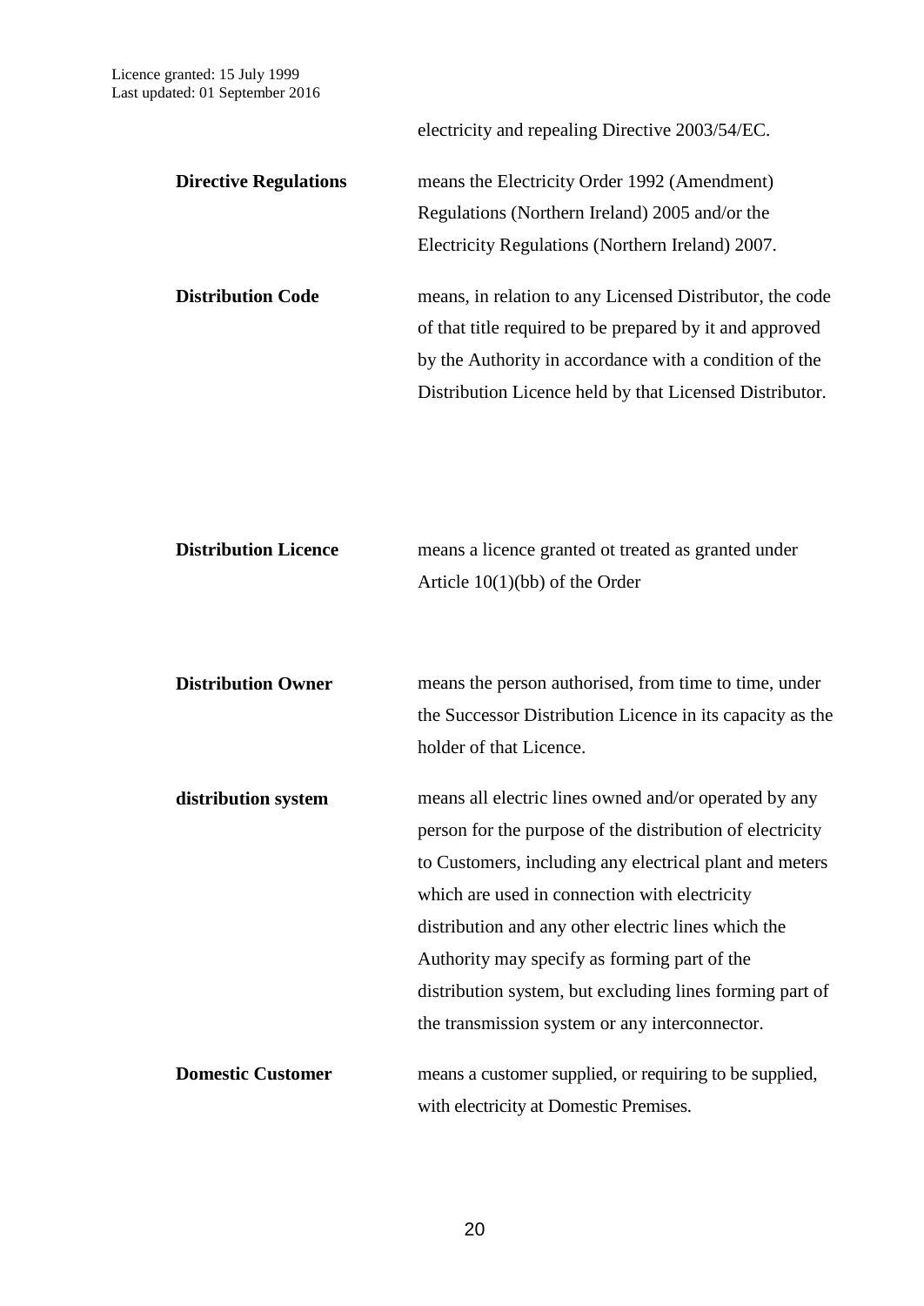electricity and repealing Directive 2003/54/EC.

**Directive Regulations** means the Electricity Order 1992 (Amendment) Regulations (Northern Ireland) 2005 and/or the Electricity Regulations (Northern Ireland) 2007.

**Distribution Code** means, in relation to any Licensed Distributor, the code of that title required to be prepared by it and approved by the Authority in accordance with a condition of the Distribution Licence held by that Licensed Distributor.

**Distribution Licence** means a licence granted ot treated as granted under Article 10(1)(bb) of the Order

**Distribution Owner** means the person authorised, from time to time, under the Successor Distribution Licence in its capacity as the holder of that Licence.

**distribution system** means all electric lines owned and/or operated by any person for the purpose of the distribution of electricity to Customers, including any electrical plant and meters which are used in connection with electricity distribution and any other electric lines which the Authority may specify as forming part of the distribution system, but excluding lines forming part of the transmission system or any interconnector.

**Domestic Customer** means a customer supplied, or requiring to be supplied, with electricity at Domestic Premises.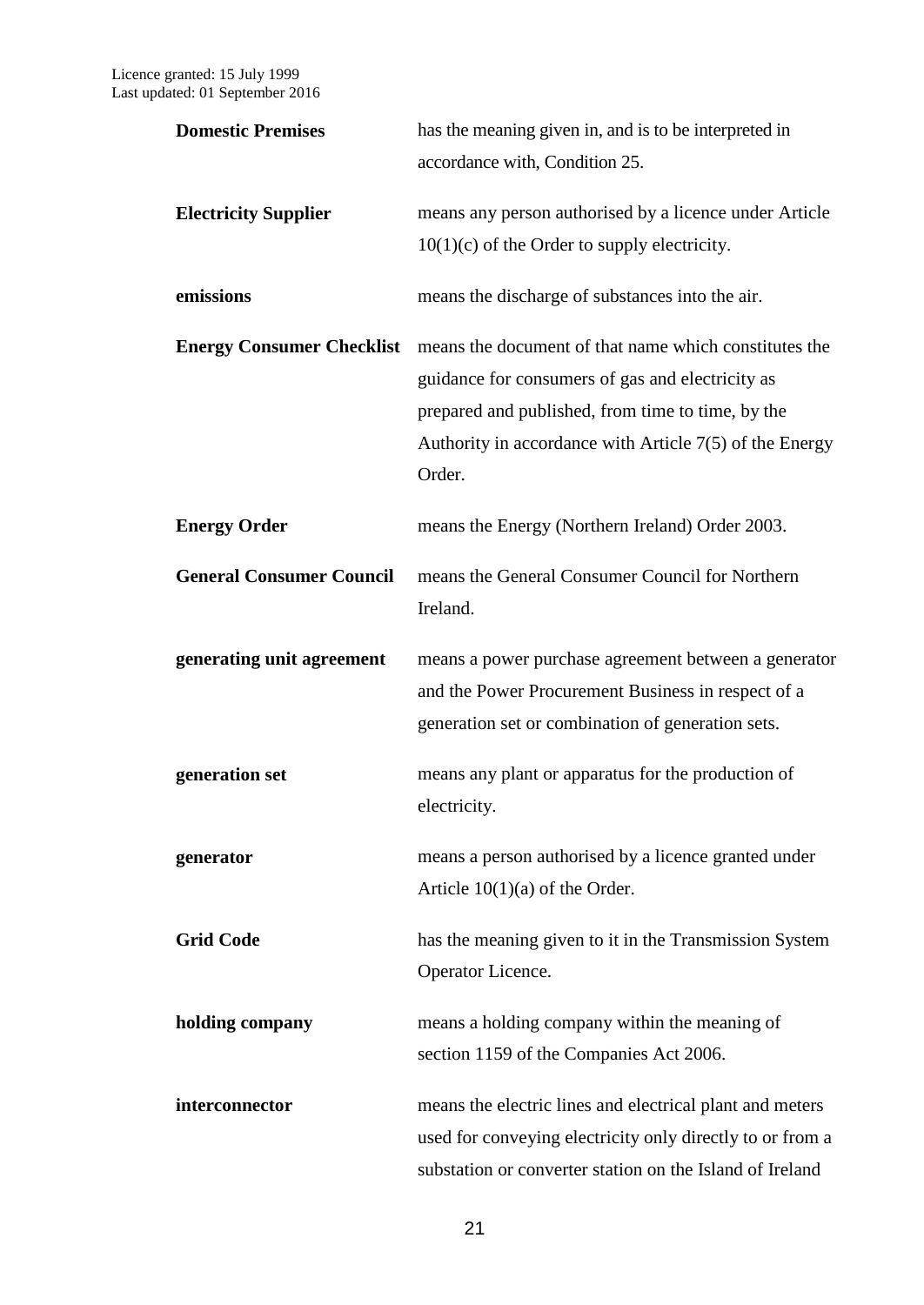| | |
|---|---|
| **Domestic Premises** | has the meaning given in, and is to be interpreted in accordance with, Condition 25. |
| **Electricity Supplier** | means any person authorised by a licence under Article 10(1)(c) of the Order to supply electricity. |
| **emissions** | means the discharge of substances into the air. |
| **Energy Consumer Checklist** | means the document of that name which constitutes the guidance for consumers of gas and electricity as prepared and published, from time to time, by the Authority in accordance with Article 7(5) of the Energy Order. |
| **Energy Order** | means the Energy (Northern Ireland) Order 2003. |
| **General Consumer Council** | means the General Consumer Council for Northern Ireland. |
| **generating unit agreement** | means a power purchase agreement between a generator and the Power Procurement Business in respect of a generation set or combination of generation sets. |
| **generation set** | means any plant or apparatus for the production of electricity. |
| **generator** | means a person authorised by a licence granted under Article 10(1)(a) of the Order. |
| **Grid Code** | has the meaning given to it in the Transmission System Operator Licence. |
| **holding company** | means a holding company within the meaning of section 1159 of the Companies Act 2006. |
| **interconnector** | means the electric lines and electrical plant and meters used for conveying electricity only directly to or from a substation or converter station on the Island of Ireland |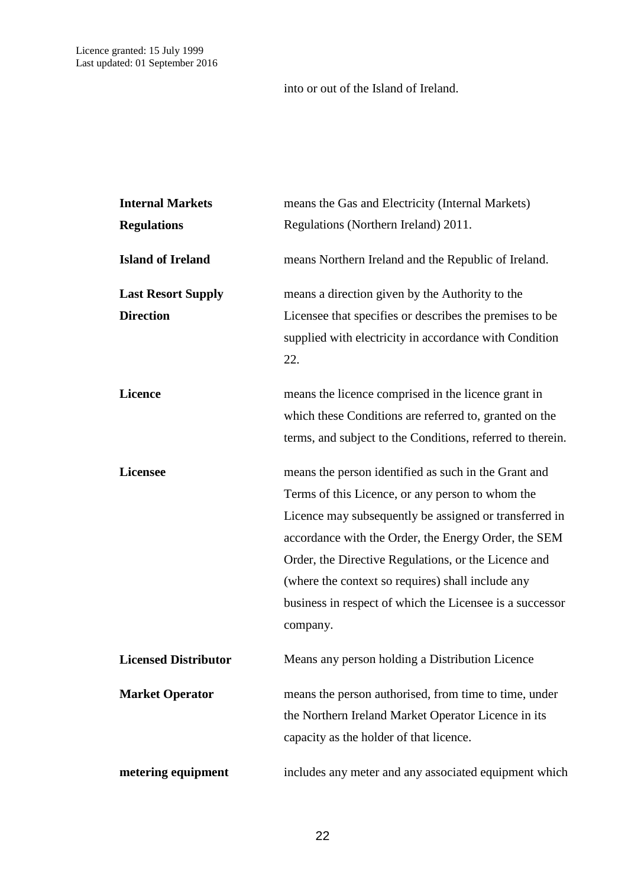into or out of the Island of Ireland.

| | |
|---|---|
| **Internal Markets Regulations** | means the Gas and Electricity (Internal Markets) Regulations (Northern Ireland) 2011. |
| **Island of Ireland** | means Northern Ireland and the Republic of Ireland. |
| **Last Resort Supply Direction** | means a direction given by the Authority to the Licensee that specifies or describes the premises to be supplied with electricity in accordance with Condition 22. |
| **Licence** | means the licence comprised in the licence grant in which these Conditions are referred to, granted on the terms, and subject to the Conditions, referred to therein. |
| **Licensee** | means the person identified as such in the Grant and Terms of this Licence, or any person to whom the Licence may subsequently be assigned or transferred in accordance with the Order, the Energy Order, the SEM Order, the Directive Regulations, or the Licence and (where the context so requires) shall include any business in respect of which the Licensee is a successor company. |
| **Licensed Distributor** | Means any person holding a Distribution Licence |
| **Market Operator** | means the person authorised, from time to time, under the Northern Ireland Market Operator Licence in its capacity as the holder of that licence. |
| **metering equipment** | includes any meter and any associated equipment which |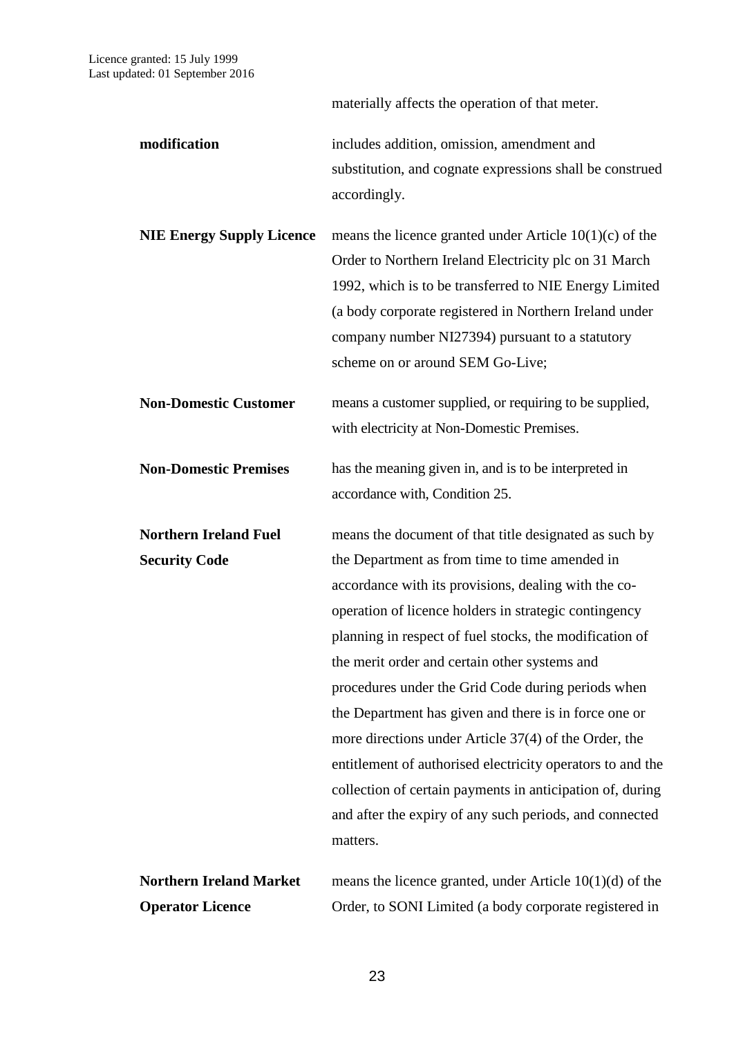materially affects the operation of that meter.

**modification** includes addition, omission, amendment and substitution, and cognate expressions shall be construed accordingly.

**NIE Energy Supply Licence** means the licence granted under Article 10(1)(c) of the Order to Northern Ireland Electricity plc on 31 March 1992, which is to be transferred to NIE Energy Limited (a body corporate registered in Northern Ireland under company number NI27394) pursuant to a statutory scheme on or around SEM Go-Live;

**Non-Domestic Customer** means a customer supplied, or requiring to be supplied, with electricity at Non-Domestic Premises.

**Non-Domestic Premises** has the meaning given in, and is to be interpreted in accordance with, Condition 25.

**Northern Ireland Fuel Security Code** means the document of that title designated as such by the Department as from time to time amended in accordance with its provisions, dealing with the co-operation of licence holders in strategic contingency planning in respect of fuel stocks, the modification of the merit order and certain other systems and procedures under the Grid Code during periods when the Department has given and there is in force one or more directions under Article 37(4) of the Order, the entitlement of authorised electricity operators to and the collection of certain payments in anticipation of, during and after the expiry of any such periods, and connected matters.

**Northern Ireland Market Operator Licence** means the licence granted, under Article 10(1)(d) of the Order, to SONI Limited (a body corporate registered in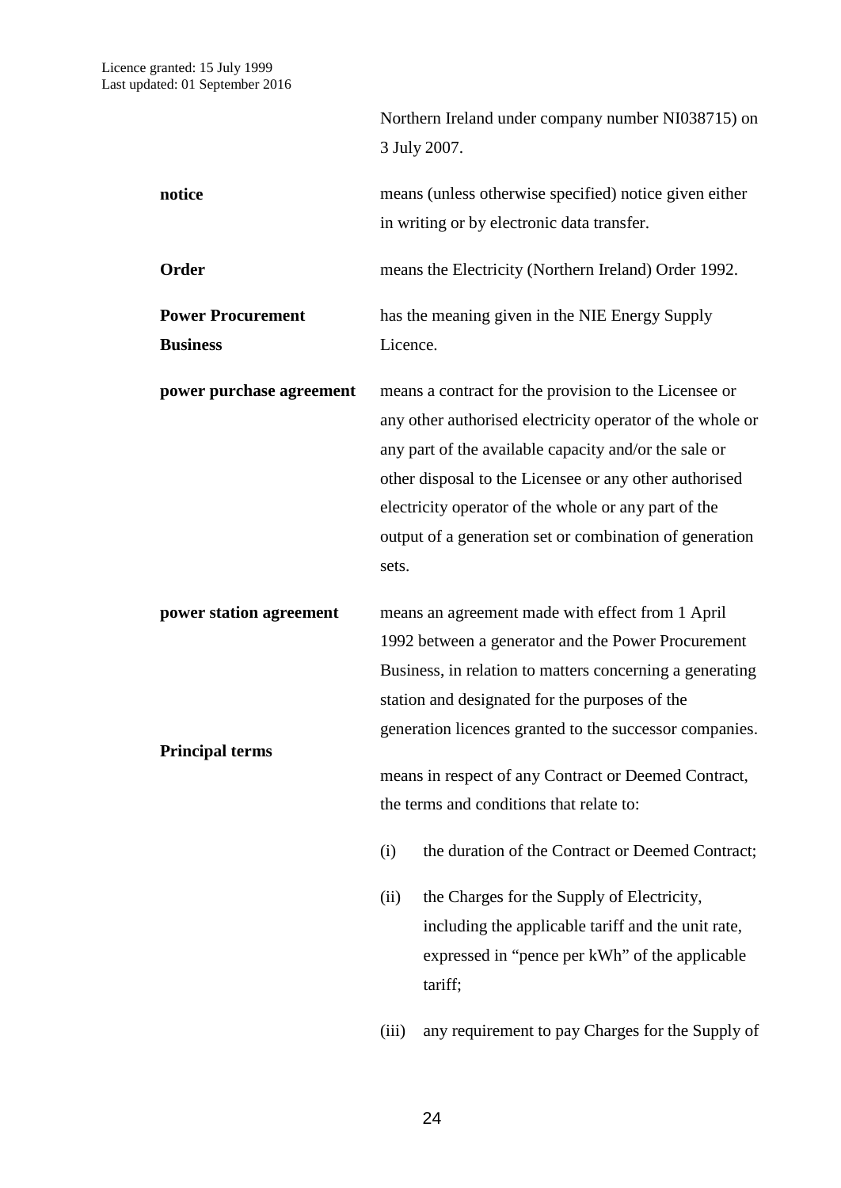Northern Ireland under company number NI038715) on 3 July 2007.

| | |
|---|---|
| **notice** | means (unless otherwise specified) notice given either in writing or by electronic data transfer. |
| **Order** | means the Electricity (Northern Ireland) Order 1992. |
| **Power Procurement Business** | has the meaning given in the NIE Energy Supply Licence. |
| **power purchase agreement** | means a contract for the provision to the Licensee or any other authorised electricity operator of the whole or any part of the available capacity and/or the sale or other disposal to the Licensee or any other authorised electricity operator of the whole or any part of the output of a generation set or combination of generation sets. |
| **power station agreement** | means an agreement made with effect from 1 April 1992 between a generator and the Power Procurement Business, in relation to matters concerning a generating station and designated for the purposes of the generation licences granted to the successor companies. |
| **Principal terms** | means in respect of any Contract or Deemed Contract, the terms and conditions that relate to: |

(i) the duration of the Contract or Deemed Contract;

(ii) the Charges for the Supply of Electricity, including the applicable tariff and the unit rate, expressed in "pence per kWh" of the applicable tariff;

(iii) any requirement to pay Charges for the Supply of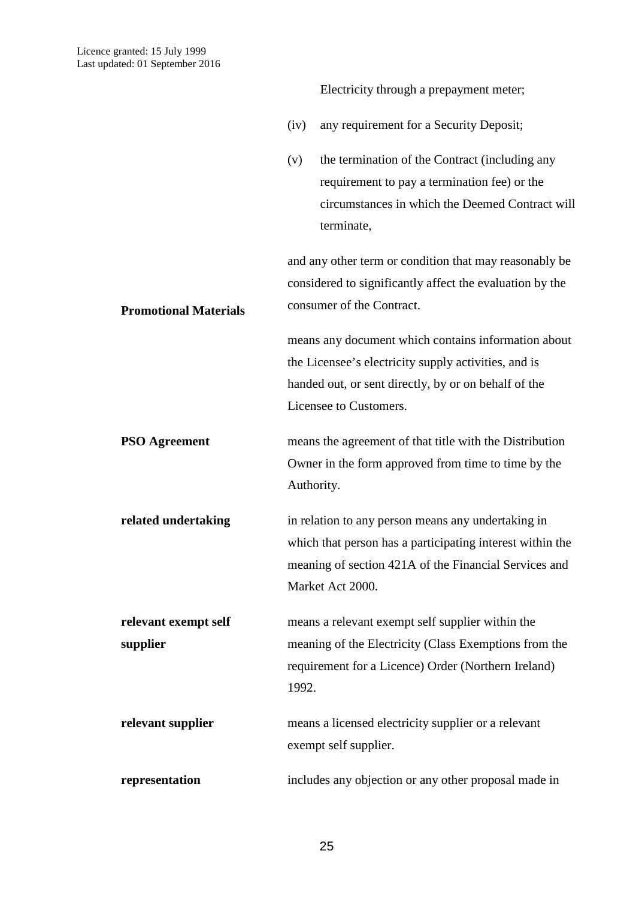Electricity through a prepayment meter;

(iv) any requirement for a Security Deposit;

(v) the termination of the Contract (including any requirement to pay a termination fee) or the circumstances in which the Deemed Contract will terminate,

and any other term or condition that may reasonably be considered to significantly affect the evaluation by the consumer of the Contract.

| | |
|---|---|
| **Promotional Materials** | means any document which contains information about the Licensee's electricity supply activities, and is handed out, or sent directly, by or on behalf of the Licensee to Customers. |
| **PSO Agreement** | means the agreement of that title with the Distribution Owner in the form approved from time to time by the Authority. |
| **related undertaking** | in relation to any person means any undertaking in which that person has a participating interest within the meaning of section 421A of the Financial Services and Market Act 2000. |
| **relevant exempt self supplier** | means a relevant exempt self supplier within the meaning of the Electricity (Class Exemptions from the requirement for a Licence) Order (Northern Ireland) 1992. |
| **relevant supplier** | means a licensed electricity supplier or a relevant exempt self supplier. |
| **representation** | includes any objection or any other proposal made in |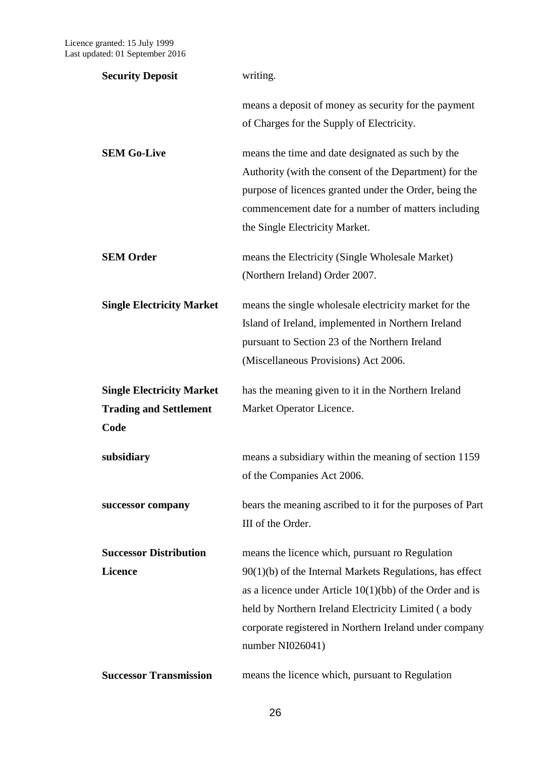| | |
|---|---|
| **Security Deposit** | writing. |
| | means a deposit of money as security for the payment of Charges for the Supply of Electricity. |
| **SEM Go-Live** | means the time and date designated as such by the Authority (with the consent of the Department) for the purpose of licences granted under the Order, being the commencement date for a number of matters including the Single Electricity Market. |
| **SEM Order** | means the Electricity (Single Wholesale Market) (Northern Ireland) Order 2007. |
| **Single Electricity Market** | means the single wholesale electricity market for the Island of Ireland, implemented in Northern Ireland pursuant to Section 23 of the Northern Ireland (Miscellaneous Provisions) Act 2006. |
| **Single Electricity Market Trading and Settlement Code** | has the meaning given to it in the Northern Ireland Market Operator Licence. |
| **subsidiary** | means a subsidiary within the meaning of section 1159 of the Companies Act 2006. |
| **successor company** | bears the meaning ascribed to it for the purposes of Part III of the Order. |
| **Successor Distribution Licence** | means the licence which, pursuant ro Regulation 90(1)(b) of the Internal Markets Regulations, has effect as a licence under Article 10(1)(bb) of the Order and is held by Northern Ireland Electricity Limited ( a body corporate registered in Northern Ireland under company number NI026041) |
| **Successor Transmission** | means the licence which, pursuant to Regulation |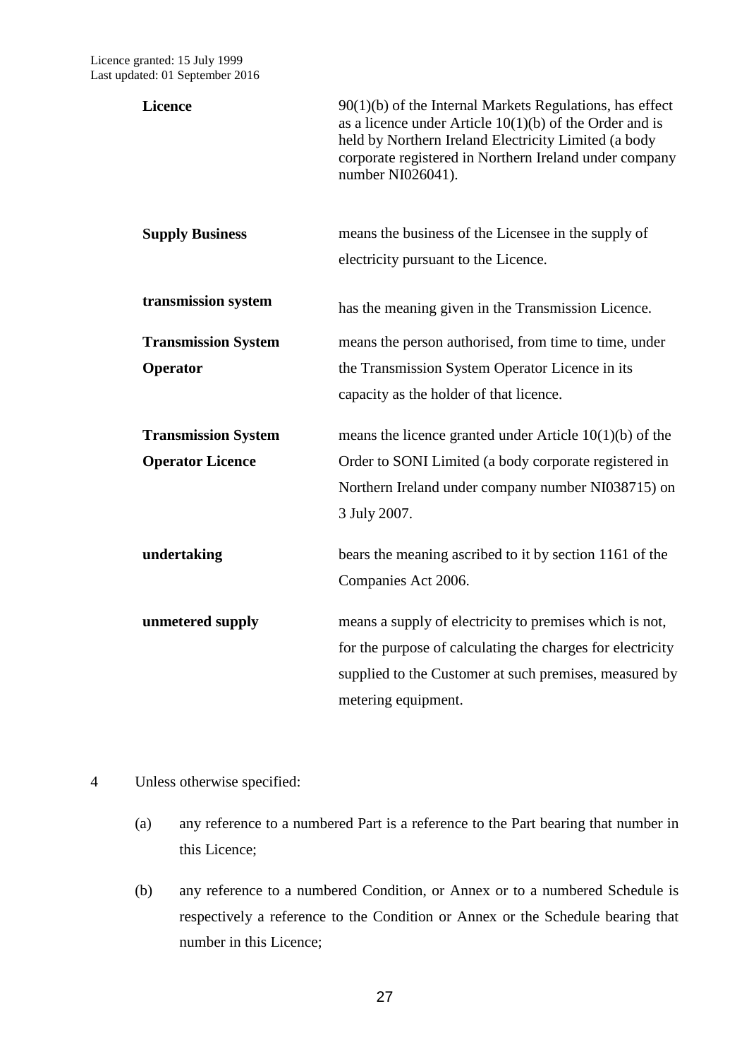| | |
|---|---|
| **Licence** | 90(1)(b) of the Internal Markets Regulations, has effect as a licence under Article 10(1)(b) of the Order and is held by Northern Ireland Electricity Limited (a body corporate registered in Northern Ireland under company number NI026041). |
| **Supply Business** | means the business of the Licensee in the supply of electricity pursuant to the Licence. |
| **transmission system** | has the meaning given in the Transmission Licence. |
| **Transmission System Operator** | means the person authorised, from time to time, under the Transmission System Operator Licence in its capacity as the holder of that licence. |
| **Transmission System Operator Licence** | means the licence granted under Article 10(1)(b) of the Order to SONI Limited (a body corporate registered in Northern Ireland under company number NI038715) on 3 July 2007. |
| **undertaking** | bears the meaning ascribed to it by section 1161 of the Companies Act 2006. |
| **unmetered supply** | means a supply of electricity to premises which is not, for the purpose of calculating the charges for electricity supplied to the Customer at such premises, measured by metering equipment. |

4 Unless otherwise specified:

(a) any reference to a numbered Part is a reference to the Part bearing that number in this Licence;

(b) any reference to a numbered Condition, or Annex or to a numbered Schedule is respectively a reference to the Condition or Annex or the Schedule bearing that number in this Licence;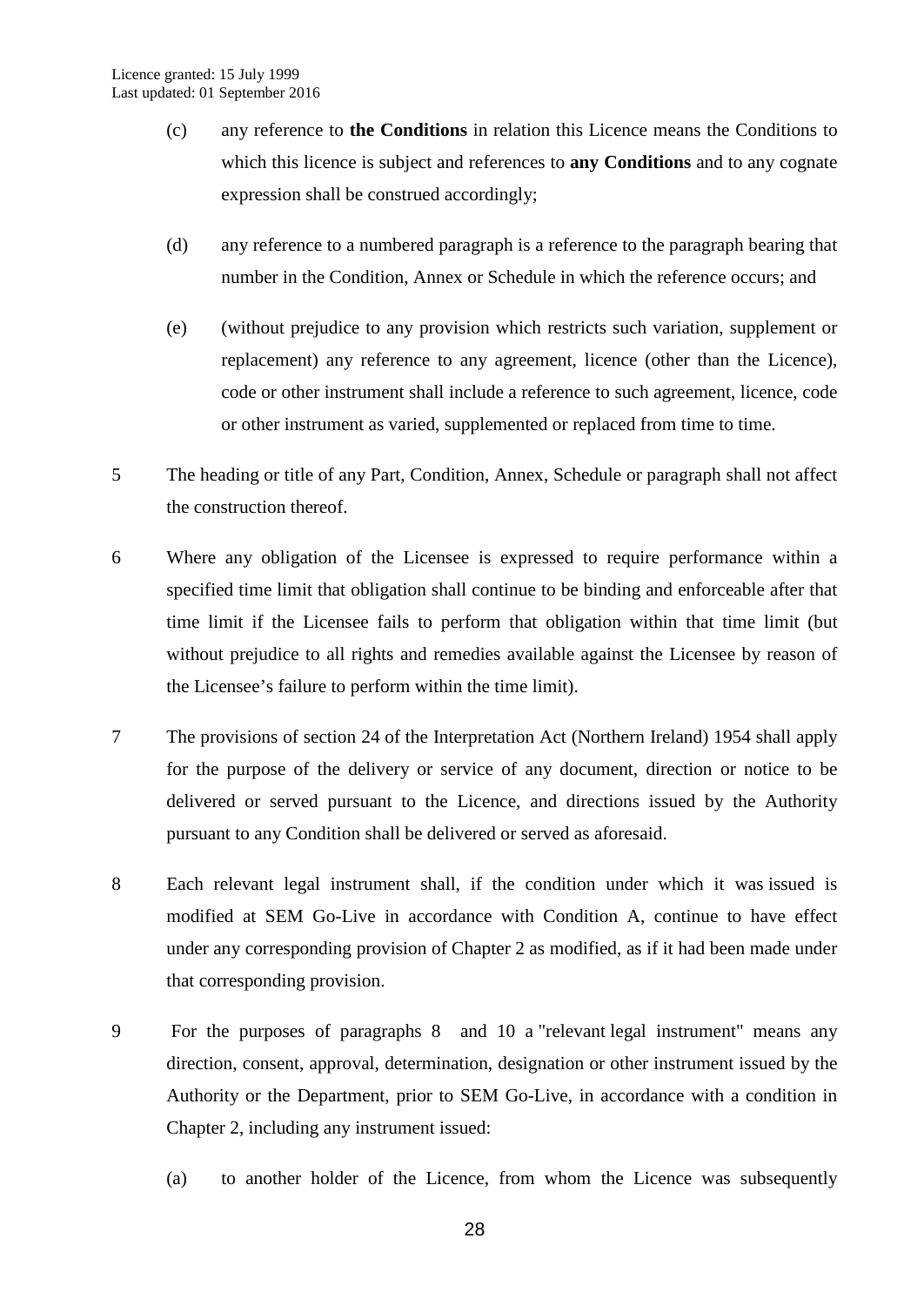(c) any reference to **the Conditions** in relation this Licence means the Conditions to which this licence is subject and references to **any Conditions** and to any cognate expression shall be construed accordingly;

(d) any reference to a numbered paragraph is a reference to the paragraph bearing that number in the Condition, Annex or Schedule in which the reference occurs; and

(e) (without prejudice to any provision which restricts such variation, supplement or replacement) any reference to any agreement, licence (other than the Licence), code or other instrument shall include a reference to such agreement, licence, code or other instrument as varied, supplemented or replaced from time to time.

5 The heading or title of any Part, Condition, Annex, Schedule or paragraph shall not affect the construction thereof.

6 Where any obligation of the Licensee is expressed to require performance within a specified time limit that obligation shall continue to be binding and enforceable after that time limit if the Licensee fails to perform that obligation within that time limit (but without prejudice to all rights and remedies available against the Licensee by reason of the Licensee's failure to perform within the time limit).

7 The provisions of section 24 of the Interpretation Act (Northern Ireland) 1954 shall apply for the purpose of the delivery or service of any document, direction or notice to be delivered or served pursuant to the Licence, and directions issued by the Authority pursuant to any Condition shall be delivered or served as aforesaid.

8 Each relevant legal instrument shall, if the condition under which it was issued is modified at SEM Go-Live in accordance with Condition A, continue to have effect under any corresponding provision of Chapter 2 as modified, as if it had been made under that corresponding provision.

9 For the purposes of paragraphs 8 and 10 a "relevant legal instrument" means any direction, consent, approval, determination, designation or other instrument issued by the Authority or the Department, prior to SEM Go-Live, in accordance with a condition in Chapter 2, including any instrument issued:

(a) to another holder of the Licence, from whom the Licence was subsequently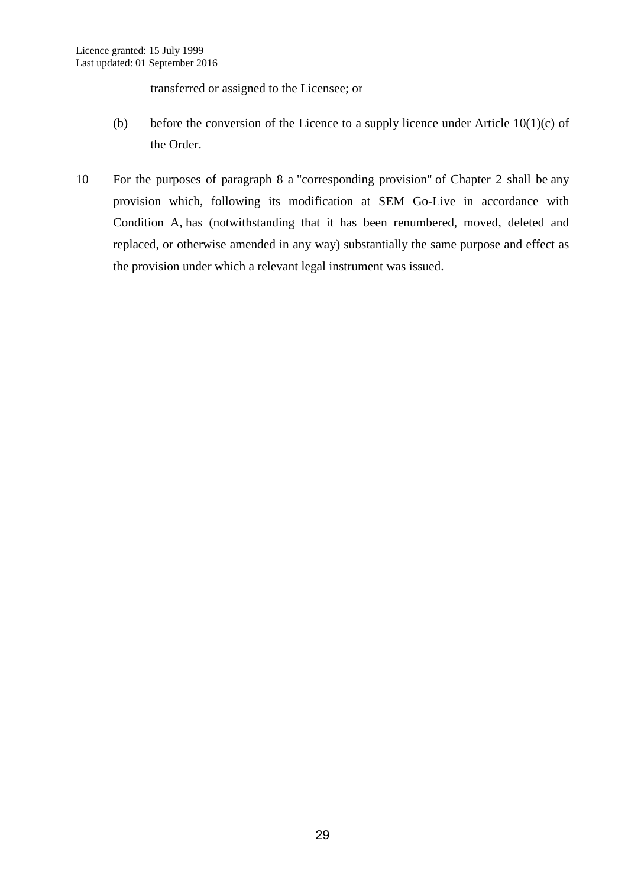transferred or assigned to the Licensee; or

(b) before the conversion of the Licence to a supply licence under Article 10(1)(c) of the Order.

10 For the purposes of paragraph 8 a "corresponding provision" of Chapter 2 shall be any provision which, following its modification at SEM Go-Live in accordance with Condition A, has (notwithstanding that it has been renumbered, moved, deleted and replaced, or otherwise amended in any way) substantially the same purpose and effect as the provision under which a relevant legal instrument was issued.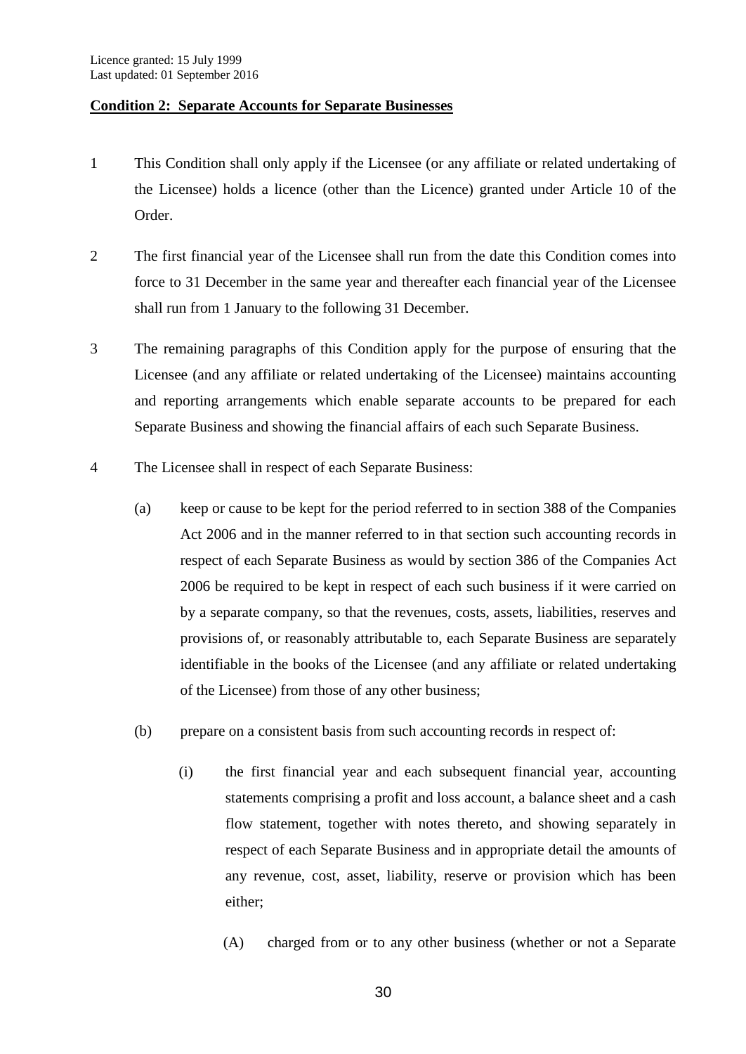Licence granted: 15 July 1999
Last updated: 01 September 2016

**Condition 2: Separate Accounts for Separate Businesses**

1 This Condition shall only apply if the Licensee (or any affiliate or related undertaking of the Licensee) holds a licence (other than the Licence) granted under Article 10 of the Order.

2 The first financial year of the Licensee shall run from the date this Condition comes into force to 31 December in the same year and thereafter each financial year of the Licensee shall run from 1 January to the following 31 December.

3 The remaining paragraphs of this Condition apply for the purpose of ensuring that the Licensee (and any affiliate or related undertaking of the Licensee) maintains accounting and reporting arrangements which enable separate accounts to be prepared for each Separate Business and showing the financial affairs of each such Separate Business.

4 The Licensee shall in respect of each Separate Business:

(a) keep or cause to be kept for the period referred to in section 388 of the Companies Act 2006 and in the manner referred to in that section such accounting records in respect of each Separate Business as would by section 386 of the Companies Act 2006 be required to be kept in respect of each such business if it were carried on by a separate company, so that the revenues, costs, assets, liabilities, reserves and provisions of, or reasonably attributable to, each Separate Business are separately identifiable in the books of the Licensee (and any affiliate or related undertaking of the Licensee) from those of any other business;

(b) prepare on a consistent basis from such accounting records in respect of:

(i) the first financial year and each subsequent financial year, accounting statements comprising a profit and loss account, a balance sheet and a cash flow statement, together with notes thereto, and showing separately in respect of each Separate Business and in appropriate detail the amounts of any revenue, cost, asset, liability, reserve or provision which has been either;

(A) charged from or to any other business (whether or not a Separate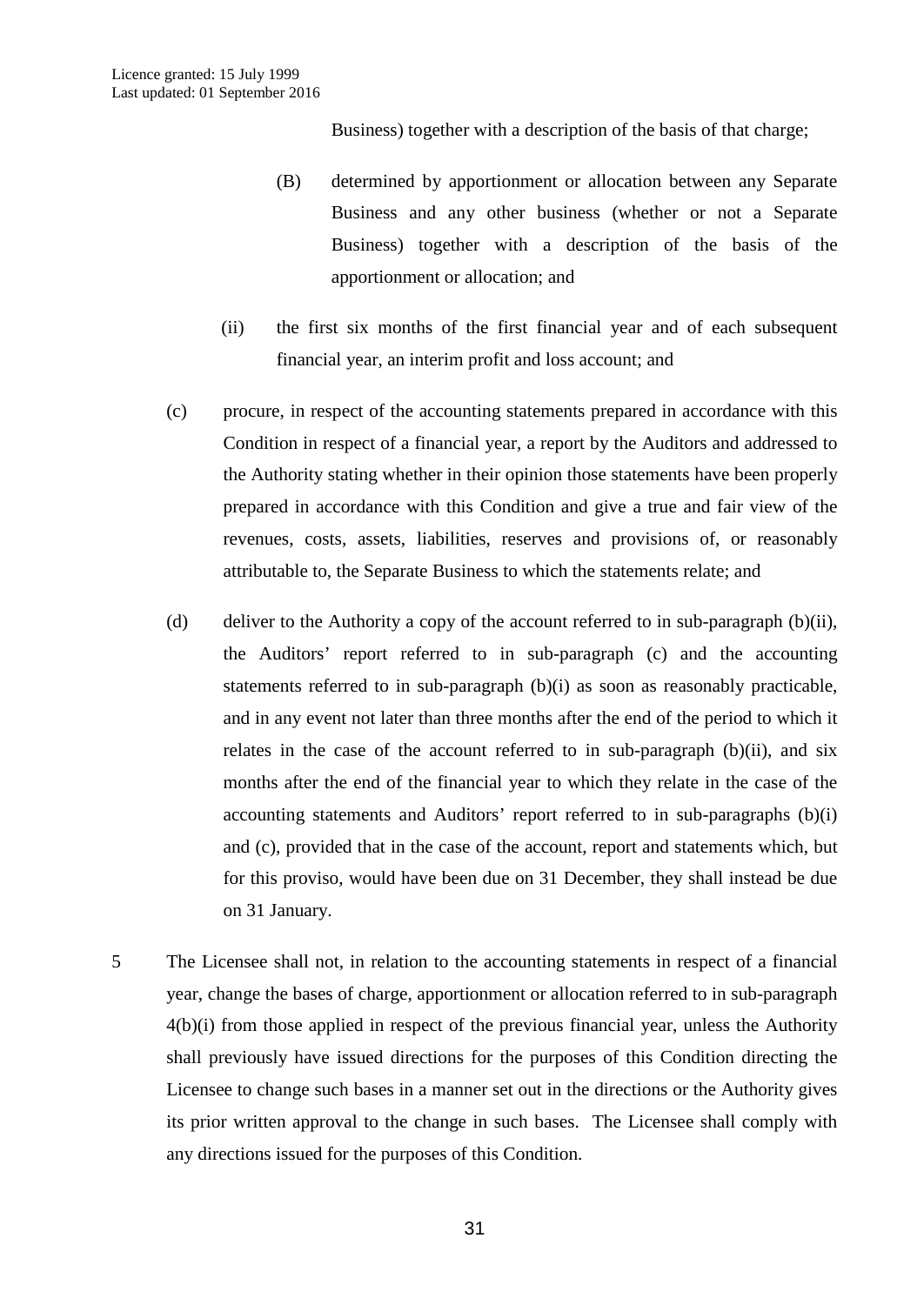Business) together with a description of the basis of that charge;

(B) determined by apportionment or allocation between any Separate Business and any other business (whether or not a Separate Business) together with a description of the basis of the apportionment or allocation; and

(ii) the first six months of the first financial year and of each subsequent financial year, an interim profit and loss account; and

(c) procure, in respect of the accounting statements prepared in accordance with this Condition in respect of a financial year, a report by the Auditors and addressed to the Authority stating whether in their opinion those statements have been properly prepared in accordance with this Condition and give a true and fair view of the revenues, costs, assets, liabilities, reserves and provisions of, or reasonably attributable to, the Separate Business to which the statements relate; and

(d) deliver to the Authority a copy of the account referred to in sub-paragraph (b)(ii), the Auditors' report referred to in sub-paragraph (c) and the accounting statements referred to in sub-paragraph (b)(i) as soon as reasonably practicable, and in any event not later than three months after the end of the period to which it relates in the case of the account referred to in sub-paragraph (b)(ii), and six months after the end of the financial year to which they relate in the case of the accounting statements and Auditors' report referred to in sub-paragraphs (b)(i) and (c), provided that in the case of the account, report and statements which, but for this proviso, would have been due on 31 December, they shall instead be due on 31 January.

5 The Licensee shall not, in relation to the accounting statements in respect of a financial year, change the bases of charge, apportionment or allocation referred to in sub-paragraph 4(b)(i) from those applied in respect of the previous financial year, unless the Authority shall previously have issued directions for the purposes of this Condition directing the Licensee to change such bases in a manner set out in the directions or the Authority gives its prior written approval to the change in such bases. The Licensee shall comply with any directions issued for the purposes of this Condition.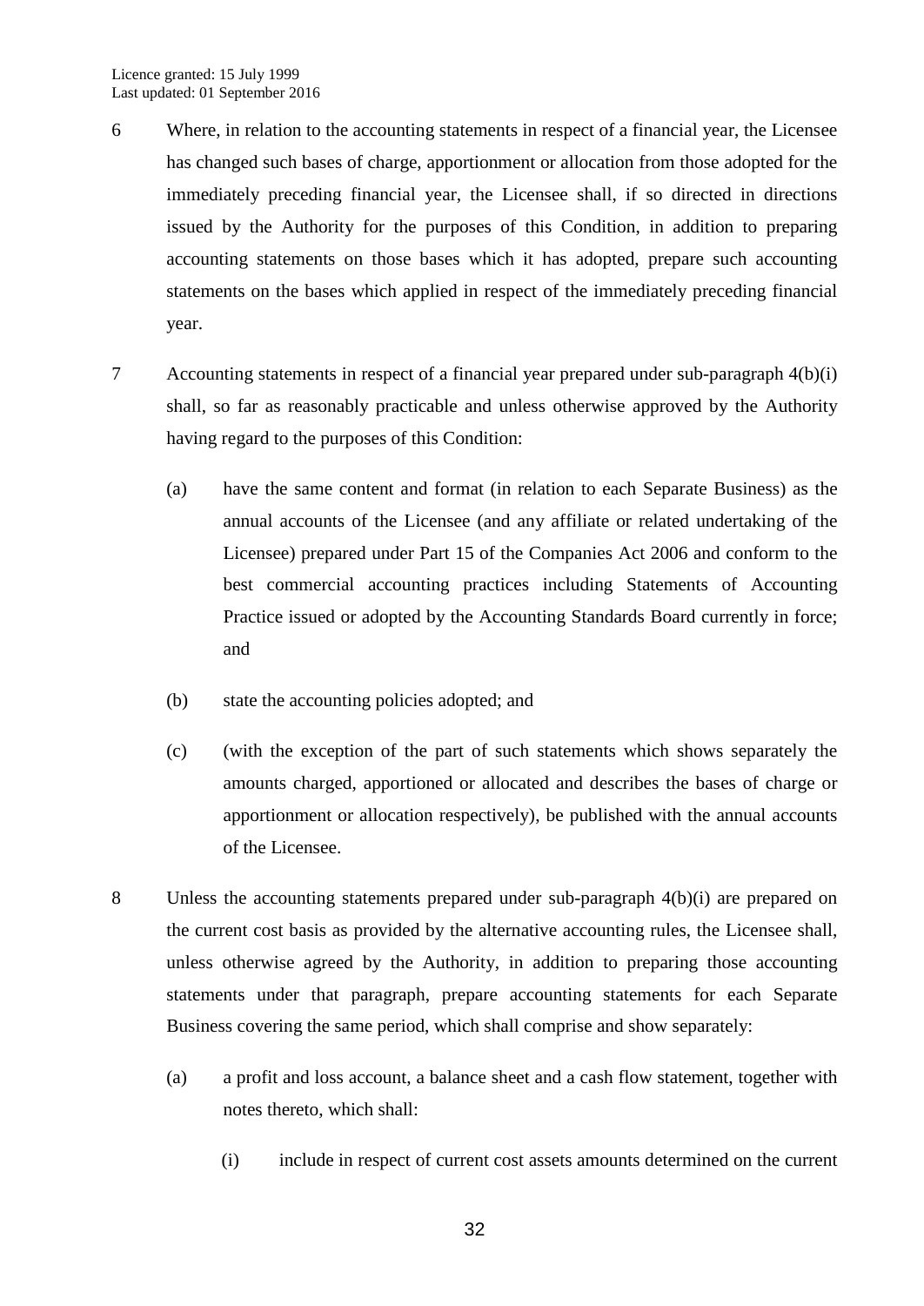6 Where, in relation to the accounting statements in respect of a financial year, the Licensee has changed such bases of charge, apportionment or allocation from those adopted for the immediately preceding financial year, the Licensee shall, if so directed in directions issued by the Authority for the purposes of this Condition, in addition to preparing accounting statements on those bases which it has adopted, prepare such accounting statements on the bases which applied in respect of the immediately preceding financial year.

7 Accounting statements in respect of a financial year prepared under sub-paragraph 4(b)(i) shall, so far as reasonably practicable and unless otherwise approved by the Authority having regard to the purposes of this Condition:

(a) have the same content and format (in relation to each Separate Business) as the annual accounts of the Licensee (and any affiliate or related undertaking of the Licensee) prepared under Part 15 of the Companies Act 2006 and conform to the best commercial accounting practices including Statements of Accounting Practice issued or adopted by the Accounting Standards Board currently in force; and

(b) state the accounting policies adopted; and

(c) (with the exception of the part of such statements which shows separately the amounts charged, apportioned or allocated and describes the bases of charge or apportionment or allocation respectively), be published with the annual accounts of the Licensee.

8 Unless the accounting statements prepared under sub-paragraph 4(b)(i) are prepared on the current cost basis as provided by the alternative accounting rules, the Licensee shall, unless otherwise agreed by the Authority, in addition to preparing those accounting statements under that paragraph, prepare accounting statements for each Separate Business covering the same period, which shall comprise and show separately:

(a) a profit and loss account, a balance sheet and a cash flow statement, together with notes thereto, which shall:

(i) include in respect of current cost assets amounts determined on the current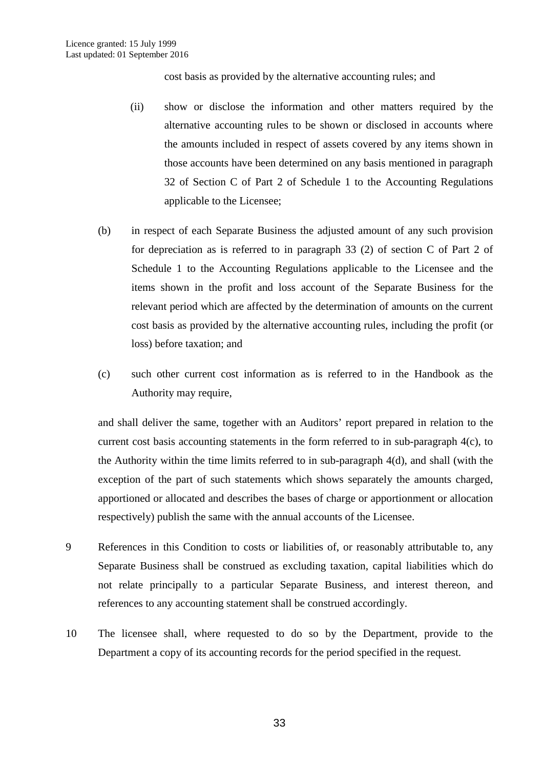cost basis as provided by the alternative accounting rules; and

(ii) show or disclose the information and other matters required by the alternative accounting rules to be shown or disclosed in accounts where the amounts included in respect of assets covered by any items shown in those accounts have been determined on any basis mentioned in paragraph 32 of Section C of Part 2 of Schedule 1 to the Accounting Regulations applicable to the Licensee;

(b) in respect of each Separate Business the adjusted amount of any such provision for depreciation as is referred to in paragraph 33 (2) of section C of Part 2 of Schedule 1 to the Accounting Regulations applicable to the Licensee and the items shown in the profit and loss account of the Separate Business for the relevant period which are affected by the determination of amounts on the current cost basis as provided by the alternative accounting rules, including the profit (or loss) before taxation; and

(c) such other current cost information as is referred to in the Handbook as the Authority may require,

and shall deliver the same, together with an Auditors' report prepared in relation to the current cost basis accounting statements in the form referred to in sub-paragraph 4(c), to the Authority within the time limits referred to in sub-paragraph 4(d), and shall (with the exception of the part of such statements which shows separately the amounts charged, apportioned or allocated and describes the bases of charge or apportionment or allocation respectively) publish the same with the annual accounts of the Licensee.

9 References in this Condition to costs or liabilities of, or reasonably attributable to, any Separate Business shall be construed as excluding taxation, capital liabilities which do not relate principally to a particular Separate Business, and interest thereon, and references to any accounting statement shall be construed accordingly.

10 The licensee shall, where requested to do so by the Department, provide to the Department a copy of its accounting records for the period specified in the request.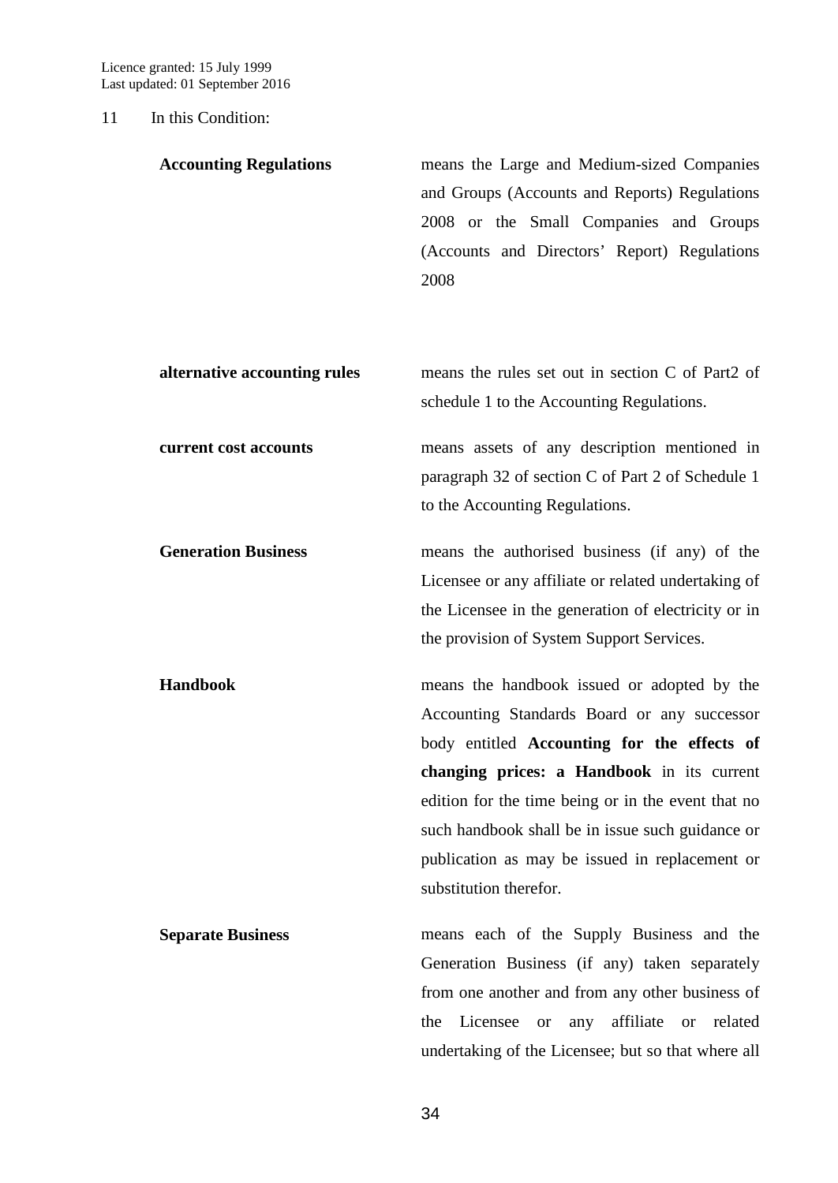11 In this Condition:

| | |
|---|---|
| **Accounting Regulations** | means the Large and Medium-sized Companies and Groups (Accounts and Reports) Regulations 2008 or the Small Companies and Groups (Accounts and Directors' Report) Regulations 2008 |
| **alternative accounting rules** | means the rules set out in section C of Part2 of schedule 1 to the Accounting Regulations. |
| **current cost accounts** | means assets of any description mentioned in paragraph 32 of section C of Part 2 of Schedule 1 to the Accounting Regulations. |
| **Generation Business** | means the authorised business (if any) of the Licensee or any affiliate or related undertaking of the Licensee in the generation of electricity or in the provision of System Support Services. |
| **Handbook** | means the handbook issued or adopted by the Accounting Standards Board or any successor body entitled **Accounting for the effects of changing prices: a Handbook** in its current edition for the time being or in the event that no such handbook shall be in issue such guidance or publication as may be issued in replacement or substitution therefor. |
| **Separate Business** | means each of the Supply Business and the Generation Business (if any) taken separately from one another and from any other business of the Licensee or any affiliate or related undertaking of the Licensee; but so that where all |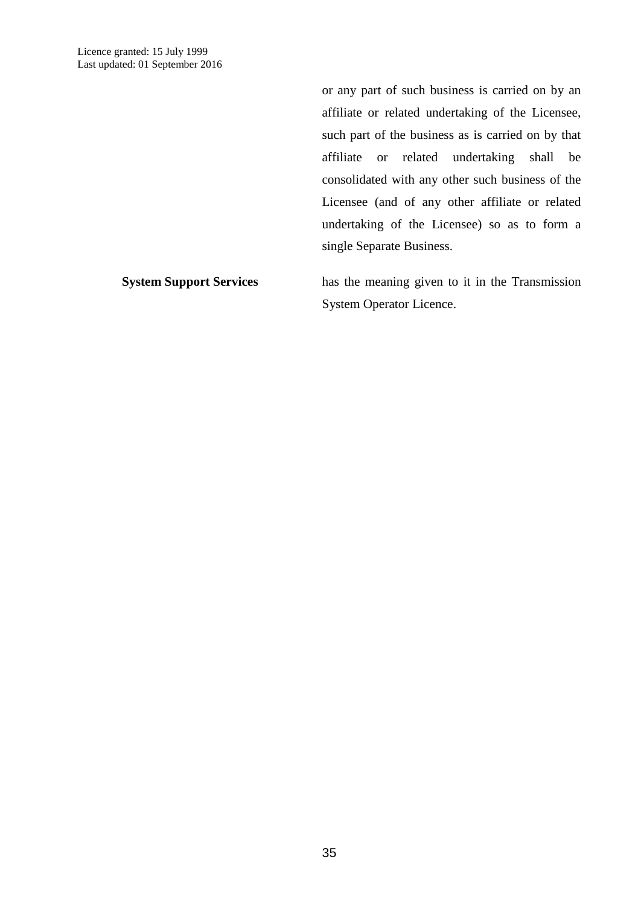or any part of such business is carried on by an affiliate or related undertaking of the Licensee, such part of the business as is carried on by that affiliate or related undertaking shall be consolidated with any other such business of the Licensee (and of any other affiliate or related undertaking of the Licensee) so as to form a single Separate Business.

| | |
|---|---|
| **System Support Services** | has the meaning given to it in the Transmission System Operator Licence. |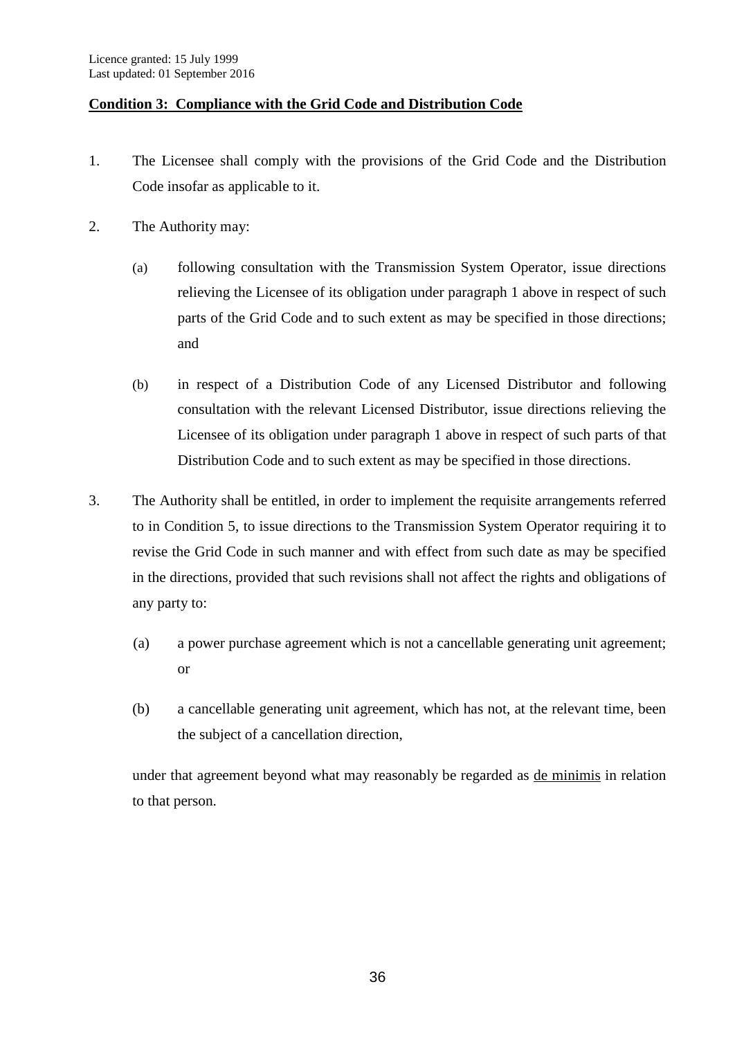Licence granted: 15 July 1999
Last updated: 01 September 2016

## Condition 3: Compliance with the Grid Code and Distribution Code

1. The Licensee shall comply with the provisions of the Grid Code and the Distribution Code insofar as applicable to it.

2. The Authority may:

   (a) following consultation with the Transmission System Operator, issue directions relieving the Licensee of its obligation under paragraph 1 above in respect of such parts of the Grid Code and to such extent as may be specified in those directions; and

   (b) in respect of a Distribution Code of any Licensed Distributor and following consultation with the relevant Licensed Distributor, issue directions relieving the Licensee of its obligation under paragraph 1 above in respect of such parts of that Distribution Code and to such extent as may be specified in those directions.

3. The Authority shall be entitled, in order to implement the requisite arrangements referred to in Condition 5, to issue directions to the Transmission System Operator requiring it to revise the Grid Code in such manner and with effect from such date as may be specified in the directions, provided that such revisions shall not affect the rights and obligations of any party to:

   (a) a power purchase agreement which is not a cancellable generating unit agreement; or

   (b) a cancellable generating unit agreement, which has not, at the relevant time, been the subject of a cancellation direction,

   under that agreement beyond what may reasonably be regarded as de minimis in relation to that person.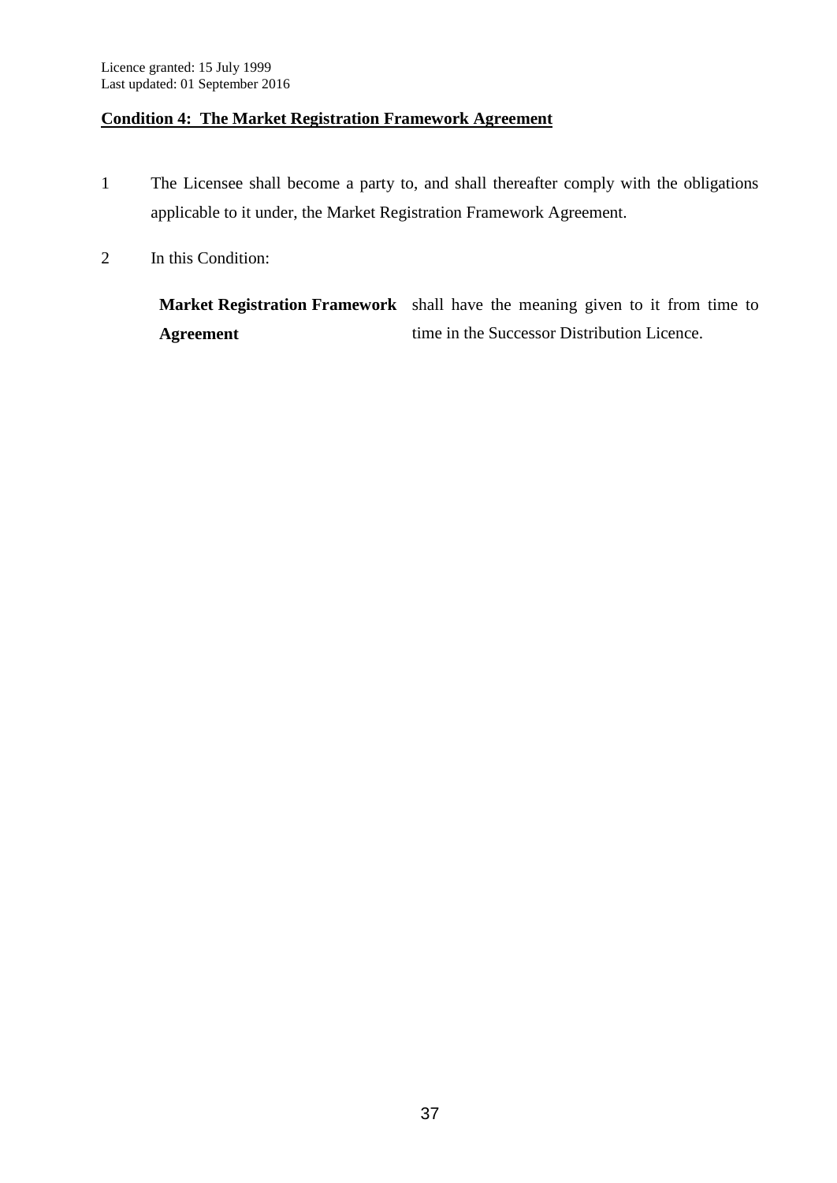## Condition 4: The Market Registration Framework Agreement

1 The Licensee shall become a party to, and shall thereafter comply with the obligations applicable to it under, the Market Registration Framework Agreement.

2 In this Condition:

| | |
|---|---|
| **Market Registration Framework Agreement** | shall have the meaning given to it from time to time in the Successor Distribution Licence. |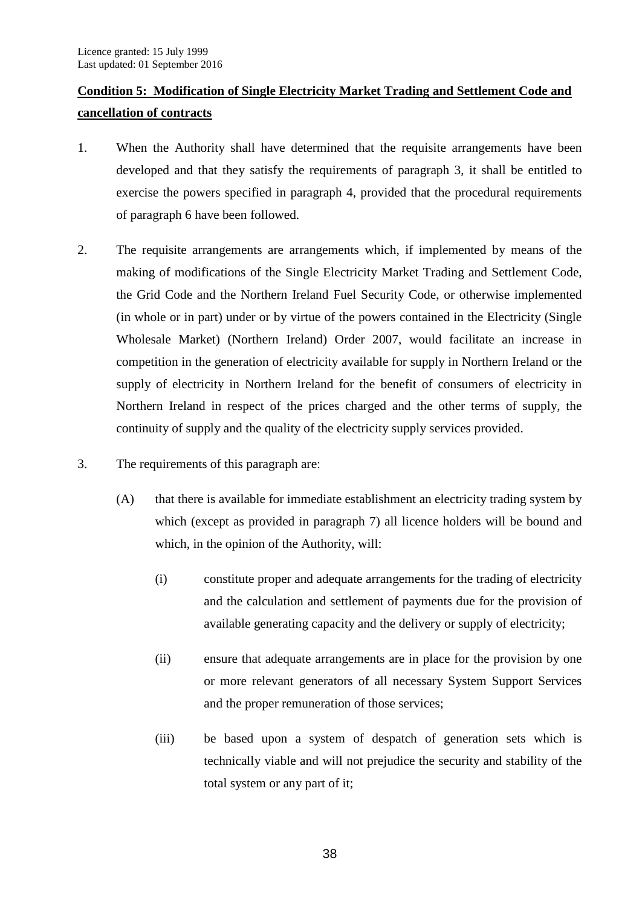## Condition 5: Modification of Single Electricity Market Trading and Settlement Code and cancellation of contracts

1. When the Authority shall have determined that the requisite arrangements have been developed and that they satisfy the requirements of paragraph 3, it shall be entitled to exercise the powers specified in paragraph 4, provided that the procedural requirements of paragraph 6 have been followed.

2. The requisite arrangements are arrangements which, if implemented by means of the making of modifications of the Single Electricity Market Trading and Settlement Code, the Grid Code and the Northern Ireland Fuel Security Code, or otherwise implemented (in whole or in part) under or by virtue of the powers contained in the Electricity (Single Wholesale Market) (Northern Ireland) Order 2007, would facilitate an increase in competition in the generation of electricity available for supply in Northern Ireland or the supply of electricity in Northern Ireland for the benefit of consumers of electricity in Northern Ireland in respect of the prices charged and the other terms of supply, the continuity of supply and the quality of the electricity supply services provided.

3. The requirements of this paragraph are:

   (A) that there is available for immediate establishment an electricity trading system by which (except as provided in paragraph 7) all licence holders will be bound and which, in the opinion of the Authority, will:

      (i) constitute proper and adequate arrangements for the trading of electricity and the calculation and settlement of payments due for the provision of available generating capacity and the delivery or supply of electricity;

      (ii) ensure that adequate arrangements are in place for the provision by one or more relevant generators of all necessary System Support Services and the proper remuneration of those services;

      (iii) be based upon a system of despatch of generation sets which is technically viable and will not prejudice the security and stability of the total system or any part of it;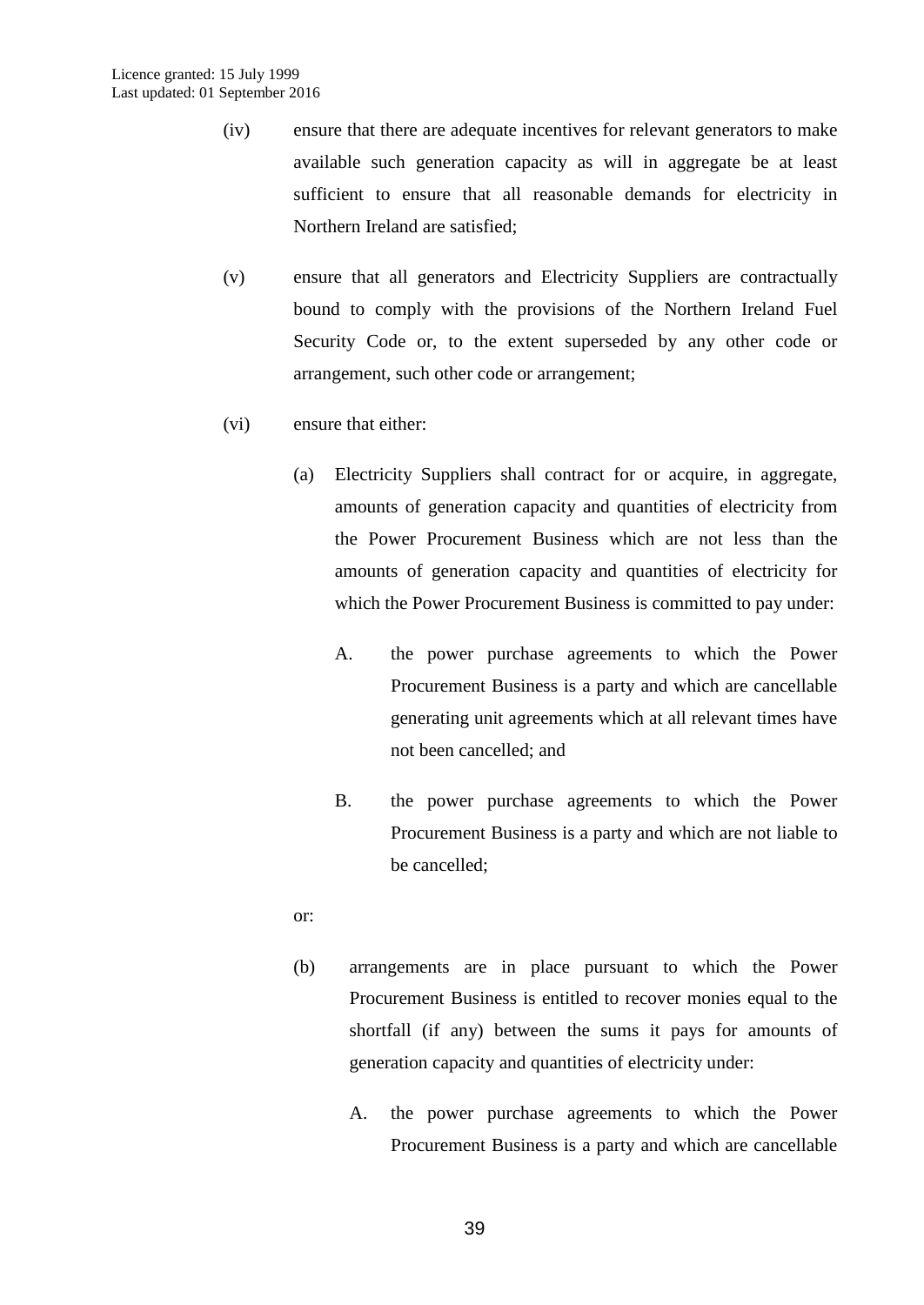(iv) ensure that there are adequate incentives for relevant generators to make available such generation capacity as will in aggregate be at least sufficient to ensure that all reasonable demands for electricity in Northern Ireland are satisfied;

(v) ensure that all generators and Electricity Suppliers are contractually bound to comply with the provisions of the Northern Ireland Fuel Security Code or, to the extent superseded by any other code or arrangement, such other code or arrangement;

(vi) ensure that either:

 (a) Electricity Suppliers shall contract for or acquire, in aggregate, amounts of generation capacity and quantities of electricity from the Power Procurement Business which are not less than the amounts of generation capacity and quantities of electricity for which the Power Procurement Business is committed to pay under:

 A. the power purchase agreements to which the Power Procurement Business is a party and which are cancellable generating unit agreements which at all relevant times have not been cancelled; and

 B. the power purchase agreements to which the Power Procurement Business is a party and which are not liable to be cancelled;

 or:

 (b) arrangements are in place pursuant to which the Power Procurement Business is entitled to recover monies equal to the shortfall (if any) between the sums it pays for amounts of generation capacity and quantities of electricity under:

 A. the power purchase agreements to which the Power Procurement Business is a party and which are cancellable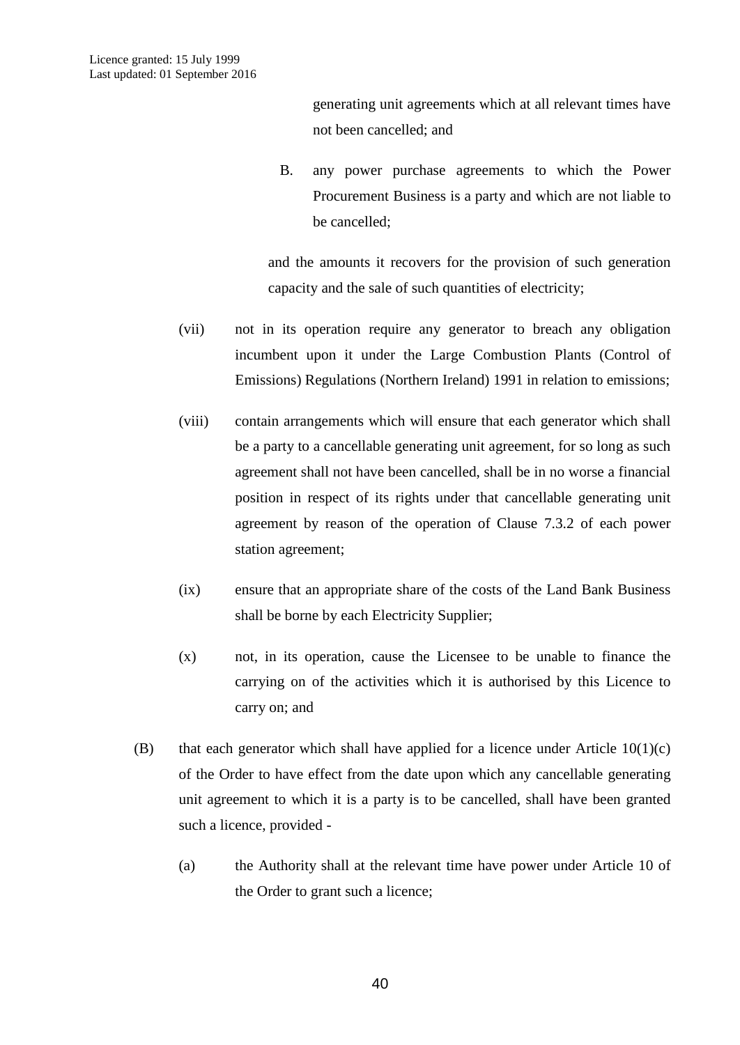generating unit agreements which at all relevant times have not been cancelled; and

B. any power purchase agreements to which the Power Procurement Business is a party and which are not liable to be cancelled;

and the amounts it recovers for the provision of such generation capacity and the sale of such quantities of electricity;

(vii) not in its operation require any generator to breach any obligation incumbent upon it under the Large Combustion Plants (Control of Emissions) Regulations (Northern Ireland) 1991 in relation to emissions;

(viii) contain arrangements which will ensure that each generator which shall be a party to a cancellable generating unit agreement, for so long as such agreement shall not have been cancelled, shall be in no worse a financial position in respect of its rights under that cancellable generating unit agreement by reason of the operation of Clause 7.3.2 of each power station agreement;

(ix) ensure that an appropriate share of the costs of the Land Bank Business shall be borne by each Electricity Supplier;

(x) not, in its operation, cause the Licensee to be unable to finance the carrying on of the activities which it is authorised by this Licence to carry on; and

(B) that each generator which shall have applied for a licence under Article 10(1)(c) of the Order to have effect from the date upon which any cancellable generating unit agreement to which it is a party is to be cancelled, shall have been granted such a licence, provided -

(a) the Authority shall at the relevant time have power under Article 10 of the Order to grant such a licence;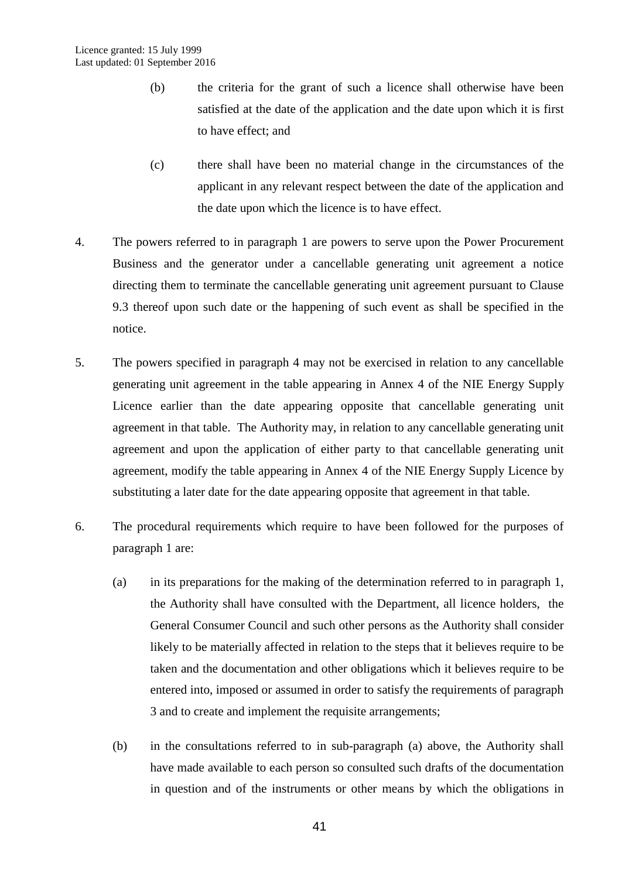(b) the criteria for the grant of such a licence shall otherwise have been satisfied at the date of the application and the date upon which it is first to have effect; and

(c) there shall have been no material change in the circumstances of the applicant in any relevant respect between the date of the application and the date upon which the licence is to have effect.

4. The powers referred to in paragraph 1 are powers to serve upon the Power Procurement Business and the generator under a cancellable generating unit agreement a notice directing them to terminate the cancellable generating unit agreement pursuant to Clause 9.3 thereof upon such date or the happening of such event as shall be specified in the notice.

5. The powers specified in paragraph 4 may not be exercised in relation to any cancellable generating unit agreement in the table appearing in Annex 4 of the NIE Energy Supply Licence earlier than the date appearing opposite that cancellable generating unit agreement in that table. The Authority may, in relation to any cancellable generating unit agreement and upon the application of either party to that cancellable generating unit agreement, modify the table appearing in Annex 4 of the NIE Energy Supply Licence by substituting a later date for the date appearing opposite that agreement in that table.

6. The procedural requirements which require to have been followed for the purposes of paragraph 1 are:

   (a) in its preparations for the making of the determination referred to in paragraph 1, the Authority shall have consulted with the Department, all licence holders, the General Consumer Council and such other persons as the Authority shall consider likely to be materially affected in relation to the steps that it believes require to be taken and the documentation and other obligations which it believes require to be entered into, imposed or assumed in order to satisfy the requirements of paragraph 3 and to create and implement the requisite arrangements;

   (b) in the consultations referred to in sub-paragraph (a) above, the Authority shall have made available to each person so consulted such drafts of the documentation in question and of the instruments or other means by which the obligations in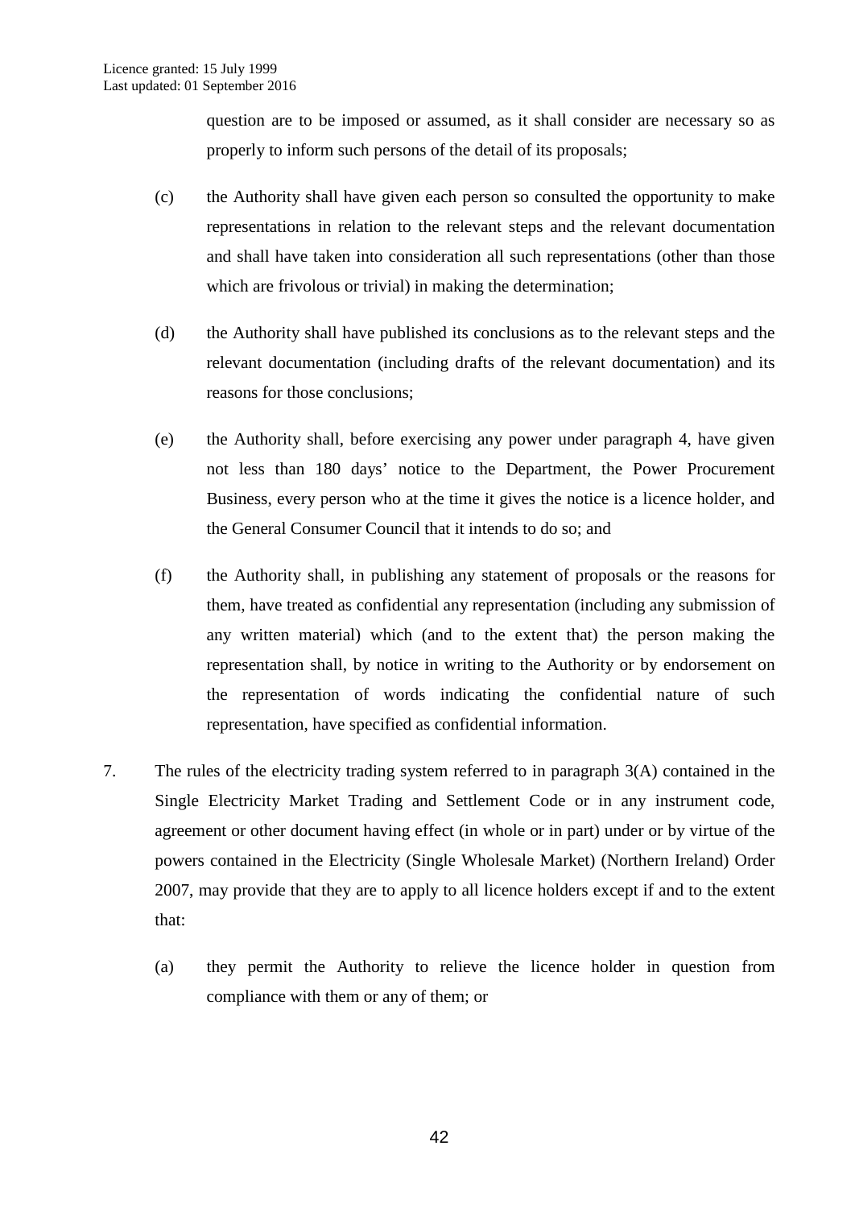question are to be imposed or assumed, as it shall consider are necessary so as properly to inform such persons of the detail of its proposals;

(c) the Authority shall have given each person so consulted the opportunity to make representations in relation to the relevant steps and the relevant documentation and shall have taken into consideration all such representations (other than those which are frivolous or trivial) in making the determination;

(d) the Authority shall have published its conclusions as to the relevant steps and the relevant documentation (including drafts of the relevant documentation) and its reasons for those conclusions;

(e) the Authority shall, before exercising any power under paragraph 4, have given not less than 180 days' notice to the Department, the Power Procurement Business, every person who at the time it gives the notice is a licence holder, and the General Consumer Council that it intends to do so; and

(f) the Authority shall, in publishing any statement of proposals or the reasons for them, have treated as confidential any representation (including any submission of any written material) which (and to the extent that) the person making the representation shall, by notice in writing to the Authority or by endorsement on the representation of words indicating the confidential nature of such representation, have specified as confidential information.

7. The rules of the electricity trading system referred to in paragraph 3(A) contained in the Single Electricity Market Trading and Settlement Code or in any instrument code, agreement or other document having effect (in whole or in part) under or by virtue of the powers contained in the Electricity (Single Wholesale Market) (Northern Ireland) Order 2007, may provide that they are to apply to all licence holders except if and to the extent that:

   (a) they permit the Authority to relieve the licence holder in question from compliance with them or any of them; or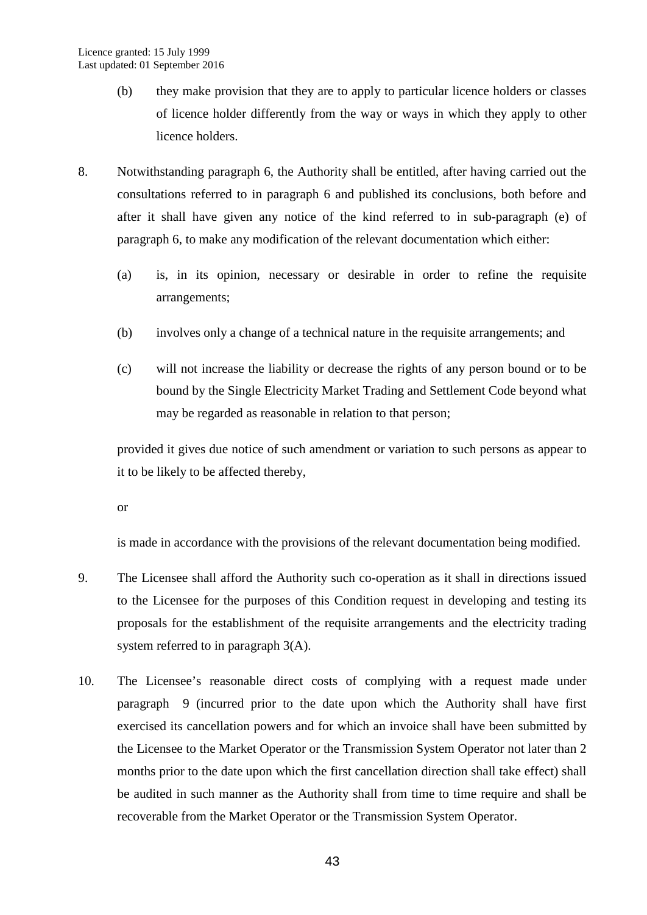(b) they make provision that they are to apply to particular licence holders or classes of licence holder differently from the way or ways in which they apply to other licence holders.

8. Notwithstanding paragraph 6, the Authority shall be entitled, after having carried out the consultations referred to in paragraph 6 and published its conclusions, both before and after it shall have given any notice of the kind referred to in sub-paragraph (e) of paragraph 6, to make any modification of the relevant documentation which either:

   (a) is, in its opinion, necessary or desirable in order to refine the requisite arrangements;

   (b) involves only a change of a technical nature in the requisite arrangements; and

   (c) will not increase the liability or decrease the rights of any person bound or to be bound by the Single Electricity Market Trading and Settlement Code beyond what may be regarded as reasonable in relation to that person;

   provided it gives due notice of such amendment or variation to such persons as appear to it to be likely to be affected thereby,

   or

   is made in accordance with the provisions of the relevant documentation being modified.

9. The Licensee shall afford the Authority such co-operation as it shall in directions issued to the Licensee for the purposes of this Condition request in developing and testing its proposals for the establishment of the requisite arrangements and the electricity trading system referred to in paragraph 3(A).

10. The Licensee's reasonable direct costs of complying with a request made under paragraph 9 (incurred prior to the date upon which the Authority shall have first exercised its cancellation powers and for which an invoice shall have been submitted by the Licensee to the Market Operator or the Transmission System Operator not later than 2 months prior to the date upon which the first cancellation direction shall take effect) shall be audited in such manner as the Authority shall from time to time require and shall be recoverable from the Market Operator or the Transmission System Operator.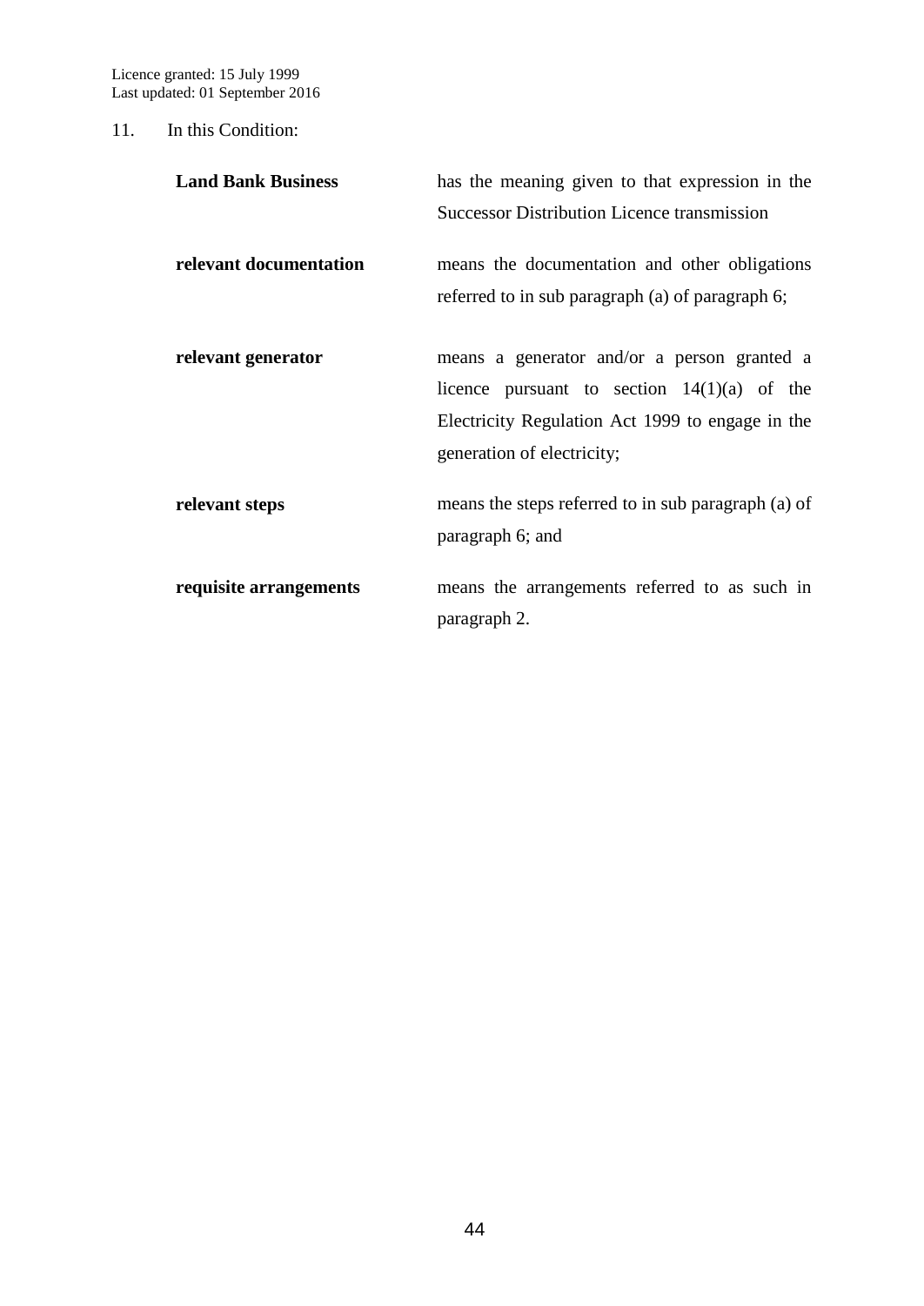11. In this Condition:

| | |
|---|---|
| **Land Bank Business** | has the meaning given to that expression in the Successor Distribution Licence transmission |
| **relevant documentation** | means the documentation and other obligations referred to in sub paragraph (a) of paragraph 6; |
| **relevant generator** | means a generator and/or a person granted a licence pursuant to section 14(1)(a) of the Electricity Regulation Act 1999 to engage in the generation of electricity; |
| **relevant steps** | means the steps referred to in sub paragraph (a) of paragraph 6; and |
| **requisite arrangements** | means the arrangements referred to as such in paragraph 2. |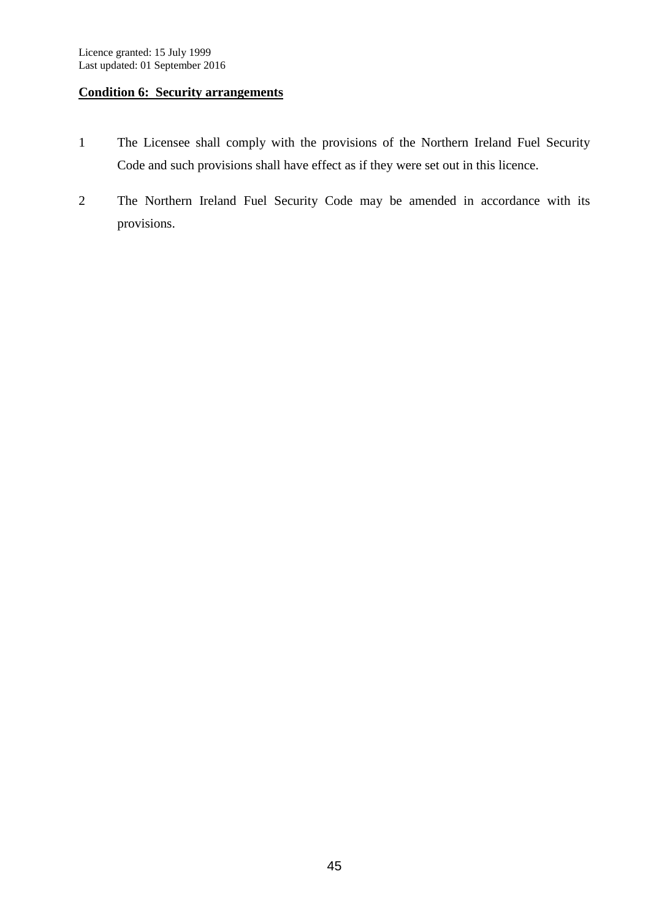## Condition 6: Security arrangements

1 The Licensee shall comply with the provisions of the Northern Ireland Fuel Security Code and such provisions shall have effect as if they were set out in this licence.

2 The Northern Ireland Fuel Security Code may be amended in accordance with its provisions.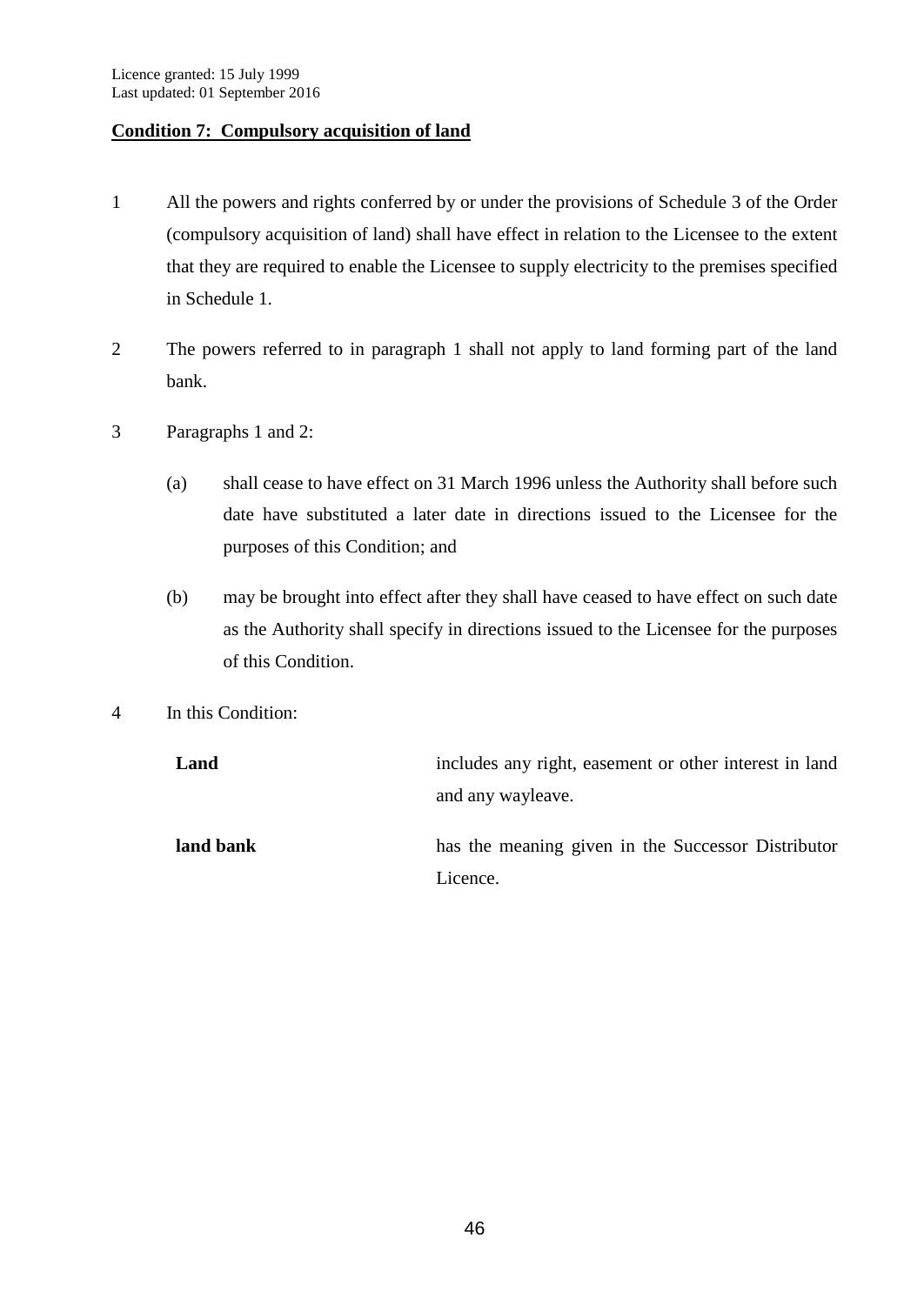**Condition 7: Compulsory acquisition of land**

1 All the powers and rights conferred by or under the provisions of Schedule 3 of the Order (compulsory acquisition of land) shall have effect in relation to the Licensee to the extent that they are required to enable the Licensee to supply electricity to the premises specified in Schedule 1.

2 The powers referred to in paragraph 1 shall not apply to land forming part of the land bank.

3 Paragraphs 1 and 2:

(a) shall cease to have effect on 31 March 1996 unless the Authority shall before such date have substituted a later date in directions issued to the Licensee for the purposes of this Condition; and

(b) may be brought into effect after they shall have ceased to have effect on such date as the Authority shall specify in directions issued to the Licensee for the purposes of this Condition.

4 In this Condition:

| | |
|---|---|
| **Land** | includes any right, easement or other interest in land and any wayleave. |
| **land bank** | has the meaning given in the Successor Distributor Licence. |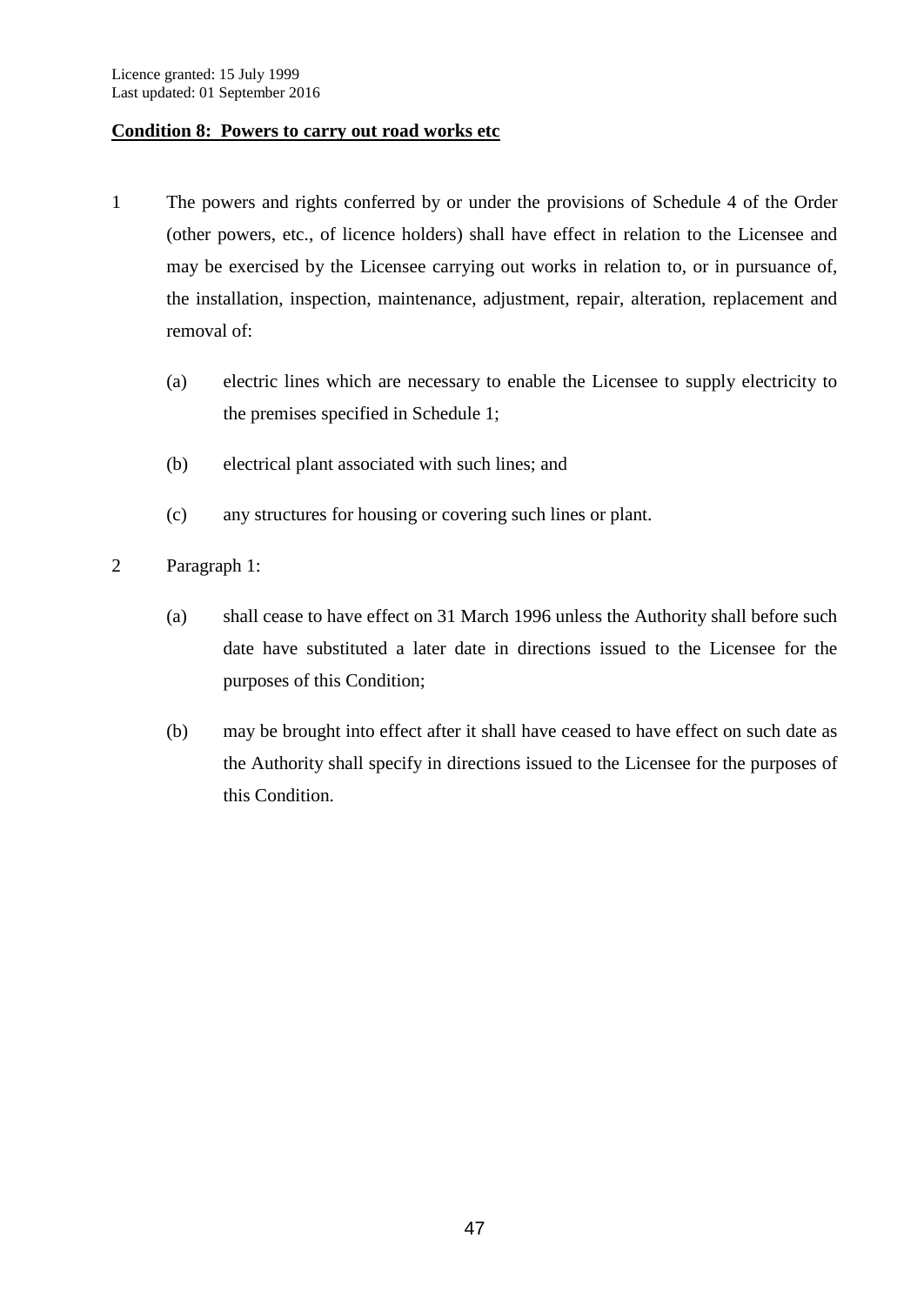Licence granted: 15 July 1999
Last updated: 01 September 2016

**Condition 8: Powers to carry out road works etc**

1 The powers and rights conferred by or under the provisions of Schedule 4 of the Order (other powers, etc., of licence holders) shall have effect in relation to the Licensee and may be exercised by the Licensee carrying out works in relation to, or in pursuance of, the installation, inspection, maintenance, adjustment, repair, alteration, replacement and removal of:

   (a) electric lines which are necessary to enable the Licensee to supply electricity to the premises specified in Schedule 1;

   (b) electrical plant associated with such lines; and

   (c) any structures for housing or covering such lines or plant.

2 Paragraph 1:

   (a) shall cease to have effect on 31 March 1996 unless the Authority shall before such date have substituted a later date in directions issued to the Licensee for the purposes of this Condition;

   (b) may be brought into effect after it shall have ceased to have effect on such date as the Authority shall specify in directions issued to the Licensee for the purposes of this Condition.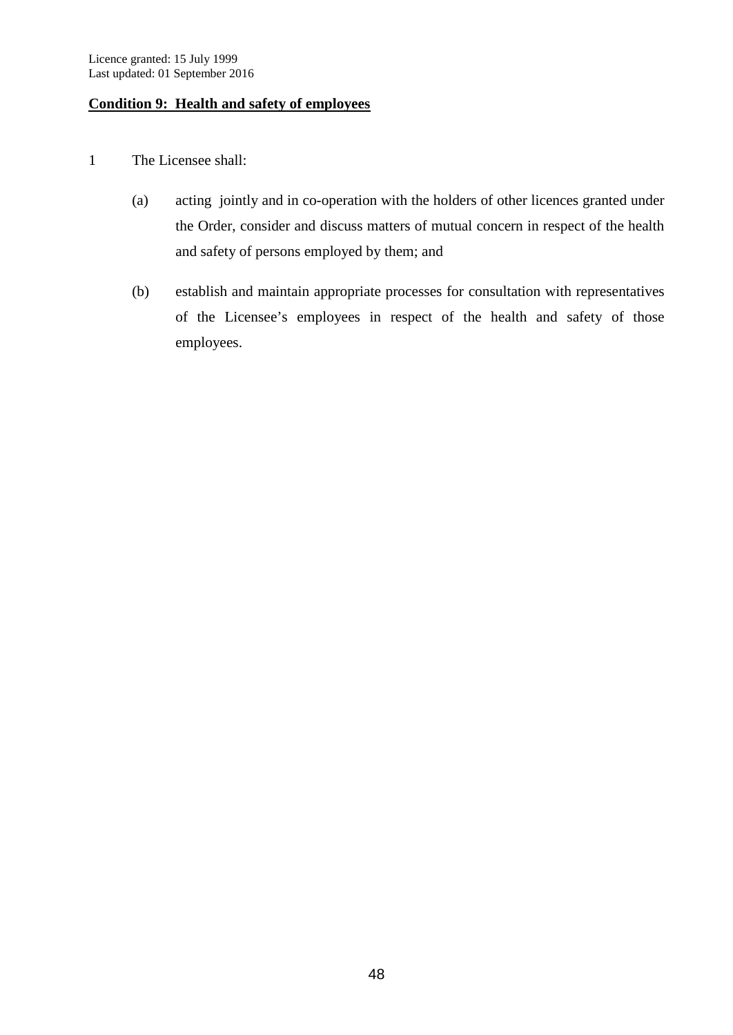Licence granted: 15 July 1999
Last updated: 01 September 2016

## Condition 9: Health and safety of employees

1 The Licensee shall:

(a) acting jointly and in co-operation with the holders of other licences granted under the Order, consider and discuss matters of mutual concern in respect of the health and safety of persons employed by them; and

(b) establish and maintain appropriate processes for consultation with representatives of the Licensee's employees in respect of the health and safety of those employees.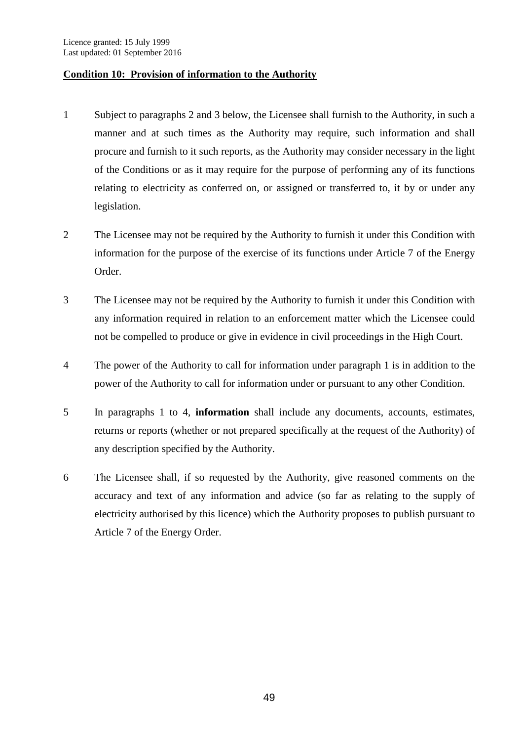## Condition 10: Provision of information to the Authority

1 Subject to paragraphs 2 and 3 below, the Licensee shall furnish to the Authority, in such a manner and at such times as the Authority may require, such information and shall procure and furnish to it such reports, as the Authority may consider necessary in the light of the Conditions or as it may require for the purpose of performing any of its functions relating to electricity as conferred on, or assigned or transferred to, it by or under any legislation.

2 The Licensee may not be required by the Authority to furnish it under this Condition with information for the purpose of the exercise of its functions under Article 7 of the Energy Order.

3 The Licensee may not be required by the Authority to furnish it under this Condition with any information required in relation to an enforcement matter which the Licensee could not be compelled to produce or give in evidence in civil proceedings in the High Court.

4 The power of the Authority to call for information under paragraph 1 is in addition to the power of the Authority to call for information under or pursuant to any other Condition.

5 In paragraphs 1 to 4, **information** shall include any documents, accounts, estimates, returns or reports (whether or not prepared specifically at the request of the Authority) of any description specified by the Authority.

6 The Licensee shall, if so requested by the Authority, give reasoned comments on the accuracy and text of any information and advice (so far as relating to the supply of electricity authorised by this licence) which the Authority proposes to publish pursuant to Article 7 of the Energy Order.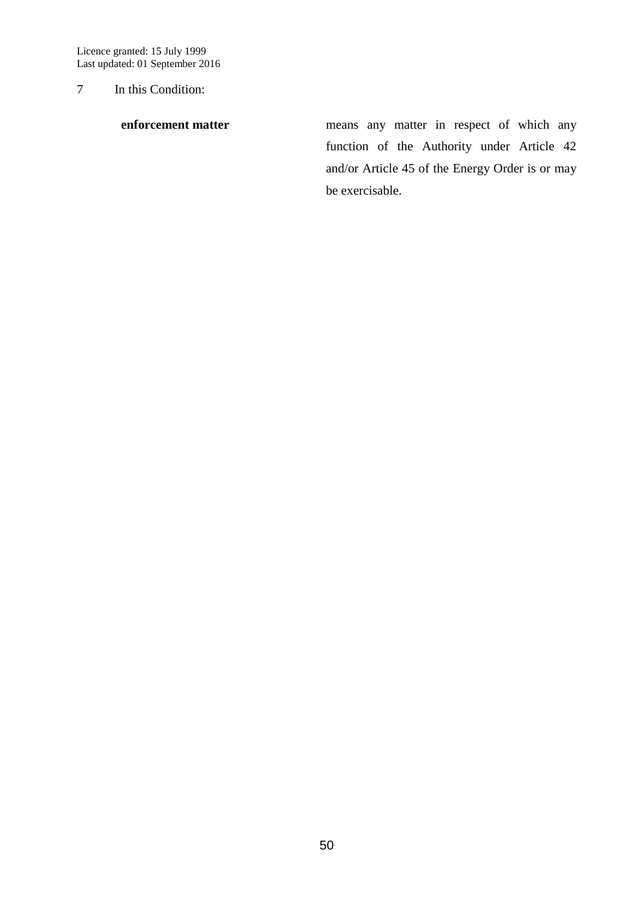7 In this Condition:

| | |
|---|---|
| **enforcement matter** | means any matter in respect of which any function of the Authority under Article 42 and/or Article 45 of the Energy Order is or may be exercisable. |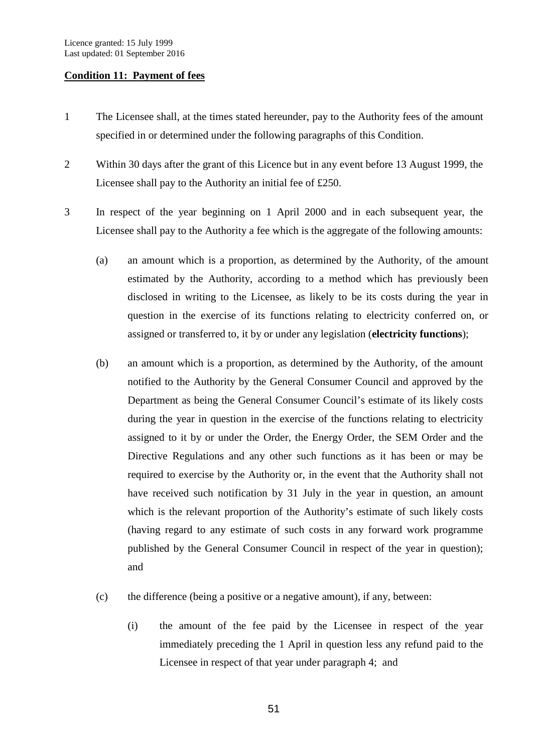**Condition 11: Payment of fees**

1 The Licensee shall, at the times stated hereunder, pay to the Authority fees of the amount specified in or determined under the following paragraphs of this Condition.

2 Within 30 days after the grant of this Licence but in any event before 13 August 1999, the Licensee shall pay to the Authority an initial fee of £250.

3 In respect of the year beginning on 1 April 2000 and in each subsequent year, the Licensee shall pay to the Authority a fee which is the aggregate of the following amounts:

   (a) an amount which is a proportion, as determined by the Authority, of the amount estimated by the Authority, according to a method which has previously been disclosed in writing to the Licensee, as likely to be its costs during the year in question in the exercise of its functions relating to electricity conferred on, or assigned or transferred to, it by or under any legislation (**electricity functions**);

   (b) an amount which is a proportion, as determined by the Authority, of the amount notified to the Authority by the General Consumer Council and approved by the Department as being the General Consumer Council's estimate of its likely costs during the year in question in the exercise of the functions relating to electricity assigned to it by or under the Order, the Energy Order, the SEM Order and the Directive Regulations and any other such functions as it has been or may be required to exercise by the Authority or, in the event that the Authority shall not have received such notification by 31 July in the year in question, an amount which is the relevant proportion of the Authority's estimate of such likely costs (having regard to any estimate of such costs in any forward work programme published by the General Consumer Council in respect of the year in question); and

   (c) the difference (being a positive or a negative amount), if any, between:

      (i) the amount of the fee paid by the Licensee in respect of the year immediately preceding the 1 April in question less any refund paid to the Licensee in respect of that year under paragraph 4; and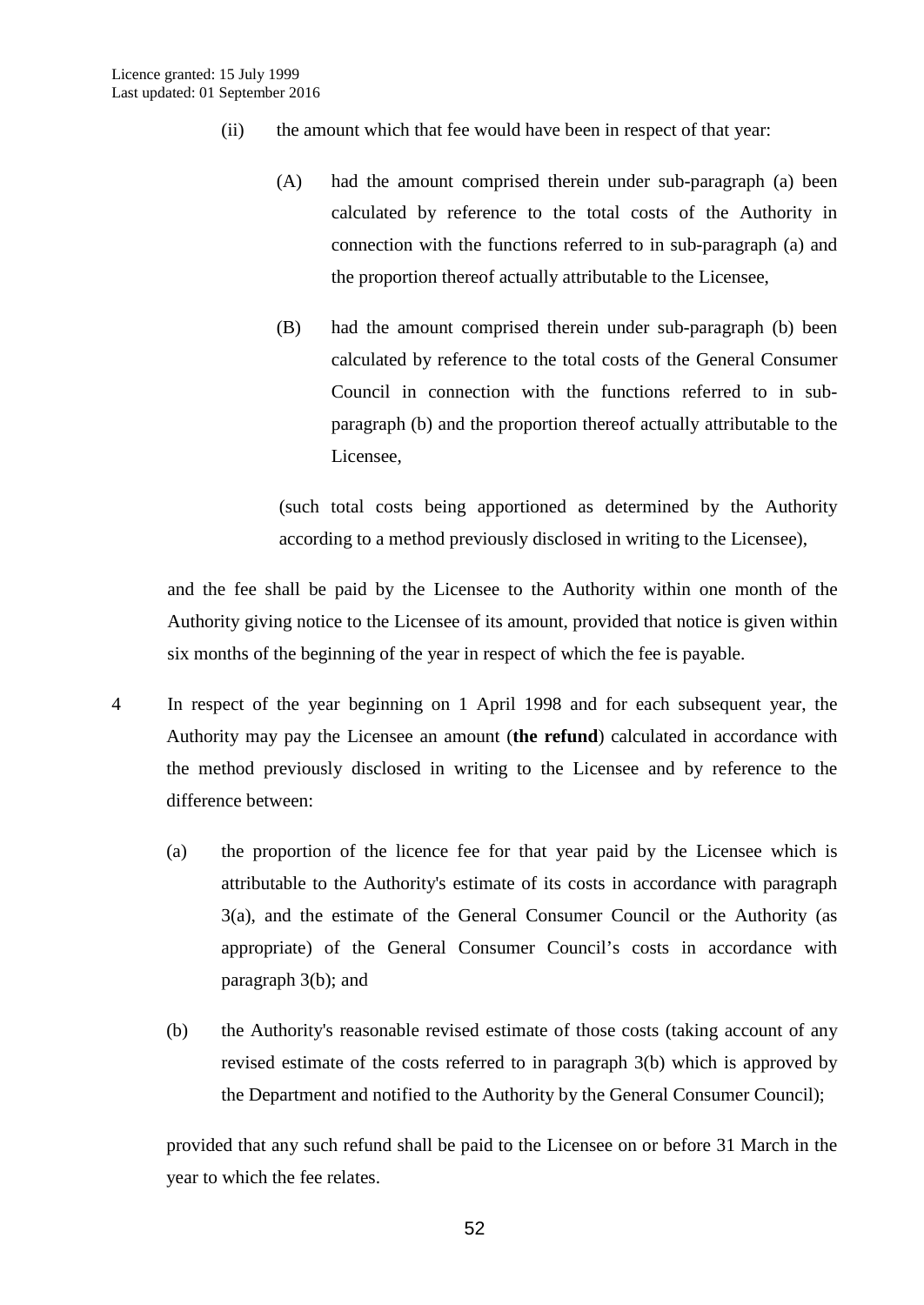(ii) the amount which that fee would have been in respect of that year:

(A) had the amount comprised therein under sub-paragraph (a) been calculated by reference to the total costs of the Authority in connection with the functions referred to in sub-paragraph (a) and the proportion thereof actually attributable to the Licensee,

(B) had the amount comprised therein under sub-paragraph (b) been calculated by reference to the total costs of the General Consumer Council in connection with the functions referred to in sub-paragraph (b) and the proportion thereof actually attributable to the Licensee,

(such total costs being apportioned as determined by the Authority according to a method previously disclosed in writing to the Licensee),

and the fee shall be paid by the Licensee to the Authority within one month of the Authority giving notice to the Licensee of its amount, provided that notice is given within six months of the beginning of the year in respect of which the fee is payable.

4 In respect of the year beginning on 1 April 1998 and for each subsequent year, the Authority may pay the Licensee an amount (**the refund**) calculated in accordance with the method previously disclosed in writing to the Licensee and by reference to the difference between:

(a) the proportion of the licence fee for that year paid by the Licensee which is attributable to the Authority's estimate of its costs in accordance with paragraph 3(a), and the estimate of the General Consumer Council or the Authority (as appropriate) of the General Consumer Council's costs in accordance with paragraph 3(b); and

(b) the Authority's reasonable revised estimate of those costs (taking account of any revised estimate of the costs referred to in paragraph 3(b) which is approved by the Department and notified to the Authority by the General Consumer Council);

provided that any such refund shall be paid to the Licensee on or before 31 March in the year to which the fee relates.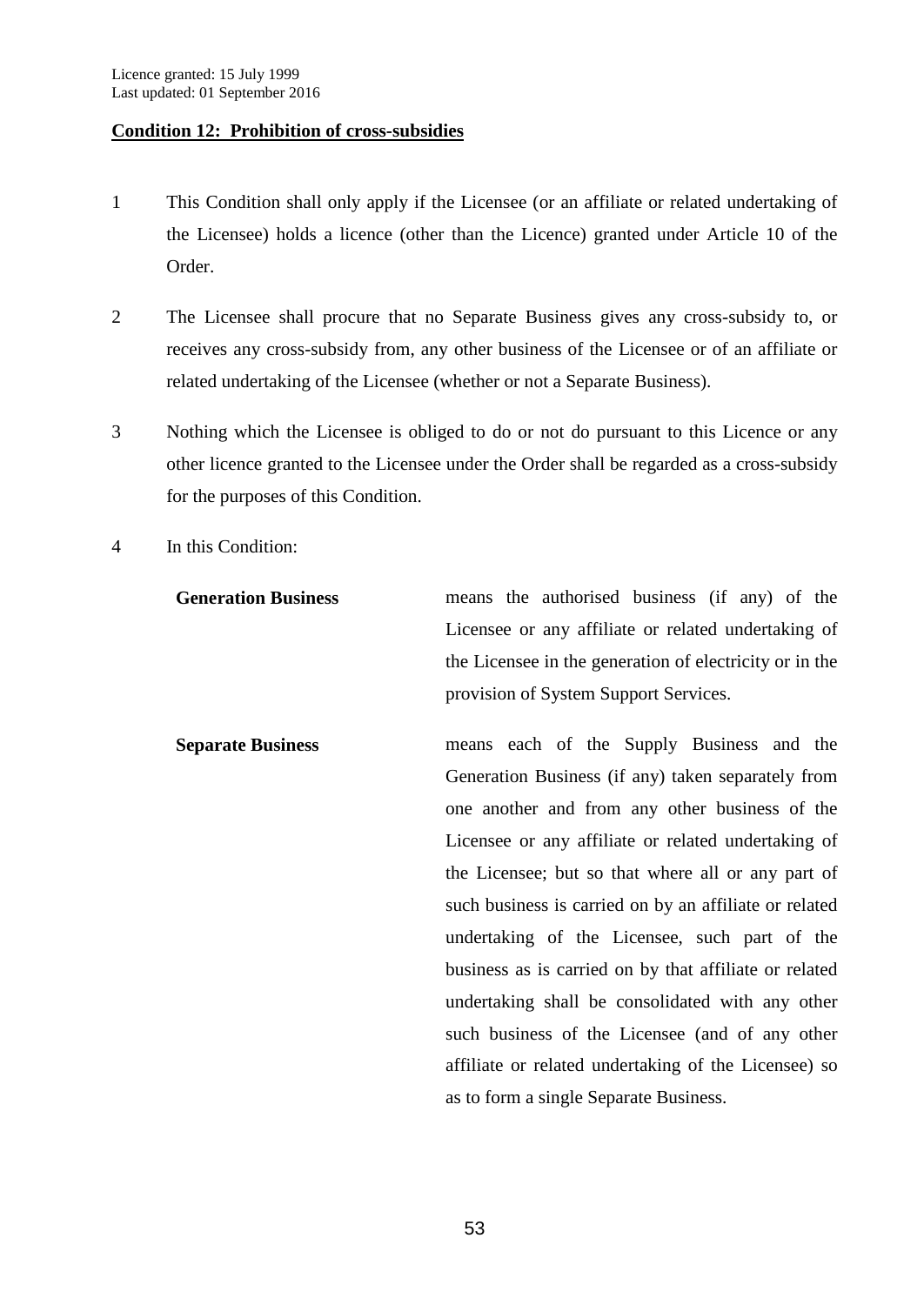Licence granted: 15 July 1999
Last updated: 01 September 2016

**Condition 12: Prohibition of cross-subsidies**

1 This Condition shall only apply if the Licensee (or an affiliate or related undertaking of the Licensee) holds a licence (other than the Licence) granted under Article 10 of the Order.

2 The Licensee shall procure that no Separate Business gives any cross-subsidy to, or receives any cross-subsidy from, any other business of the Licensee or of an affiliate or related undertaking of the Licensee (whether or not a Separate Business).

3 Nothing which the Licensee is obliged to do or not do pursuant to this Licence or any other licence granted to the Licensee under the Order shall be regarded as a cross-subsidy for the purposes of this Condition.

4 In this Condition:

**Generation Business** means the authorised business (if any) of the Licensee or any affiliate or related undertaking of the Licensee in the generation of electricity or in the provision of System Support Services.

**Separate Business** means each of the Supply Business and the Generation Business (if any) taken separately from one another and from any other business of the Licensee or any affiliate or related undertaking of the Licensee; but so that where all or any part of such business is carried on by an affiliate or related undertaking of the Licensee, such part of the business as is carried on by that affiliate or related undertaking shall be consolidated with any other such business of the Licensee (and of any other affiliate or related undertaking of the Licensee) so as to form a single Separate Business.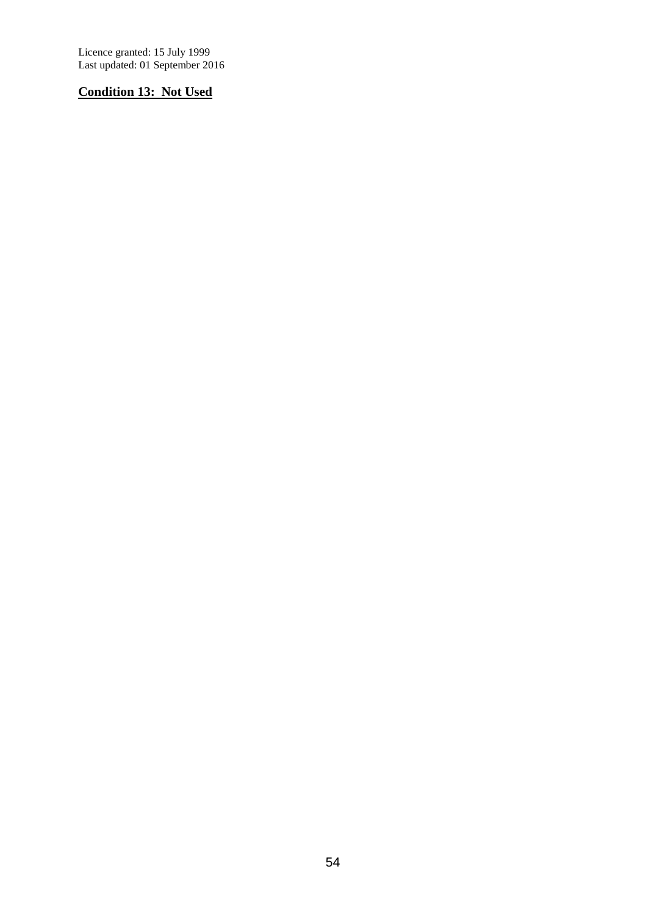Licence granted: 15 July 1999
Last updated: 01 September 2016

## Condition 13: Not Used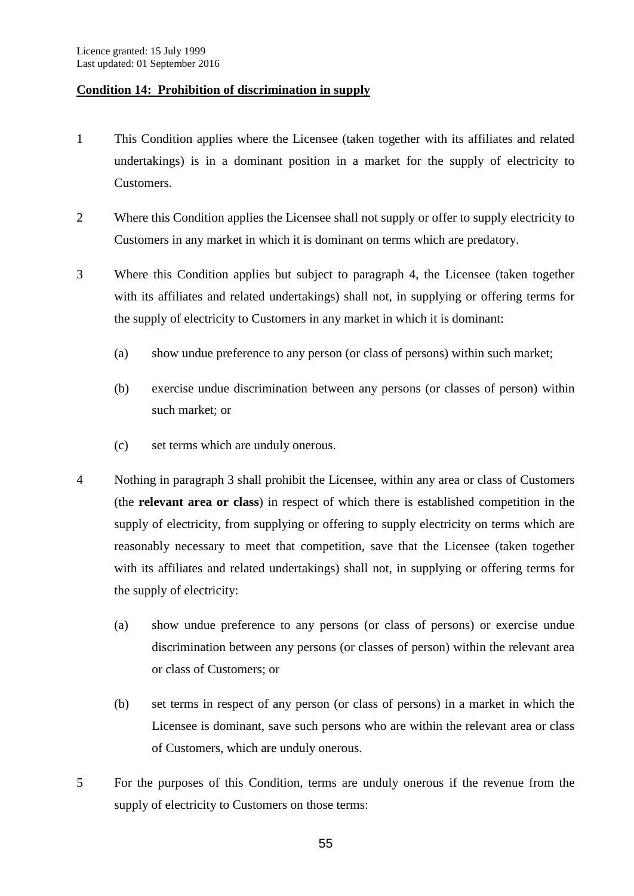Licence granted: 15 July 1999
Last updated: 01 September 2016

**Condition 14: Prohibition of discrimination in supply**

1 This Condition applies where the Licensee (taken together with its affiliates and related undertakings) is in a dominant position in a market for the supply of electricity to Customers.

2 Where this Condition applies the Licensee shall not supply or offer to supply electricity to Customers in any market in which it is dominant on terms which are predatory.

3 Where this Condition applies but subject to paragraph 4, the Licensee (taken together with its affiliates and related undertakings) shall not, in supplying or offering terms for the supply of electricity to Customers in any market in which it is dominant:

(a) show undue preference to any person (or class of persons) within such market;

(b) exercise undue discrimination between any persons (or classes of person) within such market; or

(c) set terms which are unduly onerous.

4 Nothing in paragraph 3 shall prohibit the Licensee, within any area or class of Customers (the **relevant area or class**) in respect of which there is established competition in the supply of electricity, from supplying or offering to supply electricity on terms which are reasonably necessary to meet that competition, save that the Licensee (taken together with its affiliates and related undertakings) shall not, in supplying or offering terms for the supply of electricity:

(a) show undue preference to any persons (or class of persons) or exercise undue discrimination between any persons (or classes of person) within the relevant area or class of Customers; or

(b) set terms in respect of any person (or class of persons) in a market in which the Licensee is dominant, save such persons who are within the relevant area or class of Customers, which are unduly onerous.

5 For the purposes of this Condition, terms are unduly onerous if the revenue from the supply of electricity to Customers on those terms: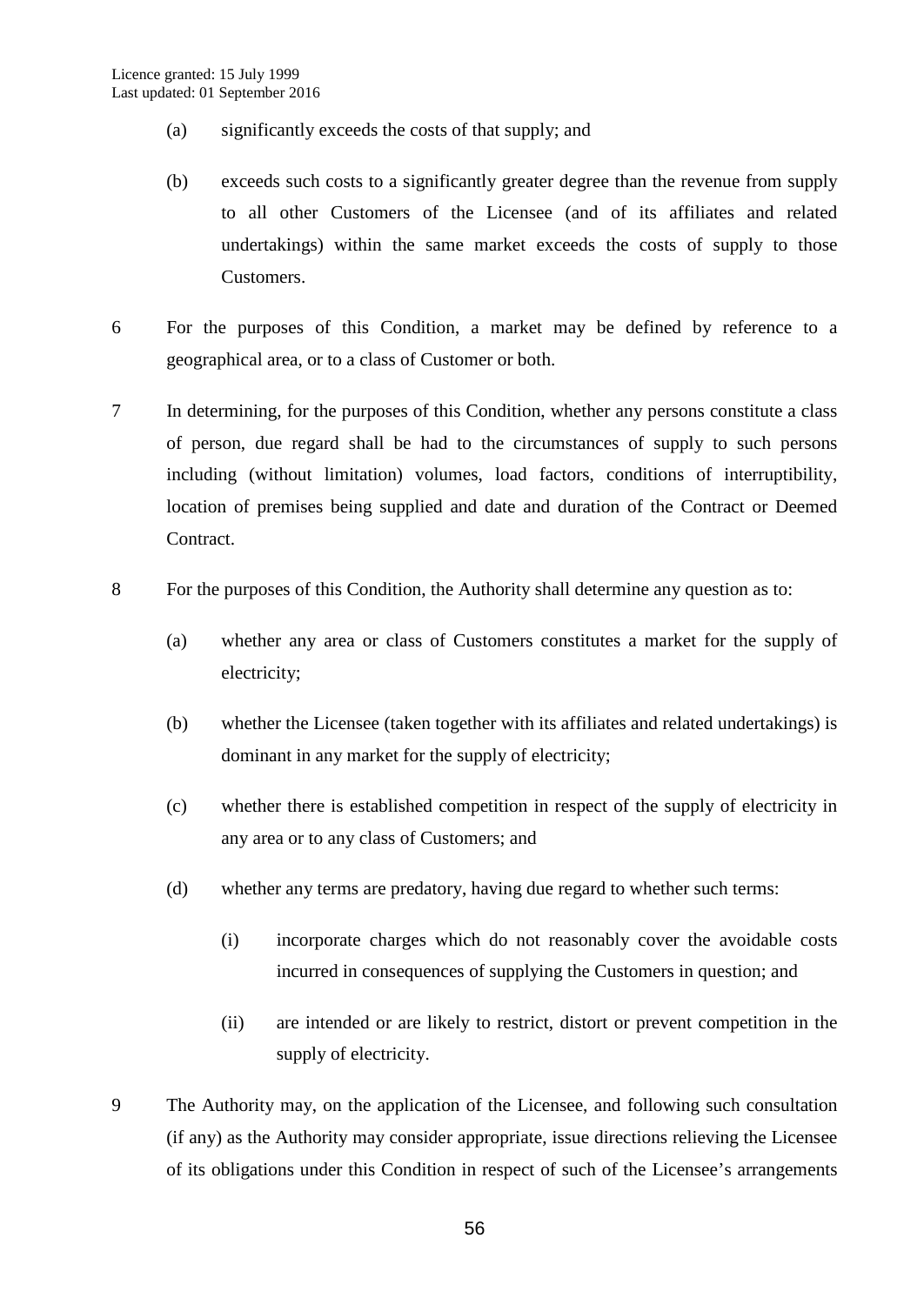(a) significantly exceeds the costs of that supply; and

(b) exceeds such costs to a significantly greater degree than the revenue from supply to all other Customers of the Licensee (and of its affiliates and related undertakings) within the same market exceeds the costs of supply to those Customers.

6 For the purposes of this Condition, a market may be defined by reference to a geographical area, or to a class of Customer or both.

7 In determining, for the purposes of this Condition, whether any persons constitute a class of person, due regard shall be had to the circumstances of supply to such persons including (without limitation) volumes, load factors, conditions of interruptibility, location of premises being supplied and date and duration of the Contract or Deemed Contract.

8 For the purposes of this Condition, the Authority shall determine any question as to:

(a) whether any area or class of Customers constitutes a market for the supply of electricity;

(b) whether the Licensee (taken together with its affiliates and related undertakings) is dominant in any market for the supply of electricity;

(c) whether there is established competition in respect of the supply of electricity in any area or to any class of Customers; and

(d) whether any terms are predatory, having due regard to whether such terms:

(i) incorporate charges which do not reasonably cover the avoidable costs incurred in consequences of supplying the Customers in question; and

(ii) are intended or are likely to restrict, distort or prevent competition in the supply of electricity.

9 The Authority may, on the application of the Licensee, and following such consultation (if any) as the Authority may consider appropriate, issue directions relieving the Licensee of its obligations under this Condition in respect of such of the Licensee's arrangements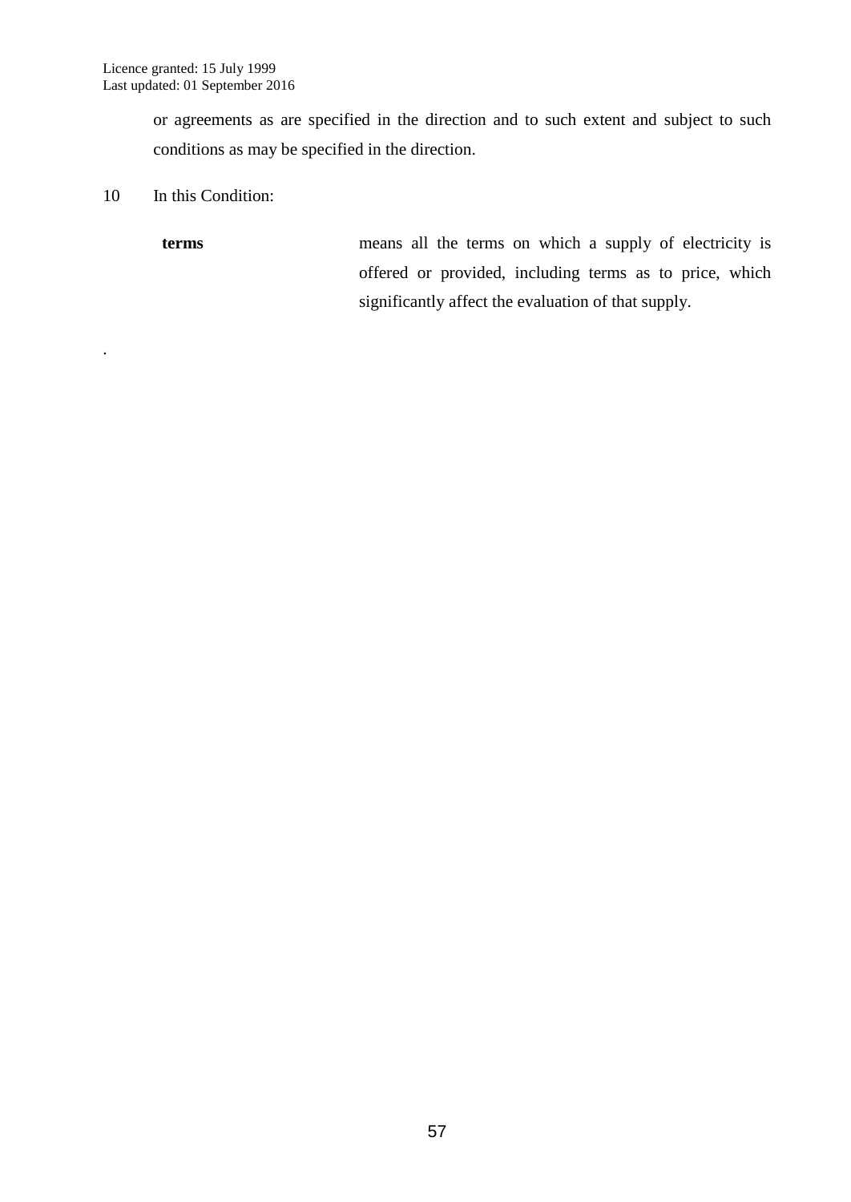or agreements as are specified in the direction and to such extent and subject to such conditions as may be specified in the direction.

10 In this Condition:

| | |
|---|---|
| **terms** | means all the terms on which a supply of electricity is offered or provided, including terms as to price, which significantly affect the evaluation of that supply. |

.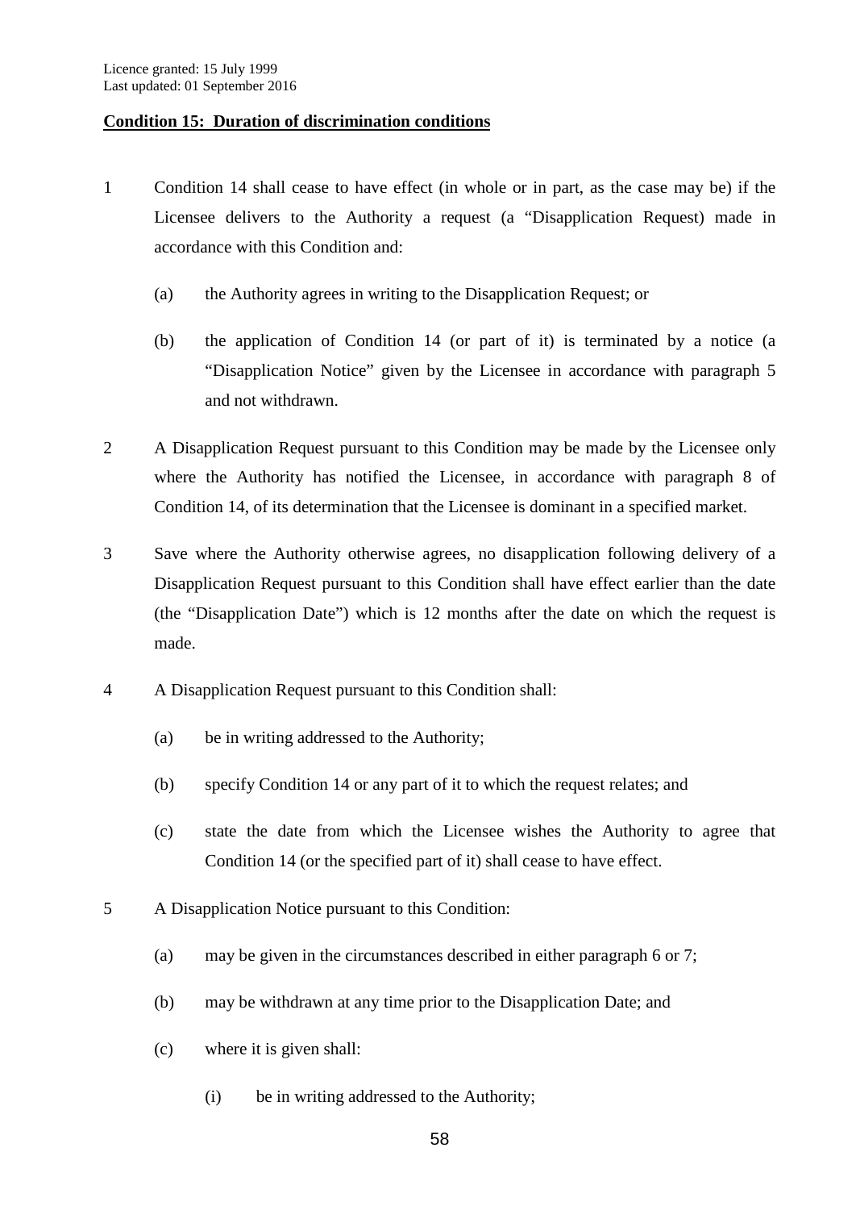Licence granted: 15 July 1999
Last updated: 01 September 2016

**Condition 15: Duration of discrimination conditions**

1 Condition 14 shall cease to have effect (in whole or in part, as the case may be) if the Licensee delivers to the Authority a request (a "Disapplication Request) made in accordance with this Condition and:

(a) the Authority agrees in writing to the Disapplication Request; or

(b) the application of Condition 14 (or part of it) is terminated by a notice (a "Disapplication Notice" given by the Licensee in accordance with paragraph 5 and not withdrawn.

2 A Disapplication Request pursuant to this Condition may be made by the Licensee only where the Authority has notified the Licensee, in accordance with paragraph 8 of Condition 14, of its determination that the Licensee is dominant in a specified market.

3 Save where the Authority otherwise agrees, no disapplication following delivery of a Disapplication Request pursuant to this Condition shall have effect earlier than the date (the "Disapplication Date") which is 12 months after the date on which the request is made.

4 A Disapplication Request pursuant to this Condition shall:

(a) be in writing addressed to the Authority;

(b) specify Condition 14 or any part of it to which the request relates; and

(c) state the date from which the Licensee wishes the Authority to agree that Condition 14 (or the specified part of it) shall cease to have effect.

5 A Disapplication Notice pursuant to this Condition:

(a) may be given in the circumstances described in either paragraph 6 or 7;

(b) may be withdrawn at any time prior to the Disapplication Date; and

(c) where it is given shall:

(i) be in writing addressed to the Authority;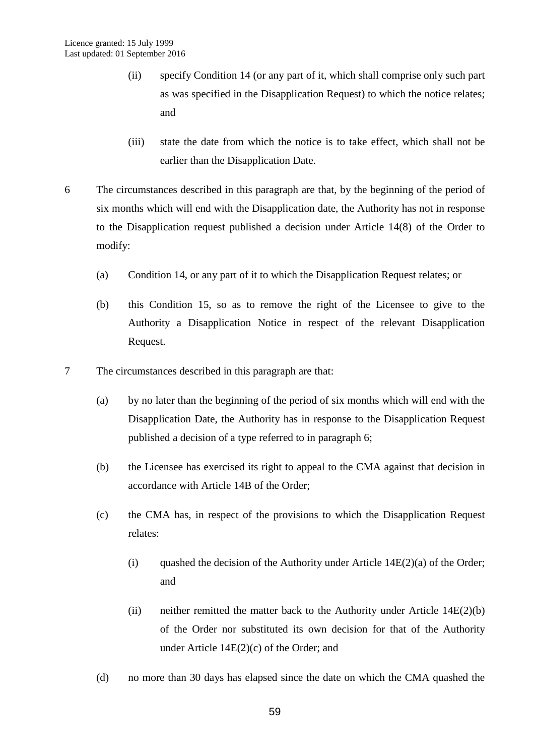(ii) specify Condition 14 (or any part of it, which shall comprise only such part as was specified in the Disapplication Request) to which the notice relates; and

(iii) state the date from which the notice is to take effect, which shall not be earlier than the Disapplication Date.

6 The circumstances described in this paragraph are that, by the beginning of the period of six months which will end with the Disapplication date, the Authority has not in response to the Disapplication request published a decision under Article 14(8) of the Order to modify:

(a) Condition 14, or any part of it to which the Disapplication Request relates; or

(b) this Condition 15, so as to remove the right of the Licensee to give to the Authority a Disapplication Notice in respect of the relevant Disapplication Request.

7 The circumstances described in this paragraph are that:

(a) by no later than the beginning of the period of six months which will end with the Disapplication Date, the Authority has in response to the Disapplication Request published a decision of a type referred to in paragraph 6;

(b) the Licensee has exercised its right to appeal to the CMA against that decision in accordance with Article 14B of the Order;

(c) the CMA has, in respect of the provisions to which the Disapplication Request relates:

(i) quashed the decision of the Authority under Article 14E(2)(a) of the Order; and

(ii) neither remitted the matter back to the Authority under Article 14E(2)(b) of the Order nor substituted its own decision for that of the Authority under Article 14E(2)(c) of the Order; and

(d) no more than 30 days has elapsed since the date on which the CMA quashed the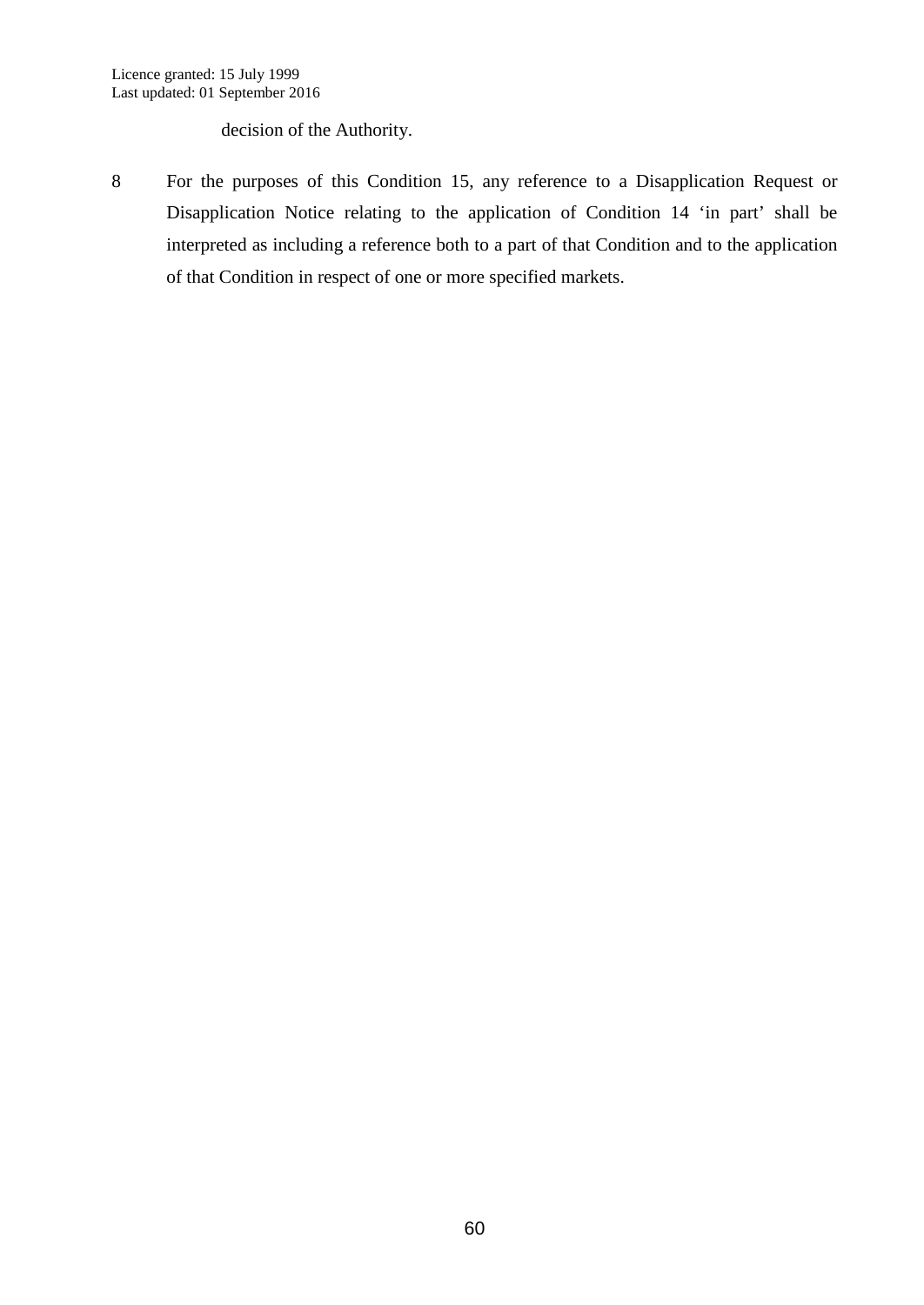decision of the Authority.

8 For the purposes of this Condition 15, any reference to a Disapplication Request or Disapplication Notice relating to the application of Condition 14 'in part' shall be interpreted as including a reference both to a part of that Condition and to the application of that Condition in respect of one or more specified markets.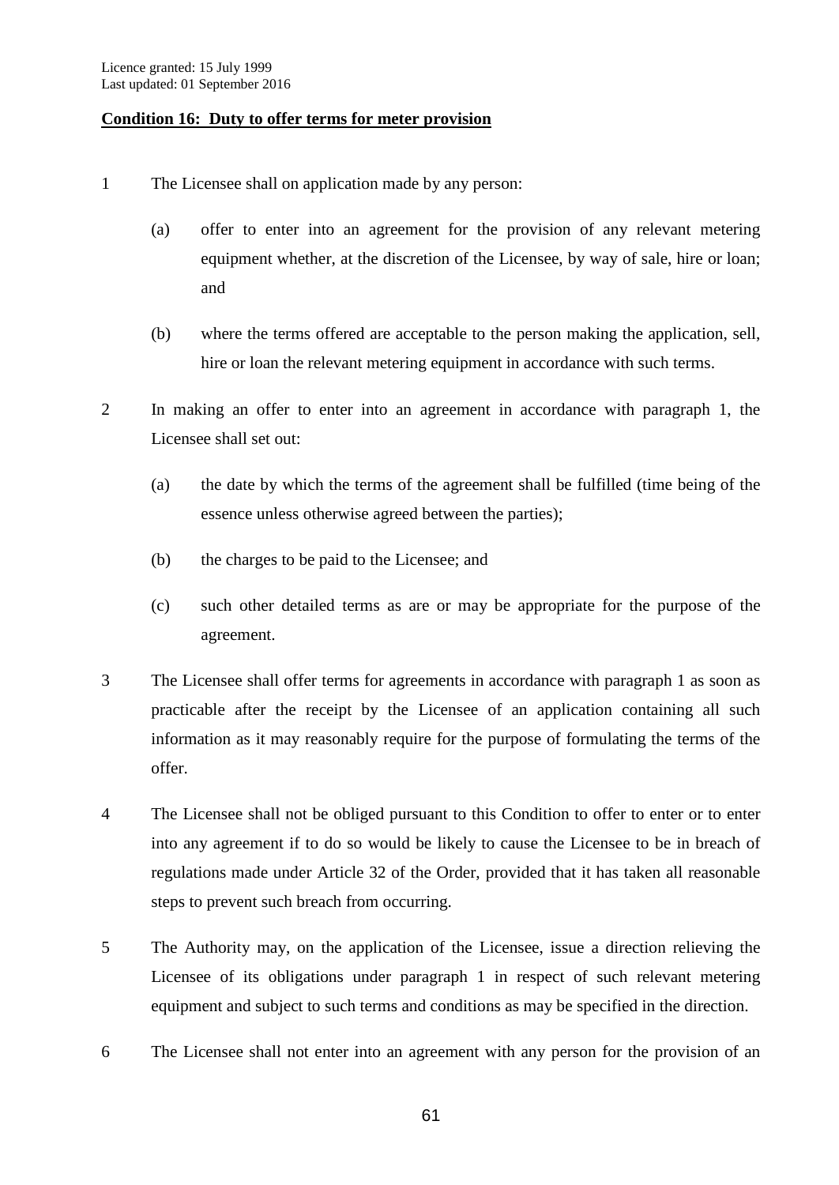Licence granted: 15 July 1999
Last updated: 01 September 2016

**Condition 16: Duty to offer terms for meter provision**

1 The Licensee shall on application made by any person:

(a) offer to enter into an agreement for the provision of any relevant metering equipment whether, at the discretion of the Licensee, by way of sale, hire or loan; and

(b) where the terms offered are acceptable to the person making the application, sell, hire or loan the relevant metering equipment in accordance with such terms.

2 In making an offer to enter into an agreement in accordance with paragraph 1, the Licensee shall set out:

(a) the date by which the terms of the agreement shall be fulfilled (time being of the essence unless otherwise agreed between the parties);

(b) the charges to be paid to the Licensee; and

(c) such other detailed terms as are or may be appropriate for the purpose of the agreement.

3 The Licensee shall offer terms for agreements in accordance with paragraph 1 as soon as practicable after the receipt by the Licensee of an application containing all such information as it may reasonably require for the purpose of formulating the terms of the offer.

4 The Licensee shall not be obliged pursuant to this Condition to offer to enter or to enter into any agreement if to do so would be likely to cause the Licensee to be in breach of regulations made under Article 32 of the Order, provided that it has taken all reasonable steps to prevent such breach from occurring.

5 The Authority may, on the application of the Licensee, issue a direction relieving the Licensee of its obligations under paragraph 1 in respect of such relevant metering equipment and subject to such terms and conditions as may be specified in the direction.

6 The Licensee shall not enter into an agreement with any person for the provision of an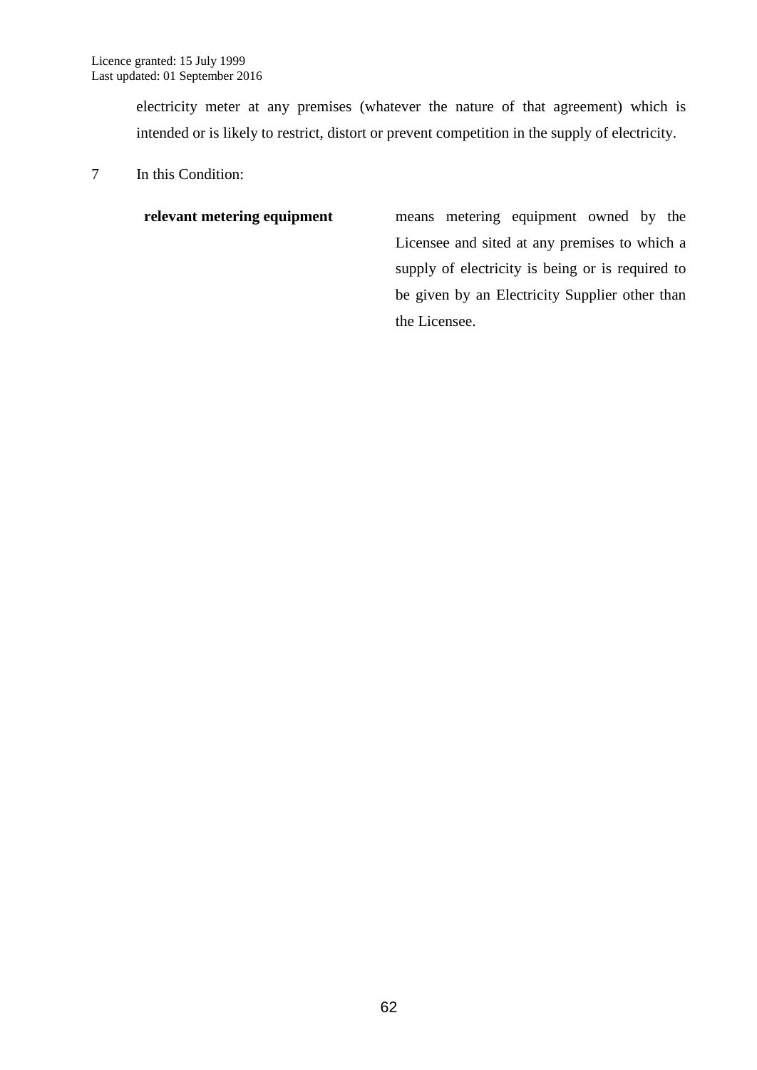electricity meter at any premises (whatever the nature of that agreement) which is intended or is likely to restrict, distort or prevent competition in the supply of electricity.

7 In this Condition:

| | |
|---|---|
| **relevant metering equipment** | means metering equipment owned by the Licensee and sited at any premises to which a supply of electricity is being or is required to be given by an Electricity Supplier other than the Licensee. |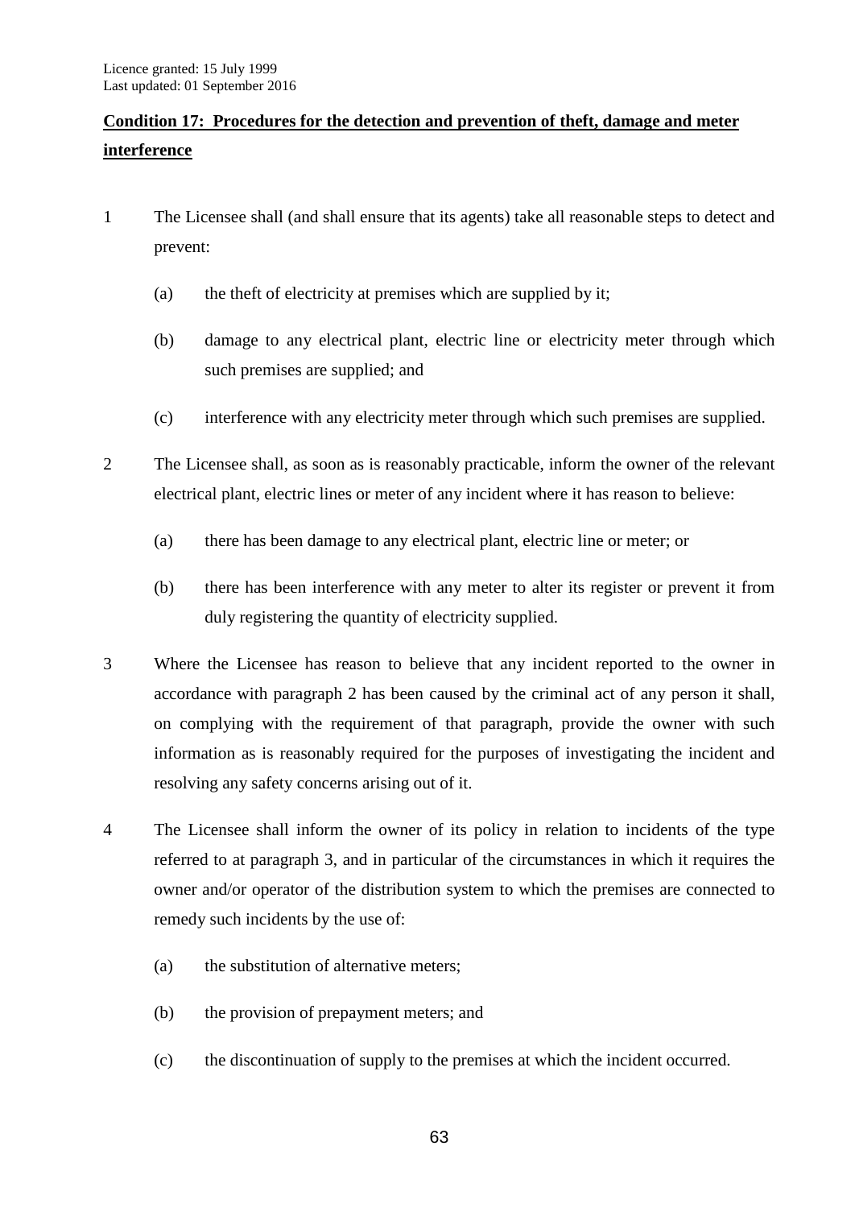Licence granted: 15 July 1999
Last updated: 01 September 2016

## Condition 17: Procedures for the detection and prevention of theft, damage and meter interference

1. The Licensee shall (and shall ensure that its agents) take all reasonable steps to detect and prevent:

   (a) the theft of electricity at premises which are supplied by it;

   (b) damage to any electrical plant, electric line or electricity meter through which such premises are supplied; and

   (c) interference with any electricity meter through which such premises are supplied.

2. The Licensee shall, as soon as is reasonably practicable, inform the owner of the relevant electrical plant, electric lines or meter of any incident where it has reason to believe:

   (a) there has been damage to any electrical plant, electric line or meter; or

   (b) there has been interference with any meter to alter its register or prevent it from duly registering the quantity of electricity supplied.

3. Where the Licensee has reason to believe that any incident reported to the owner in accordance with paragraph 2 has been caused by the criminal act of any person it shall, on complying with the requirement of that paragraph, provide the owner with such information as is reasonably required for the purposes of investigating the incident and resolving any safety concerns arising out of it.

4. The Licensee shall inform the owner of its policy in relation to incidents of the type referred to at paragraph 3, and in particular of the circumstances in which it requires the owner and/or operator of the distribution system to which the premises are connected to remedy such incidents by the use of:

   (a) the substitution of alternative meters;

   (b) the provision of prepayment meters; and

   (c) the discontinuation of supply to the premises at which the incident occurred.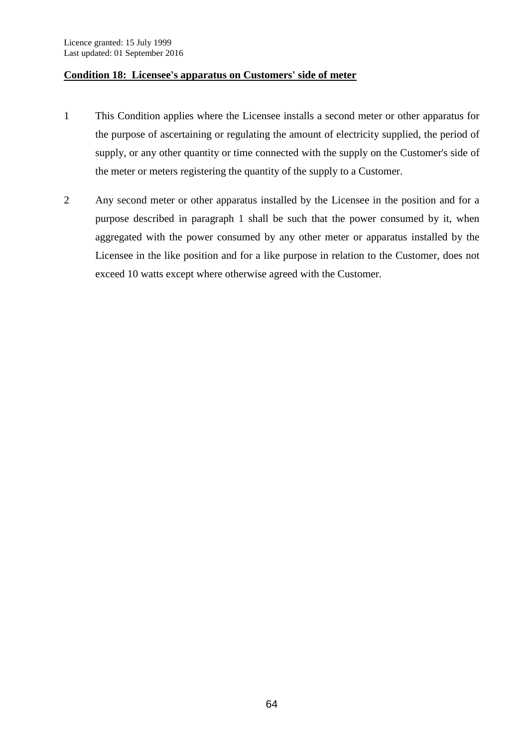## Condition 18: Licensee's apparatus on Customers' side of meter

1. This Condition applies where the Licensee installs a second meter or other apparatus for the purpose of ascertaining or regulating the amount of electricity supplied, the period of supply, or any other quantity or time connected with the supply on the Customer's side of the meter or meters registering the quantity of the supply to a Customer.

2. Any second meter or other apparatus installed by the Licensee in the position and for a purpose described in paragraph 1 shall be such that the power consumed by it, when aggregated with the power consumed by any other meter or apparatus installed by the Licensee in the like position and for a like purpose in relation to the Customer, does not exceed 10 watts except where otherwise agreed with the Customer.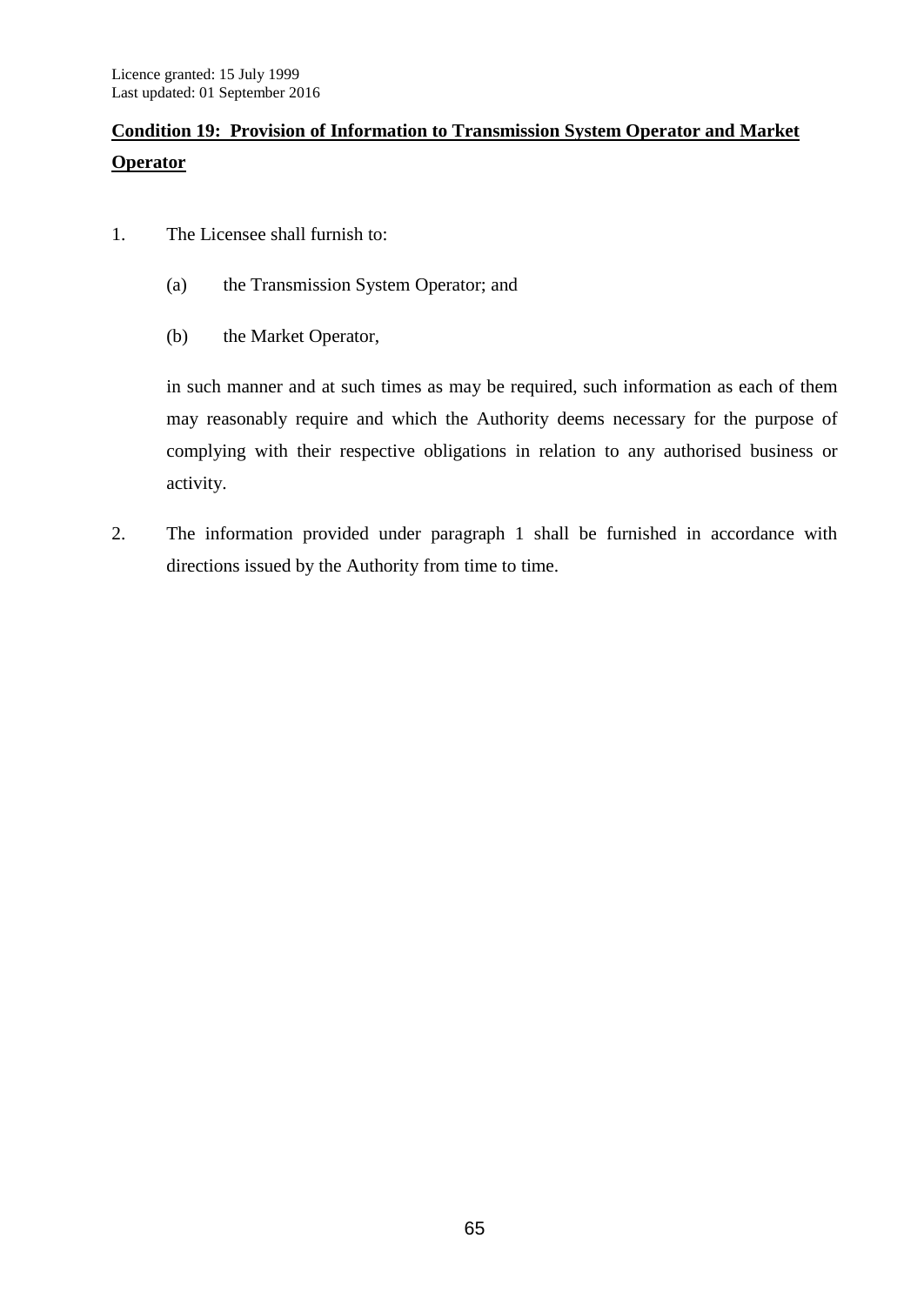## Condition 19: Provision of Information to Transmission System Operator and Market Operator

1. The Licensee shall furnish to:

   (a) the Transmission System Operator; and

   (b) the Market Operator,

   in such manner and at such times as may be required, such information as each of them may reasonably require and which the Authority deems necessary for the purpose of complying with their respective obligations in relation to any authorised business or activity.

2. The information provided under paragraph 1 shall be furnished in accordance with directions issued by the Authority from time to time.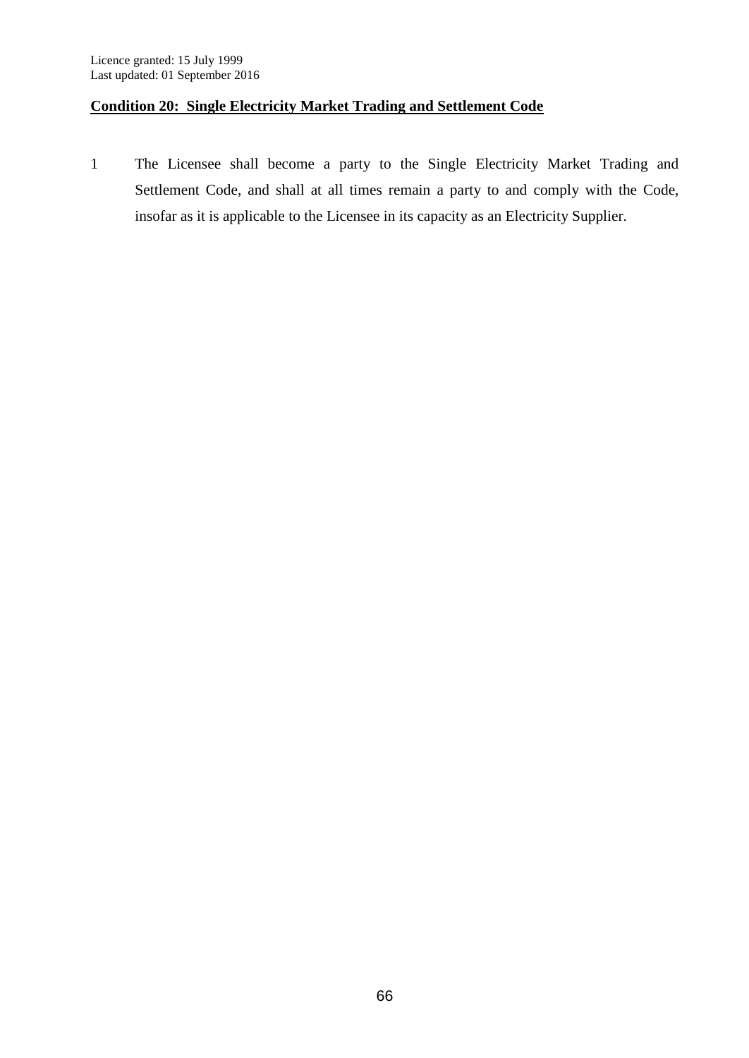## Condition 20: Single Electricity Market Trading and Settlement Code

1 The Licensee shall become a party to the Single Electricity Market Trading and Settlement Code, and shall at all times remain a party to and comply with the Code, insofar as it is applicable to the Licensee in its capacity as an Electricity Supplier.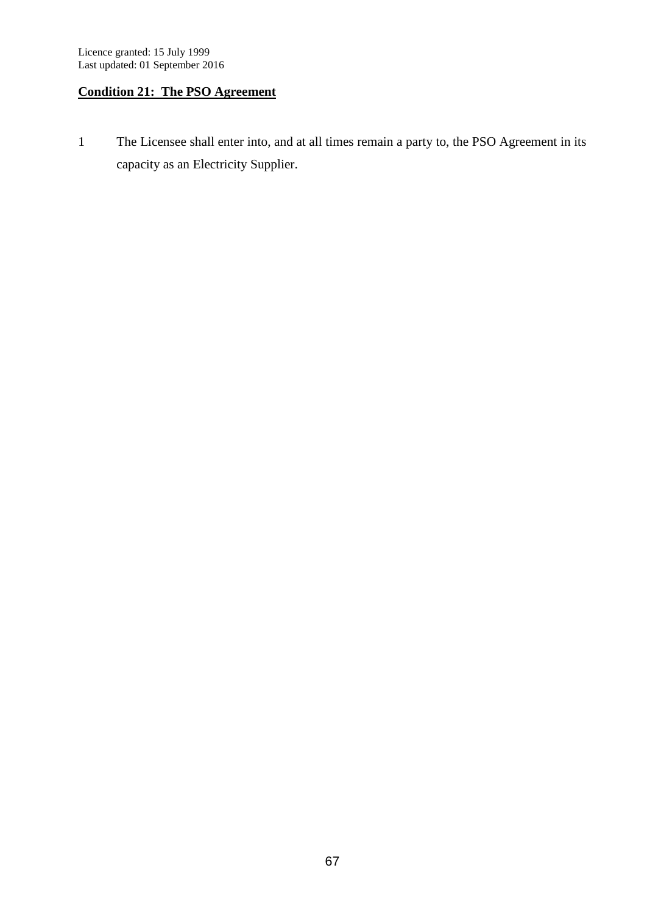## Condition 21: The PSO Agreement

1 The Licensee shall enter into, and at all times remain a party to, the PSO Agreement in its capacity as an Electricity Supplier.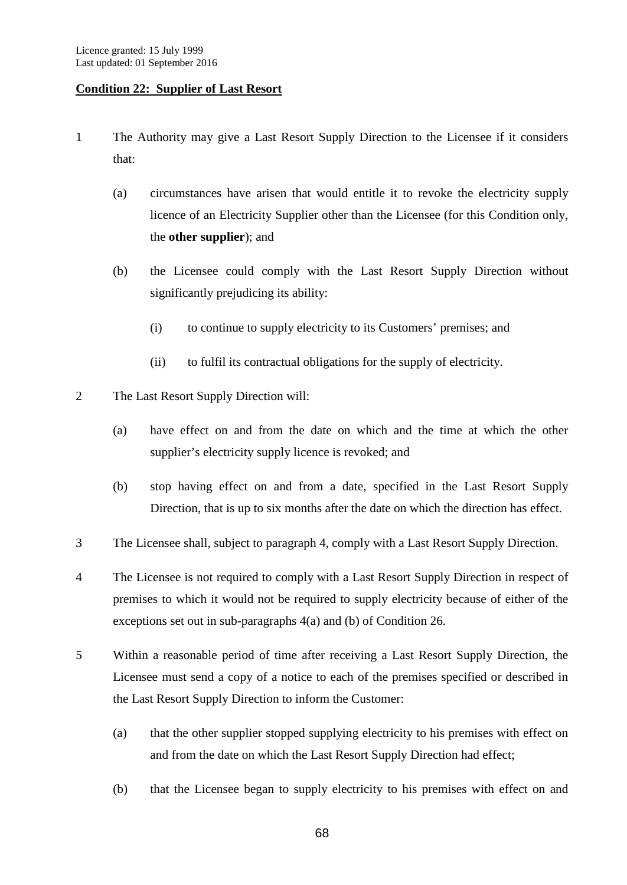## Condition 22: Supplier of Last Resort

1 The Authority may give a Last Resort Supply Direction to the Licensee if it considers that:

   (a) circumstances have arisen that would entitle it to revoke the electricity supply licence of an Electricity Supplier other than the Licensee (for this Condition only, the **other supplier**); and

   (b) the Licensee could comply with the Last Resort Supply Direction without significantly prejudicing its ability:

      (i) to continue to supply electricity to its Customers' premises; and

      (ii) to fulfil its contractual obligations for the supply of electricity.

2 The Last Resort Supply Direction will:

   (a) have effect on and from the date on which and the time at which the other supplier's electricity supply licence is revoked; and

   (b) stop having effect on and from a date, specified in the Last Resort Supply Direction, that is up to six months after the date on which the direction has effect.

3 The Licensee shall, subject to paragraph 4, comply with a Last Resort Supply Direction.

4 The Licensee is not required to comply with a Last Resort Supply Direction in respect of premises to which it would not be required to supply electricity because of either of the exceptions set out in sub-paragraphs 4(a) and (b) of Condition 26.

5 Within a reasonable period of time after receiving a Last Resort Supply Direction, the Licensee must send a copy of a notice to each of the premises specified or described in the Last Resort Supply Direction to inform the Customer:

   (a) that the other supplier stopped supplying electricity to his premises with effect on and from the date on which the Last Resort Supply Direction had effect;

   (b) that the Licensee began to supply electricity to his premises with effect on and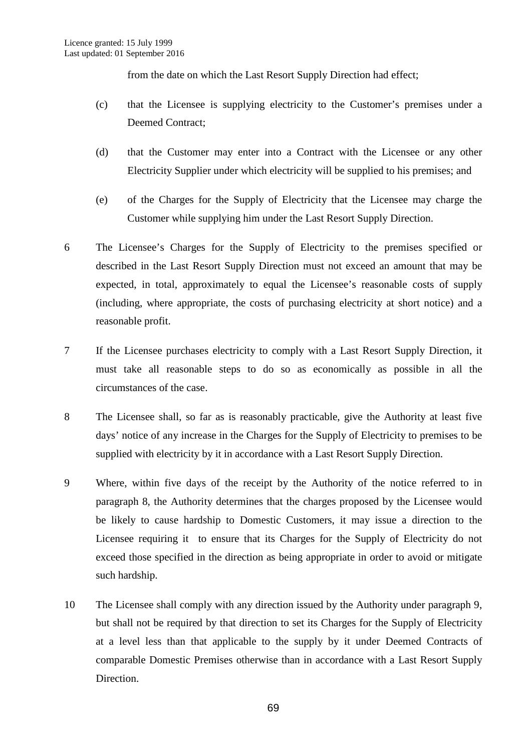from the date on which the Last Resort Supply Direction had effect;

(c) that the Licensee is supplying electricity to the Customer's premises under a Deemed Contract;

(d) that the Customer may enter into a Contract with the Licensee or any other Electricity Supplier under which electricity will be supplied to his premises; and

(e) of the Charges for the Supply of Electricity that the Licensee may charge the Customer while supplying him under the Last Resort Supply Direction.

6 The Licensee's Charges for the Supply of Electricity to the premises specified or described in the Last Resort Supply Direction must not exceed an amount that may be expected, in total, approximately to equal the Licensee's reasonable costs of supply (including, where appropriate, the costs of purchasing electricity at short notice) and a reasonable profit.

7 If the Licensee purchases electricity to comply with a Last Resort Supply Direction, it must take all reasonable steps to do so as economically as possible in all the circumstances of the case.

8 The Licensee shall, so far as is reasonably practicable, give the Authority at least five days' notice of any increase in the Charges for the Supply of Electricity to premises to be supplied with electricity by it in accordance with a Last Resort Supply Direction.

9 Where, within five days of the receipt by the Authority of the notice referred to in paragraph 8, the Authority determines that the charges proposed by the Licensee would be likely to cause hardship to Domestic Customers, it may issue a direction to the Licensee requiring it to ensure that its Charges for the Supply of Electricity do not exceed those specified in the direction as being appropriate in order to avoid or mitigate such hardship.

10 The Licensee shall comply with any direction issued by the Authority under paragraph 9, but shall not be required by that direction to set its Charges for the Supply of Electricity at a level less than that applicable to the supply by it under Deemed Contracts of comparable Domestic Premises otherwise than in accordance with a Last Resort Supply Direction.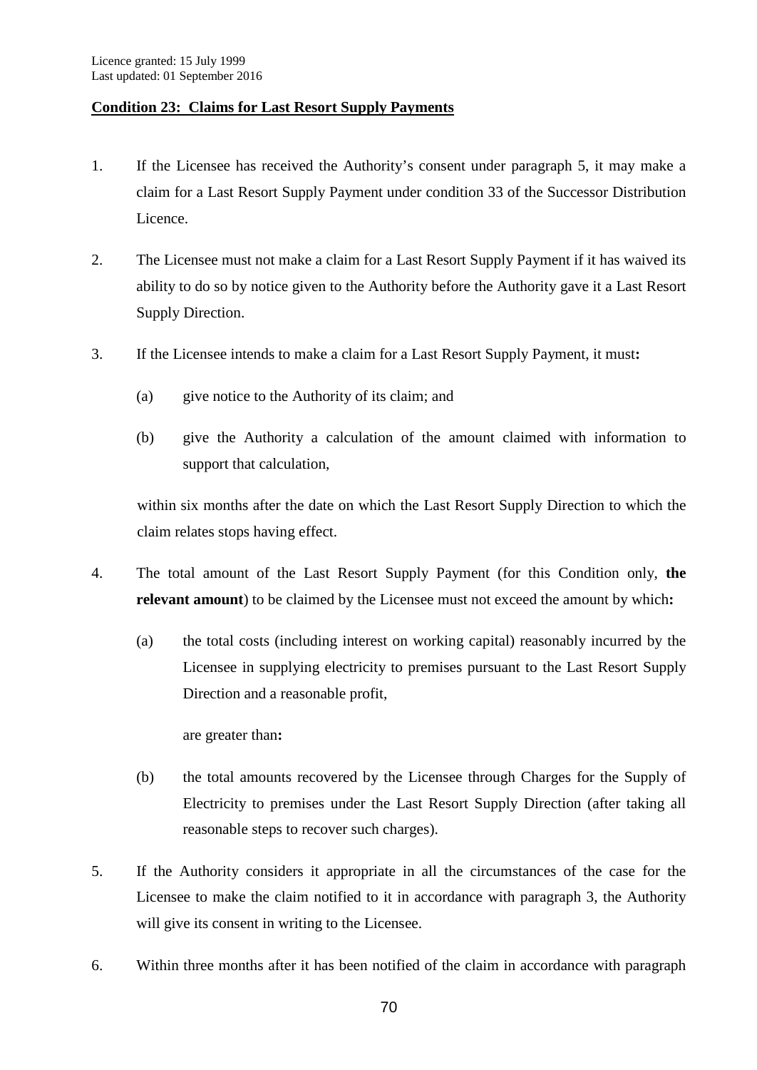Licence granted: 15 July 1999
Last updated: 01 September 2016

**Condition 23: Claims for Last Resort Supply Payments**

1. If the Licensee has received the Authority's consent under paragraph 5, it may make a claim for a Last Resort Supply Payment under condition 33 of the Successor Distribution Licence.

2. The Licensee must not make a claim for a Last Resort Supply Payment if it has waived its ability to do so by notice given to the Authority before the Authority gave it a Last Resort Supply Direction.

3. If the Licensee intends to make a claim for a Last Resort Supply Payment, it must**:**

   (a) give notice to the Authority of its claim; and

   (b) give the Authority a calculation of the amount claimed with information to support that calculation,

   within six months after the date on which the Last Resort Supply Direction to which the claim relates stops having effect.

4. The total amount of the Last Resort Supply Payment (for this Condition only, **the relevant amount**) to be claimed by the Licensee must not exceed the amount by which**:**

   (a) the total costs (including interest on working capital) reasonably incurred by the Licensee in supplying electricity to premises pursuant to the Last Resort Supply Direction and a reasonable profit,

   are greater than**:**

   (b) the total amounts recovered by the Licensee through Charges for the Supply of Electricity to premises under the Last Resort Supply Direction (after taking all reasonable steps to recover such charges).

5. If the Authority considers it appropriate in all the circumstances of the case for the Licensee to make the claim notified to it in accordance with paragraph 3, the Authority will give its consent in writing to the Licensee.

6. Within three months after it has been notified of the claim in accordance with paragraph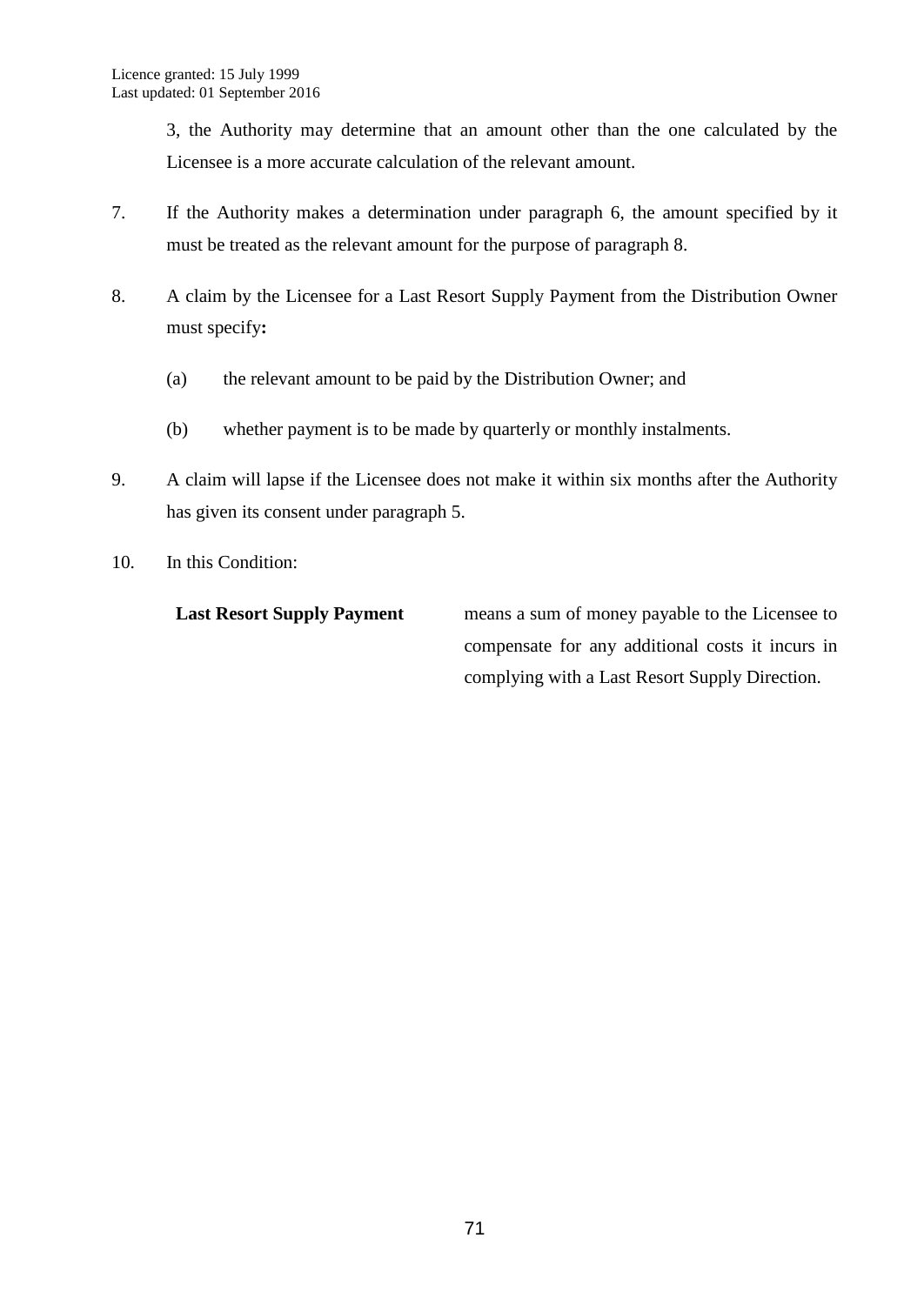3, the Authority may determine that an amount other than the one calculated by the Licensee is a more accurate calculation of the relevant amount.

7. If the Authority makes a determination under paragraph 6, the amount specified by it must be treated as the relevant amount for the purpose of paragraph 8.

8. A claim by the Licensee for a Last Resort Supply Payment from the Distribution Owner must specify:

   (a) the relevant amount to be paid by the Distribution Owner; and

   (b) whether payment is to be made by quarterly or monthly instalments.

9. A claim will lapse if the Licensee does not make it within six months after the Authority has given its consent under paragraph 5.

10. In this Condition:

| | |
|---|---|
| **Last Resort Supply Payment** | means a sum of money payable to the Licensee to compensate for any additional costs it incurs in complying with a Last Resort Supply Direction. |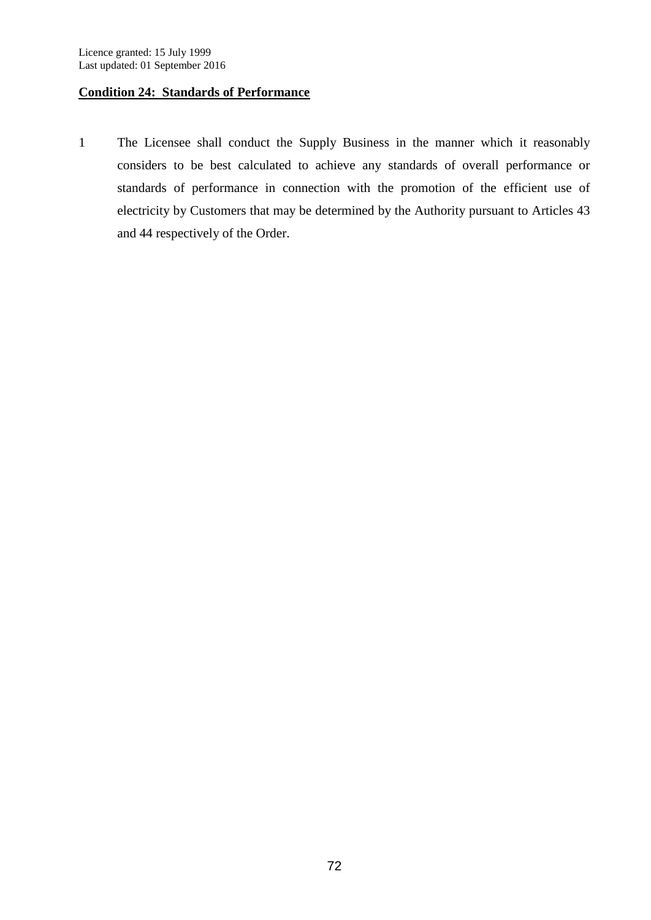## Condition 24: Standards of Performance

1 The Licensee shall conduct the Supply Business in the manner which it reasonably considers to be best calculated to achieve any standards of overall performance or standards of performance in connection with the promotion of the efficient use of electricity by Customers that may be determined by the Authority pursuant to Articles 43 and 44 respectively of the Order.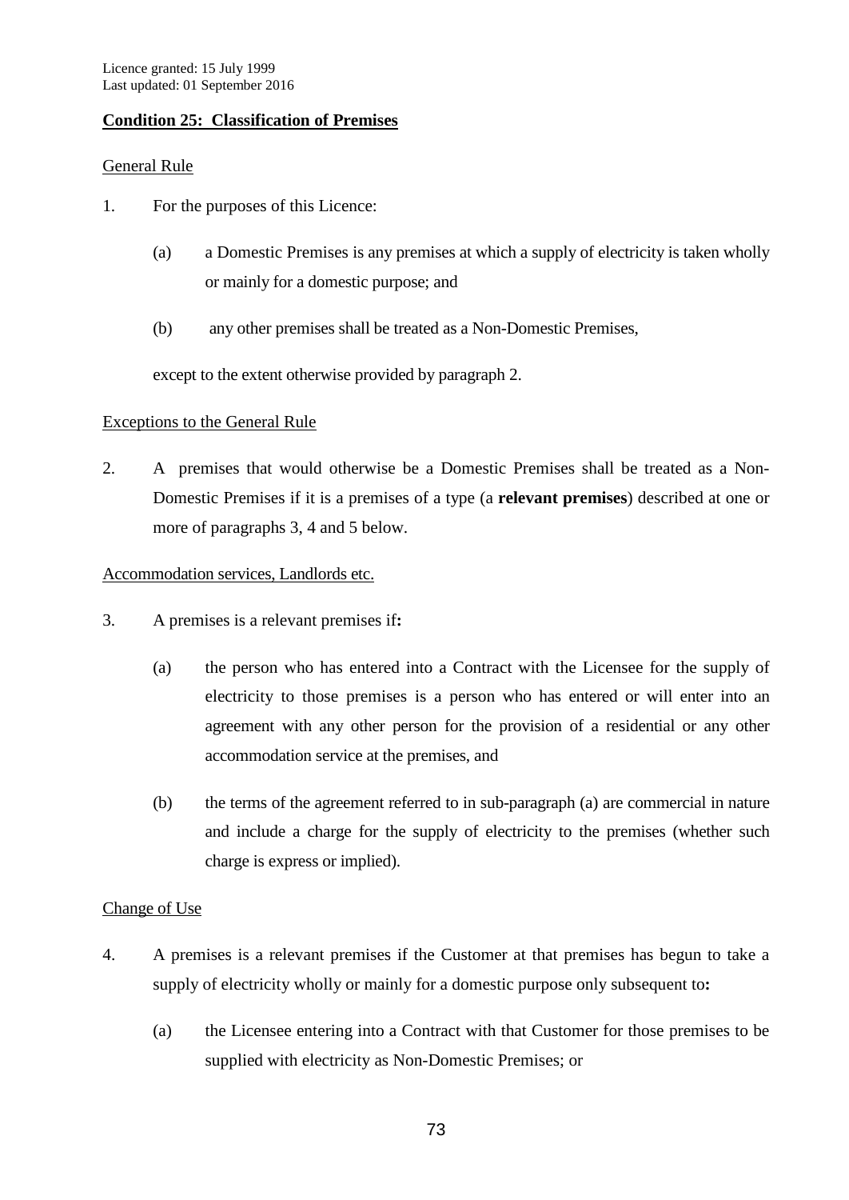Licence granted: 15 July 1999
Last updated: 01 September 2016

## Condition 25: Classification of Premises

General Rule

1. For the purposes of this Licence:

   (a) a Domestic Premises is any premises at which a supply of electricity is taken wholly or mainly for a domestic purpose; and

   (b) any other premises shall be treated as a Non-Domestic Premises,

   except to the extent otherwise provided by paragraph 2.

Exceptions to the General Rule

2. A premises that would otherwise be a Domestic Premises shall be treated as a Non-Domestic Premises if it is a premises of a type (a **relevant premises**) described at one or more of paragraphs 3, 4 and 5 below.

Accommodation services, Landlords etc.

3. A premises is a relevant premises if**:**

   (a) the person who has entered into a Contract with the Licensee for the supply of electricity to those premises is a person who has entered or will enter into an agreement with any other person for the provision of a residential or any other accommodation service at the premises, and

   (b) the terms of the agreement referred to in sub-paragraph (a) are commercial in nature and include a charge for the supply of electricity to the premises (whether such charge is express or implied).

Change of Use

4. A premises is a relevant premises if the Customer at that premises has begun to take a supply of electricity wholly or mainly for a domestic purpose only subsequent to**:**

   (a) the Licensee entering into a Contract with that Customer for those premises to be supplied with electricity as Non-Domestic Premises; or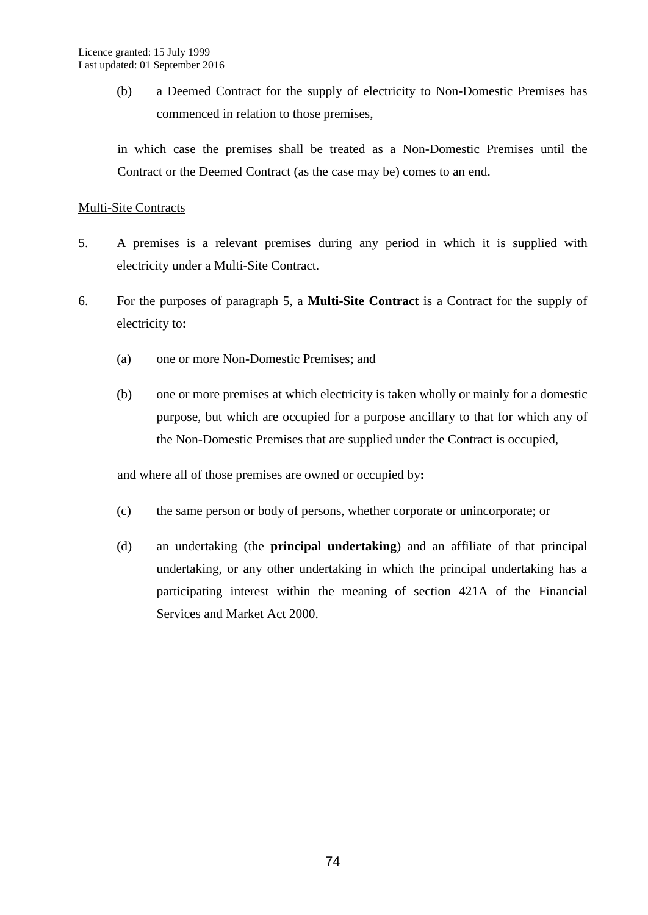(b) a Deemed Contract for the supply of electricity to Non-Domestic Premises has commenced in relation to those premises,

in which case the premises shall be treated as a Non-Domestic Premises until the Contract or the Deemed Contract (as the case may be) comes to an end.

Multi-Site Contracts

5. A premises is a relevant premises during any period in which it is supplied with electricity under a Multi-Site Contract.

6. For the purposes of paragraph 5, a **Multi-Site Contract** is a Contract for the supply of electricity to**:**

   (a) one or more Non-Domestic Premises; and

   (b) one or more premises at which electricity is taken wholly or mainly for a domestic purpose, but which are occupied for a purpose ancillary to that for which any of the Non-Domestic Premises that are supplied under the Contract is occupied,

   and where all of those premises are owned or occupied by**:**

   (c) the same person or body of persons, whether corporate or unincorporate; or

   (d) an undertaking (the **principal undertaking**) and an affiliate of that principal undertaking, or any other undertaking in which the principal undertaking has a participating interest within the meaning of section 421A of the Financial Services and Market Act 2000.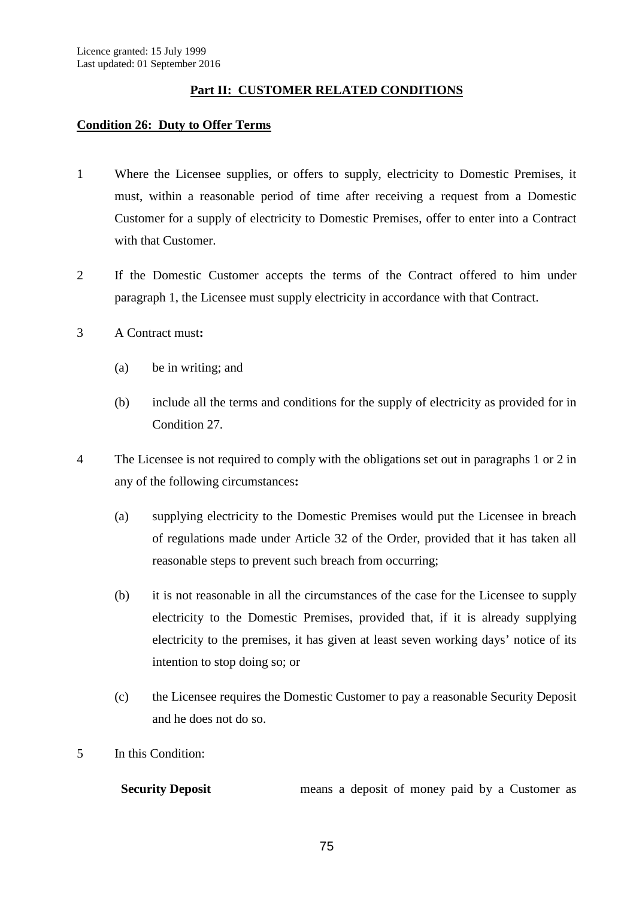## Part II: CUSTOMER RELATED CONDITIONS

### Condition 26: Duty to Offer Terms

1 Where the Licensee supplies, or offers to supply, electricity to Domestic Premises, it must, within a reasonable period of time after receiving a request from a Domestic Customer for a supply of electricity to Domestic Premises, offer to enter into a Contract with that Customer.

2 If the Domestic Customer accepts the terms of the Contract offered to him under paragraph 1, the Licensee must supply electricity in accordance with that Contract.

3 A Contract must**:**

(a) be in writing; and

(b) include all the terms and conditions for the supply of electricity as provided for in Condition 27.

4 The Licensee is not required to comply with the obligations set out in paragraphs 1 or 2 in any of the following circumstances**:**

(a) supplying electricity to the Domestic Premises would put the Licensee in breach of regulations made under Article 32 of the Order, provided that it has taken all reasonable steps to prevent such breach from occurring;

(b) it is not reasonable in all the circumstances of the case for the Licensee to supply electricity to the Domestic Premises, provided that, if it is already supplying electricity to the premises, it has given at least seven working days' notice of its intention to stop doing so; or

(c) the Licensee requires the Domestic Customer to pay a reasonable Security Deposit and he does not do so.

5 In this Condition:

**Security Deposit** means a deposit of money paid by a Customer as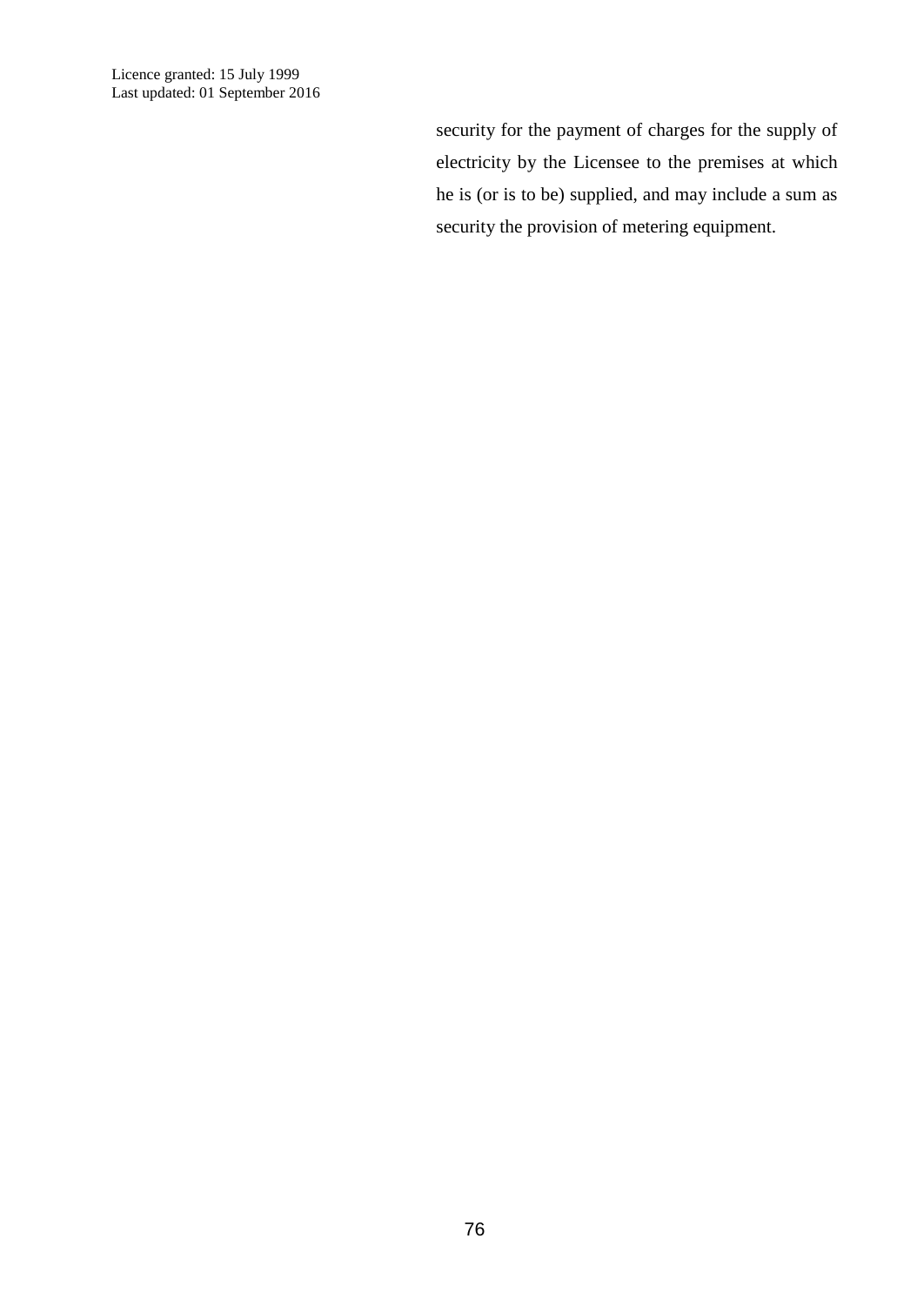security for the payment of charges for the supply of electricity by the Licensee to the premises at which he is (or is to be) supplied, and may include a sum as security the provision of metering equipment.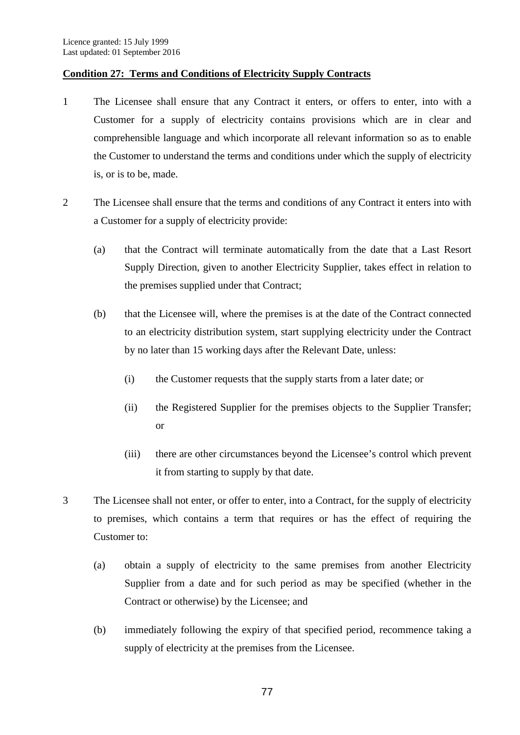Licence granted: 15 July 1999
Last updated: 01 September 2016

**Condition 27: Terms and Conditions of Electricity Supply Contracts**

1 The Licensee shall ensure that any Contract it enters, or offers to enter, into with a Customer for a supply of electricity contains provisions which are in clear and comprehensible language and which incorporate all relevant information so as to enable the Customer to understand the terms and conditions under which the supply of electricity is, or is to be, made.

2 The Licensee shall ensure that the terms and conditions of any Contract it enters into with a Customer for a supply of electricity provide:

(a) that the Contract will terminate automatically from the date that a Last Resort Supply Direction, given to another Electricity Supplier, takes effect in relation to the premises supplied under that Contract;

(b) that the Licensee will, where the premises is at the date of the Contract connected to an electricity distribution system, start supplying electricity under the Contract by no later than 15 working days after the Relevant Date, unless:

(i) the Customer requests that the supply starts from a later date; or

(ii) the Registered Supplier for the premises objects to the Supplier Transfer; or

(iii) there are other circumstances beyond the Licensee's control which prevent it from starting to supply by that date.

3 The Licensee shall not enter, or offer to enter, into a Contract, for the supply of electricity to premises, which contains a term that requires or has the effect of requiring the Customer to:

(a) obtain a supply of electricity to the same premises from another Electricity Supplier from a date and for such period as may be specified (whether in the Contract or otherwise) by the Licensee; and

(b) immediately following the expiry of that specified period, recommence taking a supply of electricity at the premises from the Licensee.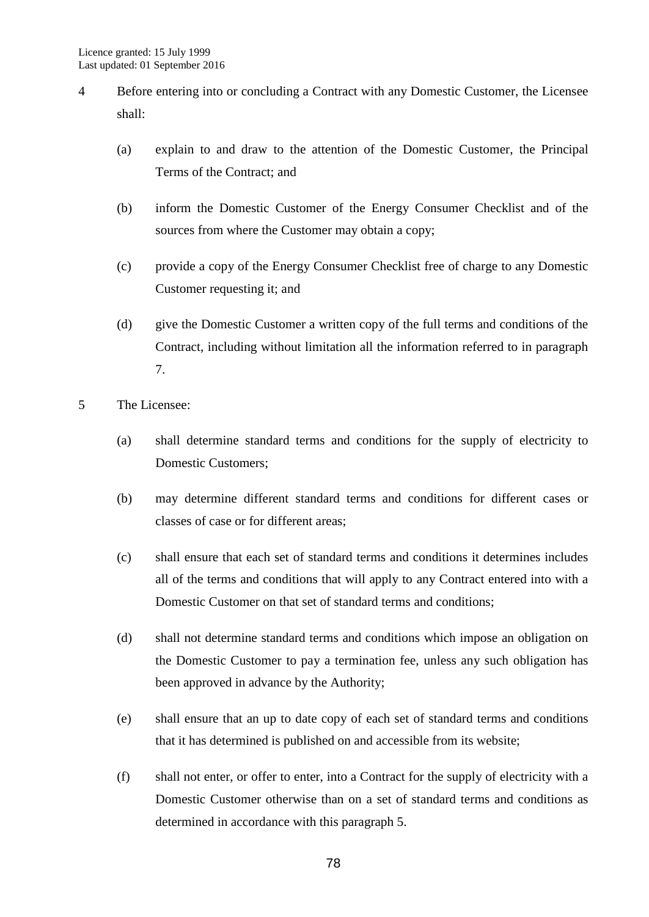4 Before entering into or concluding a Contract with any Domestic Customer, the Licensee shall:

(a) explain to and draw to the attention of the Domestic Customer, the Principal Terms of the Contract; and

(b) inform the Domestic Customer of the Energy Consumer Checklist and of the sources from where the Customer may obtain a copy;

(c) provide a copy of the Energy Consumer Checklist free of charge to any Domestic Customer requesting it; and

(d) give the Domestic Customer a written copy of the full terms and conditions of the Contract, including without limitation all the information referred to in paragraph 7.

5 The Licensee:

(a) shall determine standard terms and conditions for the supply of electricity to Domestic Customers;

(b) may determine different standard terms and conditions for different cases or classes of case or for different areas;

(c) shall ensure that each set of standard terms and conditions it determines includes all of the terms and conditions that will apply to any Contract entered into with a Domestic Customer on that set of standard terms and conditions;

(d) shall not determine standard terms and conditions which impose an obligation on the Domestic Customer to pay a termination fee, unless any such obligation has been approved in advance by the Authority;

(e) shall ensure that an up to date copy of each set of standard terms and conditions that it has determined is published on and accessible from its website;

(f) shall not enter, or offer to enter, into a Contract for the supply of electricity with a Domestic Customer otherwise than on a set of standard terms and conditions as determined in accordance with this paragraph 5.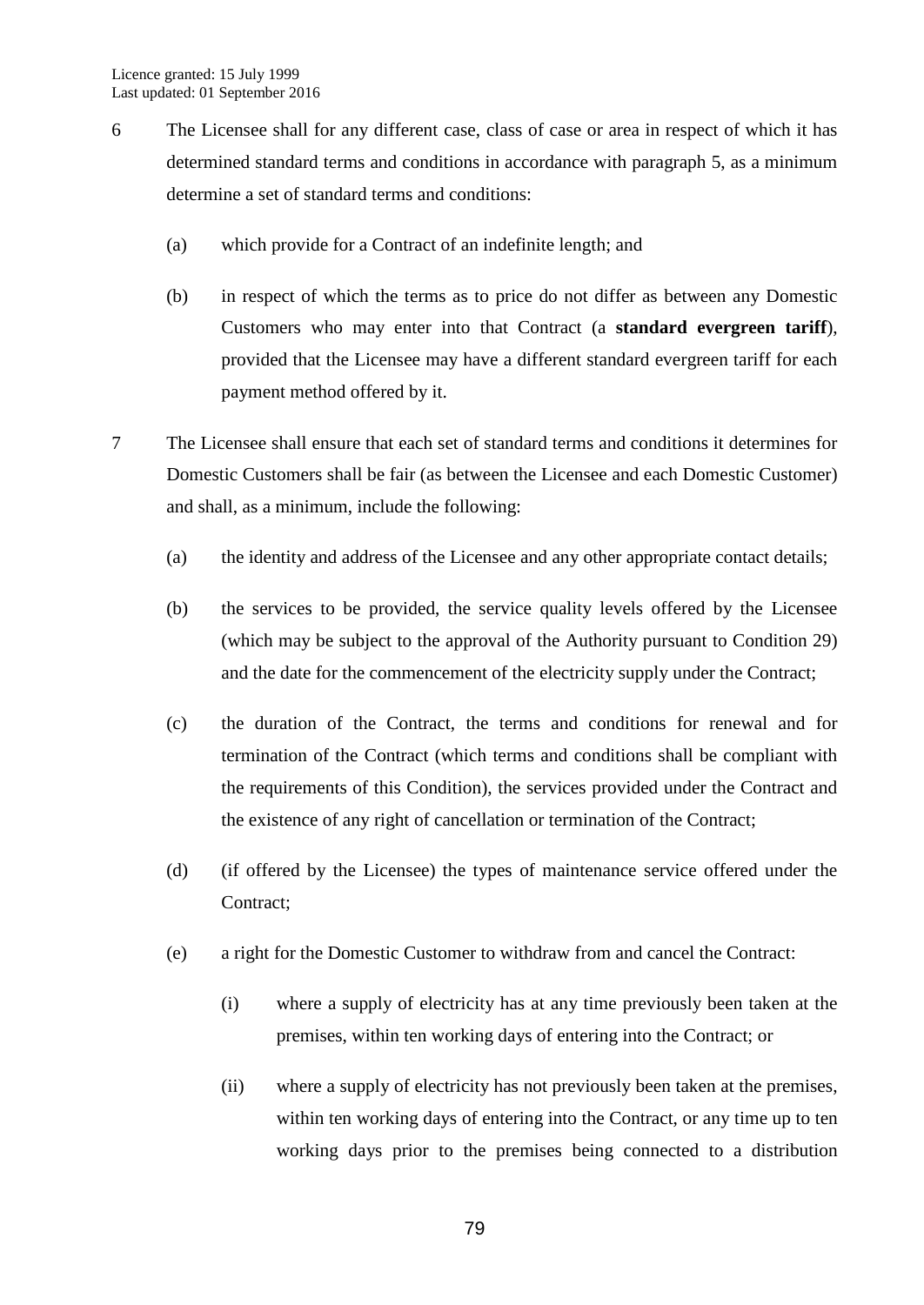6 The Licensee shall for any different case, class of case or area in respect of which it has determined standard terms and conditions in accordance with paragraph 5, as a minimum determine a set of standard terms and conditions:

   (a) which provide for a Contract of an indefinite length; and

   (b) in respect of which the terms as to price do not differ as between any Domestic Customers who may enter into that Contract (a **standard evergreen tariff**), provided that the Licensee may have a different standard evergreen tariff for each payment method offered by it.

7 The Licensee shall ensure that each set of standard terms and conditions it determines for Domestic Customers shall be fair (as between the Licensee and each Domestic Customer) and shall, as a minimum, include the following:

   (a) the identity and address of the Licensee and any other appropriate contact details;

   (b) the services to be provided, the service quality levels offered by the Licensee (which may be subject to the approval of the Authority pursuant to Condition 29) and the date for the commencement of the electricity supply under the Contract;

   (c) the duration of the Contract, the terms and conditions for renewal and for termination of the Contract (which terms and conditions shall be compliant with the requirements of this Condition), the services provided under the Contract and the existence of any right of cancellation or termination of the Contract;

   (d) (if offered by the Licensee) the types of maintenance service offered under the Contract;

   (e) a right for the Domestic Customer to withdraw from and cancel the Contract:

      (i) where a supply of electricity has at any time previously been taken at the premises, within ten working days of entering into the Contract; or

      (ii) where a supply of electricity has not previously been taken at the premises, within ten working days of entering into the Contract, or any time up to ten working days prior to the premises being connected to a distribution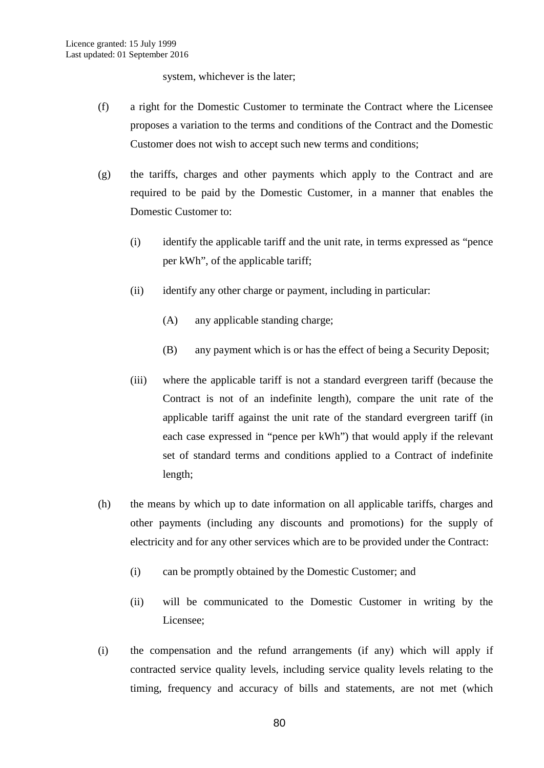system, whichever is the later;

(f) a right for the Domestic Customer to terminate the Contract where the Licensee proposes a variation to the terms and conditions of the Contract and the Domestic Customer does not wish to accept such new terms and conditions;

(g) the tariffs, charges and other payments which apply to the Contract and are required to be paid by the Domestic Customer, in a manner that enables the Domestic Customer to:

(i) identify the applicable tariff and the unit rate, in terms expressed as "pence per kWh", of the applicable tariff;

(ii) identify any other charge or payment, including in particular:

(A) any applicable standing charge;

(B) any payment which is or has the effect of being a Security Deposit;

(iii) where the applicable tariff is not a standard evergreen tariff (because the Contract is not of an indefinite length), compare the unit rate of the applicable tariff against the unit rate of the standard evergreen tariff (in each case expressed in "pence per kWh") that would apply if the relevant set of standard terms and conditions applied to a Contract of indefinite length;

(h) the means by which up to date information on all applicable tariffs, charges and other payments (including any discounts and promotions) for the supply of electricity and for any other services which are to be provided under the Contract:

(i) can be promptly obtained by the Domestic Customer; and

(ii) will be communicated to the Domestic Customer in writing by the Licensee;

(i) the compensation and the refund arrangements (if any) which will apply if contracted service quality levels, including service quality levels relating to the timing, frequency and accuracy of bills and statements, are not met (which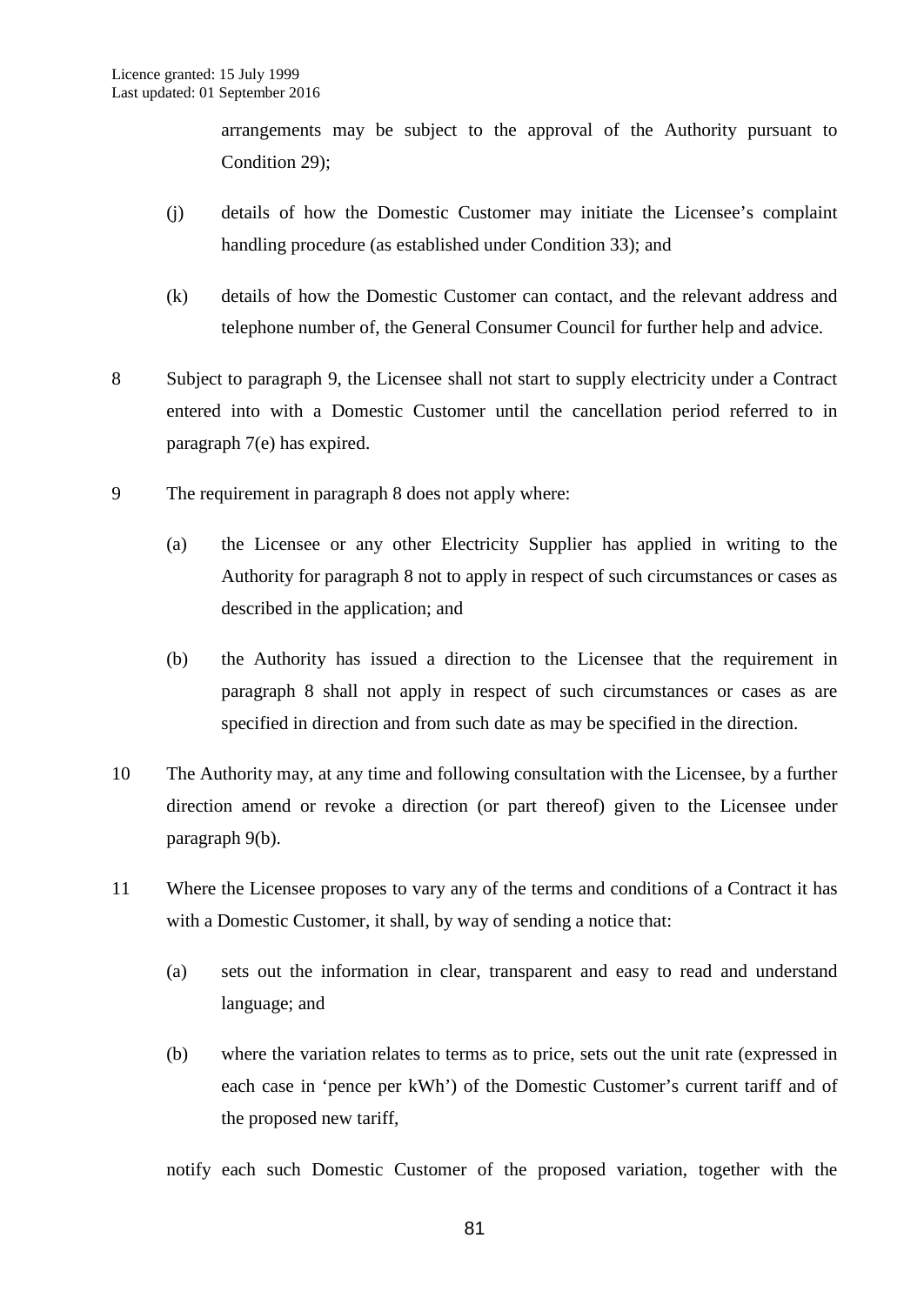arrangements may be subject to the approval of the Authority pursuant to Condition 29);

(j) details of how the Domestic Customer may initiate the Licensee's complaint handling procedure (as established under Condition 33); and

(k) details of how the Domestic Customer can contact, and the relevant address and telephone number of, the General Consumer Council for further help and advice.

8 Subject to paragraph 9, the Licensee shall not start to supply electricity under a Contract entered into with a Domestic Customer until the cancellation period referred to in paragraph 7(e) has expired.

9 The requirement in paragraph 8 does not apply where:

(a) the Licensee or any other Electricity Supplier has applied in writing to the Authority for paragraph 8 not to apply in respect of such circumstances or cases as described in the application; and

(b) the Authority has issued a direction to the Licensee that the requirement in paragraph 8 shall not apply in respect of such circumstances or cases as are specified in direction and from such date as may be specified in the direction.

10 The Authority may, at any time and following consultation with the Licensee, by a further direction amend or revoke a direction (or part thereof) given to the Licensee under paragraph 9(b).

11 Where the Licensee proposes to vary any of the terms and conditions of a Contract it has with a Domestic Customer, it shall, by way of sending a notice that:

(a) sets out the information in clear, transparent and easy to read and understand language; and

(b) where the variation relates to terms as to price, sets out the unit rate (expressed in each case in 'pence per kWh') of the Domestic Customer's current tariff and of the proposed new tariff,

notify each such Domestic Customer of the proposed variation, together with the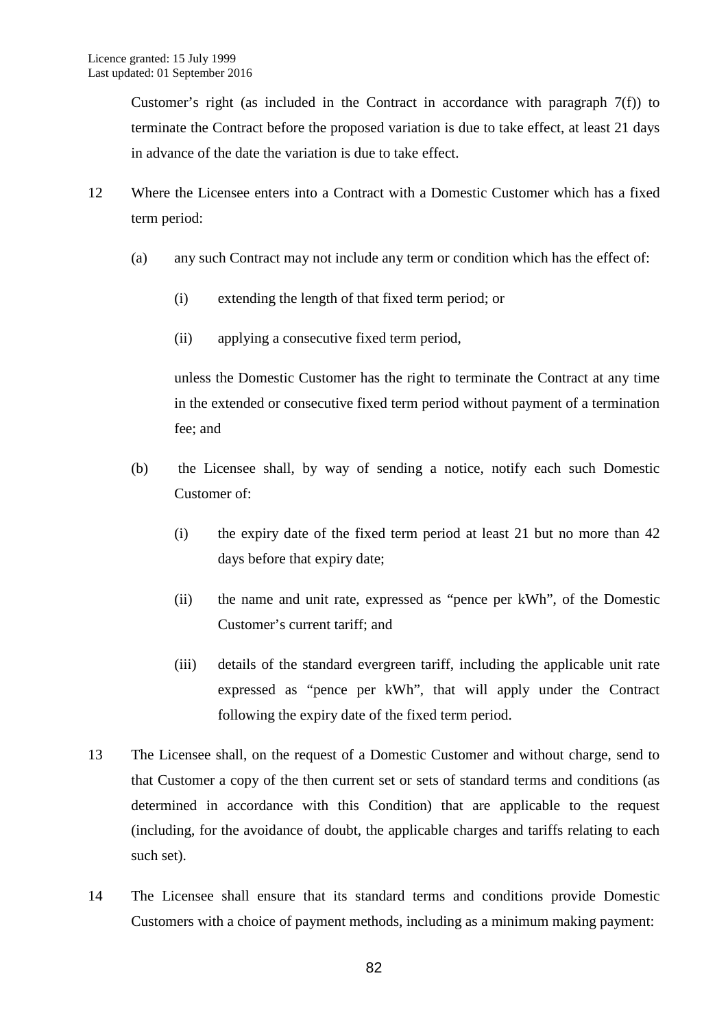Customer's right (as included in the Contract in accordance with paragraph 7(f)) to terminate the Contract before the proposed variation is due to take effect, at least 21 days in advance of the date the variation is due to take effect.

12 Where the Licensee enters into a Contract with a Domestic Customer which has a fixed term period:

(a) any such Contract may not include any term or condition which has the effect of:

(i) extending the length of that fixed term period; or

(ii) applying a consecutive fixed term period,

unless the Domestic Customer has the right to terminate the Contract at any time in the extended or consecutive fixed term period without payment of a termination fee; and

(b) the Licensee shall, by way of sending a notice, notify each such Domestic Customer of:

(i) the expiry date of the fixed term period at least 21 but no more than 42 days before that expiry date;

(ii) the name and unit rate, expressed as "pence per kWh", of the Domestic Customer's current tariff; and

(iii) details of the standard evergreen tariff, including the applicable unit rate expressed as "pence per kWh", that will apply under the Contract following the expiry date of the fixed term period.

13 The Licensee shall, on the request of a Domestic Customer and without charge, send to that Customer a copy of the then current set or sets of standard terms and conditions (as determined in accordance with this Condition) that are applicable to the request (including, for the avoidance of doubt, the applicable charges and tariffs relating to each such set).

14 The Licensee shall ensure that its standard terms and conditions provide Domestic Customers with a choice of payment methods, including as a minimum making payment: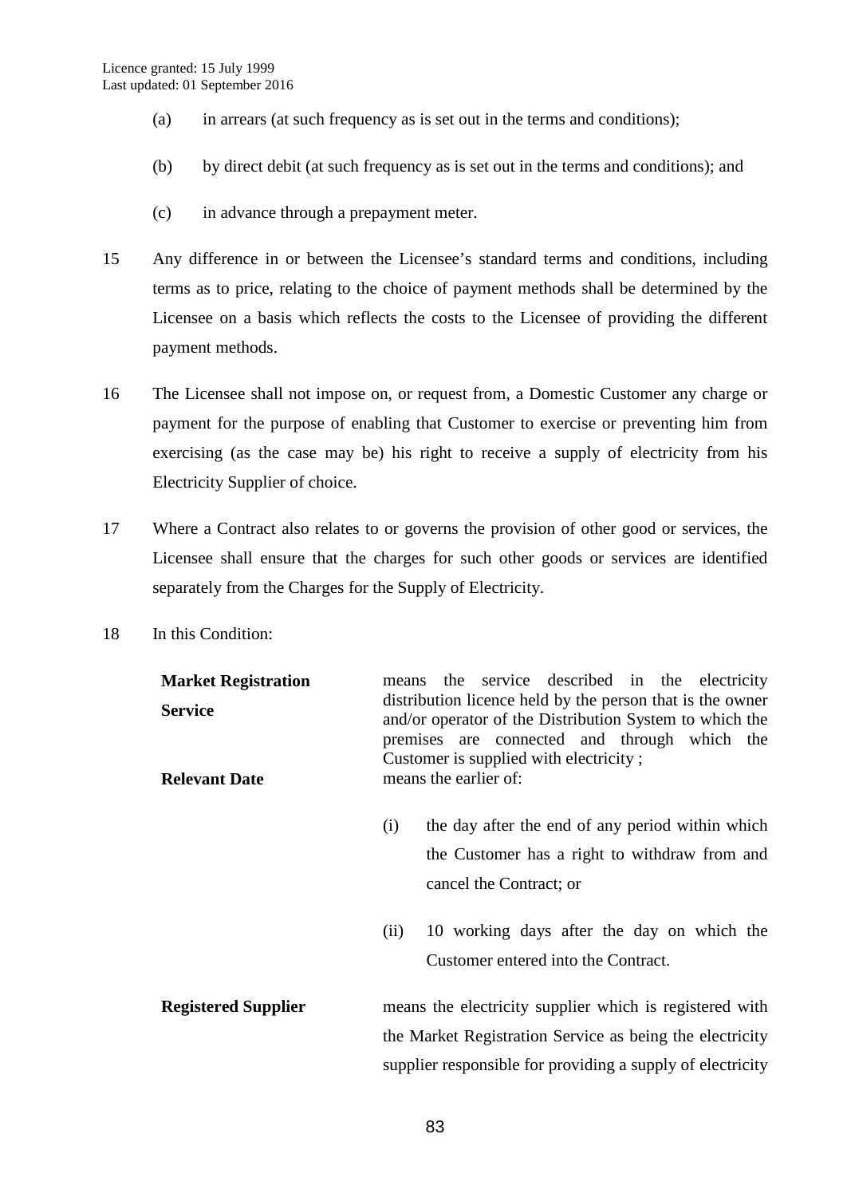(a) in arrears (at such frequency as is set out in the terms and conditions);

(b) by direct debit (at such frequency as is set out in the terms and conditions); and

(c) in advance through a prepayment meter.

15 Any difference in or between the Licensee's standard terms and conditions, including terms as to price, relating to the choice of payment methods shall be determined by the Licensee on a basis which reflects the costs to the Licensee of providing the different payment methods.

16 The Licensee shall not impose on, or request from, a Domestic Customer any charge or payment for the purpose of enabling that Customer to exercise or preventing him from exercising (as the case may be) his right to receive a supply of electricity from his Electricity Supplier of choice.

17 Where a Contract also relates to or governs the provision of other good or services, the Licensee shall ensure that the charges for such other goods or services are identified separately from the Charges for the Supply of Electricity.

18 In this Condition:

**Market Registration Service** means the service described in the electricity distribution licence held by the person that is the owner and/or operator of the Distribution System to which the premises are connected and through which the Customer is supplied with electricity ;

**Relevant Date** means the earlier of:

(i) the day after the end of any period within which the Customer has a right to withdraw from and cancel the Contract; or

(ii) 10 working days after the day on which the Customer entered into the Contract.

**Registered Supplier** means the electricity supplier which is registered with the Market Registration Service as being the electricity supplier responsible for providing a supply of electricity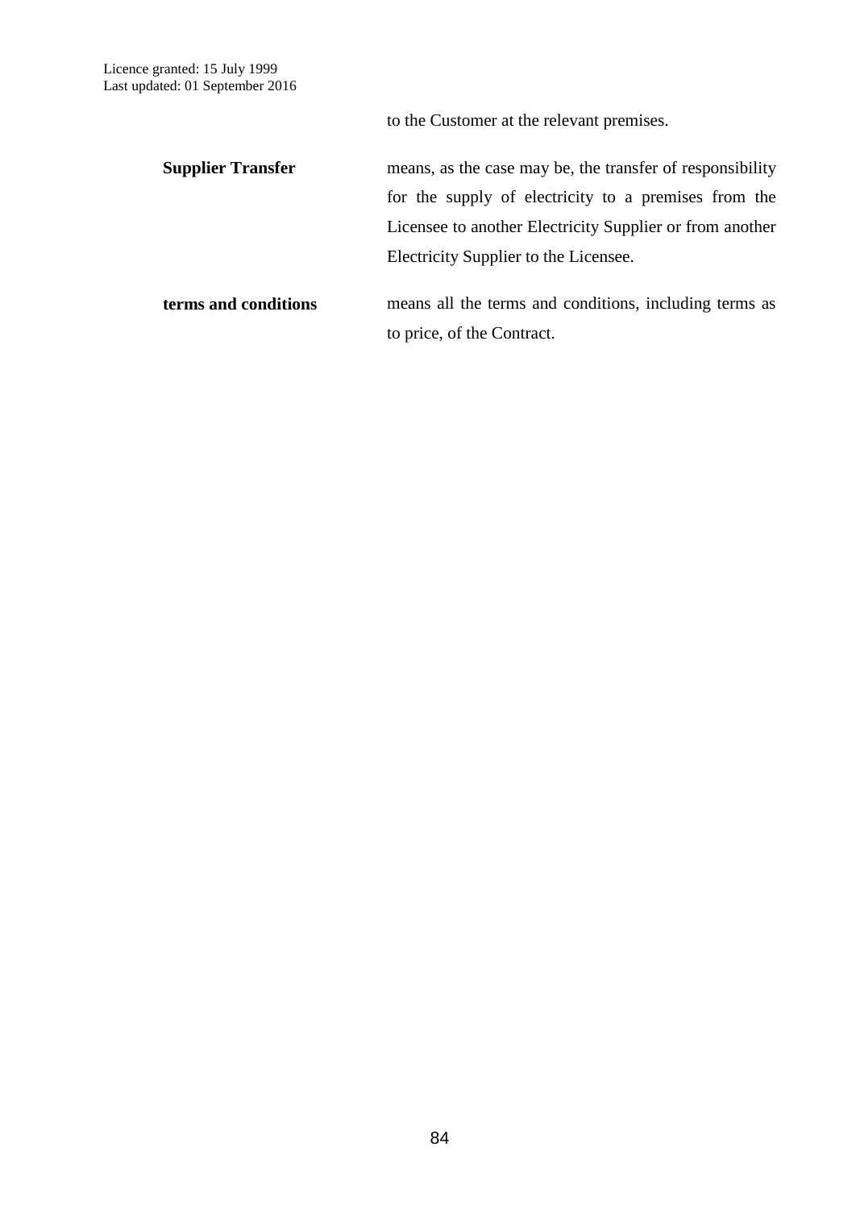to the Customer at the relevant premises.

| | |
|---|---|
| **Supplier Transfer** | means, as the case may be, the transfer of responsibility for the supply of electricity to a premises from the Licensee to another Electricity Supplier or from another Electricity Supplier to the Licensee. |
| **terms and conditions** | means all the terms and conditions, including terms as to price, of the Contract. |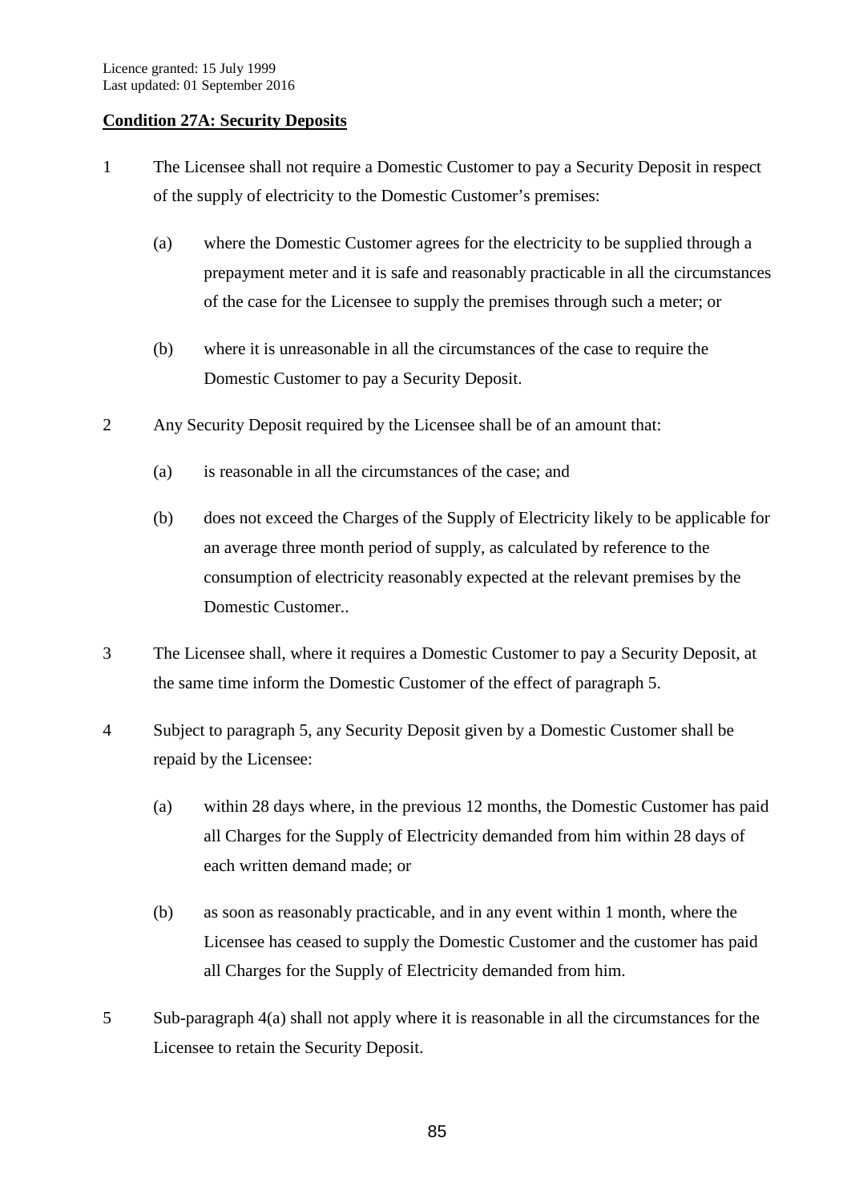Licence granted: 15 July 1999
Last updated: 01 September 2016

**Condition 27A: Security Deposits**

1 The Licensee shall not require a Domestic Customer to pay a Security Deposit in respect of the supply of electricity to the Domestic Customer's premises:

   (a) where the Domestic Customer agrees for the electricity to be supplied through a prepayment meter and it is safe and reasonably practicable in all the circumstances of the case for the Licensee to supply the premises through such a meter; or

   (b) where it is unreasonable in all the circumstances of the case to require the Domestic Customer to pay a Security Deposit.

2 Any Security Deposit required by the Licensee shall be of an amount that:

   (a) is reasonable in all the circumstances of the case; and

   (b) does not exceed the Charges of the Supply of Electricity likely to be applicable for an average three month period of supply, as calculated by reference to the consumption of electricity reasonably expected at the relevant premises by the Domestic Customer..

3 The Licensee shall, where it requires a Domestic Customer to pay a Security Deposit, at the same time inform the Domestic Customer of the effect of paragraph 5.

4 Subject to paragraph 5, any Security Deposit given by a Domestic Customer shall be repaid by the Licensee:

   (a) within 28 days where, in the previous 12 months, the Domestic Customer has paid all Charges for the Supply of Electricity demanded from him within 28 days of each written demand made; or

   (b) as soon as reasonably practicable, and in any event within 1 month, where the Licensee has ceased to supply the Domestic Customer and the customer has paid all Charges for the Supply of Electricity demanded from him.

5 Sub-paragraph 4(a) shall not apply where it is reasonable in all the circumstances for the Licensee to retain the Security Deposit.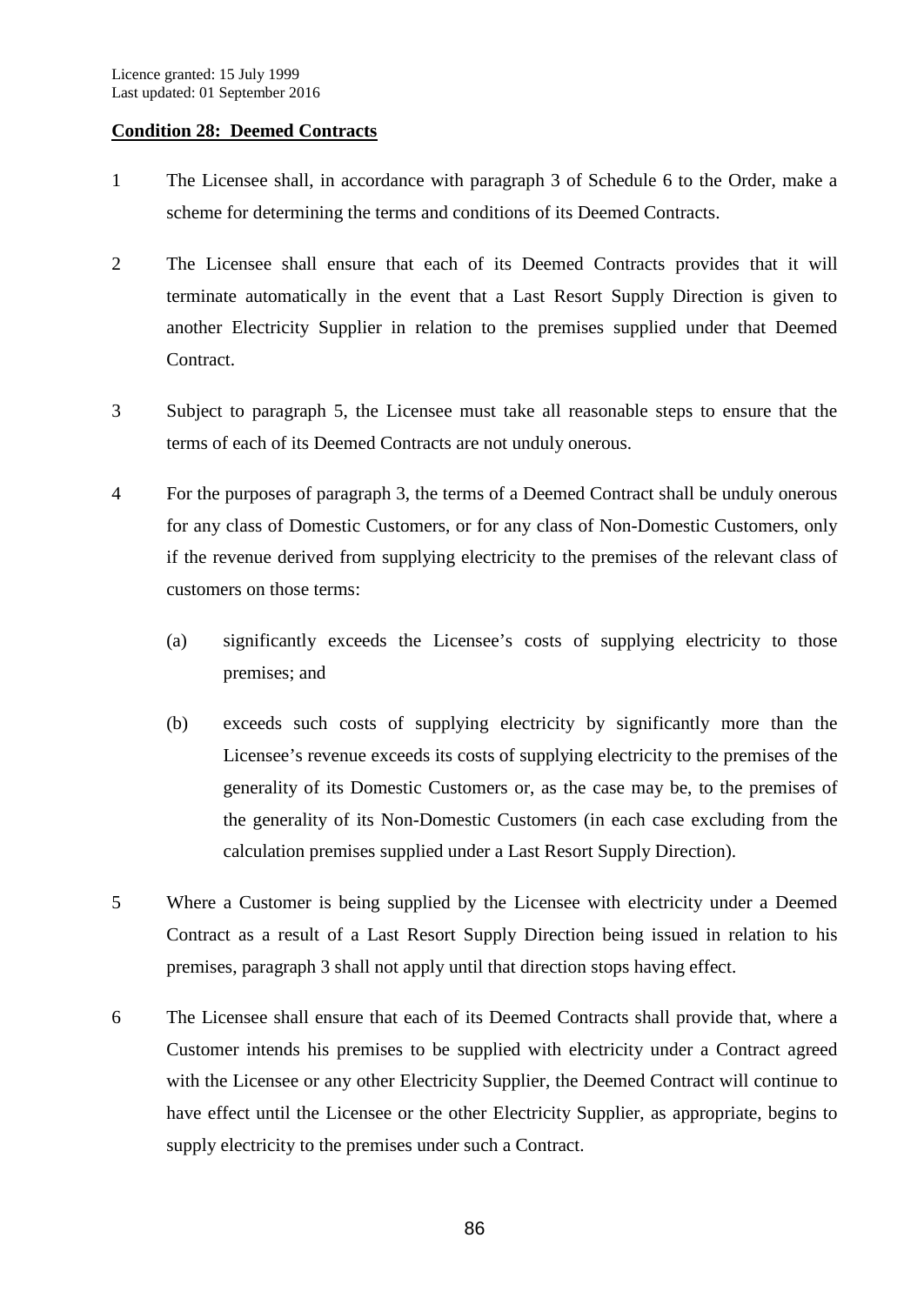Licence granted: 15 July 1999
Last updated: 01 September 2016

**Condition 28: Deemed Contracts**

1 The Licensee shall, in accordance with paragraph 3 of Schedule 6 to the Order, make a scheme for determining the terms and conditions of its Deemed Contracts.

2 The Licensee shall ensure that each of its Deemed Contracts provides that it will terminate automatically in the event that a Last Resort Supply Direction is given to another Electricity Supplier in relation to the premises supplied under that Deemed Contract.

3 Subject to paragraph 5, the Licensee must take all reasonable steps to ensure that the terms of each of its Deemed Contracts are not unduly onerous.

4 For the purposes of paragraph 3, the terms of a Deemed Contract shall be unduly onerous for any class of Domestic Customers, or for any class of Non-Domestic Customers, only if the revenue derived from supplying electricity to the premises of the relevant class of customers on those terms:

   (a) significantly exceeds the Licensee's costs of supplying electricity to those premises; and

   (b) exceeds such costs of supplying electricity by significantly more than the Licensee's revenue exceeds its costs of supplying electricity to the premises of the generality of its Domestic Customers or, as the case may be, to the premises of the generality of its Non-Domestic Customers (in each case excluding from the calculation premises supplied under a Last Resort Supply Direction).

5 Where a Customer is being supplied by the Licensee with electricity under a Deemed Contract as a result of a Last Resort Supply Direction being issued in relation to his premises, paragraph 3 shall not apply until that direction stops having effect.

6 The Licensee shall ensure that each of its Deemed Contracts shall provide that, where a Customer intends his premises to be supplied with electricity under a Contract agreed with the Licensee or any other Electricity Supplier, the Deemed Contract will continue to have effect until the Licensee or the other Electricity Supplier, as appropriate, begins to supply electricity to the premises under such a Contract.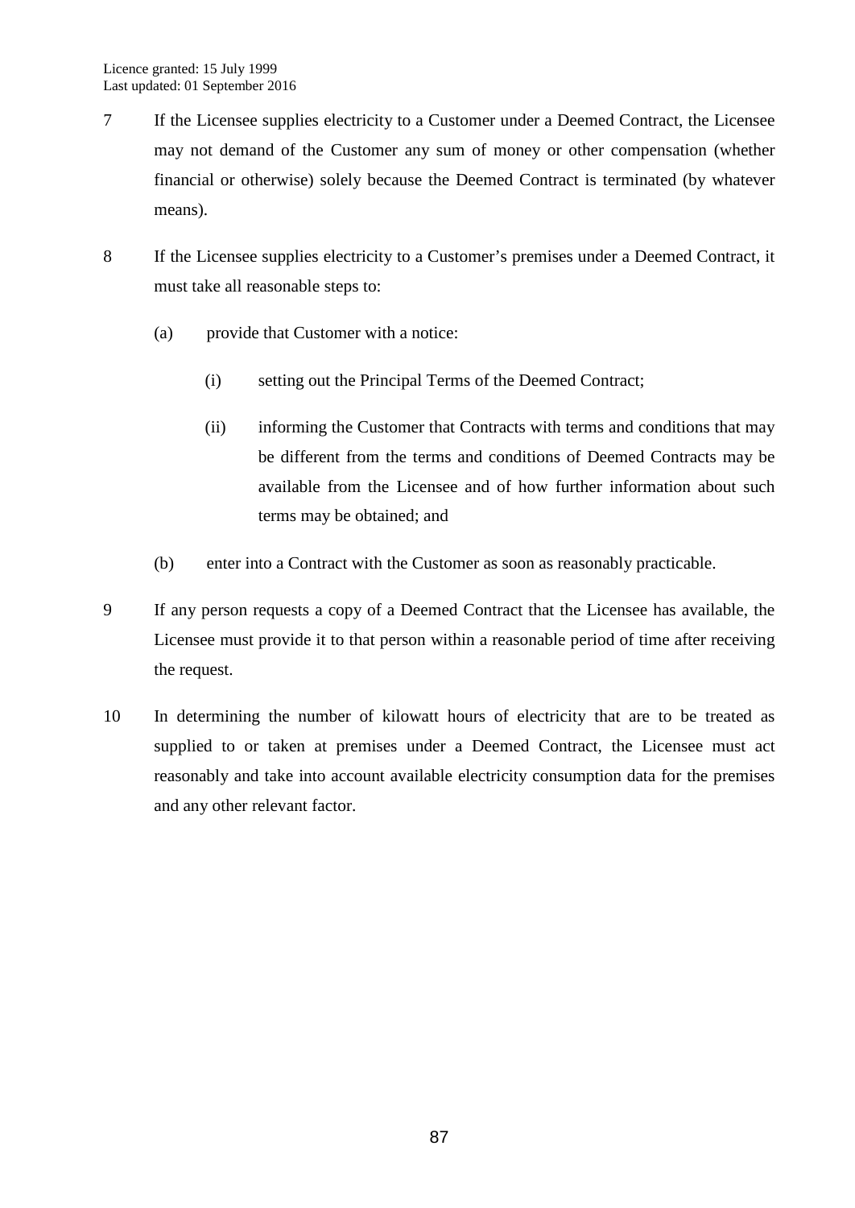7 If the Licensee supplies electricity to a Customer under a Deemed Contract, the Licensee may not demand of the Customer any sum of money or other compensation (whether financial or otherwise) solely because the Deemed Contract is terminated (by whatever means).

8 If the Licensee supplies electricity to a Customer's premises under a Deemed Contract, it must take all reasonable steps to:

(a) provide that Customer with a notice:

(i) setting out the Principal Terms of the Deemed Contract;

(ii) informing the Customer that Contracts with terms and conditions that may be different from the terms and conditions of Deemed Contracts may be available from the Licensee and of how further information about such terms may be obtained; and

(b) enter into a Contract with the Customer as soon as reasonably practicable.

9 If any person requests a copy of a Deemed Contract that the Licensee has available, the Licensee must provide it to that person within a reasonable period of time after receiving the request.

10 In determining the number of kilowatt hours of electricity that are to be treated as supplied to or taken at premises under a Deemed Contract, the Licensee must act reasonably and take into account available electricity consumption data for the premises and any other relevant factor.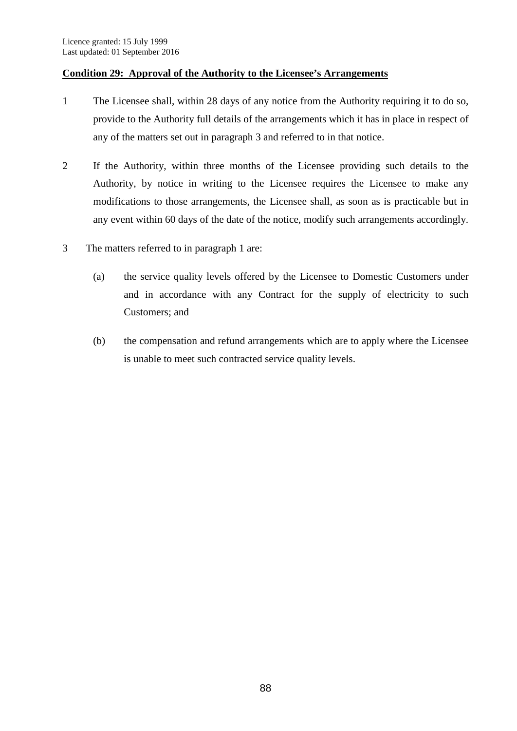Licence granted: 15 July 1999
Last updated: 01 September 2016

**Condition 29: Approval of the Authority to the Licensee's Arrangements**

1 The Licensee shall, within 28 days of any notice from the Authority requiring it to do so, provide to the Authority full details of the arrangements which it has in place in respect of any of the matters set out in paragraph 3 and referred to in that notice.

2 If the Authority, within three months of the Licensee providing such details to the Authority, by notice in writing to the Licensee requires the Licensee to make any modifications to those arrangements, the Licensee shall, as soon as is practicable but in any event within 60 days of the date of the notice, modify such arrangements accordingly.

3 The matters referred to in paragraph 1 are:

(a) the service quality levels offered by the Licensee to Domestic Customers under and in accordance with any Contract for the supply of electricity to such Customers; and

(b) the compensation and refund arrangements which are to apply where the Licensee is unable to meet such contracted service quality levels.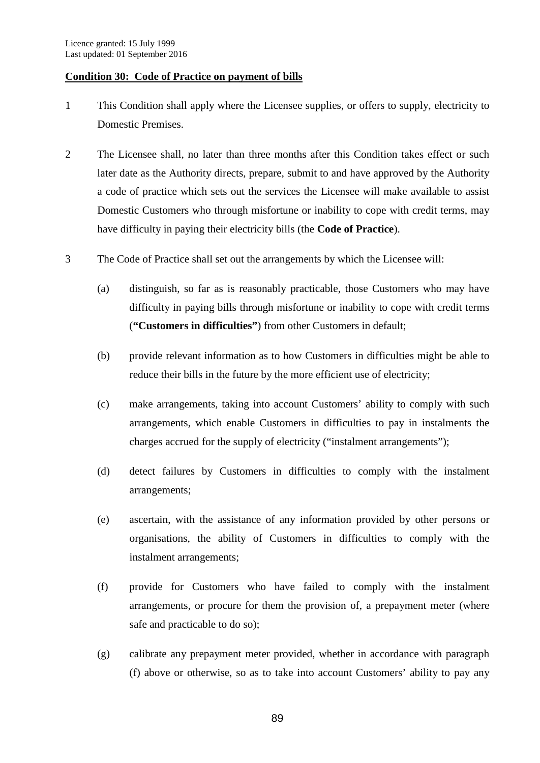Licence granted: 15 July 1999
Last updated: 01 September 2016

## Condition 30: Code of Practice on payment of bills

1 This Condition shall apply where the Licensee supplies, or offers to supply, electricity to Domestic Premises.

2 The Licensee shall, no later than three months after this Condition takes effect or such later date as the Authority directs, prepare, submit to and have approved by the Authority a code of practice which sets out the services the Licensee will make available to assist Domestic Customers who through misfortune or inability to cope with credit terms, may have difficulty in paying their electricity bills (the **Code of Practice**).

3 The Code of Practice shall set out the arrangements by which the Licensee will:

(a) distinguish, so far as is reasonably practicable, those Customers who may have difficulty in paying bills through misfortune or inability to cope with credit terms (**"Customers in difficulties"**) from other Customers in default;

(b) provide relevant information as to how Customers in difficulties might be able to reduce their bills in the future by the more efficient use of electricity;

(c) make arrangements, taking into account Customers' ability to comply with such arrangements, which enable Customers in difficulties to pay in instalments the charges accrued for the supply of electricity ("instalment arrangements");

(d) detect failures by Customers in difficulties to comply with the instalment arrangements;

(e) ascertain, with the assistance of any information provided by other persons or organisations, the ability of Customers in difficulties to comply with the instalment arrangements;

(f) provide for Customers who have failed to comply with the instalment arrangements, or procure for them the provision of, a prepayment meter (where safe and practicable to do so);

(g) calibrate any prepayment meter provided, whether in accordance with paragraph (f) above or otherwise, so as to take into account Customers' ability to pay any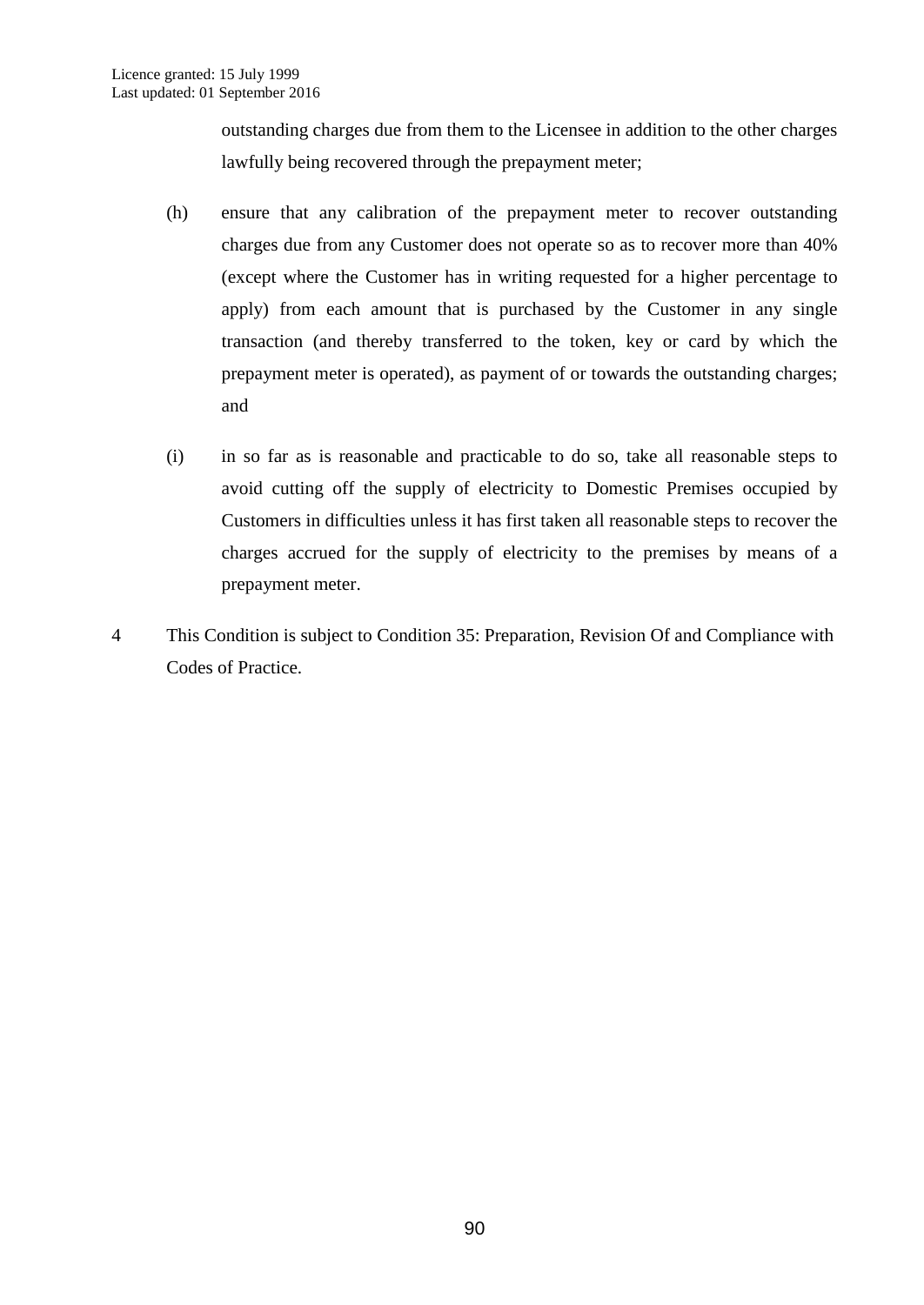outstanding charges due from them to the Licensee in addition to the other charges lawfully being recovered through the prepayment meter;

(h) ensure that any calibration of the prepayment meter to recover outstanding charges due from any Customer does not operate so as to recover more than 40% (except where the Customer has in writing requested for a higher percentage to apply) from each amount that is purchased by the Customer in any single transaction (and thereby transferred to the token, key or card by which the prepayment meter is operated), as payment of or towards the outstanding charges; and

(i) in so far as is reasonable and practicable to do so, take all reasonable steps to avoid cutting off the supply of electricity to Domestic Premises occupied by Customers in difficulties unless it has first taken all reasonable steps to recover the charges accrued for the supply of electricity to the premises by means of a prepayment meter.

4 This Condition is subject to Condition 35: Preparation, Revision Of and Compliance with Codes of Practice.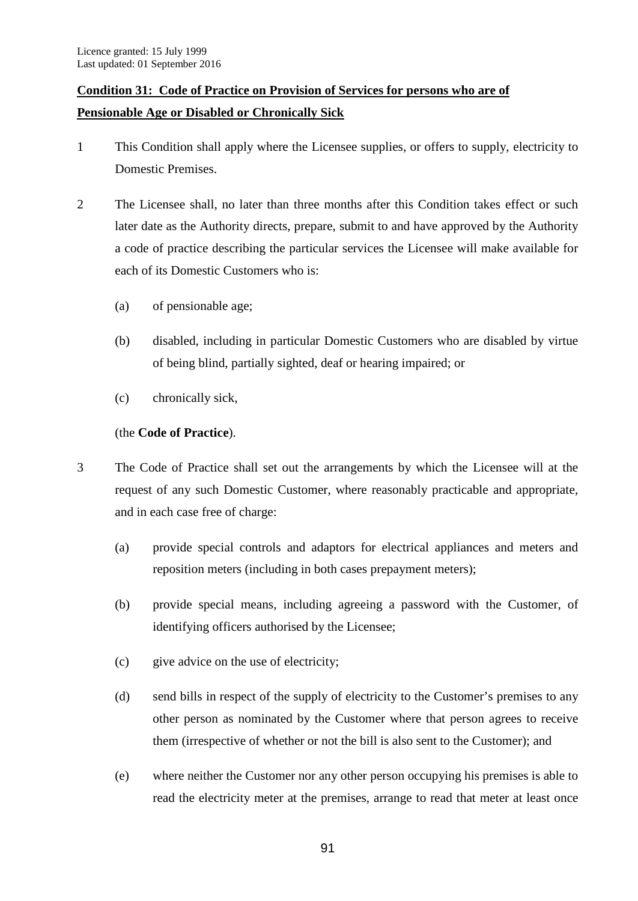## Condition 31: Code of Practice on Provision of Services for persons who are of Pensionable Age or Disabled or Chronically Sick

1. This Condition shall apply where the Licensee supplies, or offers to supply, electricity to Domestic Premises.

2. The Licensee shall, no later than three months after this Condition takes effect or such later date as the Authority directs, prepare, submit to and have approved by the Authority a code of practice describing the particular services the Licensee will make available for each of its Domestic Customers who is:

   (a) of pensionable age;

   (b) disabled, including in particular Domestic Customers who are disabled by virtue of being blind, partially sighted, deaf or hearing impaired; or

   (c) chronically sick,

   (the **Code of Practice**).

3. The Code of Practice shall set out the arrangements by which the Licensee will at the request of any such Domestic Customer, where reasonably practicable and appropriate, and in each case free of charge:

   (a) provide special controls and adaptors for electrical appliances and meters and reposition meters (including in both cases prepayment meters);

   (b) provide special means, including agreeing a password with the Customer, of identifying officers authorised by the Licensee;

   (c) give advice on the use of electricity;

   (d) send bills in respect of the supply of electricity to the Customer's premises to any other person as nominated by the Customer where that person agrees to receive them (irrespective of whether or not the bill is also sent to the Customer); and

   (e) where neither the Customer nor any other person occupying his premises is able to read the electricity meter at the premises, arrange to read that meter at least once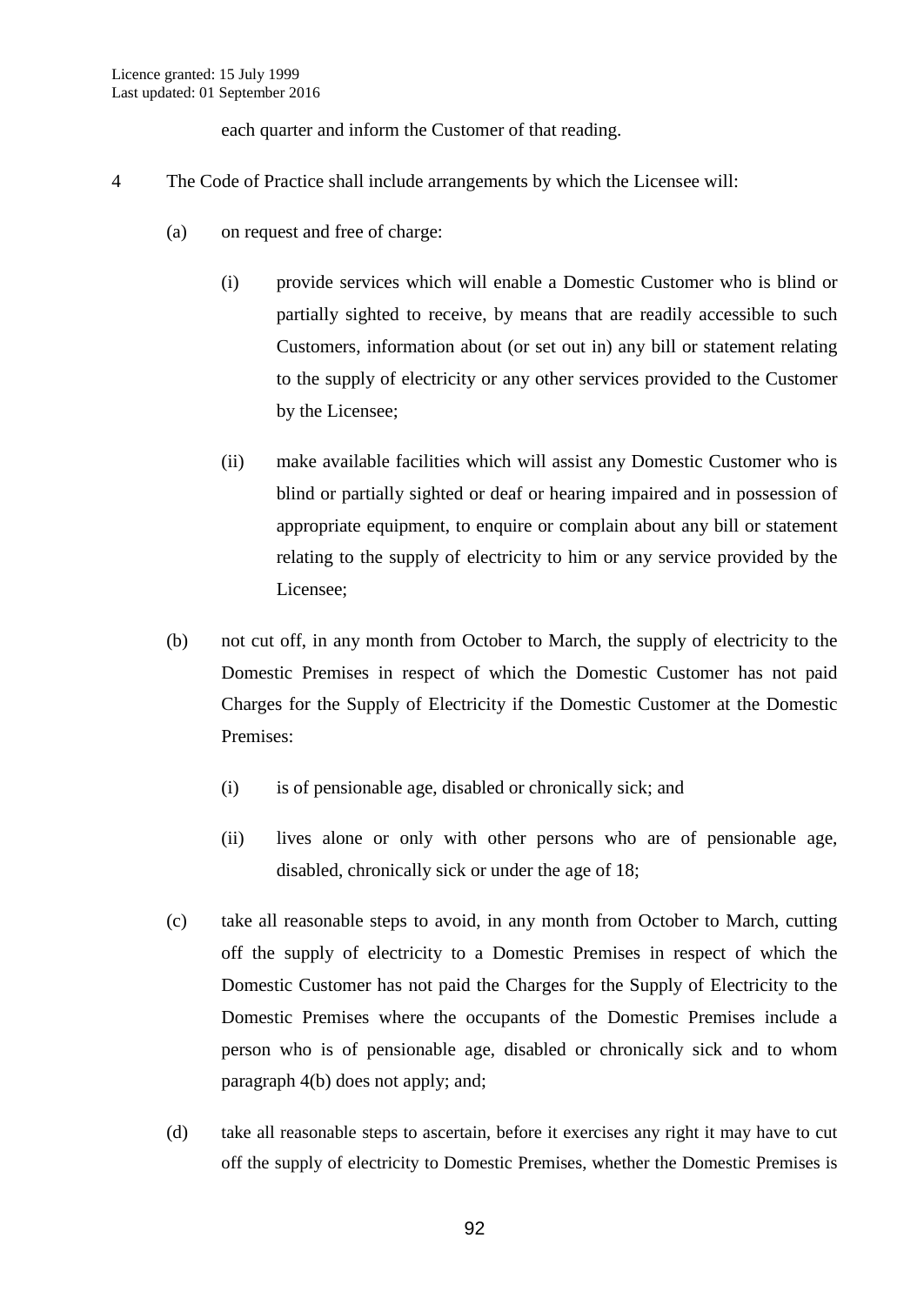each quarter and inform the Customer of that reading.

4 The Code of Practice shall include arrangements by which the Licensee will:

(a) on request and free of charge:

(i) provide services which will enable a Domestic Customer who is blind or partially sighted to receive, by means that are readily accessible to such Customers, information about (or set out in) any bill or statement relating to the supply of electricity or any other services provided to the Customer by the Licensee;

(ii) make available facilities which will assist any Domestic Customer who is blind or partially sighted or deaf or hearing impaired and in possession of appropriate equipment, to enquire or complain about any bill or statement relating to the supply of electricity to him or any service provided by the Licensee;

(b) not cut off, in any month from October to March, the supply of electricity to the Domestic Premises in respect of which the Domestic Customer has not paid Charges for the Supply of Electricity if the Domestic Customer at the Domestic Premises:

(i) is of pensionable age, disabled or chronically sick; and

(ii) lives alone or only with other persons who are of pensionable age, disabled, chronically sick or under the age of 18;

(c) take all reasonable steps to avoid, in any month from October to March, cutting off the supply of electricity to a Domestic Premises in respect of which the Domestic Customer has not paid the Charges for the Supply of Electricity to the Domestic Premises where the occupants of the Domestic Premises include a person who is of pensionable age, disabled or chronically sick and to whom paragraph 4(b) does not apply; and;

(d) take all reasonable steps to ascertain, before it exercises any right it may have to cut off the supply of electricity to Domestic Premises, whether the Domestic Premises is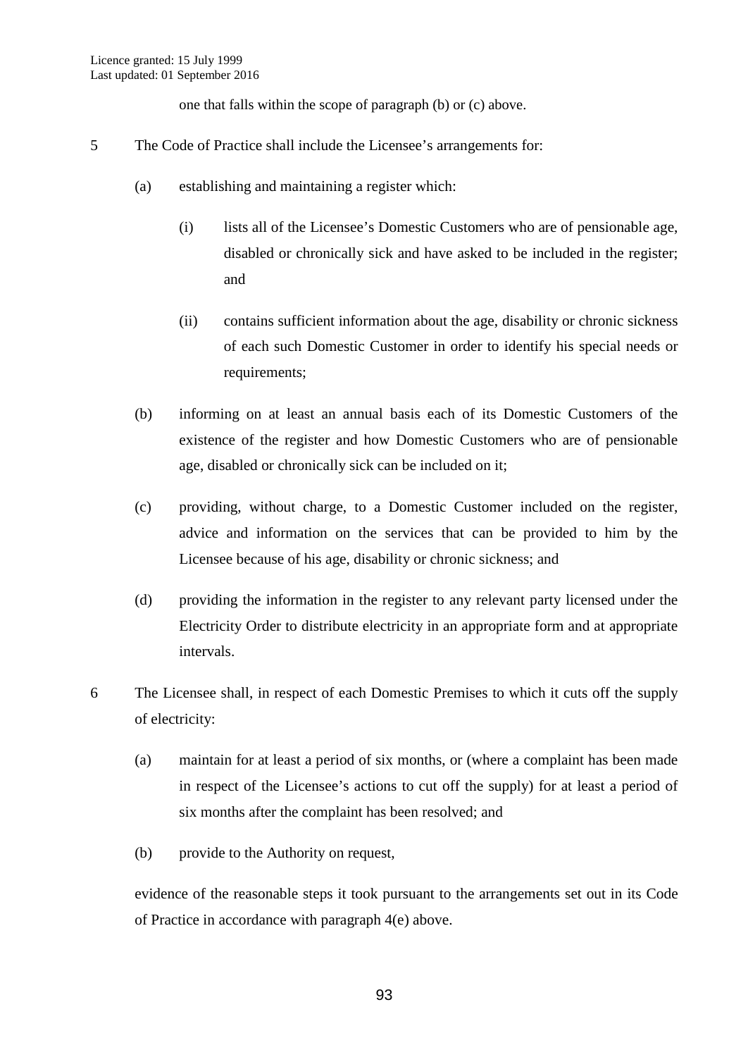one that falls within the scope of paragraph (b) or (c) above.

5 The Code of Practice shall include the Licensee's arrangements for:

(a) establishing and maintaining a register which:

(i) lists all of the Licensee's Domestic Customers who are of pensionable age, disabled or chronically sick and have asked to be included in the register; and

(ii) contains sufficient information about the age, disability or chronic sickness of each such Domestic Customer in order to identify his special needs or requirements;

(b) informing on at least an annual basis each of its Domestic Customers of the existence of the register and how Domestic Customers who are of pensionable age, disabled or chronically sick can be included on it;

(c) providing, without charge, to a Domestic Customer included on the register, advice and information on the services that can be provided to him by the Licensee because of his age, disability or chronic sickness; and

(d) providing the information in the register to any relevant party licensed under the Electricity Order to distribute electricity in an appropriate form and at appropriate intervals.

6 The Licensee shall, in respect of each Domestic Premises to which it cuts off the supply of electricity:

(a) maintain for at least a period of six months, or (where a complaint has been made in respect of the Licensee's actions to cut off the supply) for at least a period of six months after the complaint has been resolved; and

(b) provide to the Authority on request,

evidence of the reasonable steps it took pursuant to the arrangements set out in its Code of Practice in accordance with paragraph 4(e) above.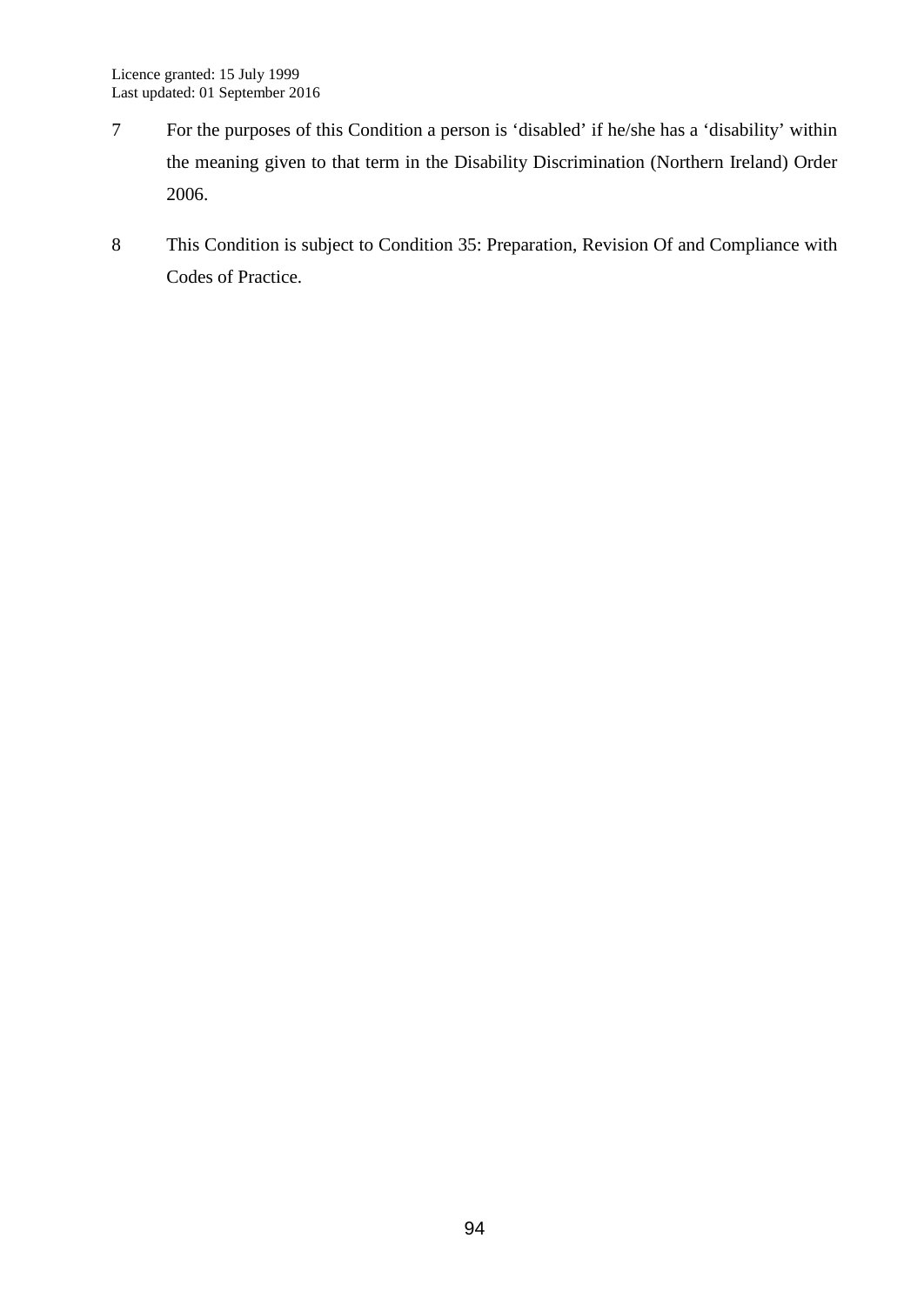7 For the purposes of this Condition a person is 'disabled' if he/she has a 'disability' within the meaning given to that term in the Disability Discrimination (Northern Ireland) Order 2006.

8 This Condition is subject to Condition 35: Preparation, Revision Of and Compliance with Codes of Practice.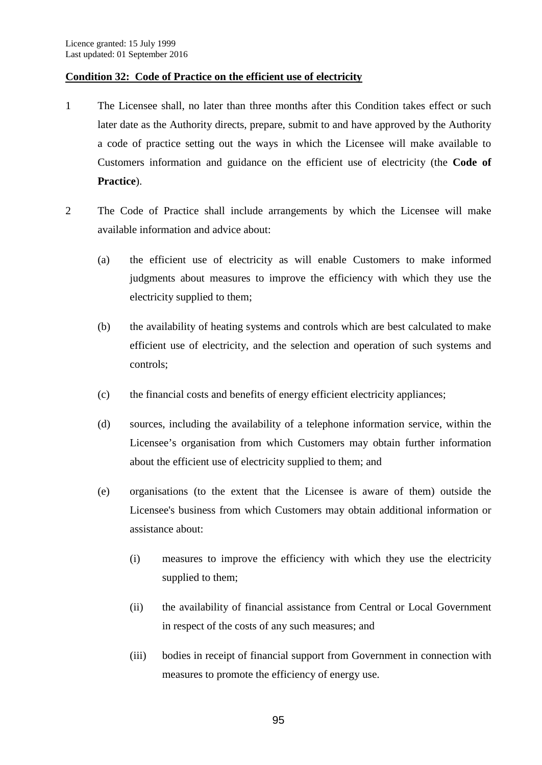## Condition 32: Code of Practice on the efficient use of electricity

1 The Licensee shall, no later than three months after this Condition takes effect or such later date as the Authority directs, prepare, submit to and have approved by the Authority a code of practice setting out the ways in which the Licensee will make available to Customers information and guidance on the efficient use of electricity (the **Code of Practice**).

2 The Code of Practice shall include arrangements by which the Licensee will make available information and advice about:

(a) the efficient use of electricity as will enable Customers to make informed judgments about measures to improve the efficiency with which they use the electricity supplied to them;

(b) the availability of heating systems and controls which are best calculated to make efficient use of electricity, and the selection and operation of such systems and controls;

(c) the financial costs and benefits of energy efficient electricity appliances;

(d) sources, including the availability of a telephone information service, within the Licensee's organisation from which Customers may obtain further information about the efficient use of electricity supplied to them; and

(e) organisations (to the extent that the Licensee is aware of them) outside the Licensee's business from which Customers may obtain additional information or assistance about:

(i) measures to improve the efficiency with which they use the electricity supplied to them;

(ii) the availability of financial assistance from Central or Local Government in respect of the costs of any such measures; and

(iii) bodies in receipt of financial support from Government in connection with measures to promote the efficiency of energy use.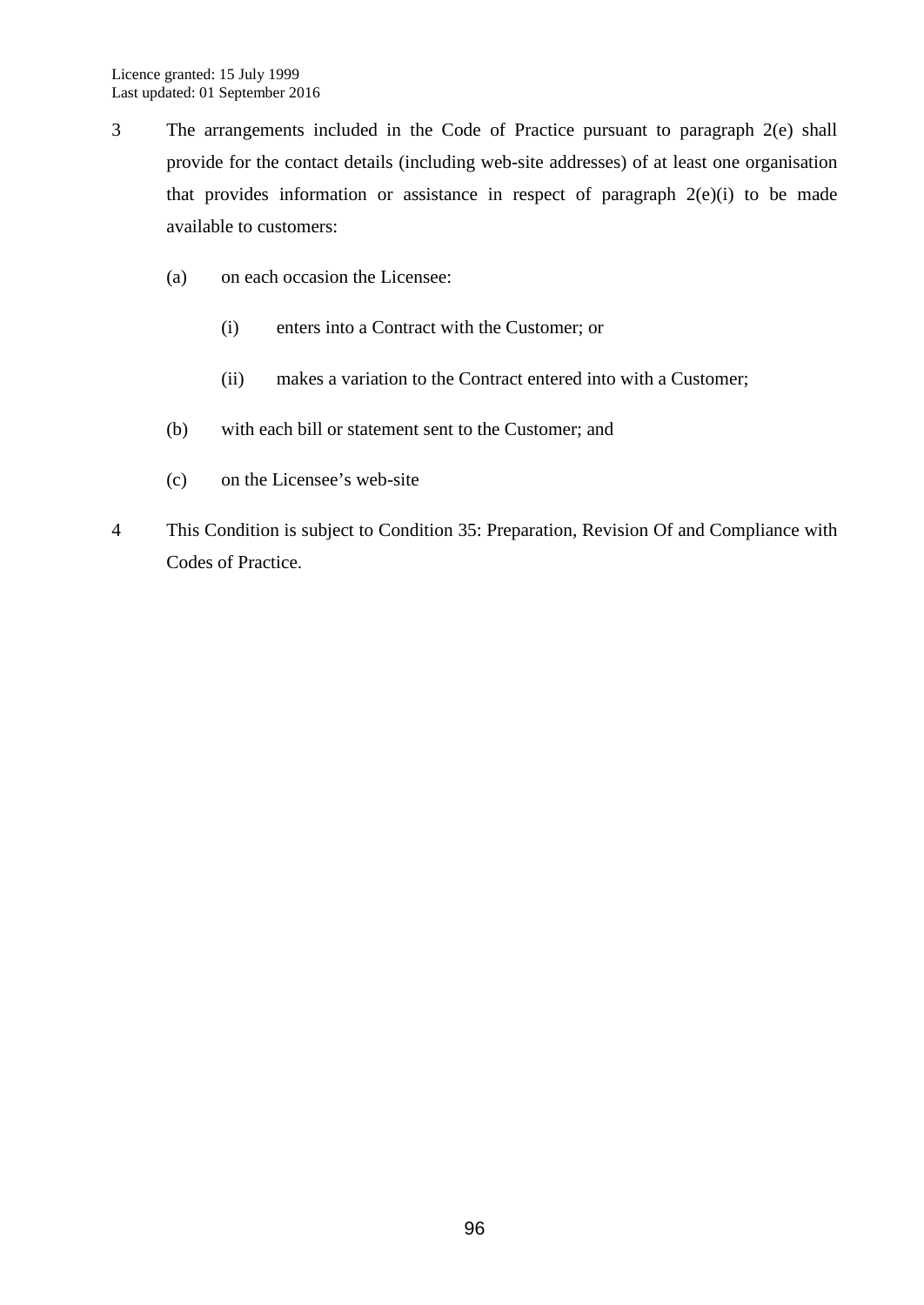3 The arrangements included in the Code of Practice pursuant to paragraph 2(e) shall provide for the contact details (including web-site addresses) of at least one organisation that provides information or assistance in respect of paragraph 2(e)(i) to be made available to customers:

(a) on each occasion the Licensee:

(i) enters into a Contract with the Customer; or

(ii) makes a variation to the Contract entered into with a Customer;

(b) with each bill or statement sent to the Customer; and

(c) on the Licensee's web-site

4 This Condition is subject to Condition 35: Preparation, Revision Of and Compliance with Codes of Practice.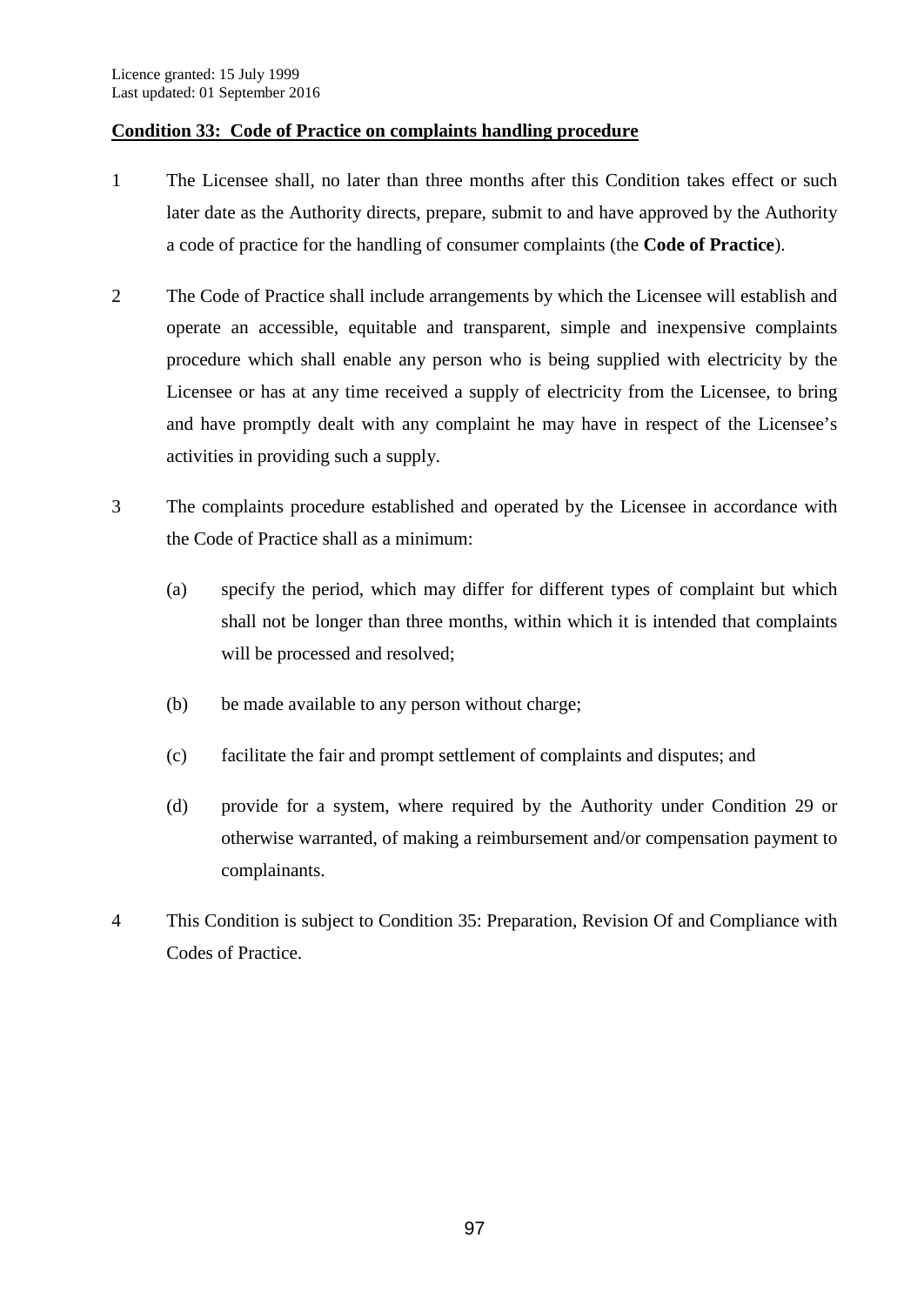Licence granted: 15 July 1999
Last updated: 01 September 2016

**Condition 33: Code of Practice on complaints handling procedure**

1 The Licensee shall, no later than three months after this Condition takes effect or such later date as the Authority directs, prepare, submit to and have approved by the Authority a code of practice for the handling of consumer complaints (the **Code of Practice**).

2 The Code of Practice shall include arrangements by which the Licensee will establish and operate an accessible, equitable and transparent, simple and inexpensive complaints procedure which shall enable any person who is being supplied with electricity by the Licensee or has at any time received a supply of electricity from the Licensee, to bring and have promptly dealt with any complaint he may have in respect of the Licensee's activities in providing such a supply.

3 The complaints procedure established and operated by the Licensee in accordance with the Code of Practice shall as a minimum:

(a) specify the period, which may differ for different types of complaint but which shall not be longer than three months, within which it is intended that complaints will be processed and resolved;

(b) be made available to any person without charge;

(c) facilitate the fair and prompt settlement of complaints and disputes; and

(d) provide for a system, where required by the Authority under Condition 29 or otherwise warranted, of making a reimbursement and/or compensation payment to complainants.

4 This Condition is subject to Condition 35: Preparation, Revision Of and Compliance with Codes of Practice.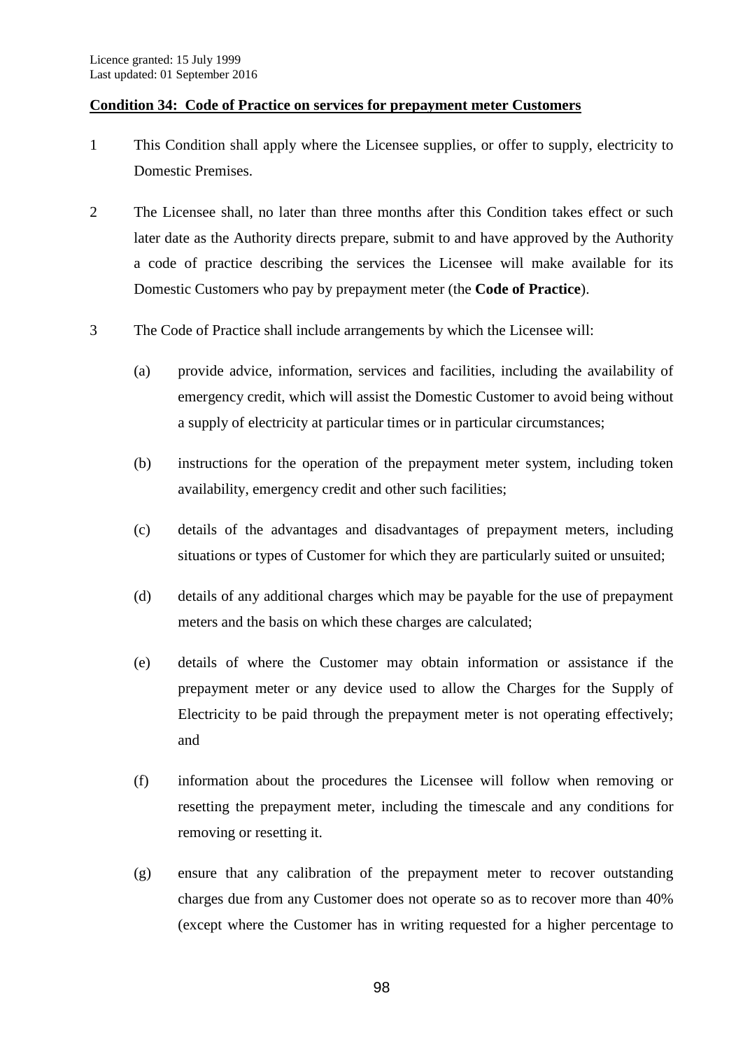Licence granted: 15 July 1999
Last updated: 01 September 2016

**Condition 34: Code of Practice on services for prepayment meter Customers**

1 This Condition shall apply where the Licensee supplies, or offer to supply, electricity to Domestic Premises.

2 The Licensee shall, no later than three months after this Condition takes effect or such later date as the Authority directs prepare, submit to and have approved by the Authority a code of practice describing the services the Licensee will make available for its Domestic Customers who pay by prepayment meter (the **Code of Practice**).

3 The Code of Practice shall include arrangements by which the Licensee will:

(a) provide advice, information, services and facilities, including the availability of emergency credit, which will assist the Domestic Customer to avoid being without a supply of electricity at particular times or in particular circumstances;

(b) instructions for the operation of the prepayment meter system, including token availability, emergency credit and other such facilities;

(c) details of the advantages and disadvantages of prepayment meters, including situations or types of Customer for which they are particularly suited or unsuited;

(d) details of any additional charges which may be payable for the use of prepayment meters and the basis on which these charges are calculated;

(e) details of where the Customer may obtain information or assistance if the prepayment meter or any device used to allow the Charges for the Supply of Electricity to be paid through the prepayment meter is not operating effectively; and

(f) information about the procedures the Licensee will follow when removing or resetting the prepayment meter, including the timescale and any conditions for removing or resetting it.

(g) ensure that any calibration of the prepayment meter to recover outstanding charges due from any Customer does not operate so as to recover more than 40% (except where the Customer has in writing requested for a higher percentage to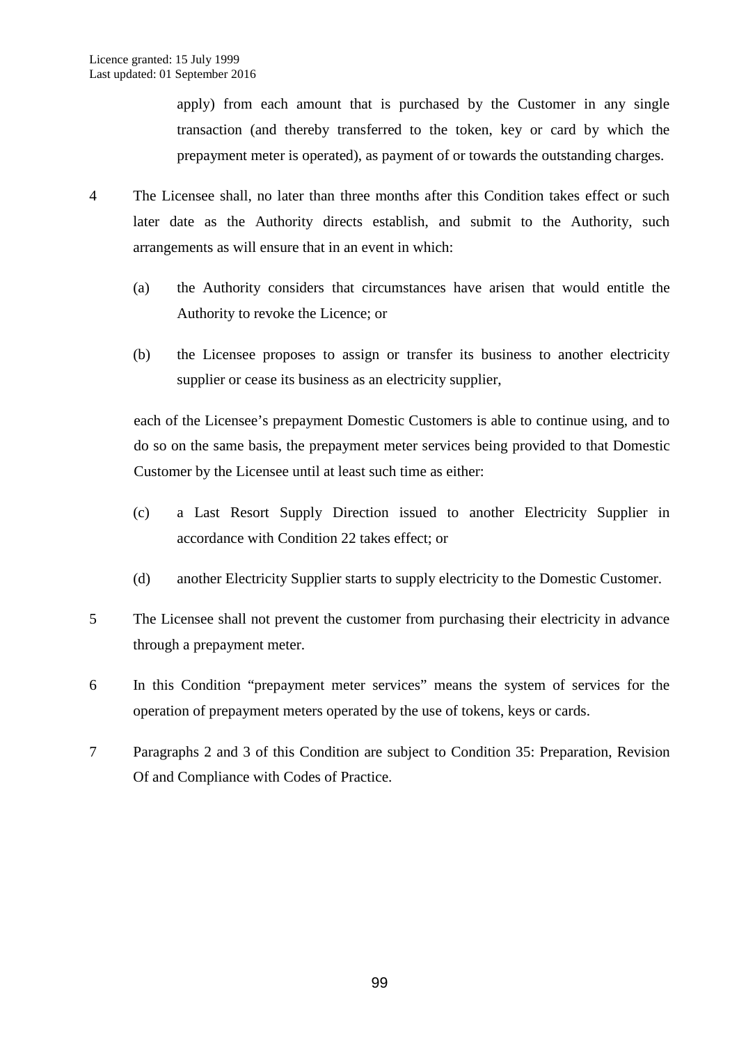apply) from each amount that is purchased by the Customer in any single transaction (and thereby transferred to the token, key or card by which the prepayment meter is operated), as payment of or towards the outstanding charges.

4 The Licensee shall, no later than three months after this Condition takes effect or such later date as the Authority directs establish, and submit to the Authority, such arrangements as will ensure that in an event in which:

(a) the Authority considers that circumstances have arisen that would entitle the Authority to revoke the Licence; or

(b) the Licensee proposes to assign or transfer its business to another electricity supplier or cease its business as an electricity supplier,

each of the Licensee's prepayment Domestic Customers is able to continue using, and to do so on the same basis, the prepayment meter services being provided to that Domestic Customer by the Licensee until at least such time as either:

(c) a Last Resort Supply Direction issued to another Electricity Supplier in accordance with Condition 22 takes effect; or

(d) another Electricity Supplier starts to supply electricity to the Domestic Customer.

5 The Licensee shall not prevent the customer from purchasing their electricity in advance through a prepayment meter.

6 In this Condition "prepayment meter services" means the system of services for the operation of prepayment meters operated by the use of tokens, keys or cards.

7 Paragraphs 2 and 3 of this Condition are subject to Condition 35: Preparation, Revision Of and Compliance with Codes of Practice.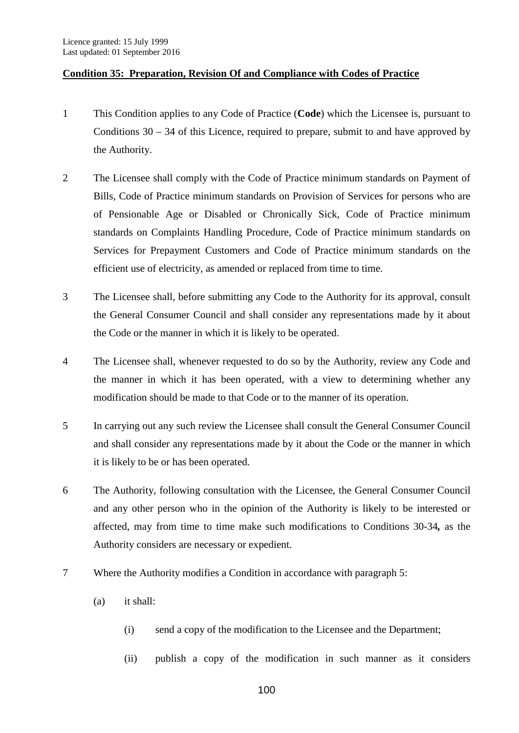## Condition 35: Preparation, Revision Of and Compliance with Codes of Practice

1 This Condition applies to any Code of Practice (**Code**) which the Licensee is, pursuant to Conditions 30 – 34 of this Licence, required to prepare, submit to and have approved by the Authority.

2 The Licensee shall comply with the Code of Practice minimum standards on Payment of Bills, Code of Practice minimum standards on Provision of Services for persons who are of Pensionable Age or Disabled or Chronically Sick, Code of Practice minimum standards on Complaints Handling Procedure, Code of Practice minimum standards on Services for Prepayment Customers and Code of Practice minimum standards on the efficient use of electricity, as amended or replaced from time to time.

3 The Licensee shall, before submitting any Code to the Authority for its approval, consult the General Consumer Council and shall consider any representations made by it about the Code or the manner in which it is likely to be operated.

4 The Licensee shall, whenever requested to do so by the Authority, review any Code and the manner in which it has been operated, with a view to determining whether any modification should be made to that Code or to the manner of its operation.

5 In carrying out any such review the Licensee shall consult the General Consumer Council and shall consider any representations made by it about the Code or the manner in which it is likely to be or has been operated.

6 The Authority, following consultation with the Licensee, the General Consumer Council and any other person who in the opinion of the Authority is likely to be interested or affected, may from time to time make such modifications to Conditions 30-34**,** as the Authority considers are necessary or expedient.

7 Where the Authority modifies a Condition in accordance with paragraph 5:

   (a) it shall:

      (i) send a copy of the modification to the Licensee and the Department;

      (ii) publish a copy of the modification in such manner as it considers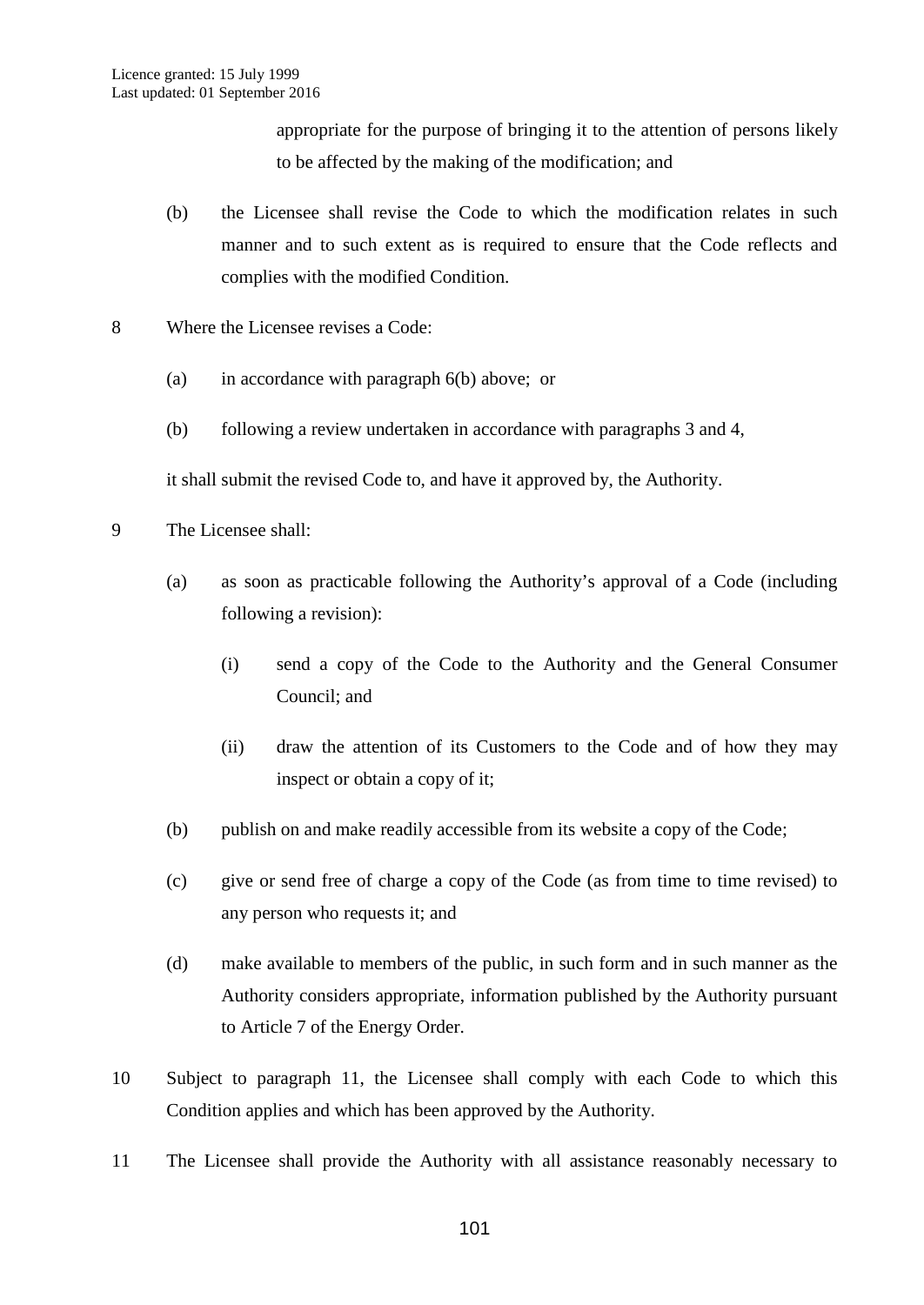appropriate for the purpose of bringing it to the attention of persons likely to be affected by the making of the modification; and

(b) the Licensee shall revise the Code to which the modification relates in such manner and to such extent as is required to ensure that the Code reflects and complies with the modified Condition.

8 Where the Licensee revises a Code:

(a) in accordance with paragraph 6(b) above; or

(b) following a review undertaken in accordance with paragraphs 3 and 4,

it shall submit the revised Code to, and have it approved by, the Authority.

9 The Licensee shall:

(a) as soon as practicable following the Authority's approval of a Code (including following a revision):

(i) send a copy of the Code to the Authority and the General Consumer Council; and

(ii) draw the attention of its Customers to the Code and of how they may inspect or obtain a copy of it;

(b) publish on and make readily accessible from its website a copy of the Code;

(c) give or send free of charge a copy of the Code (as from time to time revised) to any person who requests it; and

(d) make available to members of the public, in such form and in such manner as the Authority considers appropriate, information published by the Authority pursuant to Article 7 of the Energy Order.

10 Subject to paragraph 11, the Licensee shall comply with each Code to which this Condition applies and which has been approved by the Authority.

11 The Licensee shall provide the Authority with all assistance reasonably necessary to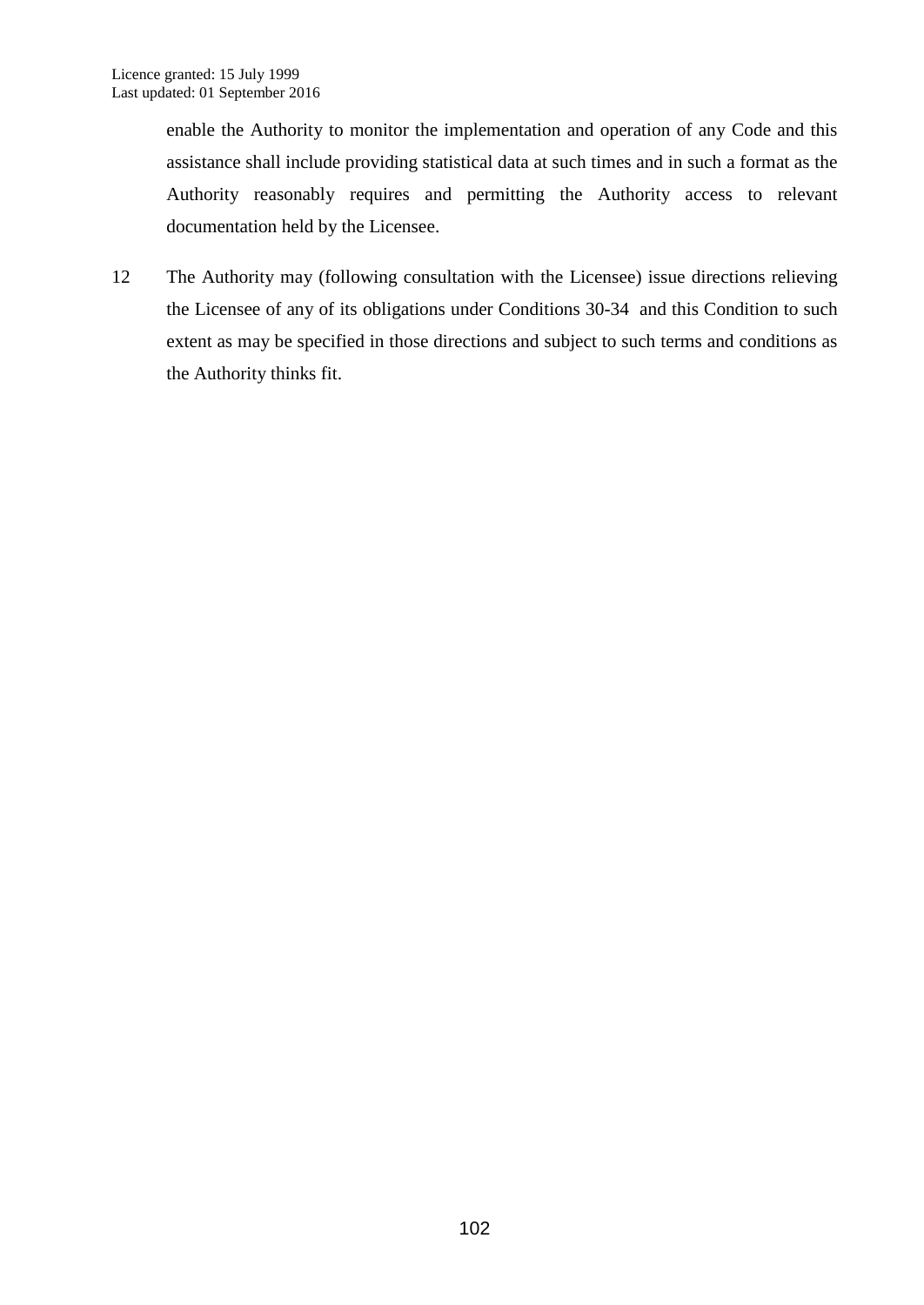enable the Authority to monitor the implementation and operation of any Code and this assistance shall include providing statistical data at such times and in such a format as the Authority reasonably requires and permitting the Authority access to relevant documentation held by the Licensee.

12 The Authority may (following consultation with the Licensee) issue directions relieving the Licensee of any of its obligations under Conditions 30-34 and this Condition to such extent as may be specified in those directions and subject to such terms and conditions as the Authority thinks fit.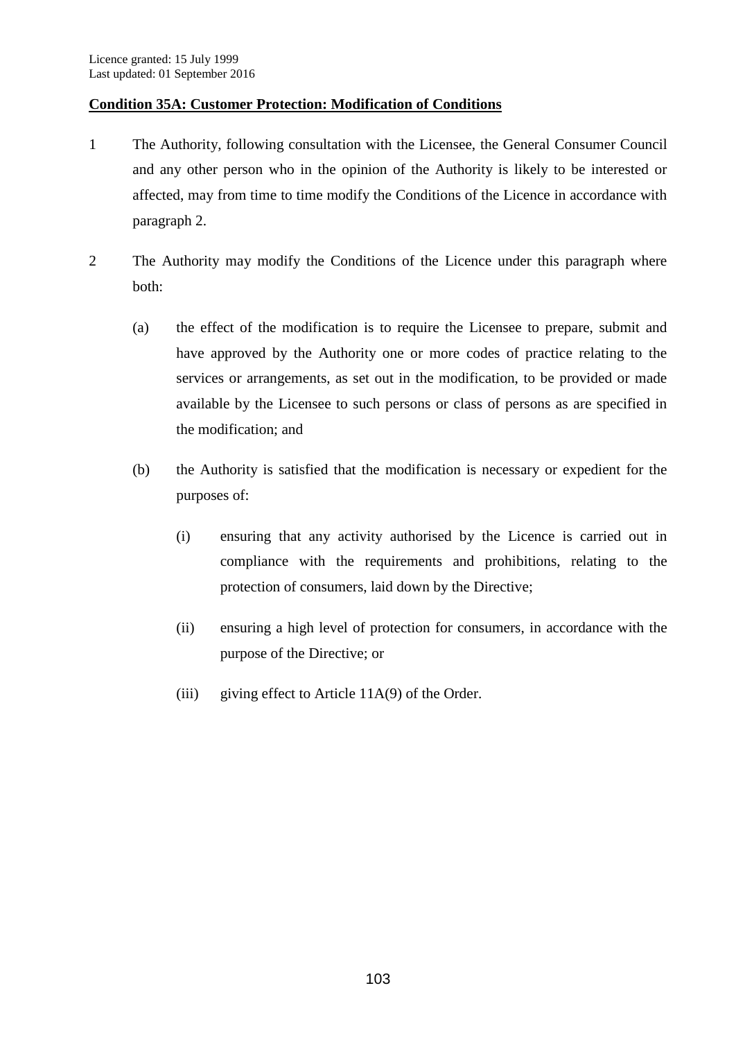Licence granted: 15 July 1999
Last updated: 01 September 2016

**Condition 35A: Customer Protection: Modification of Conditions**

1 The Authority, following consultation with the Licensee, the General Consumer Council and any other person who in the opinion of the Authority is likely to be interested or affected, may from time to time modify the Conditions of the Licence in accordance with paragraph 2.

2 The Authority may modify the Conditions of the Licence under this paragraph where both:

(a) the effect of the modification is to require the Licensee to prepare, submit and have approved by the Authority one or more codes of practice relating to the services or arrangements, as set out in the modification, to be provided or made available by the Licensee to such persons or class of persons as are specified in the modification; and

(b) the Authority is satisfied that the modification is necessary or expedient for the purposes of:

(i) ensuring that any activity authorised by the Licence is carried out in compliance with the requirements and prohibitions, relating to the protection of consumers, laid down by the Directive;

(ii) ensuring a high level of protection for consumers, in accordance with the purpose of the Directive; or

(iii) giving effect to Article 11A(9) of the Order.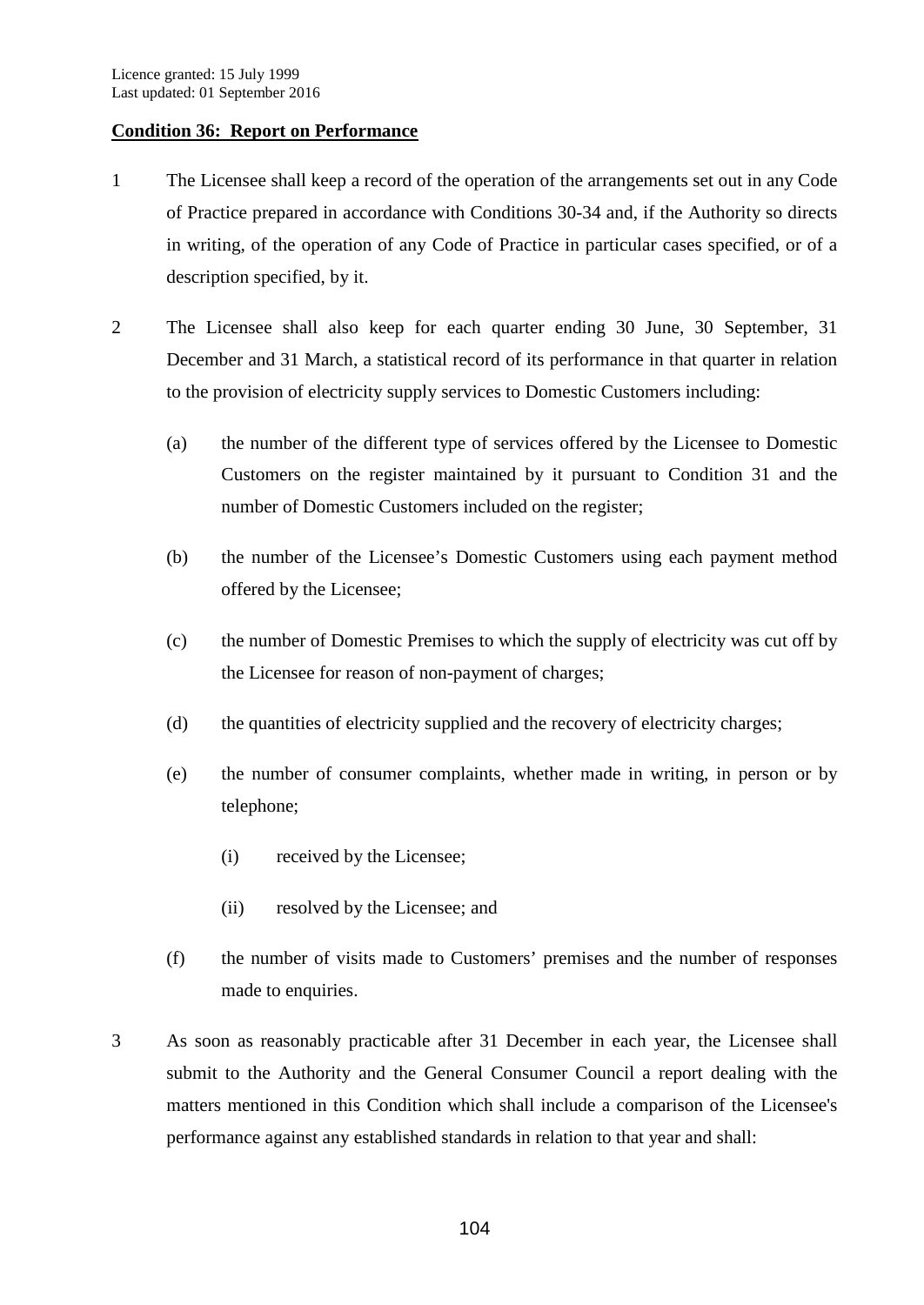Licence granted: 15 July 1999
Last updated: 01 September 2016

**Condition 36: Report on Performance**

1 The Licensee shall keep a record of the operation of the arrangements set out in any Code of Practice prepared in accordance with Conditions 30-34 and, if the Authority so directs in writing, of the operation of any Code of Practice in particular cases specified, or of a description specified, by it.

2 The Licensee shall also keep for each quarter ending 30 June, 30 September, 31 December and 31 March, a statistical record of its performance in that quarter in relation to the provision of electricity supply services to Domestic Customers including:

(a) the number of the different type of services offered by the Licensee to Domestic Customers on the register maintained by it pursuant to Condition 31 and the number of Domestic Customers included on the register;

(b) the number of the Licensee's Domestic Customers using each payment method offered by the Licensee;

(c) the number of Domestic Premises to which the supply of electricity was cut off by the Licensee for reason of non-payment of charges;

(d) the quantities of electricity supplied and the recovery of electricity charges;

(e) the number of consumer complaints, whether made in writing, in person or by telephone;

(i) received by the Licensee;

(ii) resolved by the Licensee; and

(f) the number of visits made to Customers' premises and the number of responses made to enquiries.

3 As soon as reasonably practicable after 31 December in each year, the Licensee shall submit to the Authority and the General Consumer Council a report dealing with the matters mentioned in this Condition which shall include a comparison of the Licensee's performance against any established standards in relation to that year and shall: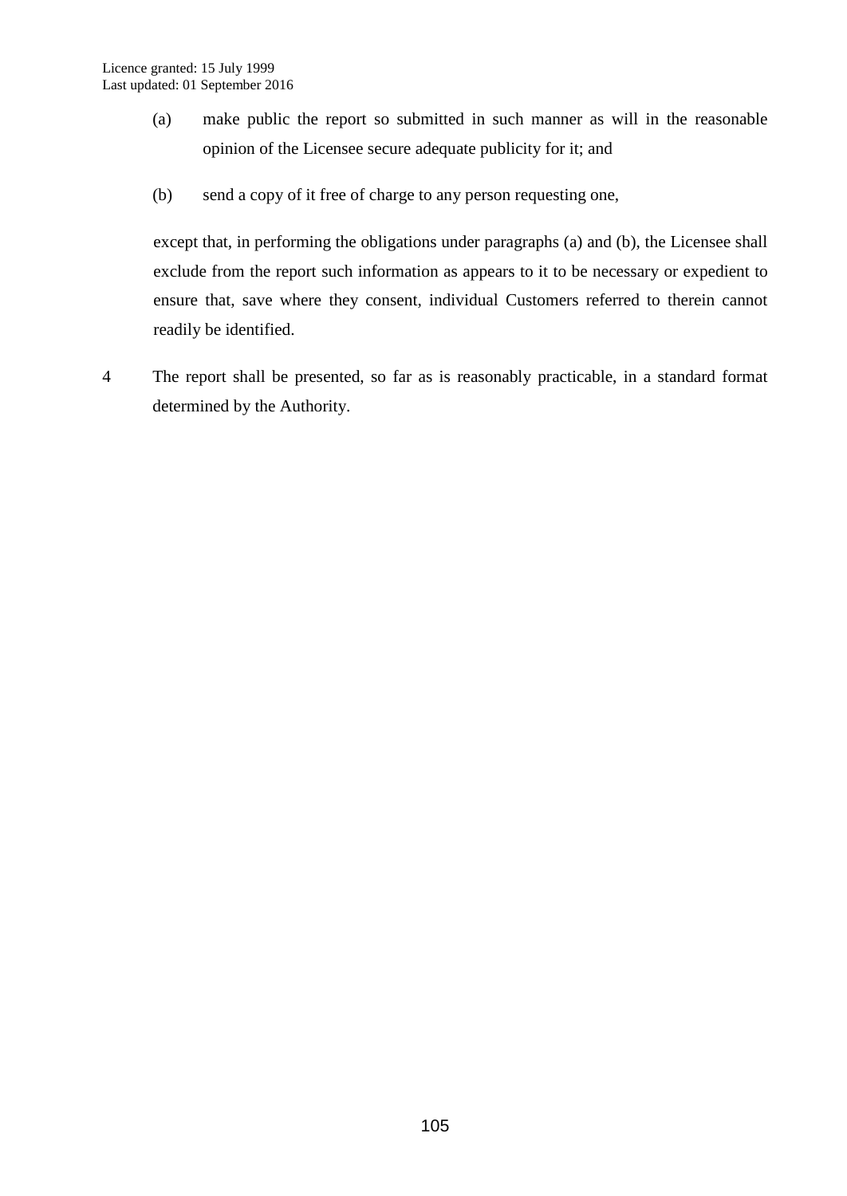(a) make public the report so submitted in such manner as will in the reasonable opinion of the Licensee secure adequate publicity for it; and

(b) send a copy of it free of charge to any person requesting one,

except that, in performing the obligations under paragraphs (a) and (b), the Licensee shall exclude from the report such information as appears to it to be necessary or expedient to ensure that, save where they consent, individual Customers referred to therein cannot readily be identified.

4 The report shall be presented, so far as is reasonably practicable, in a standard format determined by the Authority.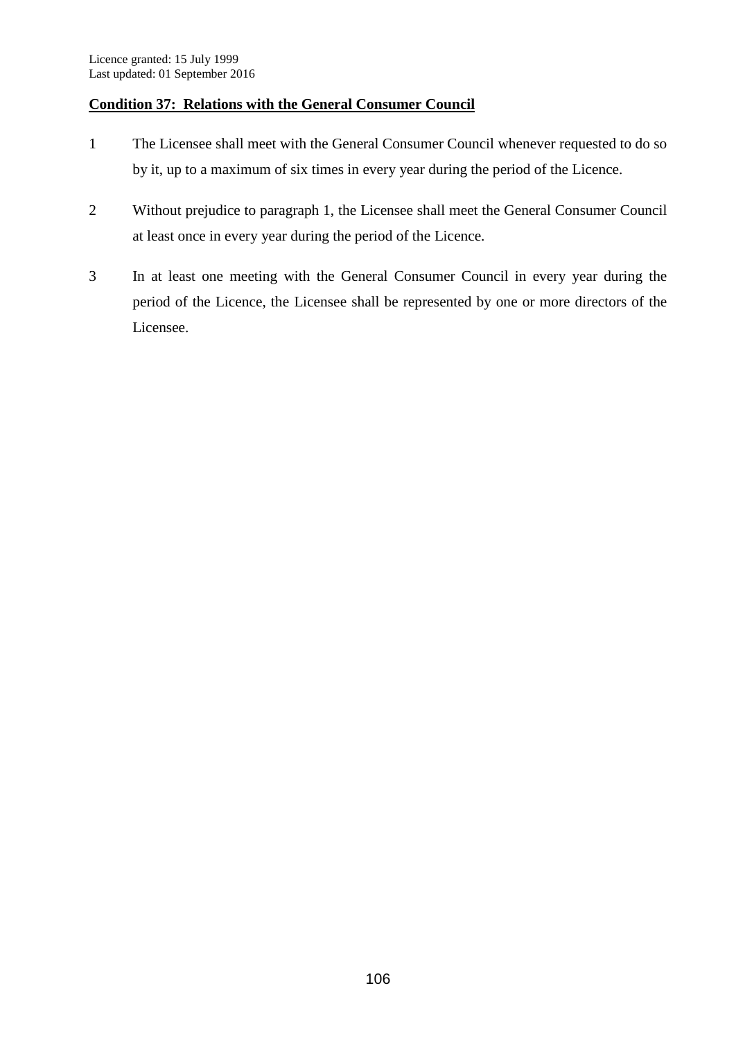## Condition 37: Relations with the General Consumer Council

1 The Licensee shall meet with the General Consumer Council whenever requested to do so by it, up to a maximum of six times in every year during the period of the Licence.

2 Without prejudice to paragraph 1, the Licensee shall meet the General Consumer Council at least once in every year during the period of the Licence.

3 In at least one meeting with the General Consumer Council in every year during the period of the Licence, the Licensee shall be represented by one or more directors of the Licensee.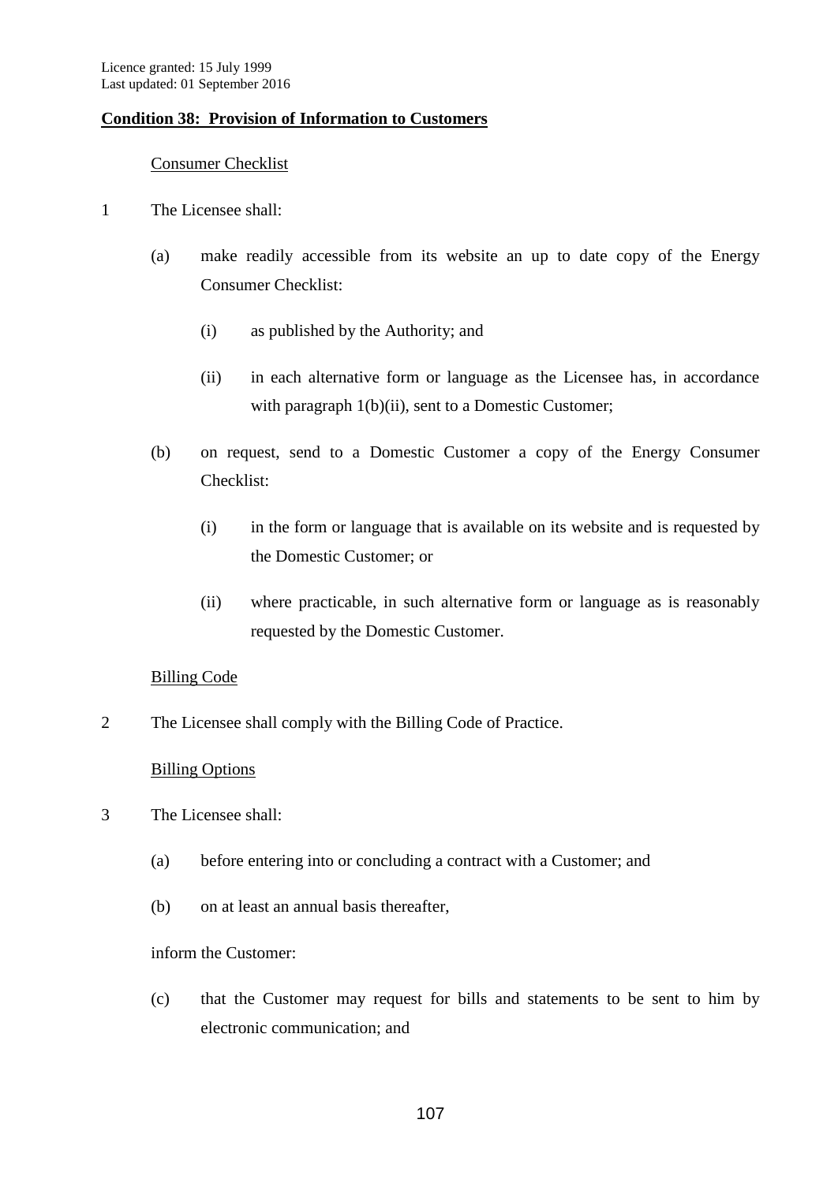Licence granted: 15 July 1999
Last updated: 01 September 2016

**Condition 38: Provision of Information to Customers**

Consumer Checklist

1 The Licensee shall:

(a) make readily accessible from its website an up to date copy of the Energy Consumer Checklist:

(i) as published by the Authority; and

(ii) in each alternative form or language as the Licensee has, in accordance with paragraph 1(b)(ii), sent to a Domestic Customer;

(b) on request, send to a Domestic Customer a copy of the Energy Consumer Checklist:

(i) in the form or language that is available on its website and is requested by the Domestic Customer; or

(ii) where practicable, in such alternative form or language as is reasonably requested by the Domestic Customer.

Billing Code

2 The Licensee shall comply with the Billing Code of Practice.

Billing Options

3 The Licensee shall:

(a) before entering into or concluding a contract with a Customer; and

(b) on at least an annual basis thereafter,

inform the Customer:

(c) that the Customer may request for bills and statements to be sent to him by electronic communication; and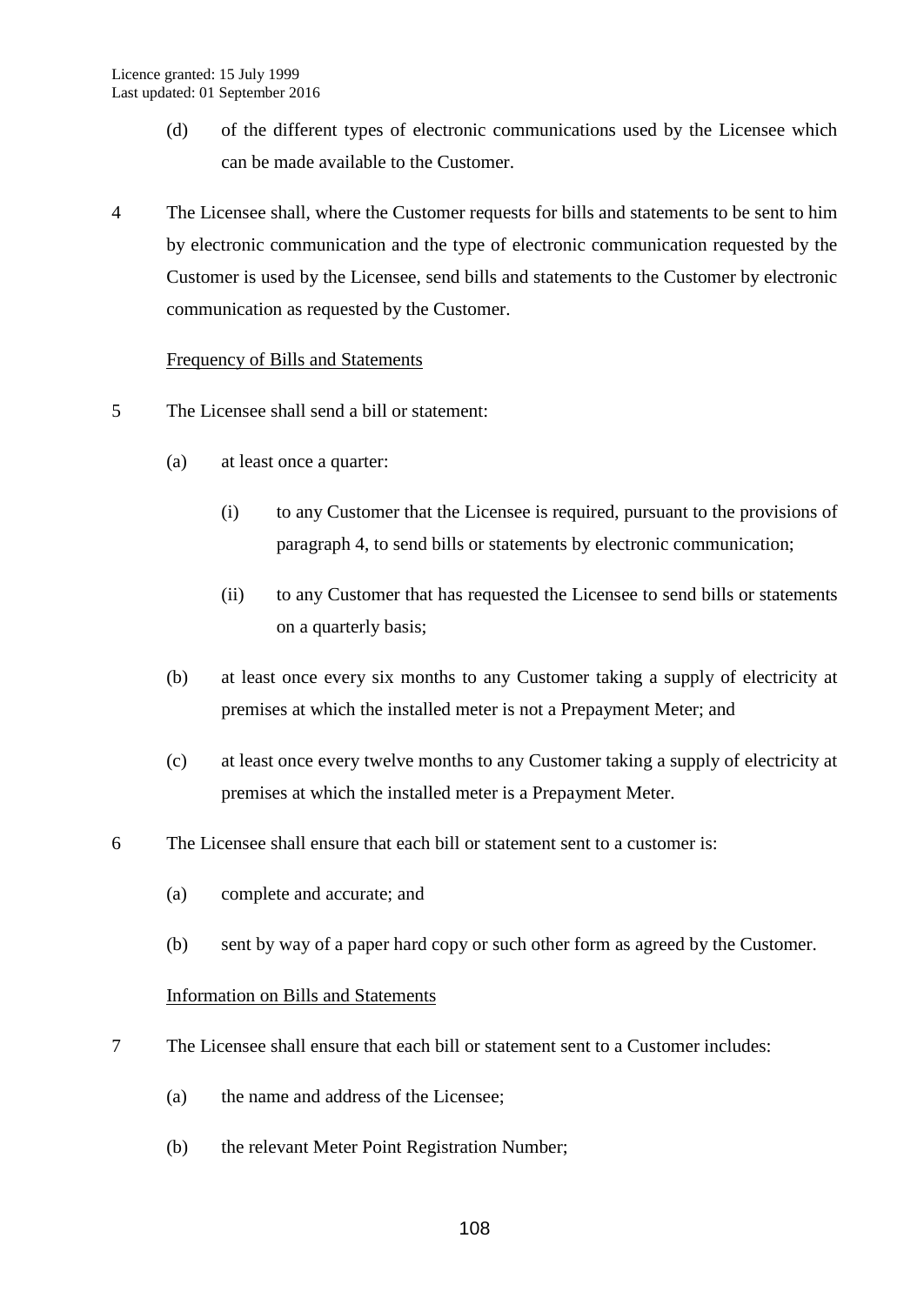(d) of the different types of electronic communications used by the Licensee which can be made available to the Customer.

4 The Licensee shall, where the Customer requests for bills and statements to be sent to him by electronic communication and the type of electronic communication requested by the Customer is used by the Licensee, send bills and statements to the Customer by electronic communication as requested by the Customer.

Frequency of Bills and Statements

5 The Licensee shall send a bill or statement:

(a) at least once a quarter:

(i) to any Customer that the Licensee is required, pursuant to the provisions of paragraph 4, to send bills or statements by electronic communication;

(ii) to any Customer that has requested the Licensee to send bills or statements on a quarterly basis;

(b) at least once every six months to any Customer taking a supply of electricity at premises at which the installed meter is not a Prepayment Meter; and

(c) at least once every twelve months to any Customer taking a supply of electricity at premises at which the installed meter is a Prepayment Meter.

6 The Licensee shall ensure that each bill or statement sent to a customer is:

(a) complete and accurate; and

(b) sent by way of a paper hard copy or such other form as agreed by the Customer.

Information on Bills and Statements

7 The Licensee shall ensure that each bill or statement sent to a Customer includes:

(a) the name and address of the Licensee;

(b) the relevant Meter Point Registration Number;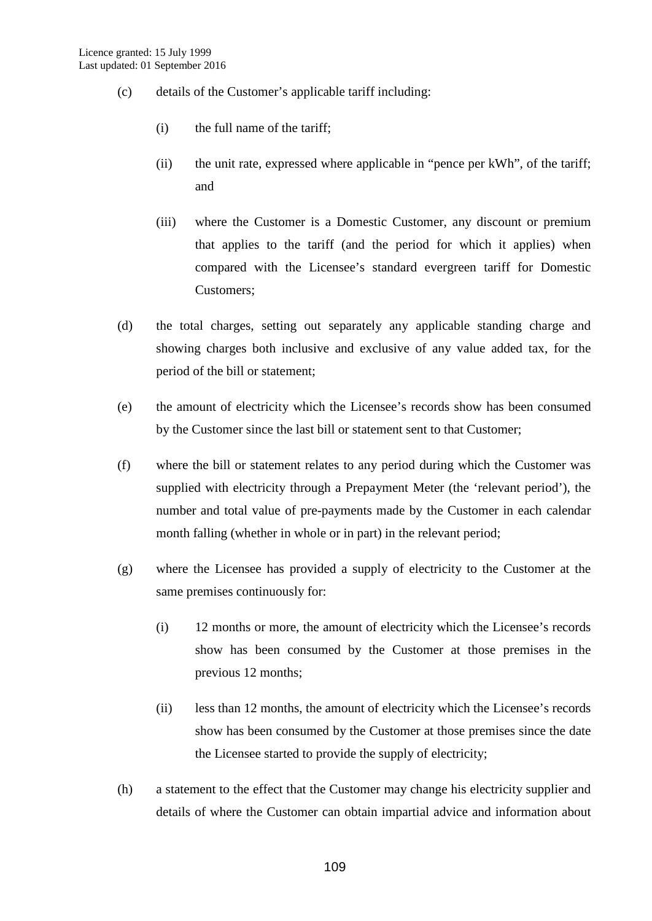(c) details of the Customer’s applicable tariff including:

   (i) the full name of the tariff;

   (ii) the unit rate, expressed where applicable in “pence per kWh”, of the tariff; and

   (iii) where the Customer is a Domestic Customer, any discount or premium that applies to the tariff (and the period for which it applies) when compared with the Licensee’s standard evergreen tariff for Domestic Customers;

(d) the total charges, setting out separately any applicable standing charge and showing charges both inclusive and exclusive of any value added tax, for the period of the bill or statement;

(e) the amount of electricity which the Licensee’s records show has been consumed by the Customer since the last bill or statement sent to that Customer;

(f) where the bill or statement relates to any period during which the Customer was supplied with electricity through a Prepayment Meter (the ‘relevant period’), the number and total value of pre-payments made by the Customer in each calendar month falling (whether in whole or in part) in the relevant period;

(g) where the Licensee has provided a supply of electricity to the Customer at the same premises continuously for:

   (i) 12 months or more, the amount of electricity which the Licensee’s records show has been consumed by the Customer at those premises in the previous 12 months;

   (ii) less than 12 months, the amount of electricity which the Licensee’s records show has been consumed by the Customer at those premises since the date the Licensee started to provide the supply of electricity;

(h) a statement to the effect that the Customer may change his electricity supplier and details of where the Customer can obtain impartial advice and information about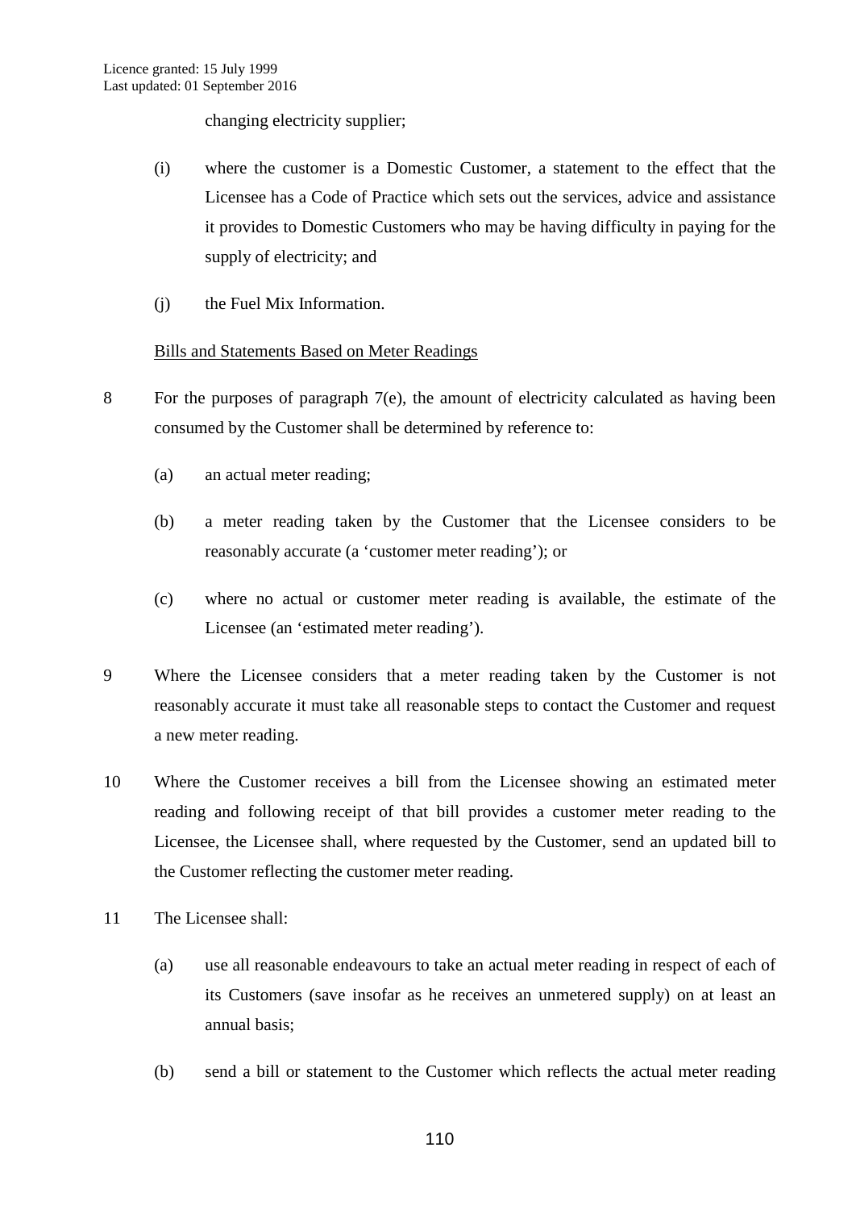changing electricity supplier;

(i) where the customer is a Domestic Customer, a statement to the effect that the Licensee has a Code of Practice which sets out the services, advice and assistance it provides to Domestic Customers who may be having difficulty in paying for the supply of electricity; and

(j) the Fuel Mix Information.

<u>Bills and Statements Based on Meter Readings</u>

8 For the purposes of paragraph 7(e), the amount of electricity calculated as having been consumed by the Customer shall be determined by reference to:

(a) an actual meter reading;

(b) a meter reading taken by the Customer that the Licensee considers to be reasonably accurate (a 'customer meter reading'); or

(c) where no actual or customer meter reading is available, the estimate of the Licensee (an 'estimated meter reading').

9 Where the Licensee considers that a meter reading taken by the Customer is not reasonably accurate it must take all reasonable steps to contact the Customer and request a new meter reading.

10 Where the Customer receives a bill from the Licensee showing an estimated meter reading and following receipt of that bill provides a customer meter reading to the Licensee, the Licensee shall, where requested by the Customer, send an updated bill to the Customer reflecting the customer meter reading.

11 The Licensee shall:

(a) use all reasonable endeavours to take an actual meter reading in respect of each of its Customers (save insofar as he receives an unmetered supply) on at least an annual basis;

(b) send a bill or statement to the Customer which reflects the actual meter reading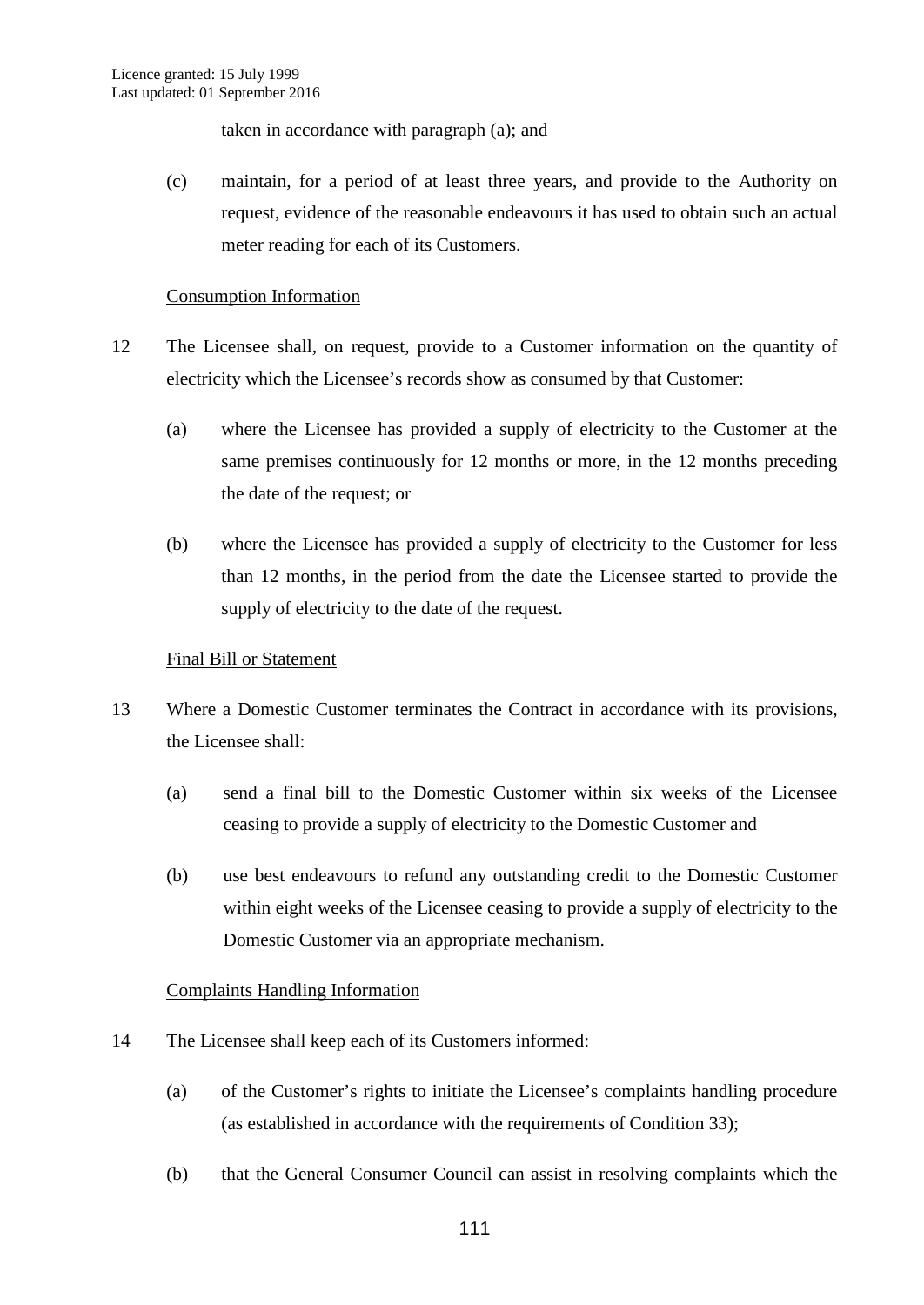taken in accordance with paragraph (a); and

(c) maintain, for a period of at least three years, and provide to the Authority on request, evidence of the reasonable endeavours it has used to obtain such an actual meter reading for each of its Customers.

Consumption Information

12 The Licensee shall, on request, provide to a Customer information on the quantity of electricity which the Licensee's records show as consumed by that Customer:

(a) where the Licensee has provided a supply of electricity to the Customer at the same premises continuously for 12 months or more, in the 12 months preceding the date of the request; or

(b) where the Licensee has provided a supply of electricity to the Customer for less than 12 months, in the period from the date the Licensee started to provide the supply of electricity to the date of the request.

Final Bill or Statement

13 Where a Domestic Customer terminates the Contract in accordance with its provisions, the Licensee shall:

(a) send a final bill to the Domestic Customer within six weeks of the Licensee ceasing to provide a supply of electricity to the Domestic Customer and

(b) use best endeavours to refund any outstanding credit to the Domestic Customer within eight weeks of the Licensee ceasing to provide a supply of electricity to the Domestic Customer via an appropriate mechanism.

Complaints Handling Information

14 The Licensee shall keep each of its Customers informed:

(a) of the Customer's rights to initiate the Licensee's complaints handling procedure (as established in accordance with the requirements of Condition 33);

(b) that the General Consumer Council can assist in resolving complaints which the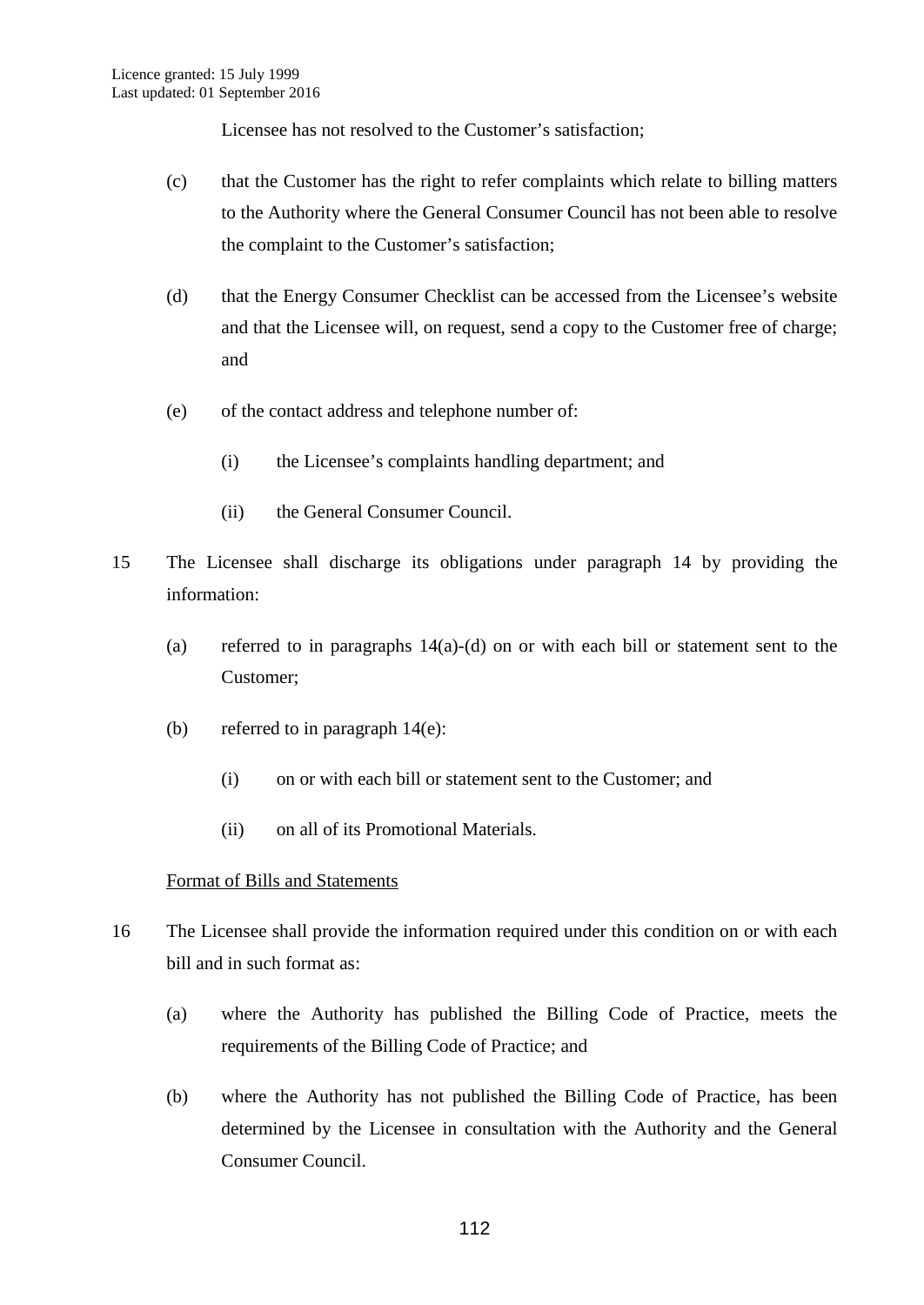Licensee has not resolved to the Customer’s satisfaction;

(c) that the Customer has the right to refer complaints which relate to billing matters to the Authority where the General Consumer Council has not been able to resolve the complaint to the Customer’s satisfaction;

(d) that the Energy Consumer Checklist can be accessed from the Licensee’s website and that the Licensee will, on request, send a copy to the Customer free of charge; and

(e) of the contact address and telephone number of:

(i) the Licensee’s complaints handling department; and

(ii) the General Consumer Council.

15 The Licensee shall discharge its obligations under paragraph 14 by providing the information:

(a) referred to in paragraphs 14(a)-(d) on or with each bill or statement sent to the Customer;

(b) referred to in paragraph 14(e):

(i) on or with each bill or statement sent to the Customer; and

(ii) on all of its Promotional Materials.

Format of Bills and Statements

16 The Licensee shall provide the information required under this condition on or with each bill and in such format as:

(a) where the Authority has published the Billing Code of Practice, meets the requirements of the Billing Code of Practice; and

(b) where the Authority has not published the Billing Code of Practice, has been determined by the Licensee in consultation with the Authority and the General Consumer Council.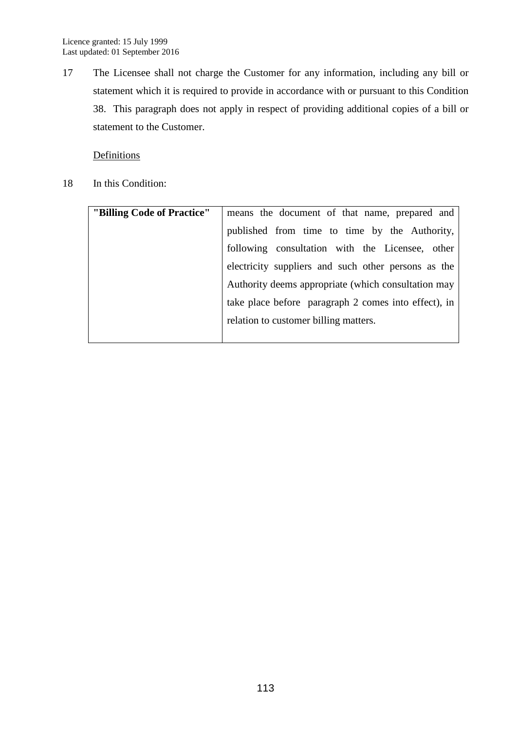17 The Licensee shall not charge the Customer for any information, including any bill or statement which it is required to provide in accordance with or pursuant to this Condition 38. This paragraph does not apply in respect of providing additional copies of a bill or statement to the Customer.

Definitions

18 In this Condition:

| | |
|---|---|
| **"Billing Code of Practice"** | means the document of that name, prepared and published from time to time by the Authority, following consultation with the Licensee, other electricity suppliers and such other persons as the Authority deems appropriate (which consultation may take place before paragraph 2 comes into effect), in relation to customer billing matters. |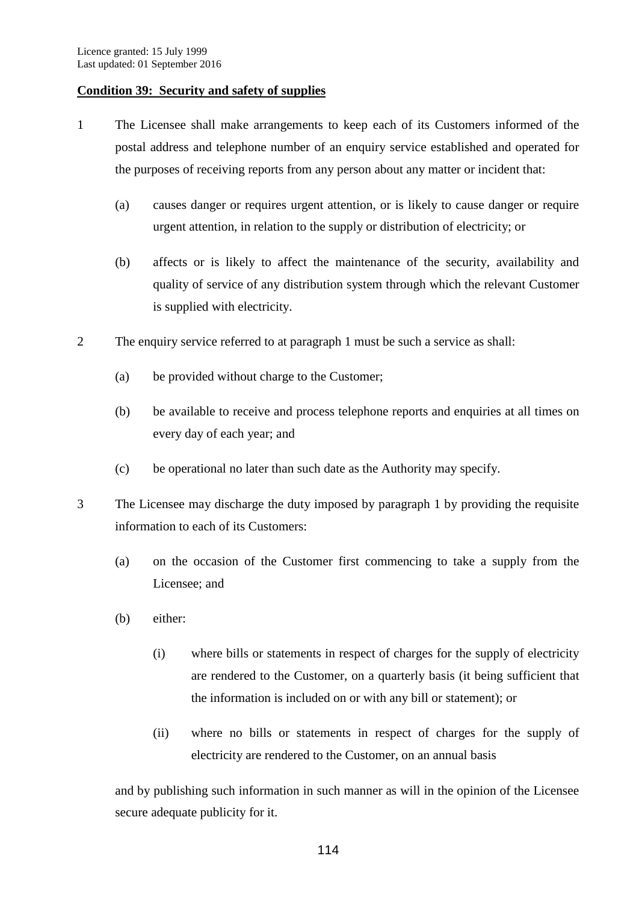**Condition 39: Security and safety of supplies**

1 The Licensee shall make arrangements to keep each of its Customers informed of the postal address and telephone number of an enquiry service established and operated for the purposes of receiving reports from any person about any matter or incident that:

   (a) causes danger or requires urgent attention, or is likely to cause danger or require urgent attention, in relation to the supply or distribution of electricity; or

   (b) affects or is likely to affect the maintenance of the security, availability and quality of service of any distribution system through which the relevant Customer is supplied with electricity.

2 The enquiry service referred to at paragraph 1 must be such a service as shall:

   (a) be provided without charge to the Customer;

   (b) be available to receive and process telephone reports and enquiries at all times on every day of each year; and

   (c) be operational no later than such date as the Authority may specify.

3 The Licensee may discharge the duty imposed by paragraph 1 by providing the requisite information to each of its Customers:

   (a) on the occasion of the Customer first commencing to take a supply from the Licensee; and

   (b) either:

      (i) where bills or statements in respect of charges for the supply of electricity are rendered to the Customer, on a quarterly basis (it being sufficient that the information is included on or with any bill or statement); or

      (ii) where no bills or statements in respect of charges for the supply of electricity are rendered to the Customer, on an annual basis

   and by publishing such information in such manner as will in the opinion of the Licensee secure adequate publicity for it.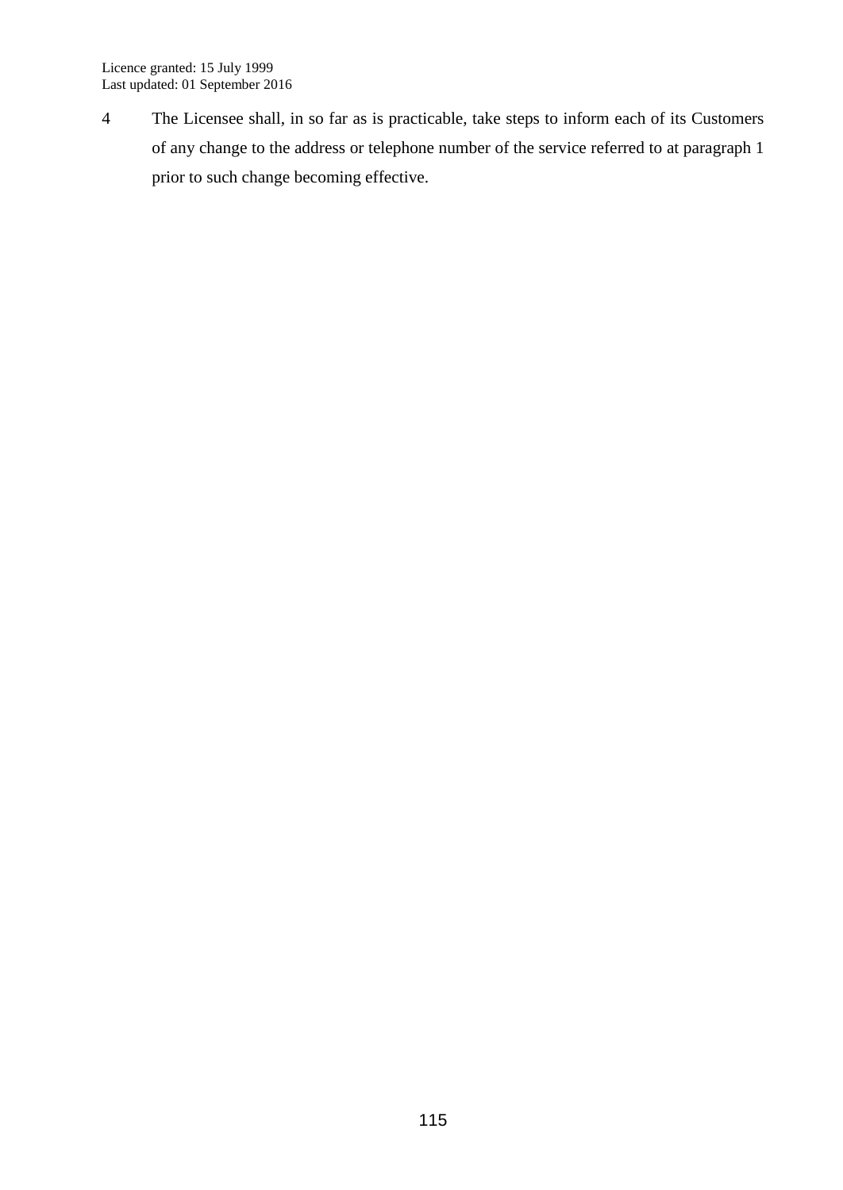4 The Licensee shall, in so far as is practicable, take steps to inform each of its Customers of any change to the address or telephone number of the service referred to at paragraph 1 prior to such change becoming effective.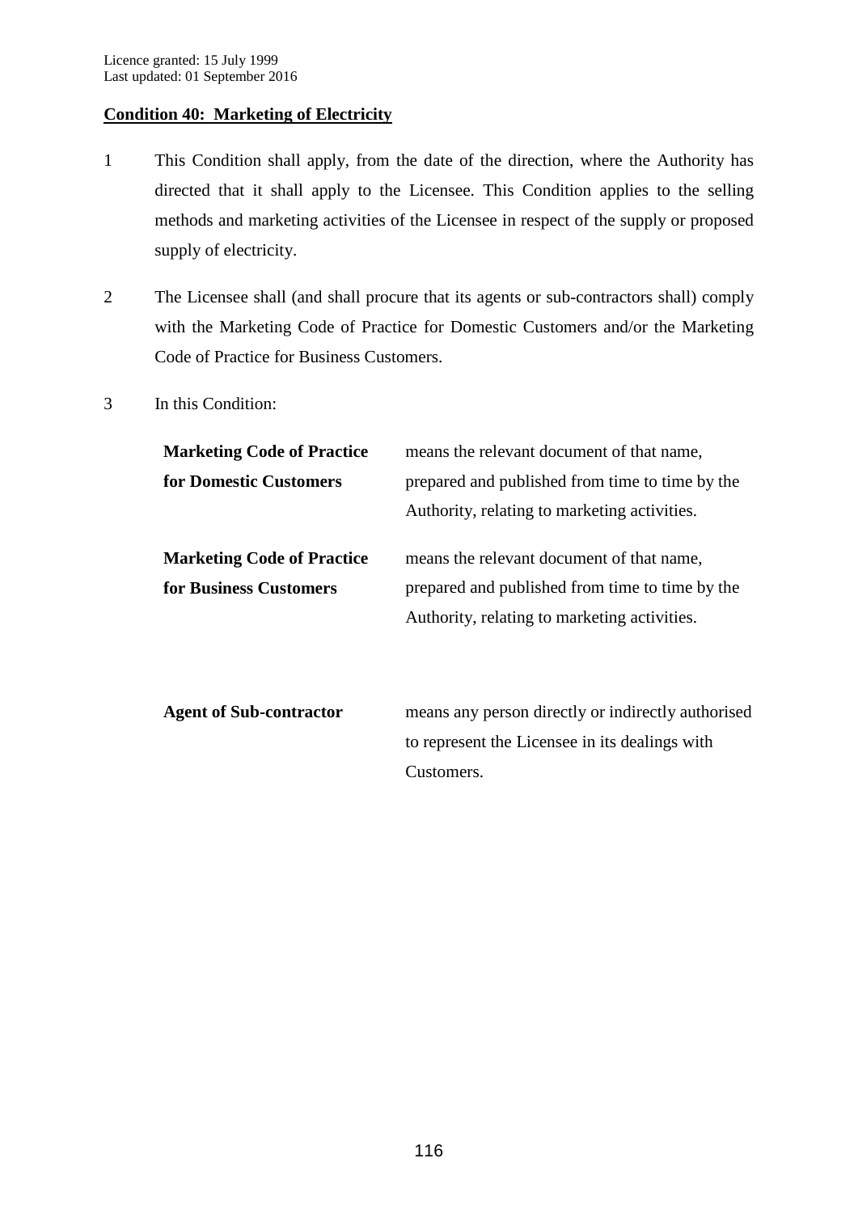Licence granted: 15 July 1999
Last updated: 01 September 2016

**Condition 40: Marketing of Electricity**

1 This Condition shall apply, from the date of the direction, where the Authority has directed that it shall apply to the Licensee. This Condition applies to the selling methods and marketing activities of the Licensee in respect of the supply or proposed supply of electricity.

2 The Licensee shall (and shall procure that its agents or sub-contractors shall) comply with the Marketing Code of Practice for Domestic Customers and/or the Marketing Code of Practice for Business Customers.

3 In this Condition:

| | |
|---|---|
| **Marketing Code of Practice for Domestic Customers** | means the relevant document of that name, prepared and published from time to time by the Authority, relating to marketing activities. |
| **Marketing Code of Practice for Business Customers** | means the relevant document of that name, prepared and published from time to time by the Authority, relating to marketing activities. |
| **Agent of Sub-contractor** | means any person directly or indirectly authorised to represent the Licensee in its dealings with Customers. |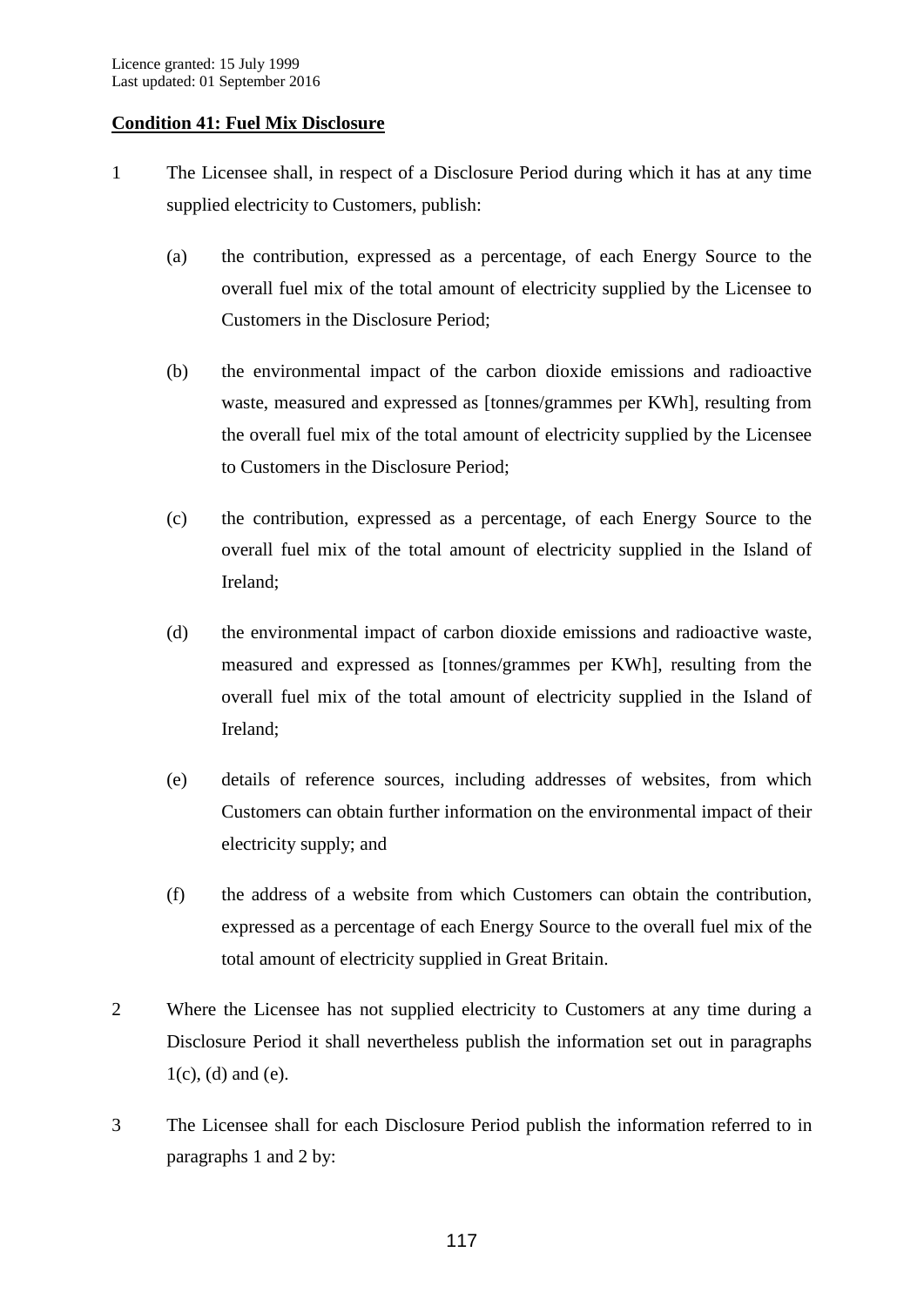**Condition 41: Fuel Mix Disclosure**

1 The Licensee shall, in respect of a Disclosure Period during which it has at any time supplied electricity to Customers, publish:

   (a) the contribution, expressed as a percentage, of each Energy Source to the overall fuel mix of the total amount of electricity supplied by the Licensee to Customers in the Disclosure Period;

   (b) the environmental impact of the carbon dioxide emissions and radioactive waste, measured and expressed as [tonnes/grammes per KWh], resulting from the overall fuel mix of the total amount of electricity supplied by the Licensee to Customers in the Disclosure Period;

   (c) the contribution, expressed as a percentage, of each Energy Source to the overall fuel mix of the total amount of electricity supplied in the Island of Ireland;

   (d) the environmental impact of carbon dioxide emissions and radioactive waste, measured and expressed as [tonnes/grammes per KWh], resulting from the overall fuel mix of the total amount of electricity supplied in the Island of Ireland;

   (e) details of reference sources, including addresses of websites, from which Customers can obtain further information on the environmental impact of their electricity supply; and

   (f) the address of a website from which Customers can obtain the contribution, expressed as a percentage of each Energy Source to the overall fuel mix of the total amount of electricity supplied in Great Britain.

2 Where the Licensee has not supplied electricity to Customers at any time during a Disclosure Period it shall nevertheless publish the information set out in paragraphs 1(c), (d) and (e).

3 The Licensee shall for each Disclosure Period publish the information referred to in paragraphs 1 and 2 by: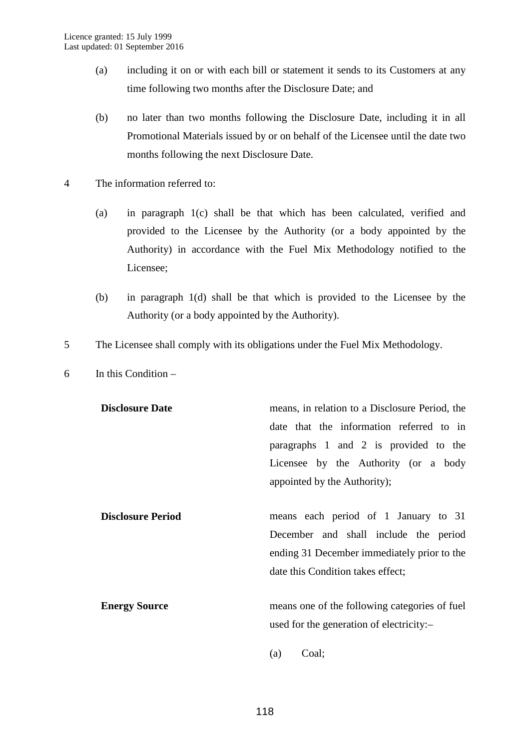(a) including it on or with each bill or statement it sends to its Customers at any time following two months after the Disclosure Date; and

(b) no later than two months following the Disclosure Date, including it in all Promotional Materials issued by or on behalf of the Licensee until the date two months following the next Disclosure Date.

4 The information referred to:

(a) in paragraph 1(c) shall be that which has been calculated, verified and provided to the Licensee by the Authority (or a body appointed by the Authority) in accordance with the Fuel Mix Methodology notified to the Licensee;

(b) in paragraph 1(d) shall be that which is provided to the Licensee by the Authority (or a body appointed by the Authority).

5 The Licensee shall comply with its obligations under the Fuel Mix Methodology.

6 In this Condition –

| | |
|---|---|
| **Disclosure Date** | means, in relation to a Disclosure Period, the date that the information referred to in paragraphs 1 and 2 is provided to the Licensee by the Authority (or a body appointed by the Authority); |
| **Disclosure Period** | means each period of 1 January to 31 December and shall include the period ending 31 December immediately prior to the date this Condition takes effect; |
| **Energy Source** | means one of the following categories of fuel used for the generation of electricity:–<br><br>(a) Coal; |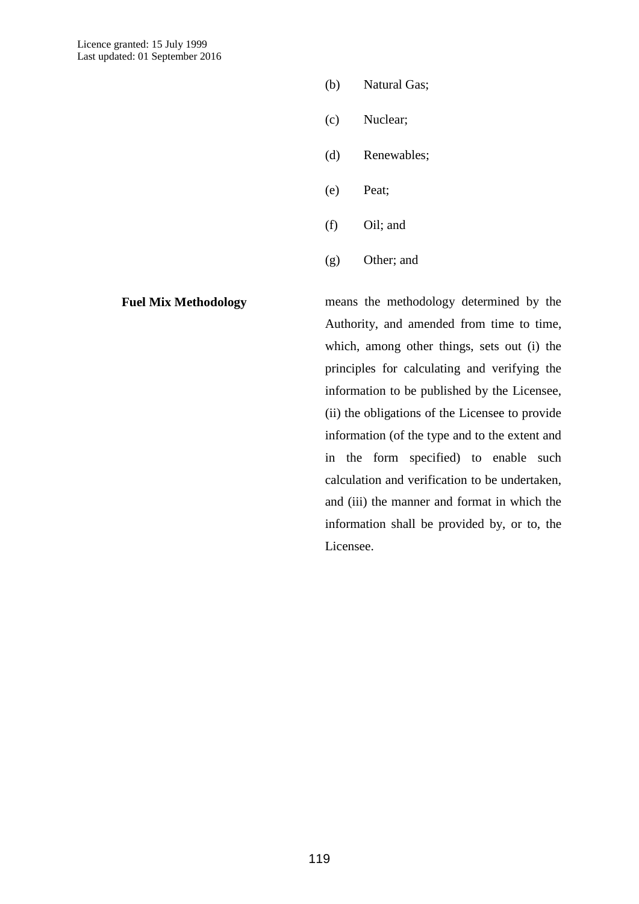(b) Natural Gas;

(c) Nuclear;

(d) Renewables;

(e) Peat;

(f) Oil; and

(g) Other; and

**Fuel Mix Methodology** means the methodology determined by the Authority, and amended from time to time, which, among other things, sets out (i) the principles for calculating and verifying the information to be published by the Licensee, (ii) the obligations of the Licensee to provide information (of the type and to the extent and in the form specified) to enable such calculation and verification to be undertaken, and (iii) the manner and format in which the information shall be provided by, or to, the Licensee.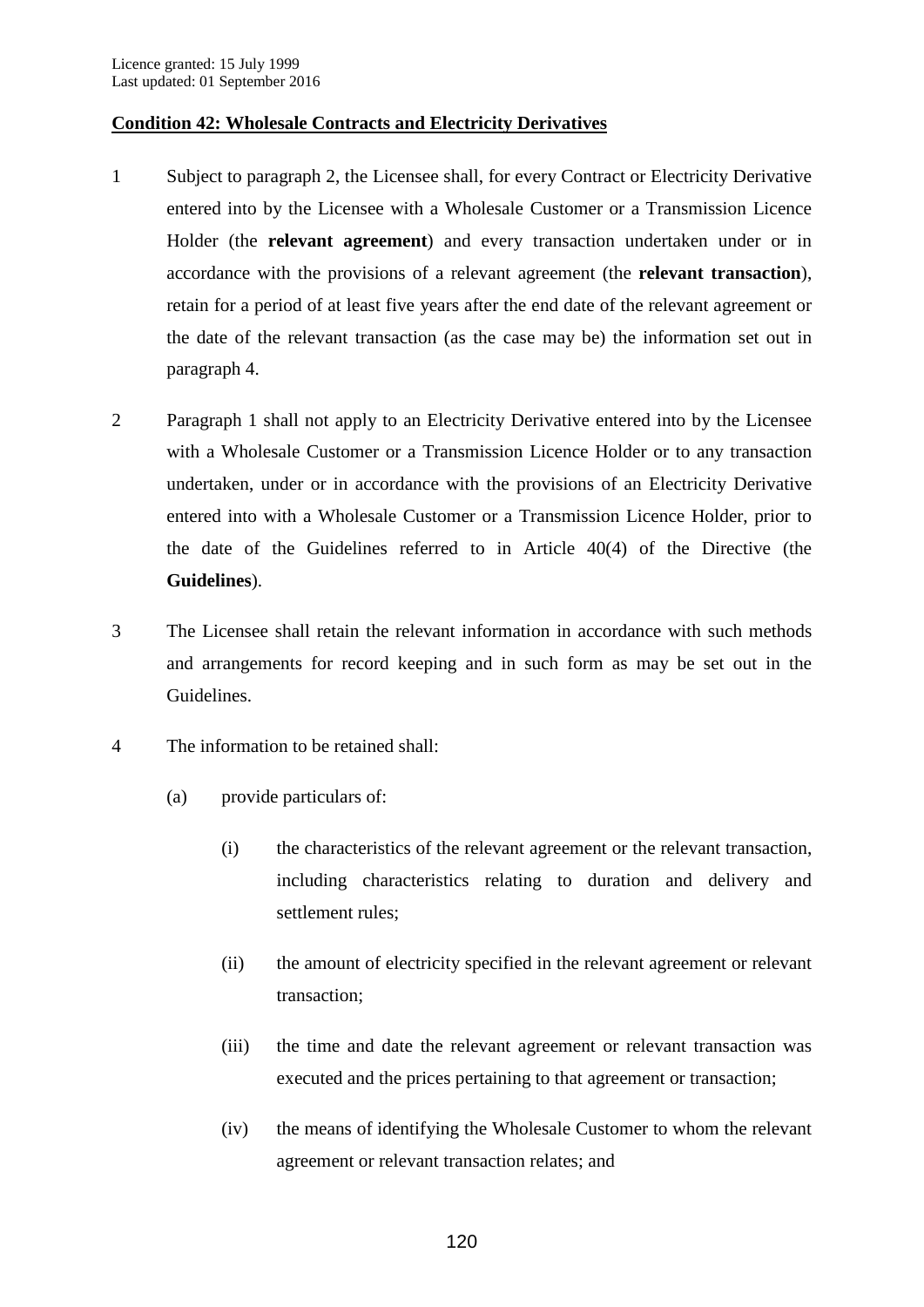## Condition 42: Wholesale Contracts and Electricity Derivatives

1 Subject to paragraph 2, the Licensee shall, for every Contract or Electricity Derivative entered into by the Licensee with a Wholesale Customer or a Transmission Licence Holder (the **relevant agreement**) and every transaction undertaken under or in accordance with the provisions of a relevant agreement (the **relevant transaction**), retain for a period of at least five years after the end date of the relevant agreement or the date of the relevant transaction (as the case may be) the information set out in paragraph 4.

2 Paragraph 1 shall not apply to an Electricity Derivative entered into by the Licensee with a Wholesale Customer or a Transmission Licence Holder or to any transaction undertaken, under or in accordance with the provisions of an Electricity Derivative entered into with a Wholesale Customer or a Transmission Licence Holder, prior to the date of the Guidelines referred to in Article 40(4) of the Directive (the **Guidelines**).

3 The Licensee shall retain the relevant information in accordance with such methods and arrangements for record keeping and in such form as may be set out in the Guidelines.

4 The information to be retained shall:

(a) provide particulars of:

(i) the characteristics of the relevant agreement or the relevant transaction, including characteristics relating to duration and delivery and settlement rules;

(ii) the amount of electricity specified in the relevant agreement or relevant transaction;

(iii) the time and date the relevant agreement or relevant transaction was executed and the prices pertaining to that agreement or transaction;

(iv) the means of identifying the Wholesale Customer to whom the relevant agreement or relevant transaction relates; and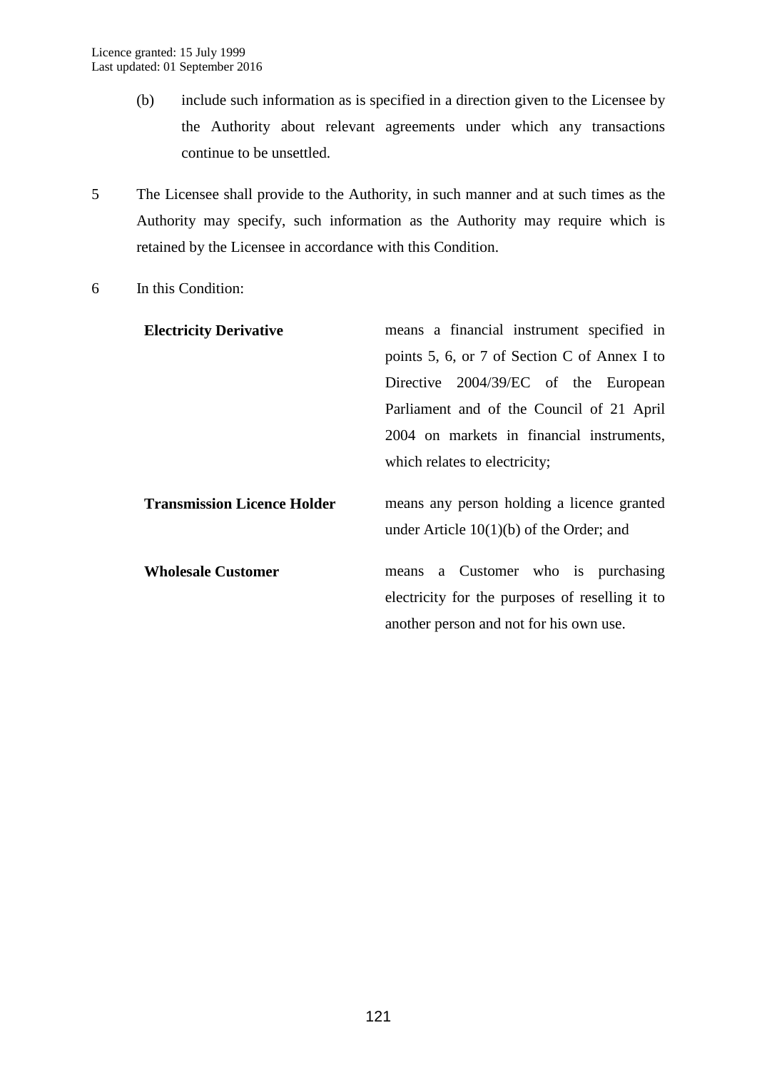(b) include such information as is specified in a direction given to the Licensee by the Authority about relevant agreements under which any transactions continue to be unsettled.

5 The Licensee shall provide to the Authority, in such manner and at such times as the Authority may specify, such information as the Authority may require which is retained by the Licensee in accordance with this Condition.

6 In this Condition:

| | |
|---|---|
| **Electricity Derivative** | means a financial instrument specified in points 5, 6, or 7 of Section C of Annex I to Directive 2004/39/EC of the European Parliament and of the Council of 21 April 2004 on markets in financial instruments, which relates to electricity; |
| **Transmission Licence Holder** | means any person holding a licence granted under Article 10(1)(b) of the Order; and |
| **Wholesale Customer** | means a Customer who is purchasing electricity for the purposes of reselling it to another person and not for his own use. |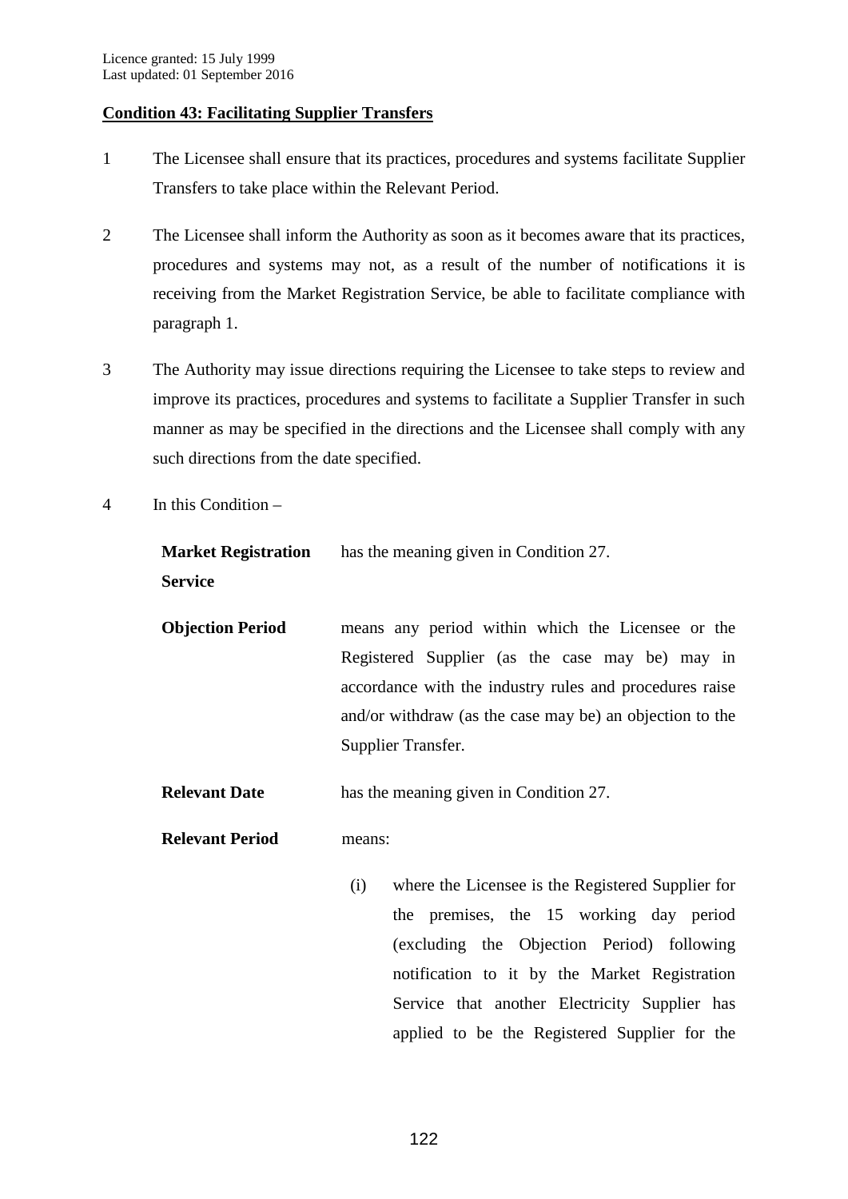## Condition 43: Facilitating Supplier Transfers

1 The Licensee shall ensure that its practices, procedures and systems facilitate Supplier Transfers to take place within the Relevant Period.

2 The Licensee shall inform the Authority as soon as it becomes aware that its practices, procedures and systems may not, as a result of the number of notifications it is receiving from the Market Registration Service, be able to facilitate compliance with paragraph 1.

3 The Authority may issue directions requiring the Licensee to take steps to review and improve its practices, procedures and systems to facilitate a Supplier Transfer in such manner as may be specified in the directions and the Licensee shall comply with any such directions from the date specified.

4 In this Condition –

**Market Registration Service** has the meaning given in Condition 27.

**Objection Period** means any period within which the Licensee or the Registered Supplier (as the case may be) may in accordance with the industry rules and procedures raise and/or withdraw (as the case may be) an objection to the Supplier Transfer.

**Relevant Date** has the meaning given in Condition 27.

**Relevant Period** means:

(i) where the Licensee is the Registered Supplier for the premises, the 15 working day period (excluding the Objection Period) following notification to it by the Market Registration Service that another Electricity Supplier has applied to be the Registered Supplier for the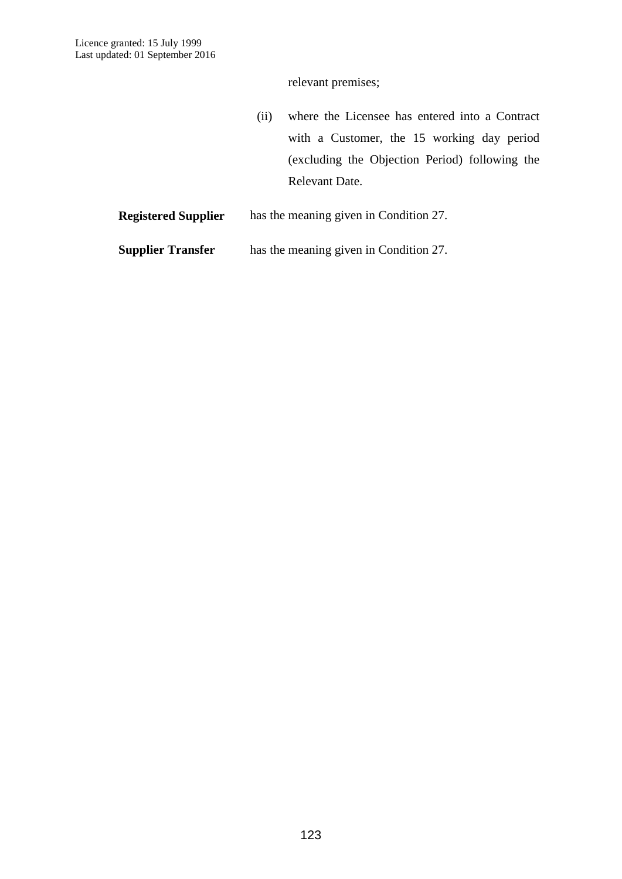relevant premises;

(ii) where the Licensee has entered into a Contract with a Customer, the 15 working day period (excluding the Objection Period) following the Relevant Date.

**Registered Supplier** has the meaning given in Condition 27.

**Supplier Transfer** has the meaning given in Condition 27.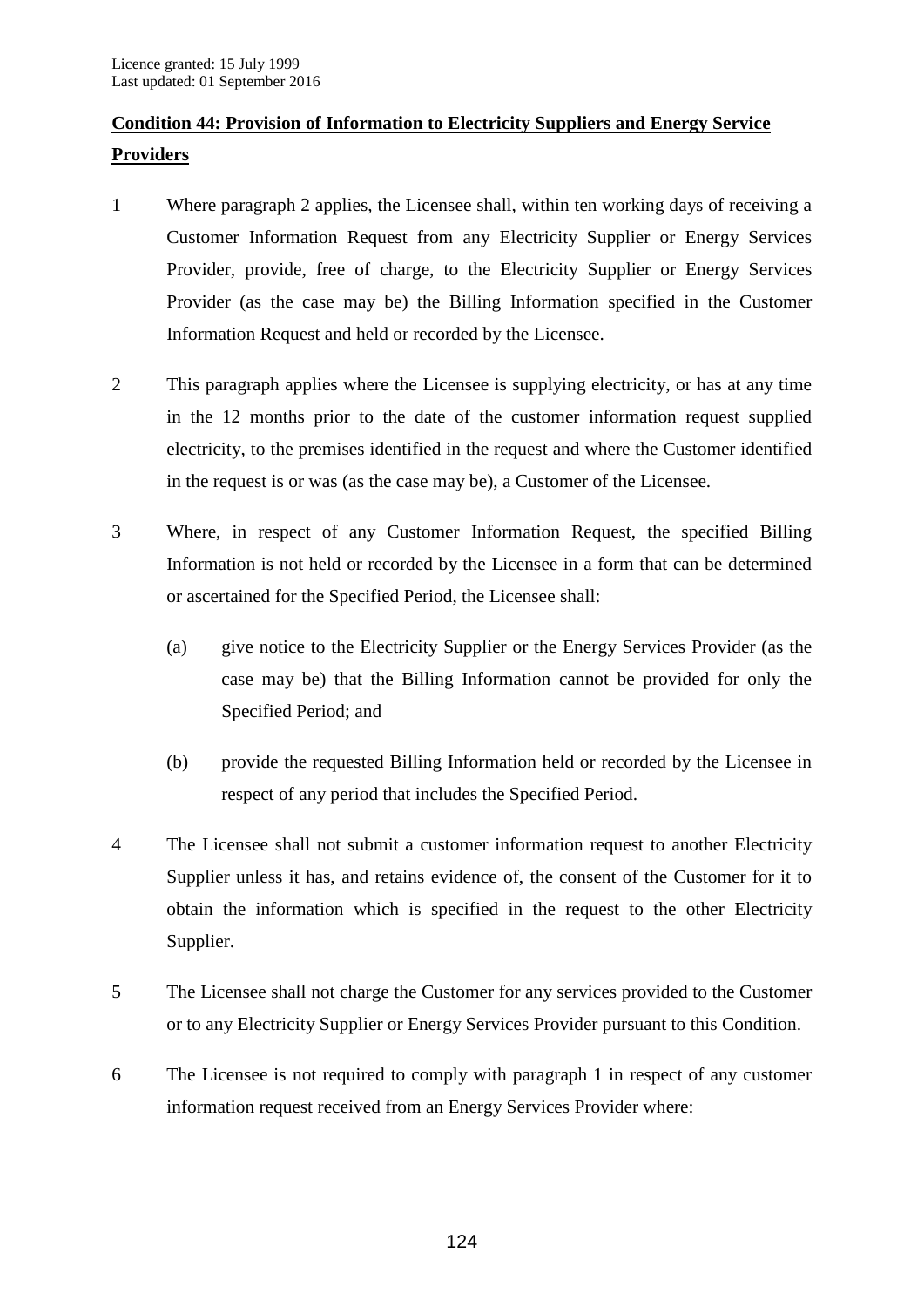## Condition 44: Provision of Information to Electricity Suppliers and Energy Service Providers

1 Where paragraph 2 applies, the Licensee shall, within ten working days of receiving a Customer Information Request from any Electricity Supplier or Energy Services Provider, provide, free of charge, to the Electricity Supplier or Energy Services Provider (as the case may be) the Billing Information specified in the Customer Information Request and held or recorded by the Licensee.

2 This paragraph applies where the Licensee is supplying electricity, or has at any time in the 12 months prior to the date of the customer information request supplied electricity, to the premises identified in the request and where the Customer identified in the request is or was (as the case may be), a Customer of the Licensee.

3 Where, in respect of any Customer Information Request, the specified Billing Information is not held or recorded by the Licensee in a form that can be determined or ascertained for the Specified Period, the Licensee shall:

(a) give notice to the Electricity Supplier or the Energy Services Provider (as the case may be) that the Billing Information cannot be provided for only the Specified Period; and

(b) provide the requested Billing Information held or recorded by the Licensee in respect of any period that includes the Specified Period.

4 The Licensee shall not submit a customer information request to another Electricity Supplier unless it has, and retains evidence of, the consent of the Customer for it to obtain the information which is specified in the request to the other Electricity Supplier.

5 The Licensee shall not charge the Customer for any services provided to the Customer or to any Electricity Supplier or Energy Services Provider pursuant to this Condition.

6 The Licensee is not required to comply with paragraph 1 in respect of any customer information request received from an Energy Services Provider where: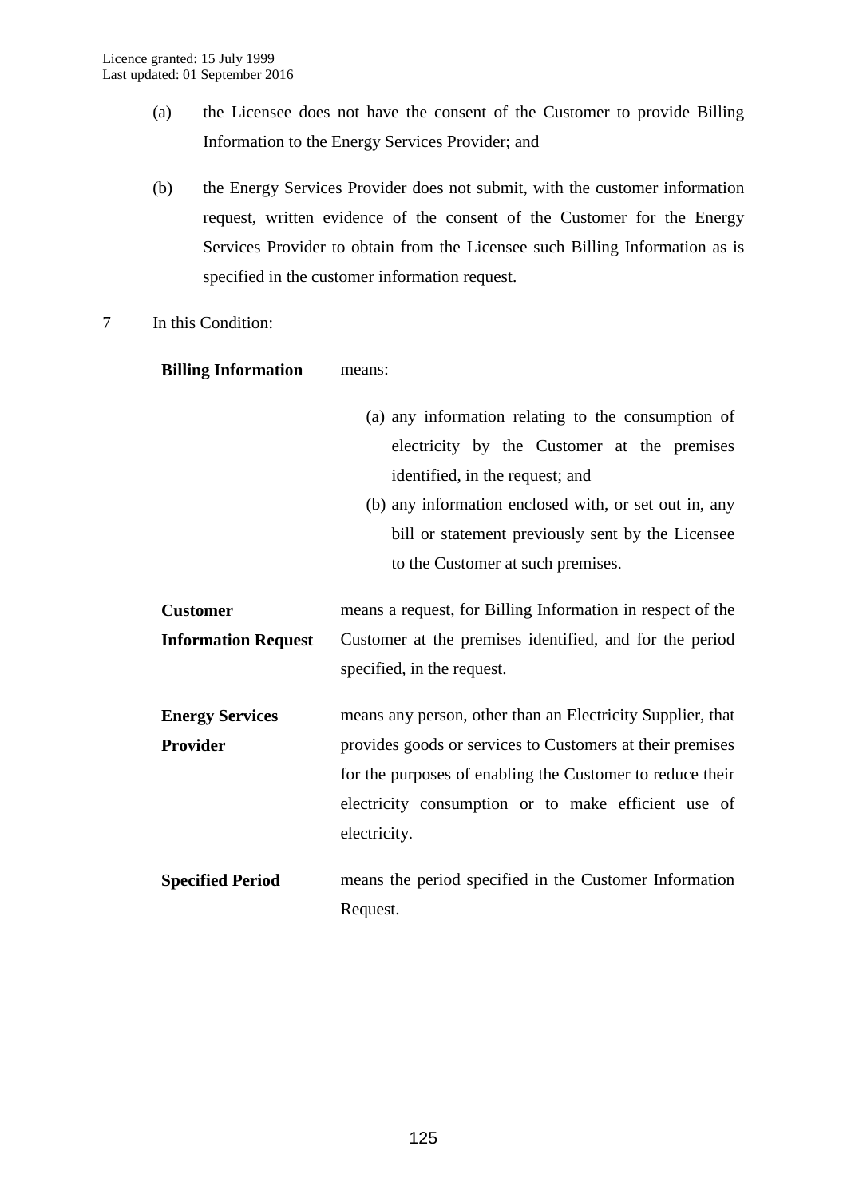(a) the Licensee does not have the consent of the Customer to provide Billing Information to the Energy Services Provider; and

(b) the Energy Services Provider does not submit, with the customer information request, written evidence of the consent of the Customer for the Energy Services Provider to obtain from the Licensee such Billing Information as is specified in the customer information request.

7 In this Condition:

| | |
|---|---|
| **Billing Information** | means:<br><br>(a) any information relating to the consumption of electricity by the Customer at the premises identified, in the request; and<br>(b) any information enclosed with, or set out in, any bill or statement previously sent by the Licensee to the Customer at such premises. |
| **Customer Information Request** | means a request, for Billing Information in respect of the Customer at the premises identified, and for the period specified, in the request. |
| **Energy Services Provider** | means any person, other than an Electricity Supplier, that provides goods or services to Customers at their premises for the purposes of enabling the Customer to reduce their electricity consumption or to make efficient use of electricity. |
| **Specified Period** | means the period specified in the Customer Information Request. |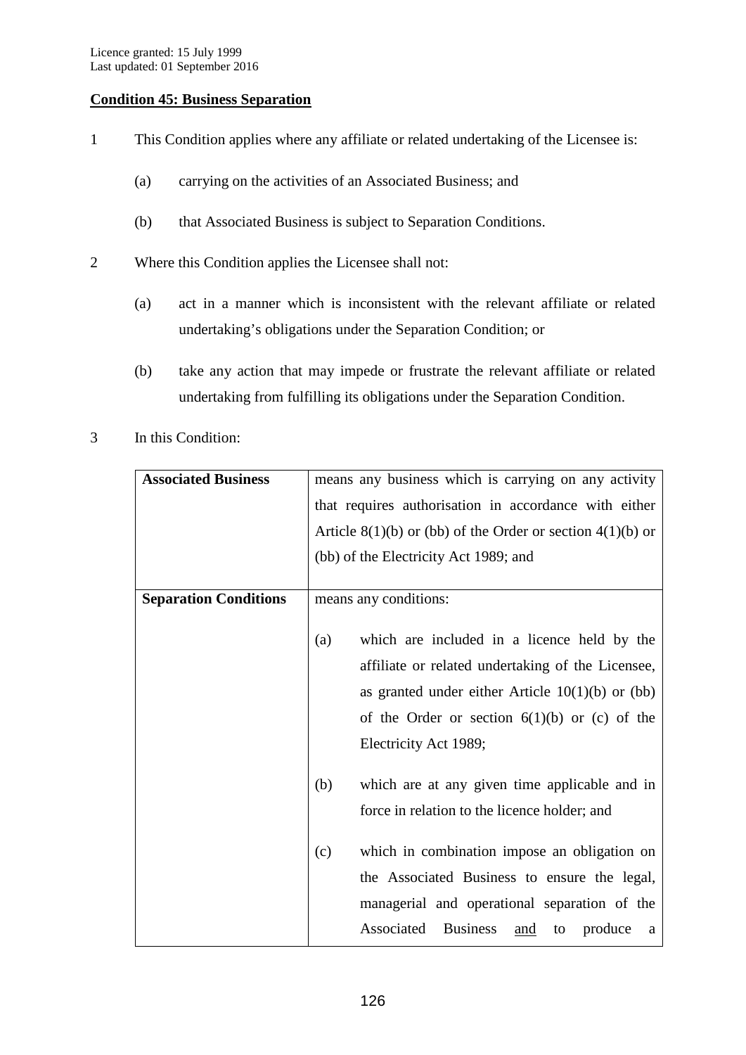**Condition 45: Business Separation**

1 This Condition applies where any affiliate or related undertaking of the Licensee is:

   (a) carrying on the activities of an Associated Business; and

   (b) that Associated Business is subject to Separation Conditions.

2 Where this Condition applies the Licensee shall not:

   (a) act in a manner which is inconsistent with the relevant affiliate or related undertaking's obligations under the Separation Condition; or

   (b) take any action that may impede or frustrate the relevant affiliate or related undertaking from fulfilling its obligations under the Separation Condition.

3 In this Condition:

| | |
|---|---|
| **Associated Business** | means any business which is carrying on any activity that requires authorisation in accordance with either Article 8(1)(b) or (bb) of the Order or section 4(1)(b) or (bb) of the Electricity Act 1989; and |
| **Separation Conditions** | means any conditions:<br><br>(a) which are included in a licence held by the affiliate or related undertaking of the Licensee, as granted under either Article 10(1)(b) or (bb) of the Order or section 6(1)(b) or (c) of the Electricity Act 1989;<br><br>(b) which are at any given time applicable and in force in relation to the licence holder; and<br><br>(c) which in combination impose an obligation on the Associated Business to ensure the legal, managerial and operational separation of the Associated Business and to produce a |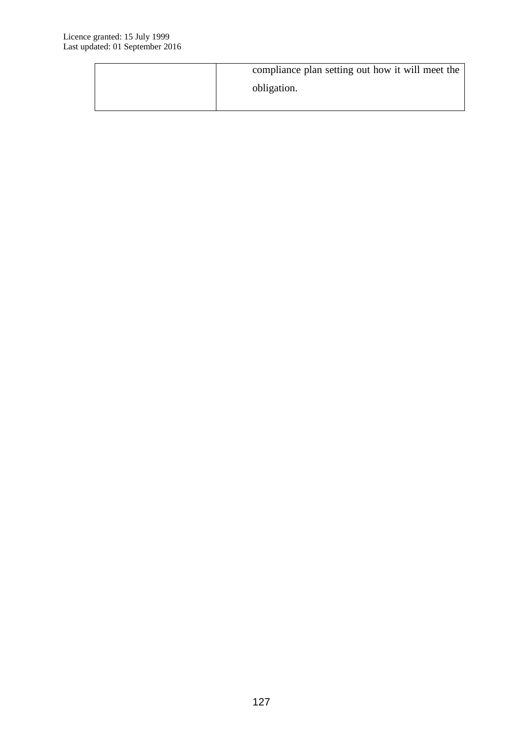| | |
|---|---|
| | compliance plan setting out how it will meet the obligation. |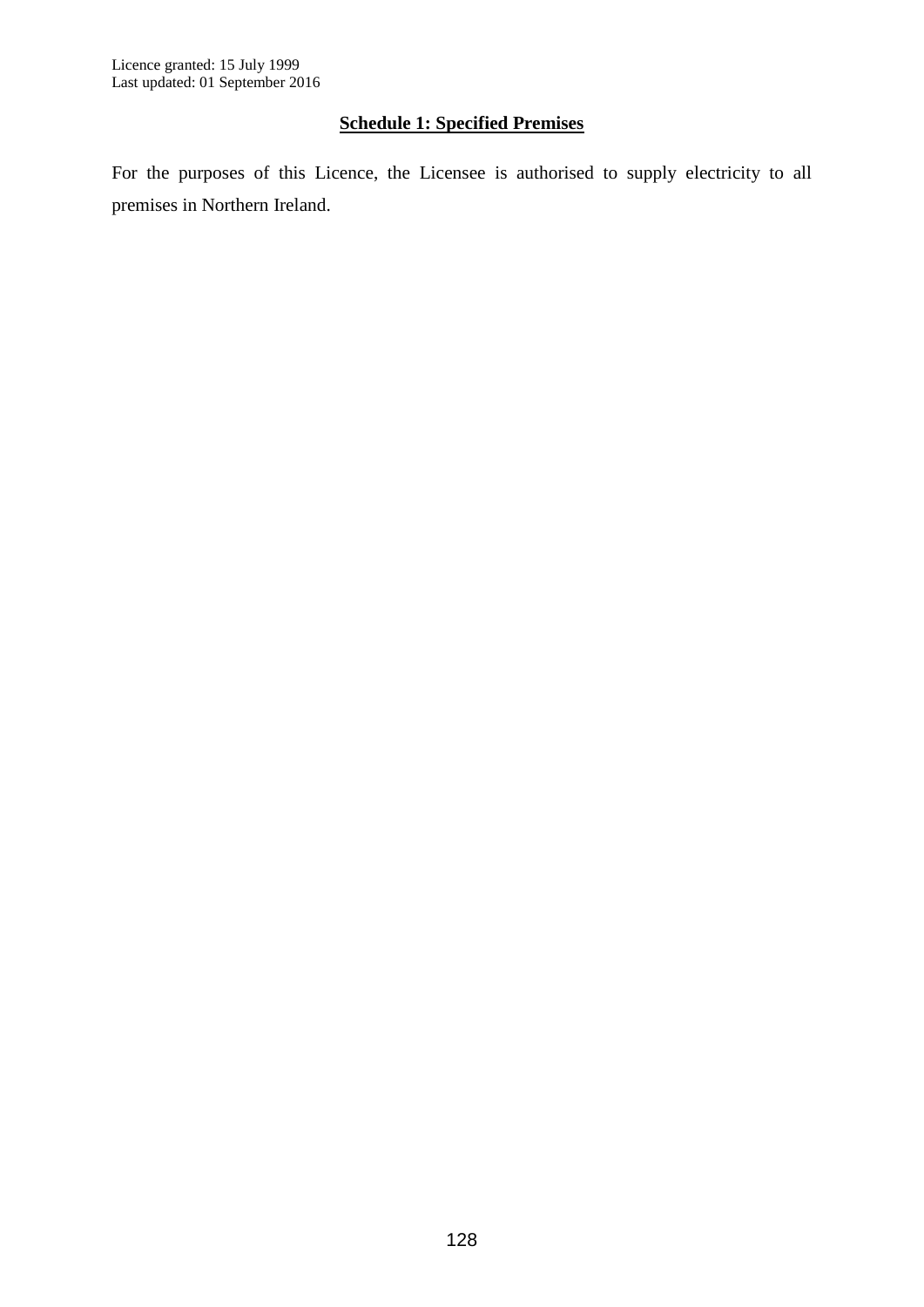## Schedule 1: Specified Premises

For the purposes of this Licence, the Licensee is authorised to supply electricity to all premises in Northern Ireland.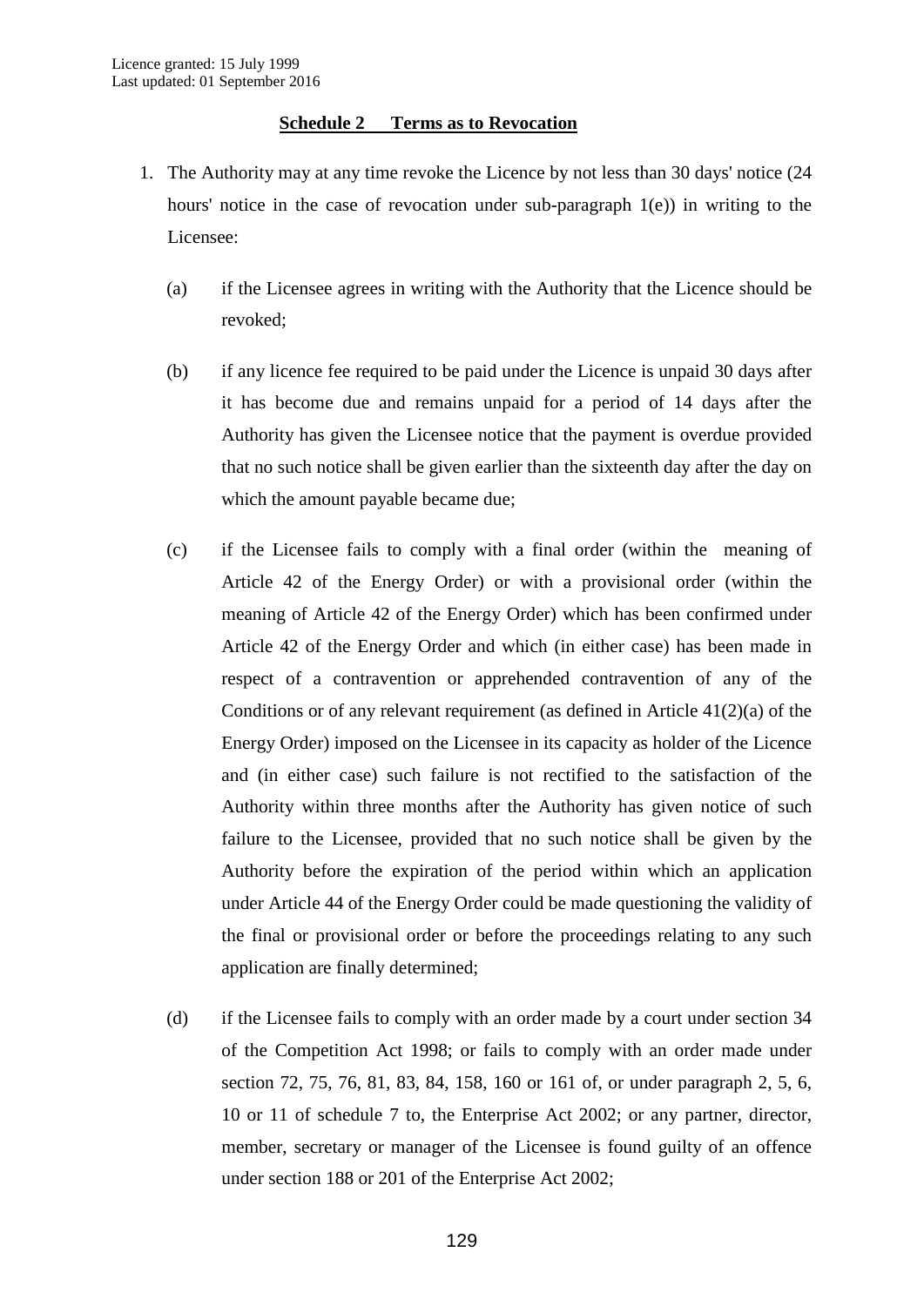## Schedule 2 Terms as to Revocation

1. The Authority may at any time revoke the Licence by not less than 30 days' notice (24 hours' notice in the case of revocation under sub-paragraph 1(e)) in writing to the Licensee:

   (a) if the Licensee agrees in writing with the Authority that the Licence should be revoked;

   (b) if any licence fee required to be paid under the Licence is unpaid 30 days after it has become due and remains unpaid for a period of 14 days after the Authority has given the Licensee notice that the payment is overdue provided that no such notice shall be given earlier than the sixteenth day after the day on which the amount payable became due;

   (c) if the Licensee fails to comply with a final order (within the meaning of Article 42 of the Energy Order) or with a provisional order (within the meaning of Article 42 of the Energy Order) which has been confirmed under Article 42 of the Energy Order and which (in either case) has been made in respect of a contravention or apprehended contravention of any of the Conditions or of any relevant requirement (as defined in Article 41(2)(a) of the Energy Order) imposed on the Licensee in its capacity as holder of the Licence and (in either case) such failure is not rectified to the satisfaction of the Authority within three months after the Authority has given notice of such failure to the Licensee, provided that no such notice shall be given by the Authority before the expiration of the period within which an application under Article 44 of the Energy Order could be made questioning the validity of the final or provisional order or before the proceedings relating to any such application are finally determined;

   (d) if the Licensee fails to comply with an order made by a court under section 34 of the Competition Act 1998; or fails to comply with an order made under section 72, 75, 76, 81, 83, 84, 158, 160 or 161 of, or under paragraph 2, 5, 6, 10 or 11 of schedule 7 to, the Enterprise Act 2002; or any partner, director, member, secretary or manager of the Licensee is found guilty of an offence under section 188 or 201 of the Enterprise Act 2002;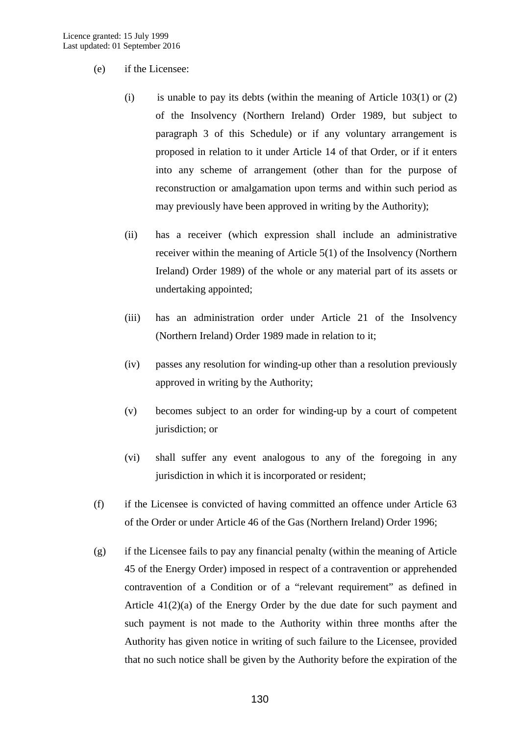(e) if the Licensee:

   (i) is unable to pay its debts (within the meaning of Article 103(1) or (2) of the Insolvency (Northern Ireland) Order 1989, but subject to paragraph 3 of this Schedule) or if any voluntary arrangement is proposed in relation to it under Article 14 of that Order, or if it enters into any scheme of arrangement (other than for the purpose of reconstruction or amalgamation upon terms and within such period as may previously have been approved in writing by the Authority);

   (ii) has a receiver (which expression shall include an administrative receiver within the meaning of Article 5(1) of the Insolvency (Northern Ireland) Order 1989) of the whole or any material part of its assets or undertaking appointed;

   (iii) has an administration order under Article 21 of the Insolvency (Northern Ireland) Order 1989 made in relation to it;

   (iv) passes any resolution for winding-up other than a resolution previously approved in writing by the Authority;

   (v) becomes subject to an order for winding-up by a court of competent jurisdiction; or

   (vi) shall suffer any event analogous to any of the foregoing in any jurisdiction in which it is incorporated or resident;

(f) if the Licensee is convicted of having committed an offence under Article 63 of the Order or under Article 46 of the Gas (Northern Ireland) Order 1996;

(g) if the Licensee fails to pay any financial penalty (within the meaning of Article 45 of the Energy Order) imposed in respect of a contravention or apprehended contravention of a Condition or of a "relevant requirement" as defined in Article 41(2)(a) of the Energy Order by the due date for such payment and such payment is not made to the Authority within three months after the Authority has given notice in writing of such failure to the Licensee, provided that no such notice shall be given by the Authority before the expiration of the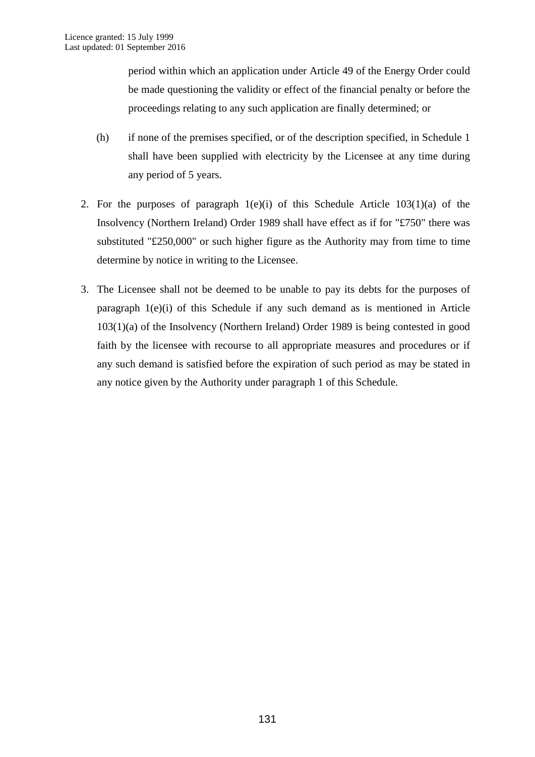period within which an application under Article 49 of the Energy Order could be made questioning the validity or effect of the financial penalty or before the proceedings relating to any such application are finally determined; or

(h) if none of the premises specified, or of the description specified, in Schedule 1 shall have been supplied with electricity by the Licensee at any time during any period of 5 years.

2. For the purposes of paragraph 1(e)(i) of this Schedule Article 103(1)(a) of the Insolvency (Northern Ireland) Order 1989 shall have effect as if for "£750" there was substituted "£250,000" or such higher figure as the Authority may from time to time determine by notice in writing to the Licensee.

3. The Licensee shall not be deemed to be unable to pay its debts for the purposes of paragraph 1(e)(i) of this Schedule if any such demand as is mentioned in Article 103(1)(a) of the Insolvency (Northern Ireland) Order 1989 is being contested in good faith by the licensee with recourse to all appropriate measures and procedures or if any such demand is satisfied before the expiration of such period as may be stated in any notice given by the Authority under paragraph 1 of this Schedule.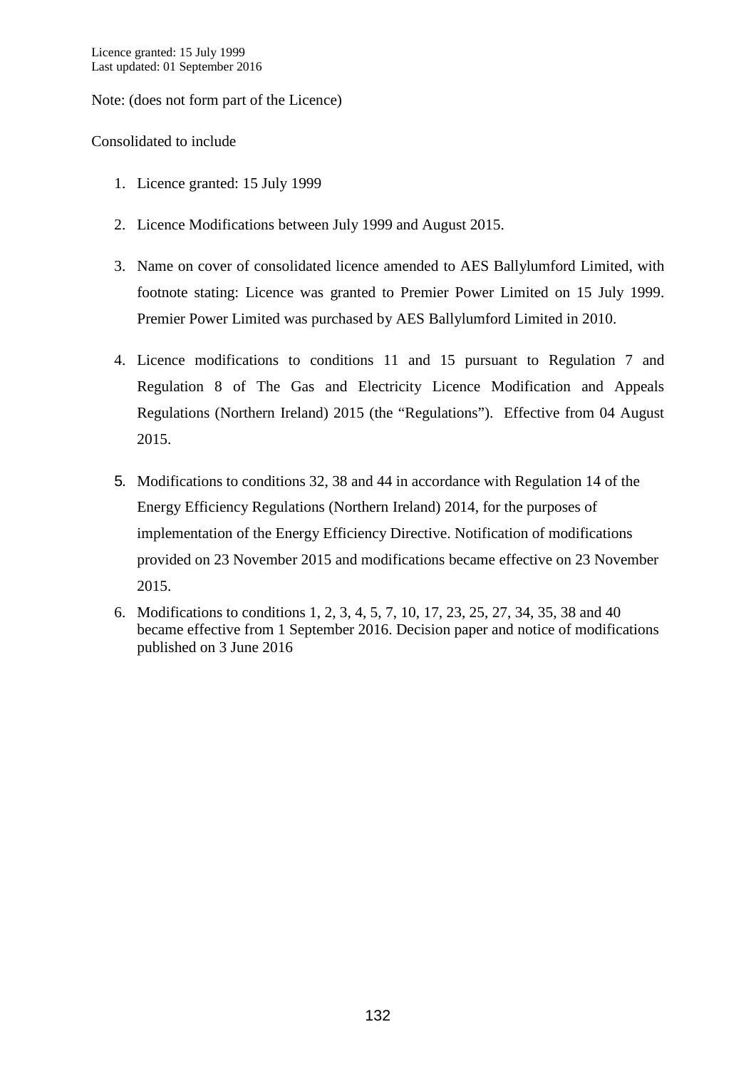Licence granted: 15 July 1999
Last updated: 01 September 2016

Note: (does not form part of the Licence)

Consolidated to include

1. Licence granted: 15 July 1999

2. Licence Modifications between July 1999 and August 2015.

3. Name on cover of consolidated licence amended to AES Ballylumford Limited, with footnote stating: Licence was granted to Premier Power Limited on 15 July 1999. Premier Power Limited was purchased by AES Ballylumford Limited in 2010.

4. Licence modifications to conditions 11 and 15 pursuant to Regulation 7 and Regulation 8 of The Gas and Electricity Licence Modification and Appeals Regulations (Northern Ireland) 2015 (the "Regulations"). Effective from 04 August 2015.

5. Modifications to conditions 32, 38 and 44 in accordance with Regulation 14 of the Energy Efficiency Regulations (Northern Ireland) 2014, for the purposes of implementation of the Energy Efficiency Directive. Notification of modifications provided on 23 November 2015 and modifications became effective on 23 November 2015.

6. Modifications to conditions 1, 2, 3, 4, 5, 7, 10, 17, 23, 25, 27, 34, 35, 38 and 40 became effective from 1 September 2016. Decision paper and notice of modifications published on 3 June 2016